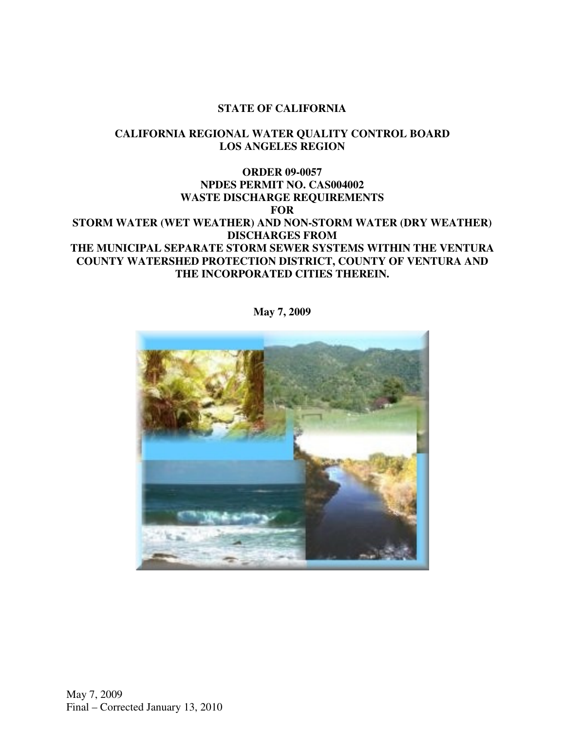**STATE OF CALIFORNIA**

**CALIFORNIA REGIONAL WATER QUALITY CONTROL BOARD LOS ANGELES REGION**

**ORDER 09-0057**
**NPDES PERMIT NO. CAS004002**
**WASTE DISCHARGE REQUIREMENTS**
**FOR**
**STORM WATER (WET WEATHER) AND NON-STORM WATER (DRY WEATHER) DISCHARGES FROM**
**THE MUNICIPAL SEPARATE STORM SEWER SYSTEMS WITHIN THE VENTURA COUNTY WATERSHED PROTECTION DISTRICT, COUNTY OF VENTURA AND THE INCORPORATED CITIES THEREIN.**

**May 7, 2009**

May 7, 2009
Final – Corrected January 13, 2010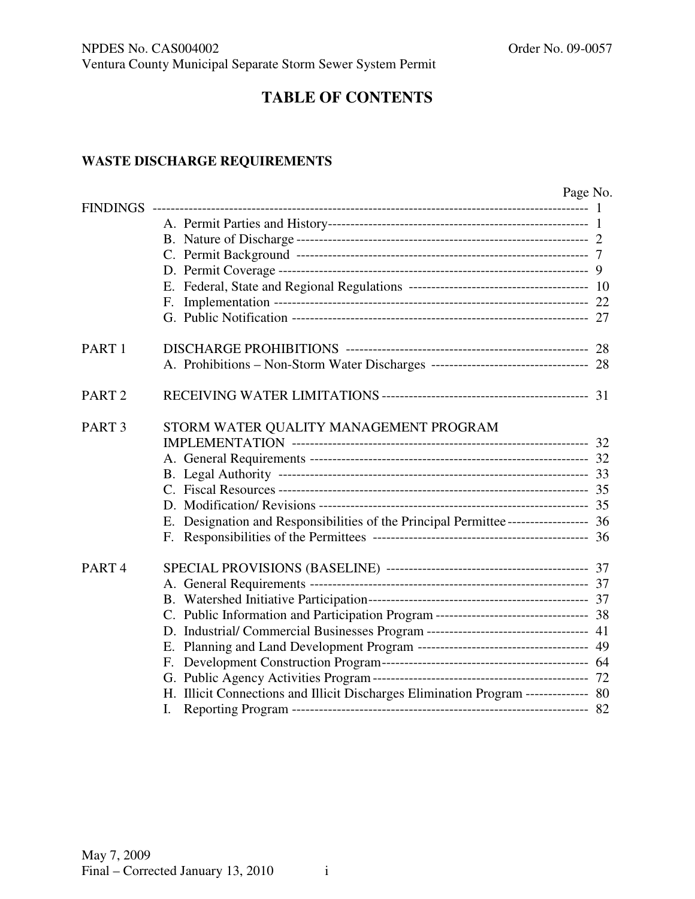# TABLE OF CONTENTS

## WASTE DISCHARGE REQUIREMENTS

| | | Page No. |
|---|---|---|
| FINDINGS | | 1 |
| | A. Permit Parties and History | 1 |
| | B. Nature of Discharge | 2 |
| | C. Permit Background | 7 |
| | D. Permit Coverage | 9 |
| | E. Federal, State and Regional Regulations | 10 |
| | F. Implementation | 22 |
| | G. Public Notification | 27 |
| PART 1 | DISCHARGE PROHIBITIONS | 28 |
| | A. Prohibitions – Non-Storm Water Discharges | 28 |
| PART 2 | RECEIVING WATER LIMITATIONS | 31 |
| PART 3 | STORM WATER QUALITY MANAGEMENT PROGRAM IMPLEMENTATION | 32 |
| | A. General Requirements | 32 |
| | B. Legal Authority | 33 |
| | C. Fiscal Resources | 35 |
| | D. Modification/ Revisions | 35 |
| | E. Designation and Responsibilities of the Principal Permittee | 36 |
| | F. Responsibilities of the Permittees | 36 |
| PART 4 | SPECIAL PROVISIONS (BASELINE) | 37 |
| | A. General Requirements | 37 |
| | B. Watershed Initiative Participation | 37 |
| | C. Public Information and Participation Program | 38 |
| | D. Industrial/ Commercial Businesses Program | 41 |
| | E. Planning and Land Development Program | 49 |
| | F. Development Construction Program | 64 |
| | G. Public Agency Activities Program | 72 |
| | H. Illicit Connections and Illicit Discharges Elimination Program | 80 |
| | I. Reporting Program | 82 |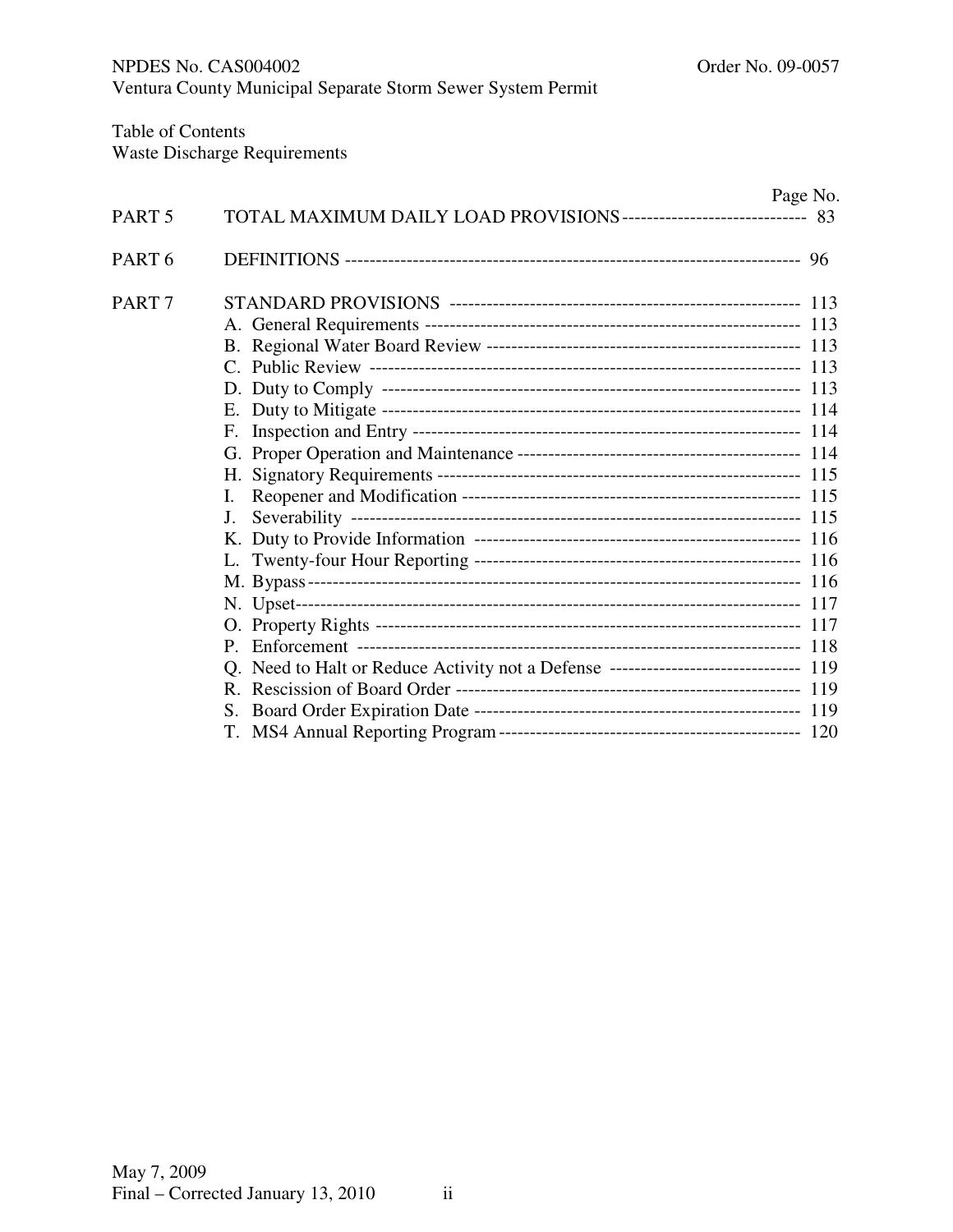Table of Contents
Waste Discharge Requirements

| | | Page No. |
|---|---|---|
| PART 5 | TOTAL MAXIMUM DAILY LOAD PROVISIONS | 83 |
| PART 6 | DEFINITIONS | 96 |
| PART 7 | STANDARD PROVISIONS | 113 |
| | A. General Requirements | 113 |
| | B. Regional Water Board Review | 113 |
| | C. Public Review | 113 |
| | D. Duty to Comply | 113 |
| | E. Duty to Mitigate | 114 |
| | F. Inspection and Entry | 114 |
| | G. Proper Operation and Maintenance | 114 |
| | H. Signatory Requirements | 115 |
| | I. Reopener and Modification | 115 |
| | J. Severability | 115 |
| | K. Duty to Provide Information | 116 |
| | L. Twenty-four Hour Reporting | 116 |
| | M. Bypass | 116 |
| | N. Upset | 117 |
| | O. Property Rights | 117 |
| | P. Enforcement | 118 |
| | Q. Need to Halt or Reduce Activity not a Defense | 119 |
| | R. Rescission of Board Order | 119 |
| | S. Board Order Expiration Date | 119 |
| | T. MS4 Annual Reporting Program | 120 |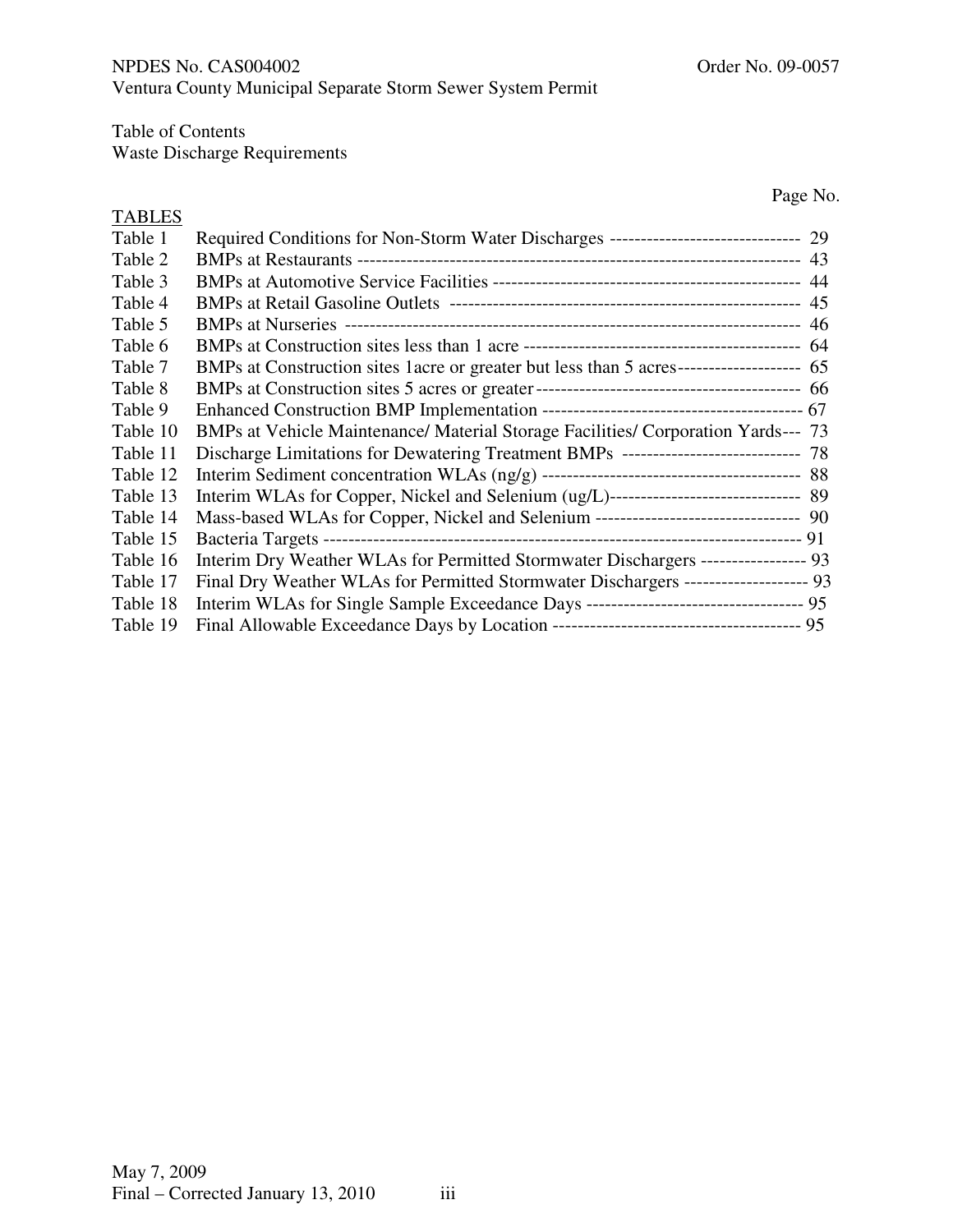Table of Contents
Waste Discharge Requirements

Page No.

TABLES

| Table | Title | Page No. |
|---|---|---|
| Table 1 | Required Conditions for Non-Storm Water Discharges | 29 |
| Table 2 | BMPs at Restaurants | 43 |
| Table 3 | BMPs at Automotive Service Facilities | 44 |
| Table 4 | BMPs at Retail Gasoline Outlets | 45 |
| Table 5 | BMPs at Nurseries | 46 |
| Table 6 | BMPs at Construction sites less than 1 acre | 64 |
| Table 7 | BMPs at Construction sites 1acre or greater but less than 5 acres | 65 |
| Table 8 | BMPs at Construction sites 5 acres or greater | 66 |
| Table 9 | Enhanced Construction BMP Implementation | 67 |
| Table 10 | BMPs at Vehicle Maintenance/ Material Storage Facilities/ Corporation Yards | 73 |
| Table 11 | Discharge Limitations for Dewatering Treatment BMPs | 78 |
| Table 12 | Interim Sediment concentration WLAs (ng/g) | 88 |
| Table 13 | Interim WLAs for Copper, Nickel and Selenium (ug/L) | 89 |
| Table 14 | Mass-based WLAs for Copper, Nickel and Selenium | 90 |
| Table 15 | Bacteria Targets | 91 |
| Table 16 | Interim Dry Weather WLAs for Permitted Stormwater Dischargers | 93 |
| Table 17 | Final Dry Weather WLAs for Permitted Stormwater Dischargers | 93 |
| Table 18 | Interim WLAs for Single Sample Exceedance Days | 95 |
| Table 19 | Final Allowable Exceedance Days by Location | 95 |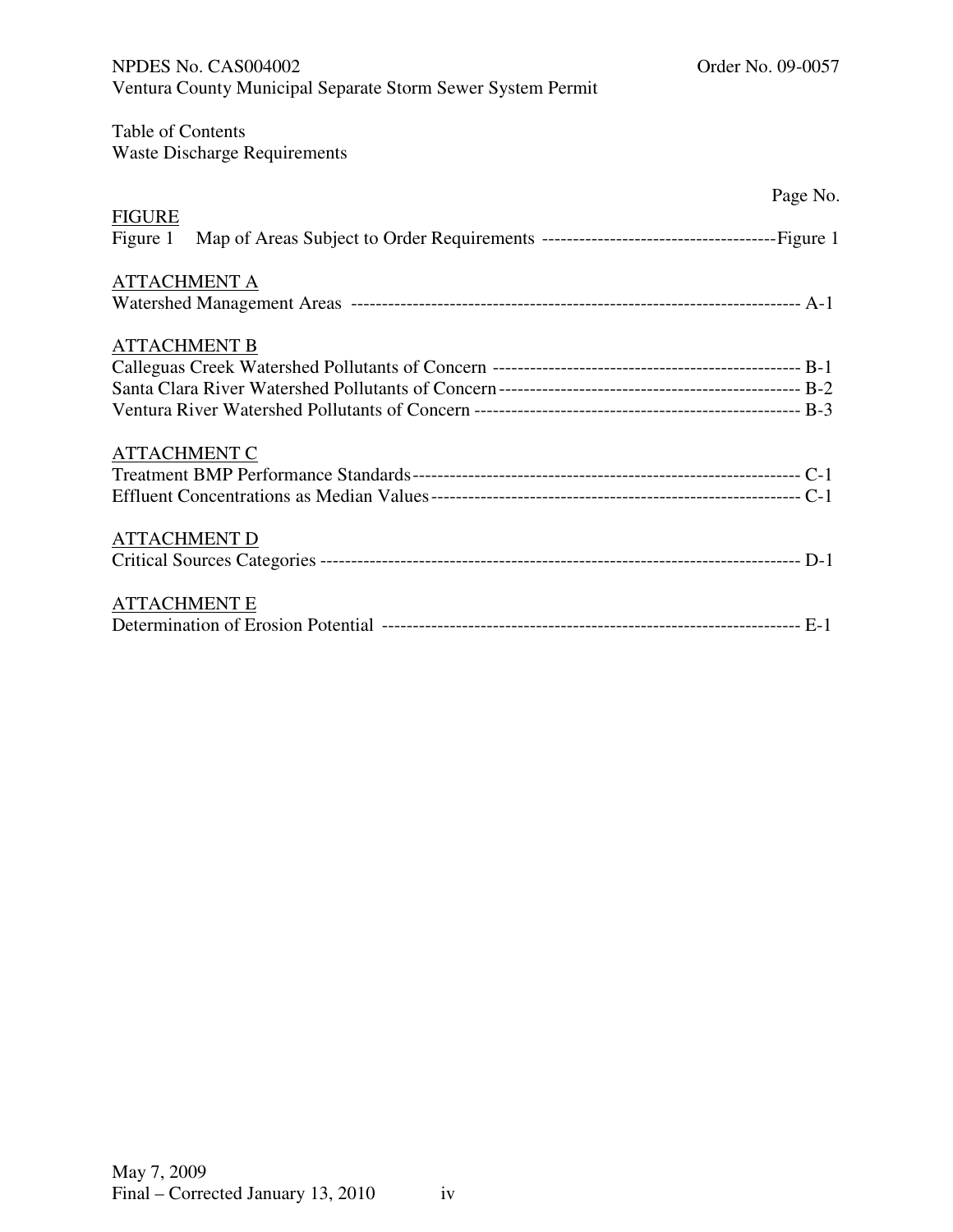Table of Contents
Waste Discharge Requirements

| | Page No. |
|---|---|
| **FIGURE** | |
| Figure 1 Map of Areas Subject to Order Requirements | Figure 1 |
| **ATTACHMENT A** | |
| Watershed Management Areas | A-1 |
| **ATTACHMENT B** | |
| Calleguas Creek Watershed Pollutants of Concern | B-1 |
| Santa Clara River Watershed Pollutants of Concern | B-2 |
| Ventura River Watershed Pollutants of Concern | B-3 |
| **ATTACHMENT C** | |
| Treatment BMP Performance Standards | C-1 |
| Effluent Concentrations as Median Values | C-1 |
| **ATTACHMENT D** | |
| Critical Sources Categories | D-1 |
| **ATTACHMENT E** | |
| Determination of Erosion Potential | E-1 |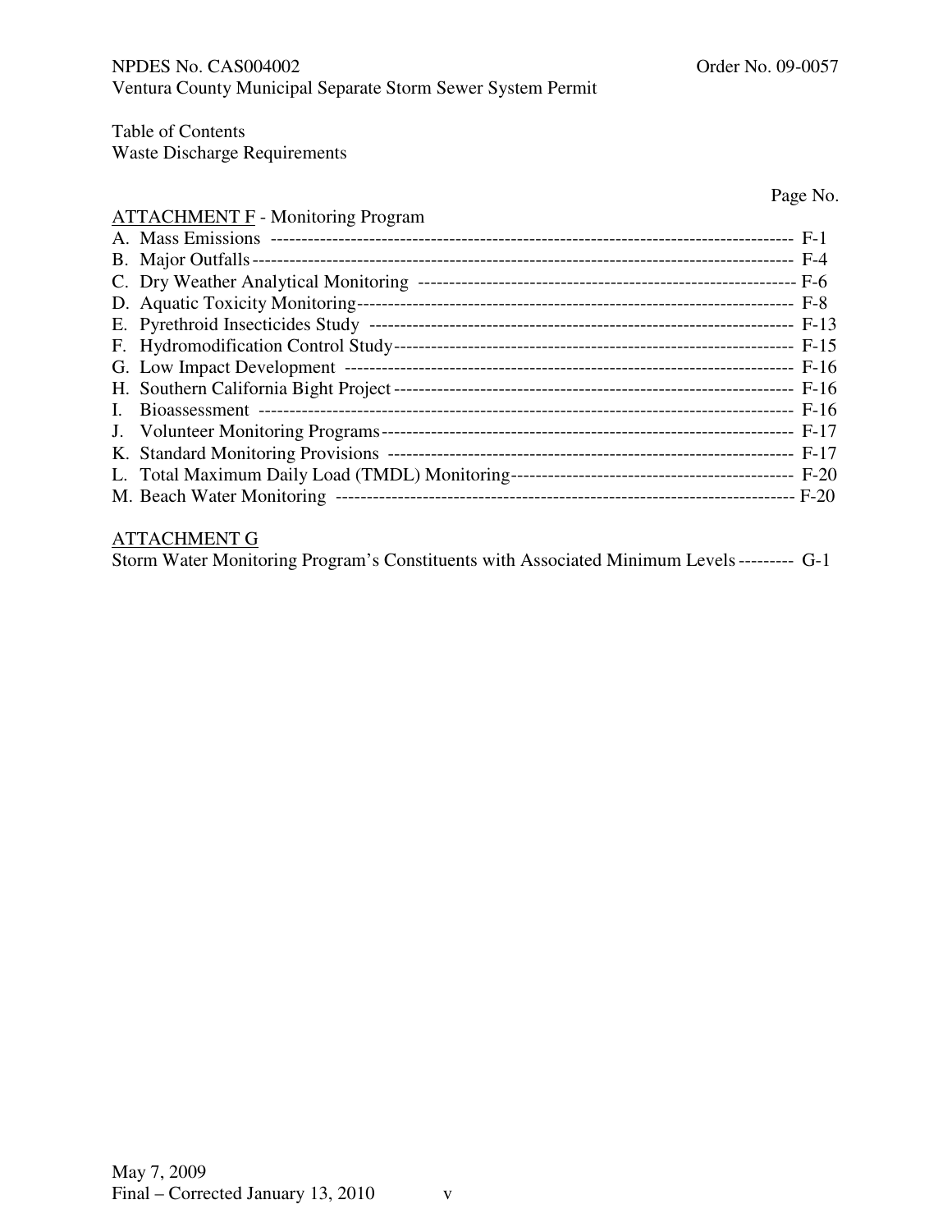Table of Contents
Waste Discharge Requirements

| | Page No. |
|---|---|
| ATTACHMENT F - Monitoring Program | |
| A. Mass Emissions | F-1 |
| B. Major Outfalls | F-4 |
| C. Dry Weather Analytical Monitoring | F-6 |
| D. Aquatic Toxicity Monitoring | F-8 |
| E. Pyrethroid Insecticides Study | F-13 |
| F. Hydromodification Control Study | F-15 |
| G. Low Impact Development | F-16 |
| H. Southern California Bight Project | F-16 |
| I. Bioassessment | F-16 |
| J. Volunteer Monitoring Programs | F-17 |
| K. Standard Monitoring Provisions | F-17 |
| L. Total Maximum Daily Load (TMDL) Monitoring | F-20 |
| M. Beach Water Monitoring | F-20 |
| ATTACHMENT G | |
| Storm Water Monitoring Program's Constituents with Associated Minimum Levels | G-1 |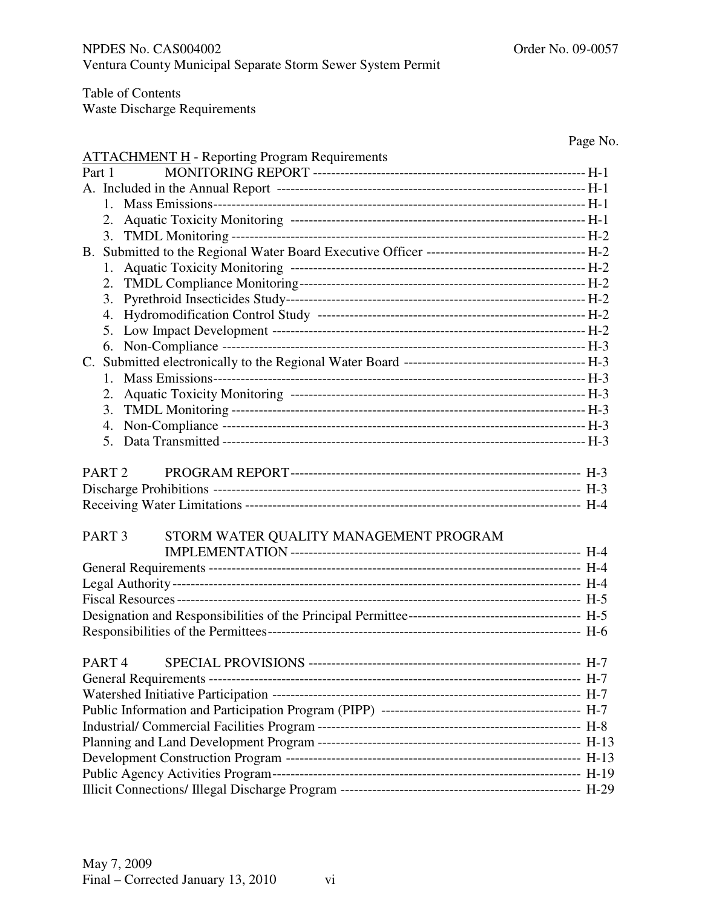Table of Contents
Waste Discharge Requirements

| | Page No. |
|---|---|
| ATTACHMENT H - Reporting Program Requirements | |
| Part 1 MONITORING REPORT | H-1 |
| A. Included in the Annual Report | H-1 |
| 1. Mass Emissions | H-1 |
| 2. Aquatic Toxicity Monitoring | H-1 |
| 3. TMDL Monitoring | H-2 |
| B. Submitted to the Regional Water Board Executive Officer | H-2 |
| 1. Aquatic Toxicity Monitoring | H-2 |
| 2. TMDL Compliance Monitoring | H-2 |
| 3. Pyrethroid Insecticides Study | H-2 |
| 4. Hydromodification Control Study | H-2 |
| 5. Low Impact Development | H-2 |
| 6. Non-Compliance | H-3 |
| C. Submitted electronically to the Regional Water Board | H-3 |
| 1. Mass Emissions | H-3 |
| 2. Aquatic Toxicity Monitoring | H-3 |
| 3. TMDL Monitoring | H-3 |
| 4. Non-Compliance | H-3 |
| 5. Data Transmitted | H-3 |
| PART 2 PROGRAM REPORT | H-3 |
| Discharge Prohibitions | H-3 |
| Receiving Water Limitations | H-4 |
| PART 3 STORM WATER QUALITY MANAGEMENT PROGRAM IMPLEMENTATION | H-4 |
| General Requirements | H-4 |
| Legal Authority | H-4 |
| Fiscal Resources | H-5 |
| Designation and Responsibilities of the Principal Permittee | H-5 |
| Responsibilities of the Permittees | H-6 |
| PART 4 SPECIAL PROVISIONS | H-7 |
| General Requirements | H-7 |
| Watershed Initiative Participation | H-7 |
| Public Information and Participation Program (PIPP) | H-7 |
| Industrial/ Commercial Facilities Program | H-8 |
| Planning and Land Development Program | H-13 |
| Development Construction Program | H-13 |
| Public Agency Activities Program | H-19 |
| Illicit Connections/ Illegal Discharge Program | H-29 |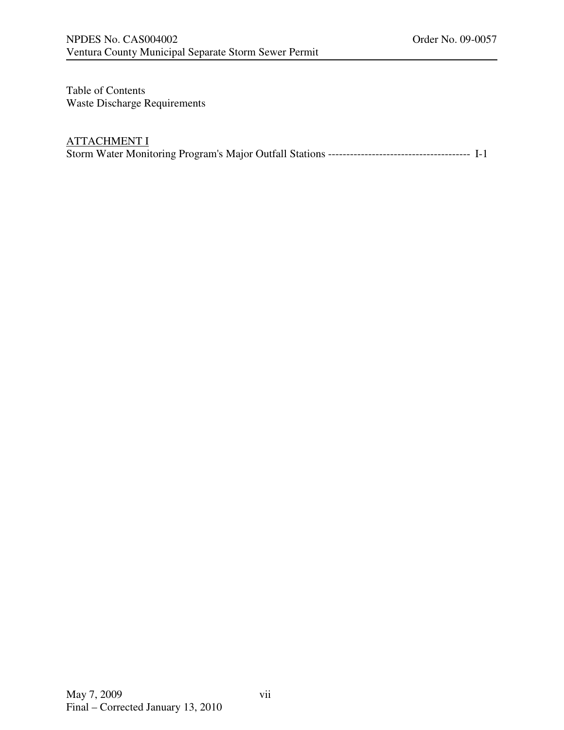Table of Contents
Waste Discharge Requirements

ATTACHMENT I
Storm Water Monitoring Program's Major Outfall Stations --------------------------------------- I-1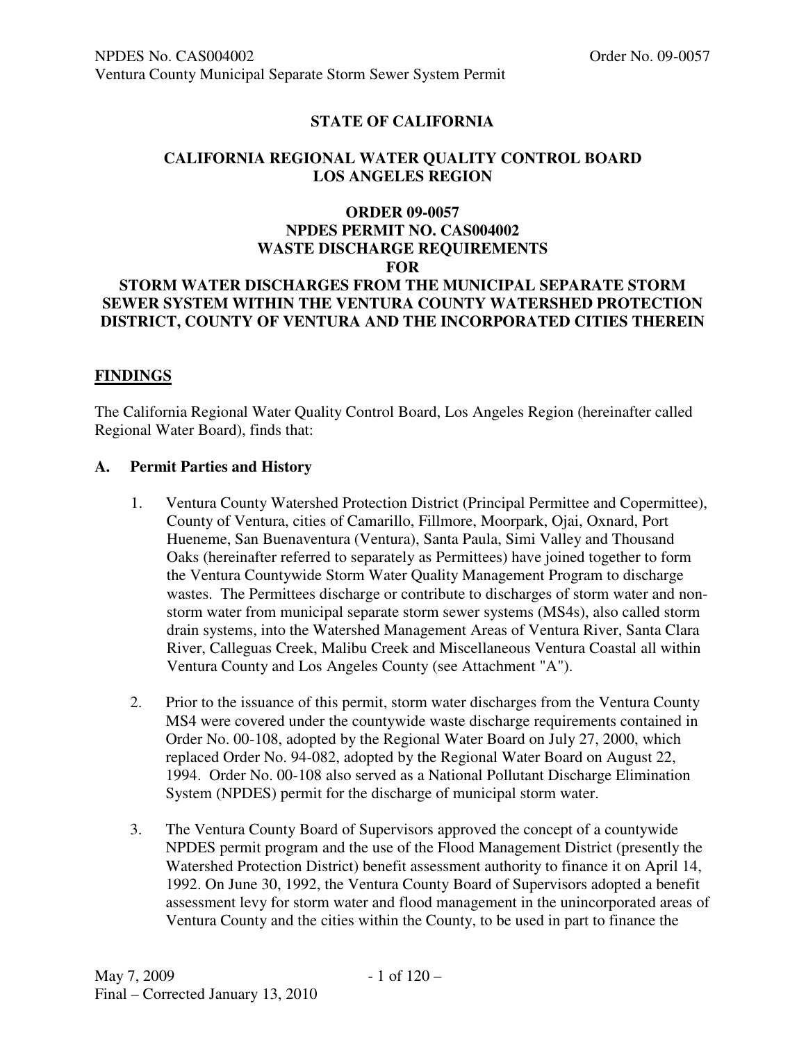**STATE OF CALIFORNIA**

**CALIFORNIA REGIONAL WATER QUALITY CONTROL BOARD**
**LOS ANGELES REGION**

**ORDER 09-0057**
**NPDES PERMIT NO. CAS004002**
**WASTE DISCHARGE REQUIREMENTS**
**FOR**
**STORM WATER DISCHARGES FROM THE MUNICIPAL SEPARATE STORM SEWER SYSTEM WITHIN THE VENTURA COUNTY WATERSHED PROTECTION DISTRICT, COUNTY OF VENTURA AND THE INCORPORATED CITIES THEREIN**

## FINDINGS

The California Regional Water Quality Control Board, Los Angeles Region (hereinafter called Regional Water Board), finds that:

### A. Permit Parties and History

1. Ventura County Watershed Protection District (Principal Permittee and Copermittee), County of Ventura, cities of Camarillo, Fillmore, Moorpark, Ojai, Oxnard, Port Hueneme, San Buenaventura (Ventura), Santa Paula, Simi Valley and Thousand Oaks (hereinafter referred to separately as Permittees) have joined together to form the Ventura Countywide Storm Water Quality Management Program to discharge wastes. The Permittees discharge or contribute to discharges of storm water and non-storm water from municipal separate storm sewer systems (MS4s), also called storm drain systems, into the Watershed Management Areas of Ventura River, Santa Clara River, Calleguas Creek, Malibu Creek and Miscellaneous Ventura Coastal all within Ventura County and Los Angeles County (see Attachment "A").

2. Prior to the issuance of this permit, storm water discharges from the Ventura County MS4 were covered under the countywide waste discharge requirements contained in Order No. 00-108, adopted by the Regional Water Board on July 27, 2000, which replaced Order No. 94-082, adopted by the Regional Water Board on August 22, 1994. Order No. 00-108 also served as a National Pollutant Discharge Elimination System (NPDES) permit for the discharge of municipal storm water.

3. The Ventura County Board of Supervisors approved the concept of a countywide NPDES permit program and the use of the Flood Management District (presently the Watershed Protection District) benefit assessment authority to finance it on April 14, 1992. On June 30, 1992, the Ventura County Board of Supervisors adopted a benefit assessment levy for storm water and flood management in the unincorporated areas of Ventura County and the cities within the County, to be used in part to finance the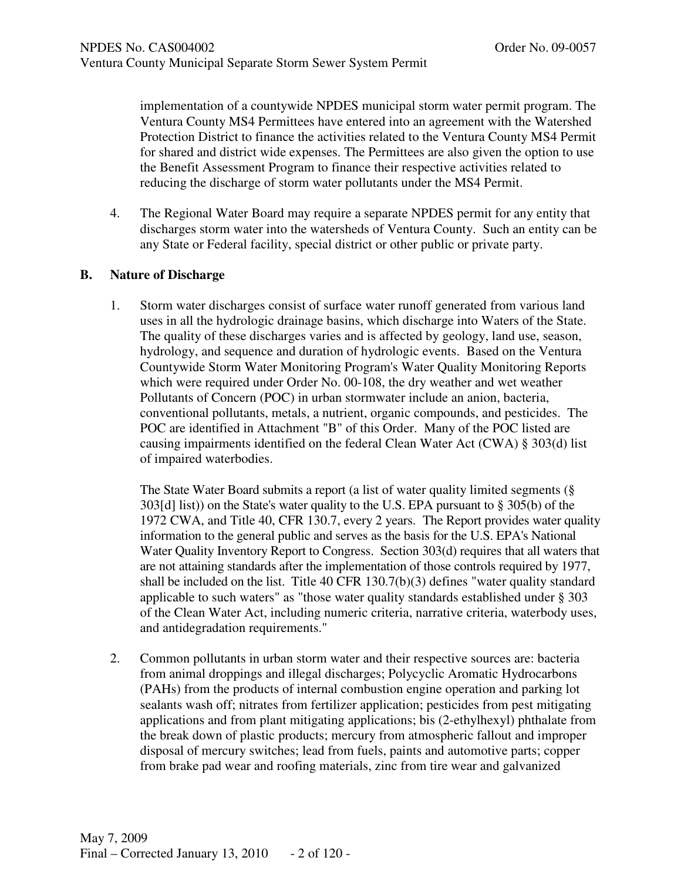implementation of a countywide NPDES municipal storm water permit program. The Ventura County MS4 Permittees have entered into an agreement with the Watershed Protection District to finance the activities related to the Ventura County MS4 Permit for shared and district wide expenses. The Permittees are also given the option to use the Benefit Assessment Program to finance their respective activities related to reducing the discharge of storm water pollutants under the MS4 Permit.

4. The Regional Water Board may require a separate NPDES permit for any entity that discharges storm water into the watersheds of Ventura County. Such an entity can be any State or Federal facility, special district or other public or private party.

## B. Nature of Discharge

1. Storm water discharges consist of surface water runoff generated from various land uses in all the hydrologic drainage basins, which discharge into Waters of the State. The quality of these discharges varies and is affected by geology, land use, season, hydrology, and sequence and duration of hydrologic events. Based on the Ventura Countywide Storm Water Monitoring Program's Water Quality Monitoring Reports which were required under Order No. 00-108, the dry weather and wet weather Pollutants of Concern (POC) in urban stormwater include an anion, bacteria, conventional pollutants, metals, a nutrient, organic compounds, and pesticides. The POC are identified in Attachment "B" of this Order. Many of the POC listed are causing impairments identified on the federal Clean Water Act (CWA) § 303(d) list of impaired waterbodies.

   The State Water Board submits a report (a list of water quality limited segments (§ 303[d] list)) on the State's water quality to the U.S. EPA pursuant to § 305(b) of the 1972 CWA, and Title 40, CFR 130.7, every 2 years. The Report provides water quality information to the general public and serves as the basis for the U.S. EPA's National Water Quality Inventory Report to Congress. Section 303(d) requires that all waters that are not attaining standards after the implementation of those controls required by 1977, shall be included on the list. Title 40 CFR 130.7(b)(3) defines "water quality standard applicable to such waters" as "those water quality standards established under § 303 of the Clean Water Act, including numeric criteria, narrative criteria, waterbody uses, and antidegradation requirements."

2. Common pollutants in urban storm water and their respective sources are: bacteria from animal droppings and illegal discharges; Polycyclic Aromatic Hydrocarbons (PAHs) from the products of internal combustion engine operation and parking lot sealants wash off; nitrates from fertilizer application; pesticides from pest mitigating applications and from plant mitigating applications; bis (2-ethylhexyl) phthalate from the break down of plastic products; mercury from atmospheric fallout and improper disposal of mercury switches; lead from fuels, paints and automotive parts; copper from brake pad wear and roofing materials, zinc from tire wear and galvanized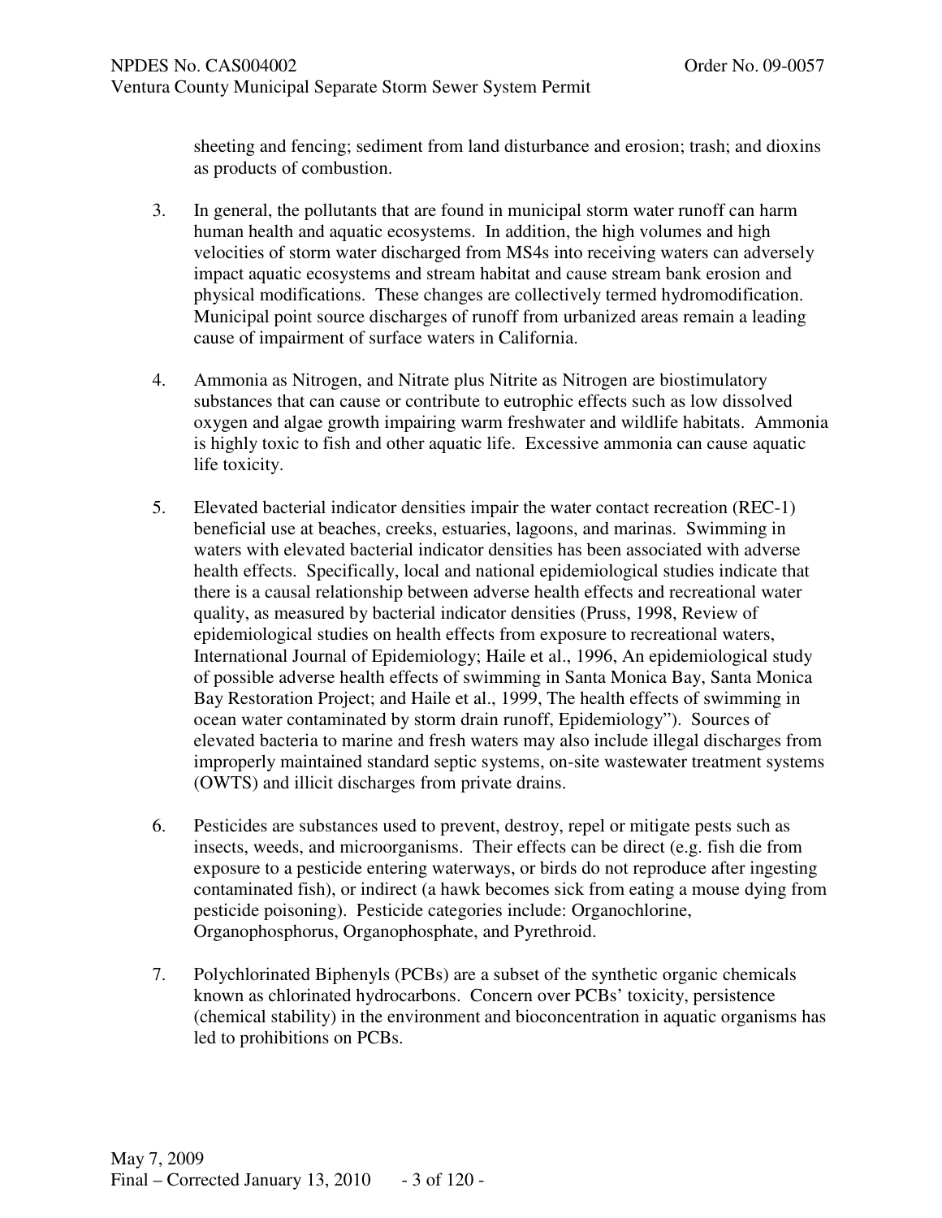sheeting and fencing; sediment from land disturbance and erosion; trash; and dioxins as products of combustion.

3. In general, the pollutants that are found in municipal storm water runoff can harm human health and aquatic ecosystems. In addition, the high volumes and high velocities of storm water discharged from MS4s into receiving waters can adversely impact aquatic ecosystems and stream habitat and cause stream bank erosion and physical modifications. These changes are collectively termed hydromodification. Municipal point source discharges of runoff from urbanized areas remain a leading cause of impairment of surface waters in California.

4. Ammonia as Nitrogen, and Nitrate plus Nitrite as Nitrogen are biostimulatory substances that can cause or contribute to eutrophic effects such as low dissolved oxygen and algae growth impairing warm freshwater and wildlife habitats. Ammonia is highly toxic to fish and other aquatic life. Excessive ammonia can cause aquatic life toxicity.

5. Elevated bacterial indicator densities impair the water contact recreation (REC-1) beneficial use at beaches, creeks, estuaries, lagoons, and marinas. Swimming in waters with elevated bacterial indicator densities has been associated with adverse health effects. Specifically, local and national epidemiological studies indicate that there is a causal relationship between adverse health effects and recreational water quality, as measured by bacterial indicator densities (Pruss, 1998, Review of epidemiological studies on health effects from exposure to recreational waters, International Journal of Epidemiology; Haile et al., 1996, An epidemiological study of possible adverse health effects of swimming in Santa Monica Bay, Santa Monica Bay Restoration Project; and Haile et al., 1999, The health effects of swimming in ocean water contaminated by storm drain runoff, Epidemiology"). Sources of elevated bacteria to marine and fresh waters may also include illegal discharges from improperly maintained standard septic systems, on-site wastewater treatment systems (OWTS) and illicit discharges from private drains.

6. Pesticides are substances used to prevent, destroy, repel or mitigate pests such as insects, weeds, and microorganisms. Their effects can be direct (e.g. fish die from exposure to a pesticide entering waterways, or birds do not reproduce after ingesting contaminated fish), or indirect (a hawk becomes sick from eating a mouse dying from pesticide poisoning). Pesticide categories include: Organochlorine, Organophosphorus, Organophosphate, and Pyrethroid.

7. Polychlorinated Biphenyls (PCBs) are a subset of the synthetic organic chemicals known as chlorinated hydrocarbons. Concern over PCBs' toxicity, persistence (chemical stability) in the environment and bioconcentration in aquatic organisms has led to prohibitions on PCBs.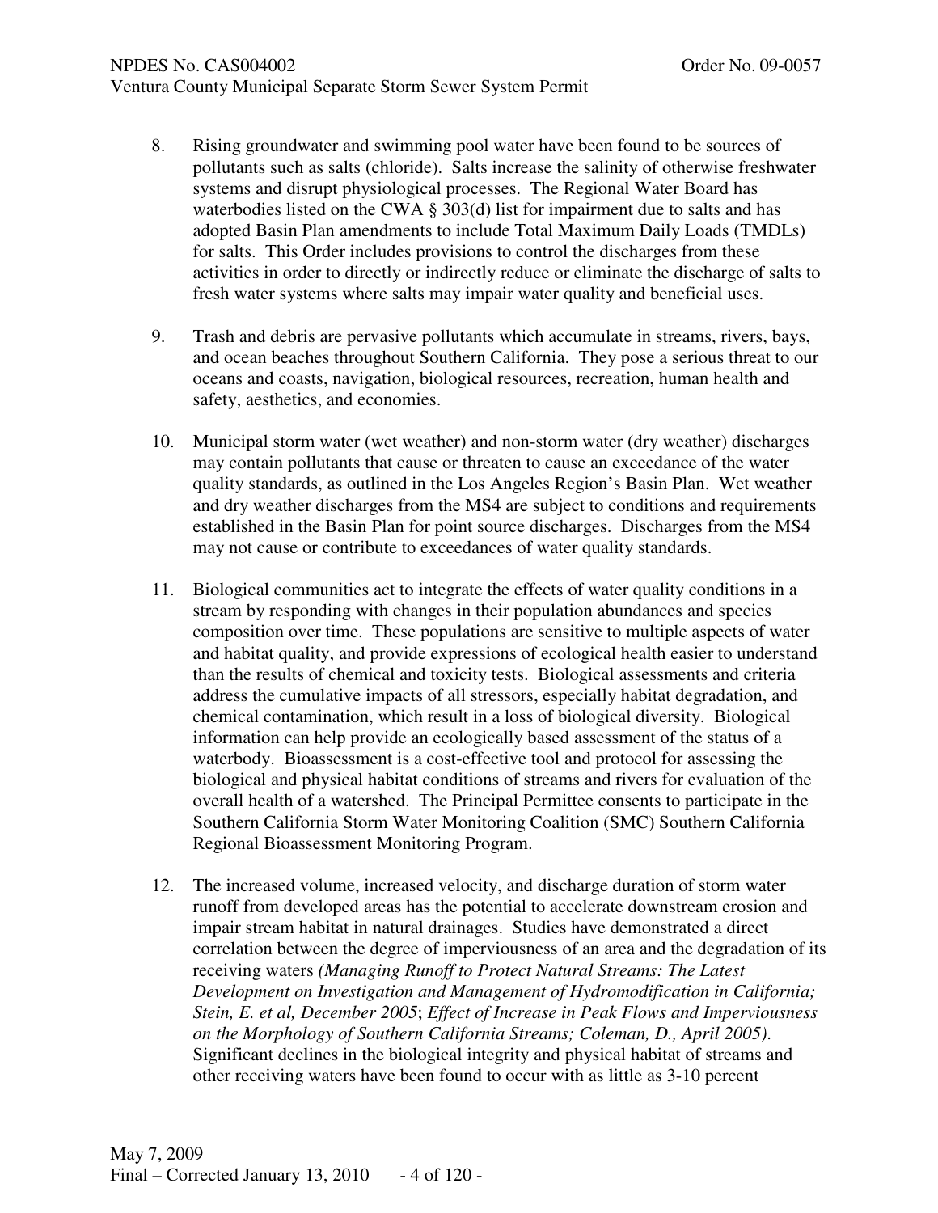8. Rising groundwater and swimming pool water have been found to be sources of pollutants such as salts (chloride). Salts increase the salinity of otherwise freshwater systems and disrupt physiological processes. The Regional Water Board has waterbodies listed on the CWA § 303(d) list for impairment due to salts and has adopted Basin Plan amendments to include Total Maximum Daily Loads (TMDLs) for salts. This Order includes provisions to control the discharges from these activities in order to directly or indirectly reduce or eliminate the discharge of salts to fresh water systems where salts may impair water quality and beneficial uses.

9. Trash and debris are pervasive pollutants which accumulate in streams, rivers, bays, and ocean beaches throughout Southern California. They pose a serious threat to our oceans and coasts, navigation, biological resources, recreation, human health and safety, aesthetics, and economies.

10. Municipal storm water (wet weather) and non-storm water (dry weather) discharges may contain pollutants that cause or threaten to cause an exceedance of the water quality standards, as outlined in the Los Angeles Region's Basin Plan. Wet weather and dry weather discharges from the MS4 are subject to conditions and requirements established in the Basin Plan for point source discharges. Discharges from the MS4 may not cause or contribute to exceedances of water quality standards.

11. Biological communities act to integrate the effects of water quality conditions in a stream by responding with changes in their population abundances and species composition over time. These populations are sensitive to multiple aspects of water and habitat quality, and provide expressions of ecological health easier to understand than the results of chemical and toxicity tests. Biological assessments and criteria address the cumulative impacts of all stressors, especially habitat degradation, and chemical contamination, which result in a loss of biological diversity. Biological information can help provide an ecologically based assessment of the status of a waterbody. Bioassessment is a cost-effective tool and protocol for assessing the biological and physical habitat conditions of streams and rivers for evaluation of the overall health of a watershed. The Principal Permittee consents to participate in the Southern California Storm Water Monitoring Coalition (SMC) Southern California Regional Bioassessment Monitoring Program.

12. The increased volume, increased velocity, and discharge duration of storm water runoff from developed areas has the potential to accelerate downstream erosion and impair stream habitat in natural drainages. Studies have demonstrated a direct correlation between the degree of imperviousness of an area and the degradation of its receiving waters *(Managing Runoff to Protect Natural Streams: The Latest Development on Investigation and Management of Hydromodification in California; Stein, E. et al, December 2005*; *Effect of Increase in Peak Flows and Imperviousness on the Morphology of Southern California Streams; Coleman, D., April 2005).* Significant declines in the biological integrity and physical habitat of streams and other receiving waters have been found to occur with as little as 3-10 percent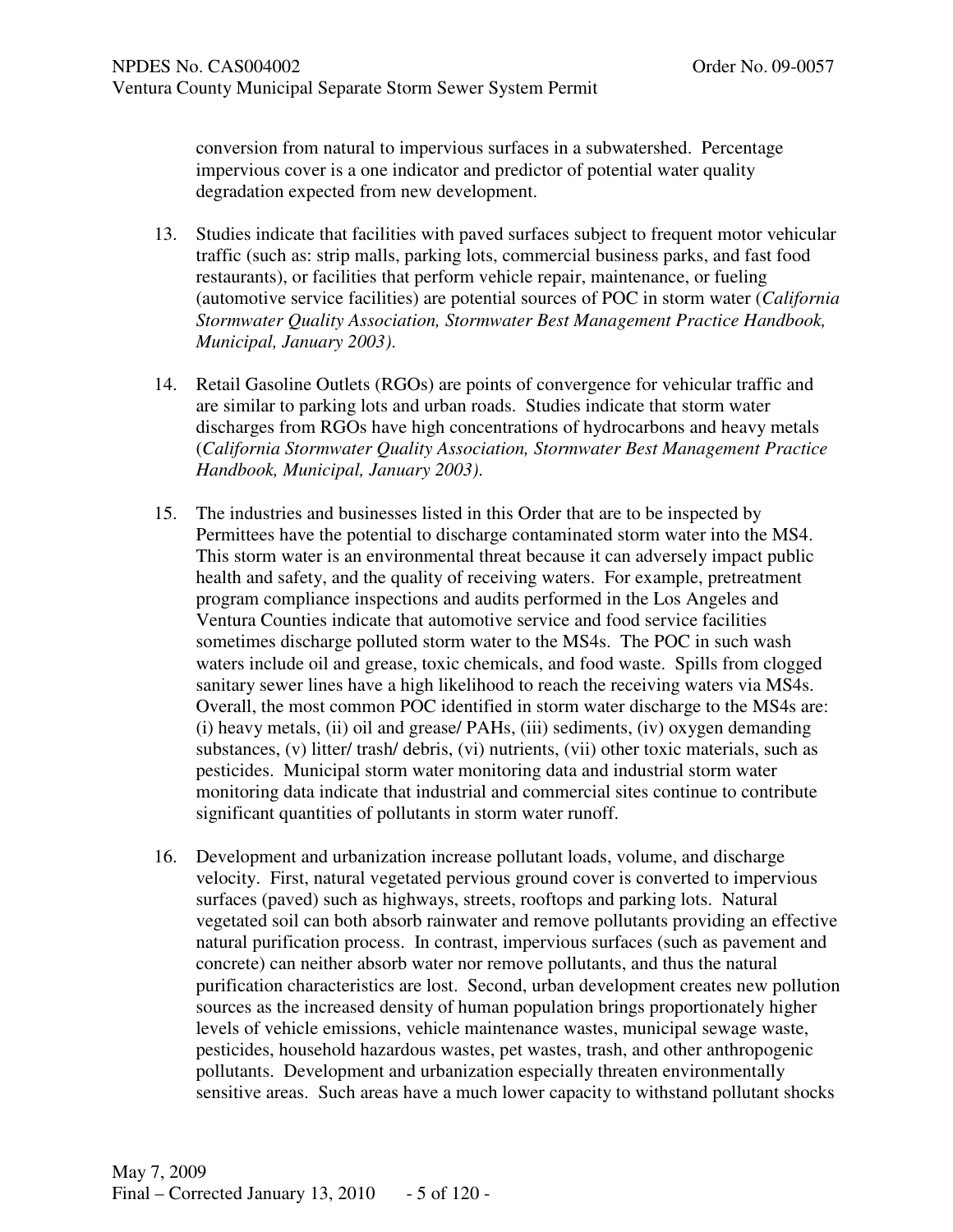conversion from natural to impervious surfaces in a subwatershed. Percentage impervious cover is a one indicator and predictor of potential water quality degradation expected from new development.

13. Studies indicate that facilities with paved surfaces subject to frequent motor vehicular traffic (such as: strip malls, parking lots, commercial business parks, and fast food restaurants), or facilities that perform vehicle repair, maintenance, or fueling (automotive service facilities) are potential sources of POC in storm water (*California Stormwater Quality Association, Stormwater Best Management Practice Handbook, Municipal, January 2003)*.

14. Retail Gasoline Outlets (RGOs) are points of convergence for vehicular traffic and are similar to parking lots and urban roads. Studies indicate that storm water discharges from RGOs have high concentrations of hydrocarbons and heavy metals (*California Stormwater Quality Association, Stormwater Best Management Practice Handbook, Municipal, January 2003)*.

15. The industries and businesses listed in this Order that are to be inspected by Permittees have the potential to discharge contaminated storm water into the MS4. This storm water is an environmental threat because it can adversely impact public health and safety, and the quality of receiving waters. For example, pretreatment program compliance inspections and audits performed in the Los Angeles and Ventura Counties indicate that automotive service and food service facilities sometimes discharge polluted storm water to the MS4s. The POC in such wash waters include oil and grease, toxic chemicals, and food waste. Spills from clogged sanitary sewer lines have a high likelihood to reach the receiving waters via MS4s. Overall, the most common POC identified in storm water discharge to the MS4s are: (i) heavy metals, (ii) oil and grease/ PAHs, (iii) sediments, (iv) oxygen demanding substances, (v) litter/ trash/ debris, (vi) nutrients, (vii) other toxic materials, such as pesticides. Municipal storm water monitoring data and industrial storm water monitoring data indicate that industrial and commercial sites continue to contribute significant quantities of pollutants in storm water runoff.

16. Development and urbanization increase pollutant loads, volume, and discharge velocity. First, natural vegetated pervious ground cover is converted to impervious surfaces (paved) such as highways, streets, rooftops and parking lots. Natural vegetated soil can both absorb rainwater and remove pollutants providing an effective natural purification process. In contrast, impervious surfaces (such as pavement and concrete) can neither absorb water nor remove pollutants, and thus the natural purification characteristics are lost. Second, urban development creates new pollution sources as the increased density of human population brings proportionately higher levels of vehicle emissions, vehicle maintenance wastes, municipal sewage waste, pesticides, household hazardous wastes, pet wastes, trash, and other anthropogenic pollutants. Development and urbanization especially threaten environmentally sensitive areas. Such areas have a much lower capacity to withstand pollutant shocks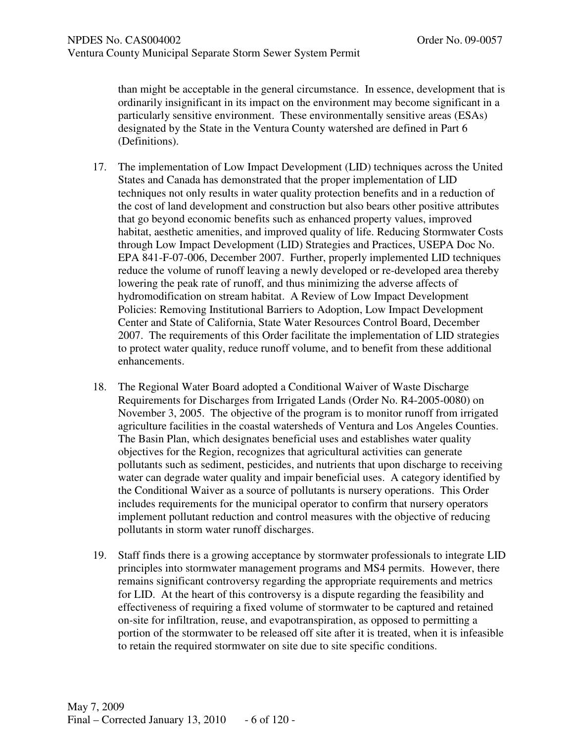than might be acceptable in the general circumstance. In essence, development that is ordinarily insignificant in its impact on the environment may become significant in a particularly sensitive environment. These environmentally sensitive areas (ESAs) designated by the State in the Ventura County watershed are defined in Part 6 (Definitions).

17. The implementation of Low Impact Development (LID) techniques across the United States and Canada has demonstrated that the proper implementation of LID techniques not only results in water quality protection benefits and in a reduction of the cost of land development and construction but also bears other positive attributes that go beyond economic benefits such as enhanced property values, improved habitat, aesthetic amenities, and improved quality of life. Reducing Stormwater Costs through Low Impact Development (LID) Strategies and Practices, USEPA Doc No. EPA 841-F-07-006, December 2007. Further, properly implemented LID techniques reduce the volume of runoff leaving a newly developed or re-developed area thereby lowering the peak rate of runoff, and thus minimizing the adverse affects of hydromodification on stream habitat. A Review of Low Impact Development Policies: Removing Institutional Barriers to Adoption, Low Impact Development Center and State of California, State Water Resources Control Board, December 2007. The requirements of this Order facilitate the implementation of LID strategies to protect water quality, reduce runoff volume, and to benefit from these additional enhancements.

18. The Regional Water Board adopted a Conditional Waiver of Waste Discharge Requirements for Discharges from Irrigated Lands (Order No. R4-2005-0080) on November 3, 2005. The objective of the program is to monitor runoff from irrigated agriculture facilities in the coastal watersheds of Ventura and Los Angeles Counties. The Basin Plan, which designates beneficial uses and establishes water quality objectives for the Region, recognizes that agricultural activities can generate pollutants such as sediment, pesticides, and nutrients that upon discharge to receiving water can degrade water quality and impair beneficial uses. A category identified by the Conditional Waiver as a source of pollutants is nursery operations. This Order includes requirements for the municipal operator to confirm that nursery operators implement pollutant reduction and control measures with the objective of reducing pollutants in storm water runoff discharges.

19. Staff finds there is a growing acceptance by stormwater professionals to integrate LID principles into stormwater management programs and MS4 permits. However, there remains significant controversy regarding the appropriate requirements and metrics for LID. At the heart of this controversy is a dispute regarding the feasibility and effectiveness of requiring a fixed volume of stormwater to be captured and retained on-site for infiltration, reuse, and evapotranspiration, as opposed to permitting a portion of the stormwater to be released off site after it is treated, when it is infeasible to retain the required stormwater on site due to site specific conditions.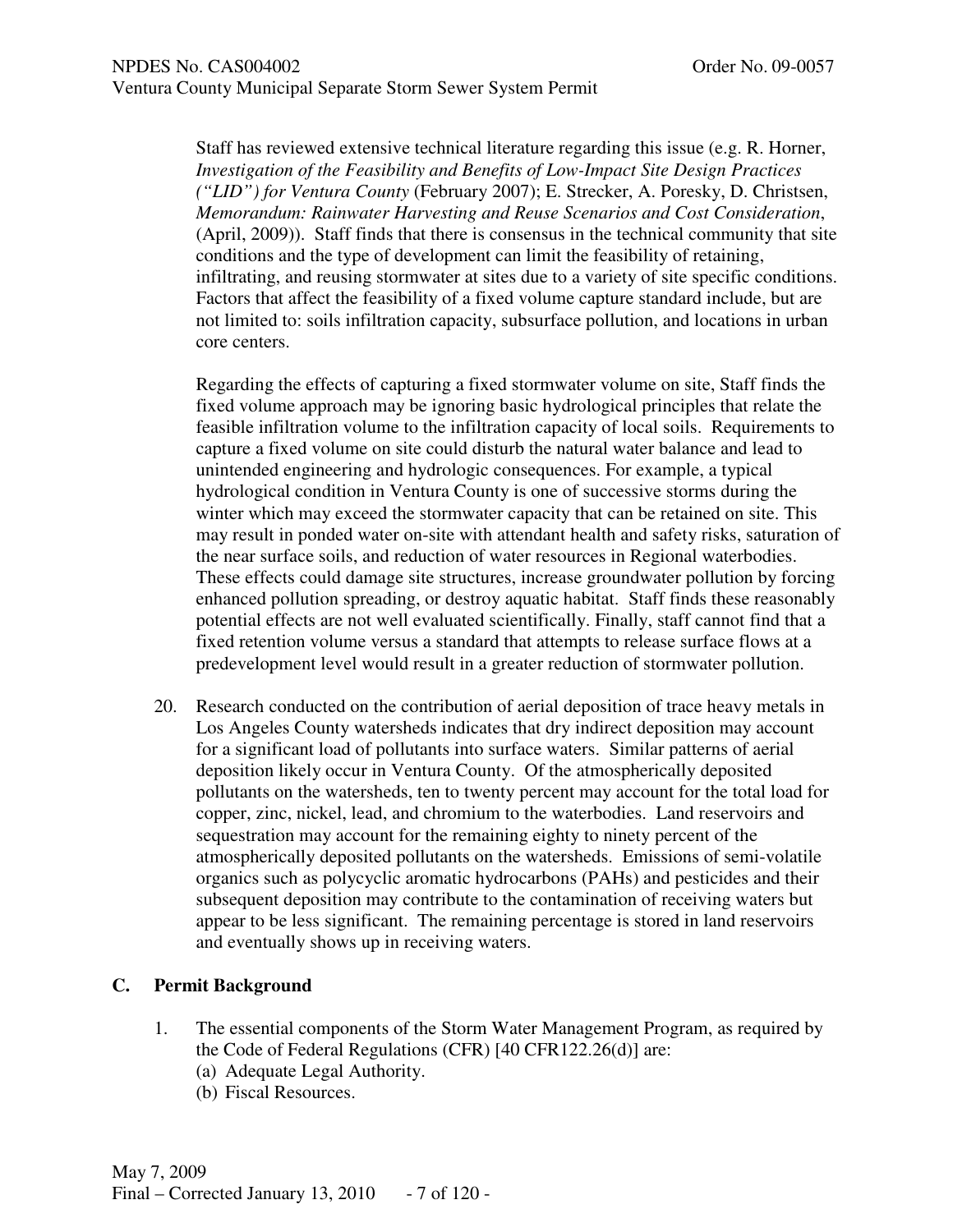Staff has reviewed extensive technical literature regarding this issue (e.g. R. Horner, *Investigation of the Feasibility and Benefits of Low-Impact Site Design Practices ("LID") for Ventura County* (February 2007); E. Strecker, A. Poresky, D. Christsen, *Memorandum: Rainwater Harvesting and Reuse Scenarios and Cost Consideration*, (April, 2009)). Staff finds that there is consensus in the technical community that site conditions and the type of development can limit the feasibility of retaining, infiltrating, and reusing stormwater at sites due to a variety of site specific conditions. Factors that affect the feasibility of a fixed volume capture standard include, but are not limited to: soils infiltration capacity, subsurface pollution, and locations in urban core centers.

Regarding the effects of capturing a fixed stormwater volume on site, Staff finds the fixed volume approach may be ignoring basic hydrological principles that relate the feasible infiltration volume to the infiltration capacity of local soils. Requirements to capture a fixed volume on site could disturb the natural water balance and lead to unintended engineering and hydrologic consequences. For example, a typical hydrological condition in Ventura County is one of successive storms during the winter which may exceed the stormwater capacity that can be retained on site. This may result in ponded water on-site with attendant health and safety risks, saturation of the near surface soils, and reduction of water resources in Regional waterbodies. These effects could damage site structures, increase groundwater pollution by forcing enhanced pollution spreading, or destroy aquatic habitat. Staff finds these reasonably potential effects are not well evaluated scientifically. Finally, staff cannot find that a fixed retention volume versus a standard that attempts to release surface flows at a predevelopment level would result in a greater reduction of stormwater pollution.

20. Research conducted on the contribution of aerial deposition of trace heavy metals in Los Angeles County watersheds indicates that dry indirect deposition may account for a significant load of pollutants into surface waters. Similar patterns of aerial deposition likely occur in Ventura County. Of the atmospherically deposited pollutants on the watersheds, ten to twenty percent may account for the total load for copper, zinc, nickel, lead, and chromium to the waterbodies. Land reservoirs and sequestration may account for the remaining eighty to ninety percent of the atmospherically deposited pollutants on the watersheds. Emissions of semi-volatile organics such as polycyclic aromatic hydrocarbons (PAHs) and pesticides and their subsequent deposition may contribute to the contamination of receiving waters but appear to be less significant. The remaining percentage is stored in land reservoirs and eventually shows up in receiving waters.

## C. Permit Background

1. The essential components of the Storm Water Management Program, as required by the Code of Federal Regulations (CFR) [40 CFR122.26(d)] are:
   (a) Adequate Legal Authority.
   (b) Fiscal Resources.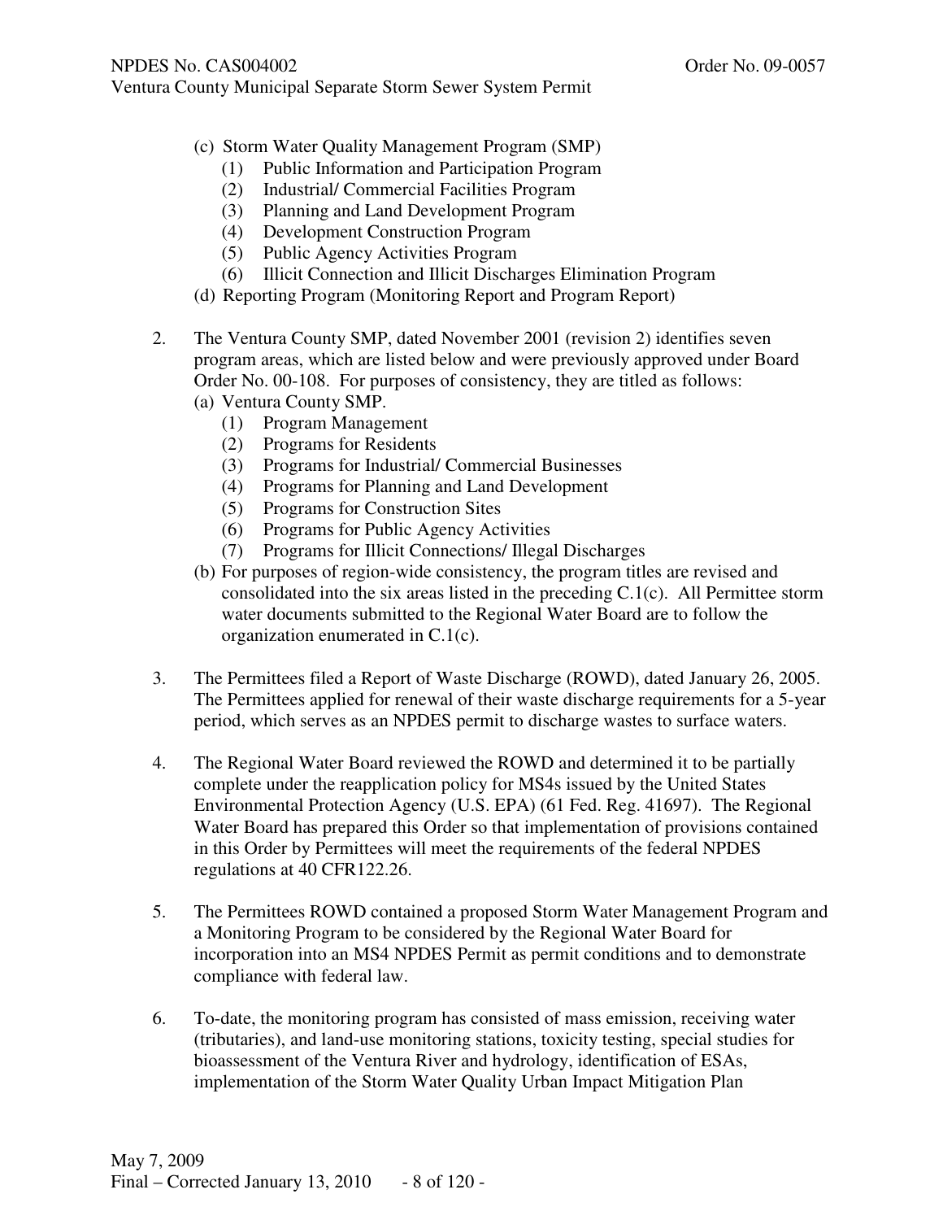(c) Storm Water Quality Management Program (SMP)
   (1) Public Information and Participation Program
   (2) Industrial/ Commercial Facilities Program
   (3) Planning and Land Development Program
   (4) Development Construction Program
   (5) Public Agency Activities Program
   (6) Illicit Connection and Illicit Discharges Elimination Program

(d) Reporting Program (Monitoring Report and Program Report)

2. The Ventura County SMP, dated November 2001 (revision 2) identifies seven program areas, which are listed below and were previously approved under Board Order No. 00-108. For purposes of consistency, they are titled as follows:
   (a) Ventura County SMP.
      (1) Program Management
      (2) Programs for Residents
      (3) Programs for Industrial/ Commercial Businesses
      (4) Programs for Planning and Land Development
      (5) Programs for Construction Sites
      (6) Programs for Public Agency Activities
      (7) Programs for Illicit Connections/ Illegal Discharges
   (b) For purposes of region-wide consistency, the program titles are revised and consolidated into the six areas listed in the preceding C.1(c). All Permittee storm water documents submitted to the Regional Water Board are to follow the organization enumerated in C.1(c).

3. The Permittees filed a Report of Waste Discharge (ROWD), dated January 26, 2005. The Permittees applied for renewal of their waste discharge requirements for a 5-year period, which serves as an NPDES permit to discharge wastes to surface waters.

4. The Regional Water Board reviewed the ROWD and determined it to be partially complete under the reapplication policy for MS4s issued by the United States Environmental Protection Agency (U.S. EPA) (61 Fed. Reg. 41697). The Regional Water Board has prepared this Order so that implementation of provisions contained in this Order by Permittees will meet the requirements of the federal NPDES regulations at 40 CFR122.26.

5. The Permittees ROWD contained a proposed Storm Water Management Program and a Monitoring Program to be considered by the Regional Water Board for incorporation into an MS4 NPDES Permit as permit conditions and to demonstrate compliance with federal law.

6. To-date, the monitoring program has consisted of mass emission, receiving water (tributaries), and land-use monitoring stations, toxicity testing, special studies for bioassessment of the Ventura River and hydrology, identification of ESAs, implementation of the Storm Water Quality Urban Impact Mitigation Plan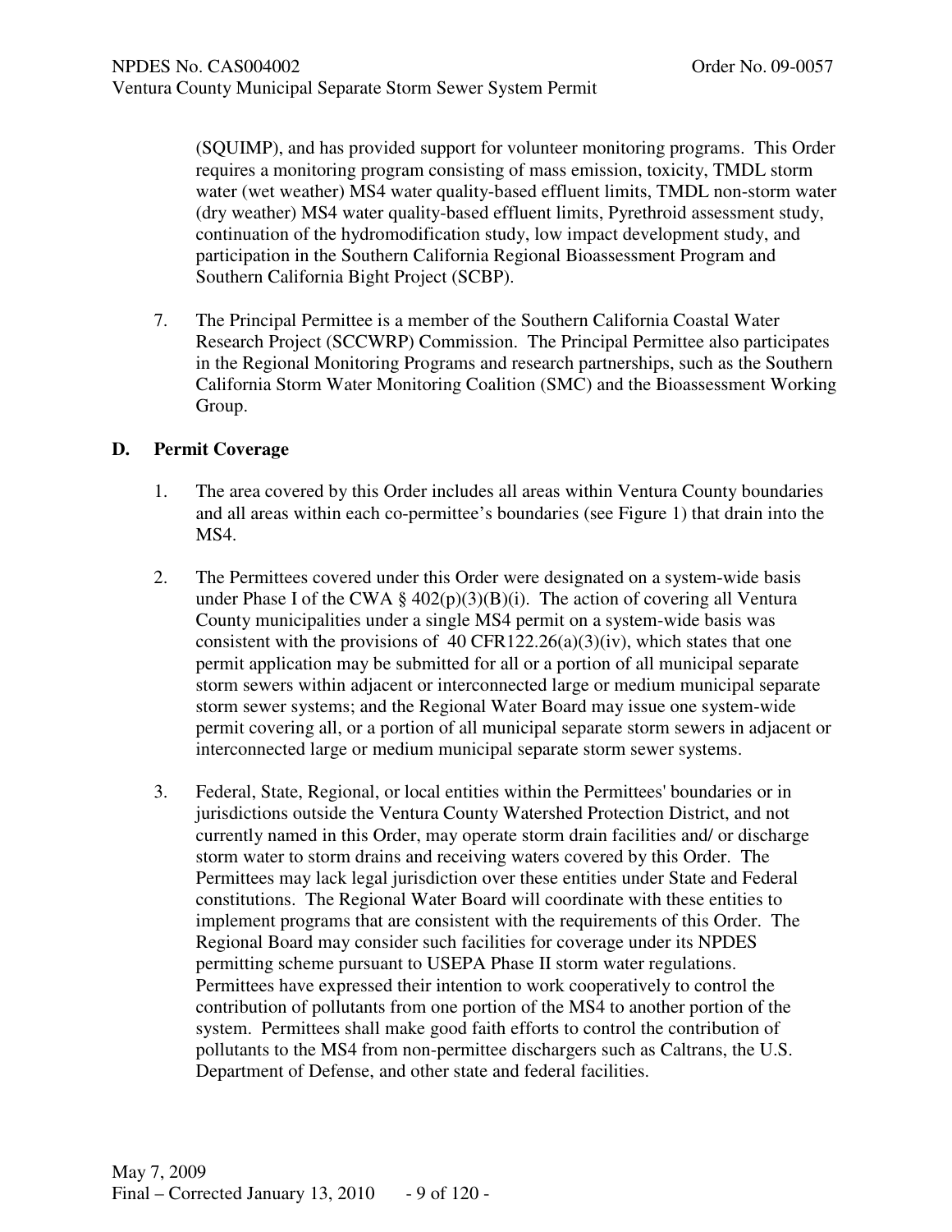(SQUIMP), and has provided support for volunteer monitoring programs. This Order requires a monitoring program consisting of mass emission, toxicity, TMDL storm water (wet weather) MS4 water quality-based effluent limits, TMDL non-storm water (dry weather) MS4 water quality-based effluent limits, Pyrethroid assessment study, continuation of the hydromodification study, low impact development study, and participation in the Southern California Regional Bioassessment Program and Southern California Bight Project (SCBP).

7. The Principal Permittee is a member of the Southern California Coastal Water Research Project (SCCWRP) Commission. The Principal Permittee also participates in the Regional Monitoring Programs and research partnerships, such as the Southern California Storm Water Monitoring Coalition (SMC) and the Bioassessment Working Group.

## D. Permit Coverage

1. The area covered by this Order includes all areas within Ventura County boundaries and all areas within each co-permittee's boundaries (see Figure 1) that drain into the MS4.

2. The Permittees covered under this Order were designated on a system-wide basis under Phase I of the CWA § 402(p)(3)(B)(i). The action of covering all Ventura County municipalities under a single MS4 permit on a system-wide basis was consistent with the provisions of 40 CFR122.26(a)(3)(iv), which states that one permit application may be submitted for all or a portion of all municipal separate storm sewers within adjacent or interconnected large or medium municipal separate storm sewer systems; and the Regional Water Board may issue one system-wide permit covering all, or a portion of all municipal separate storm sewers in adjacent or interconnected large or medium municipal separate storm sewer systems.

3. Federal, State, Regional, or local entities within the Permittees' boundaries or in jurisdictions outside the Ventura County Watershed Protection District, and not currently named in this Order, may operate storm drain facilities and/ or discharge storm water to storm drains and receiving waters covered by this Order. The Permittees may lack legal jurisdiction over these entities under State and Federal constitutions. The Regional Water Board will coordinate with these entities to implement programs that are consistent with the requirements of this Order. The Regional Board may consider such facilities for coverage under its NPDES permitting scheme pursuant to USEPA Phase II storm water regulations. Permittees have expressed their intention to work cooperatively to control the contribution of pollutants from one portion of the MS4 to another portion of the system. Permittees shall make good faith efforts to control the contribution of pollutants to the MS4 from non-permittee dischargers such as Caltrans, the U.S. Department of Defense, and other state and federal facilities.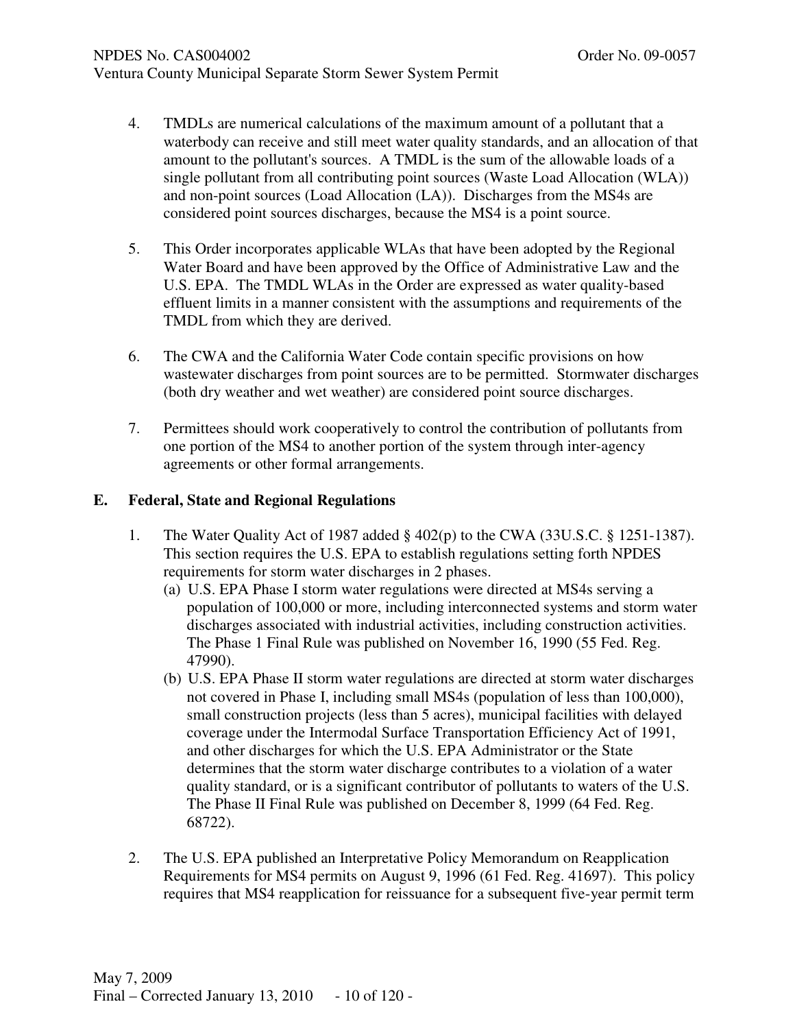4. TMDLs are numerical calculations of the maximum amount of a pollutant that a waterbody can receive and still meet water quality standards, and an allocation of that amount to the pollutant's sources. A TMDL is the sum of the allowable loads of a single pollutant from all contributing point sources (Waste Load Allocation (WLA)) and non-point sources (Load Allocation (LA)). Discharges from the MS4s are considered point sources discharges, because the MS4 is a point source.

5. This Order incorporates applicable WLAs that have been adopted by the Regional Water Board and have been approved by the Office of Administrative Law and the U.S. EPA. The TMDL WLAs in the Order are expressed as water quality-based effluent limits in a manner consistent with the assumptions and requirements of the TMDL from which they are derived.

6. The CWA and the California Water Code contain specific provisions on how wastewater discharges from point sources are to be permitted. Stormwater discharges (both dry weather and wet weather) are considered point source discharges.

7. Permittees should work cooperatively to control the contribution of pollutants from one portion of the MS4 to another portion of the system through inter-agency agreements or other formal arrangements.

## E. Federal, State and Regional Regulations

1. The Water Quality Act of 1987 added § 402(p) to the CWA (33U.S.C. § 1251-1387). This section requires the U.S. EPA to establish regulations setting forth NPDES requirements for storm water discharges in 2 phases.
   (a) U.S. EPA Phase I storm water regulations were directed at MS4s serving a population of 100,000 or more, including interconnected systems and storm water discharges associated with industrial activities, including construction activities. The Phase 1 Final Rule was published on November 16, 1990 (55 Fed. Reg. 47990).
   (b) U.S. EPA Phase II storm water regulations are directed at storm water discharges not covered in Phase I, including small MS4s (population of less than 100,000), small construction projects (less than 5 acres), municipal facilities with delayed coverage under the Intermodal Surface Transportation Efficiency Act of 1991, and other discharges for which the U.S. EPA Administrator or the State determines that the storm water discharge contributes to a violation of a water quality standard, or is a significant contributor of pollutants to waters of the U.S. The Phase II Final Rule was published on December 8, 1999 (64 Fed. Reg. 68722).

2. The U.S. EPA published an Interpretative Policy Memorandum on Reapplication Requirements for MS4 permits on August 9, 1996 (61 Fed. Reg. 41697). This policy requires that MS4 reapplication for reissuance for a subsequent five-year permit term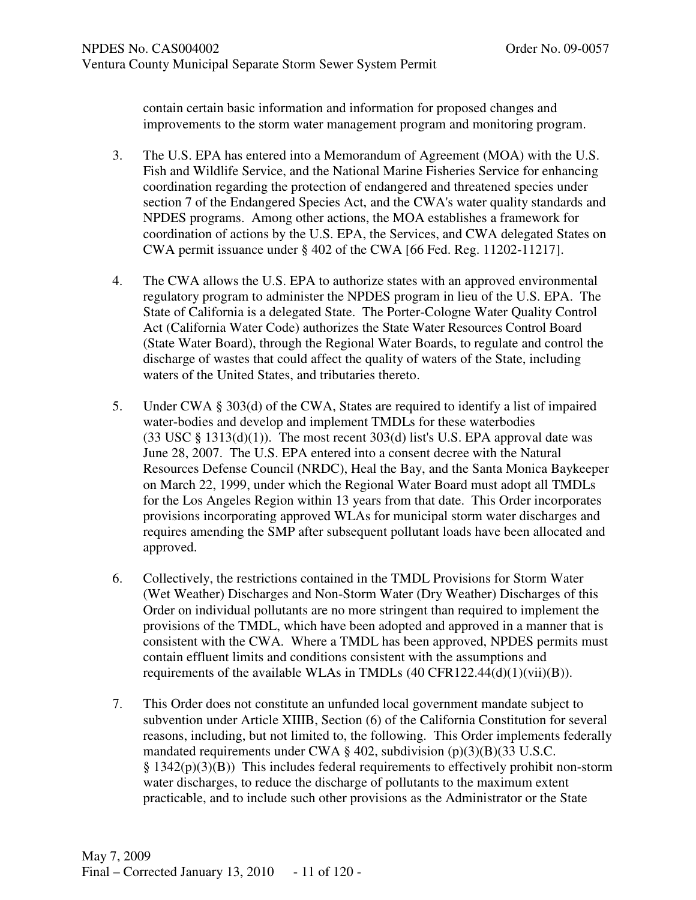contain certain basic information and information for proposed changes and improvements to the storm water management program and monitoring program.

3. The U.S. EPA has entered into a Memorandum of Agreement (MOA) with the U.S. Fish and Wildlife Service, and the National Marine Fisheries Service for enhancing coordination regarding the protection of endangered and threatened species under section 7 of the Endangered Species Act, and the CWA's water quality standards and NPDES programs. Among other actions, the MOA establishes a framework for coordination of actions by the U.S. EPA, the Services, and CWA delegated States on CWA permit issuance under § 402 of the CWA [66 Fed. Reg. 11202-11217].

4. The CWA allows the U.S. EPA to authorize states with an approved environmental regulatory program to administer the NPDES program in lieu of the U.S. EPA. The State of California is a delegated State. The Porter-Cologne Water Quality Control Act (California Water Code) authorizes the State Water Resources Control Board (State Water Board), through the Regional Water Boards, to regulate and control the discharge of wastes that could affect the quality of waters of the State, including waters of the United States, and tributaries thereto.

5. Under CWA § 303(d) of the CWA, States are required to identify a list of impaired water-bodies and develop and implement TMDLs for these waterbodies (33 USC § 1313(d)(1)). The most recent 303(d) list's U.S. EPA approval date was June 28, 2007. The U.S. EPA entered into a consent decree with the Natural Resources Defense Council (NRDC), Heal the Bay, and the Santa Monica Baykeeper on March 22, 1999, under which the Regional Water Board must adopt all TMDLs for the Los Angeles Region within 13 years from that date. This Order incorporates provisions incorporating approved WLAs for municipal storm water discharges and requires amending the SMP after subsequent pollutant loads have been allocated and approved.

6. Collectively, the restrictions contained in the TMDL Provisions for Storm Water (Wet Weather) Discharges and Non-Storm Water (Dry Weather) Discharges of this Order on individual pollutants are no more stringent than required to implement the provisions of the TMDL, which have been adopted and approved in a manner that is consistent with the CWA. Where a TMDL has been approved, NPDES permits must contain effluent limits and conditions consistent with the assumptions and requirements of the available WLAs in TMDLs (40 CFR122.44(d)(1)(vii)(B)).

7. This Order does not constitute an unfunded local government mandate subject to subvention under Article XIIIB, Section (6) of the California Constitution for several reasons, including, but not limited to, the following. This Order implements federally mandated requirements under CWA § 402, subdivision (p)(3)(B)(33 U.S.C. § 1342(p)(3)(B)) This includes federal requirements to effectively prohibit non-storm water discharges, to reduce the discharge of pollutants to the maximum extent practicable, and to include such other provisions as the Administrator or the State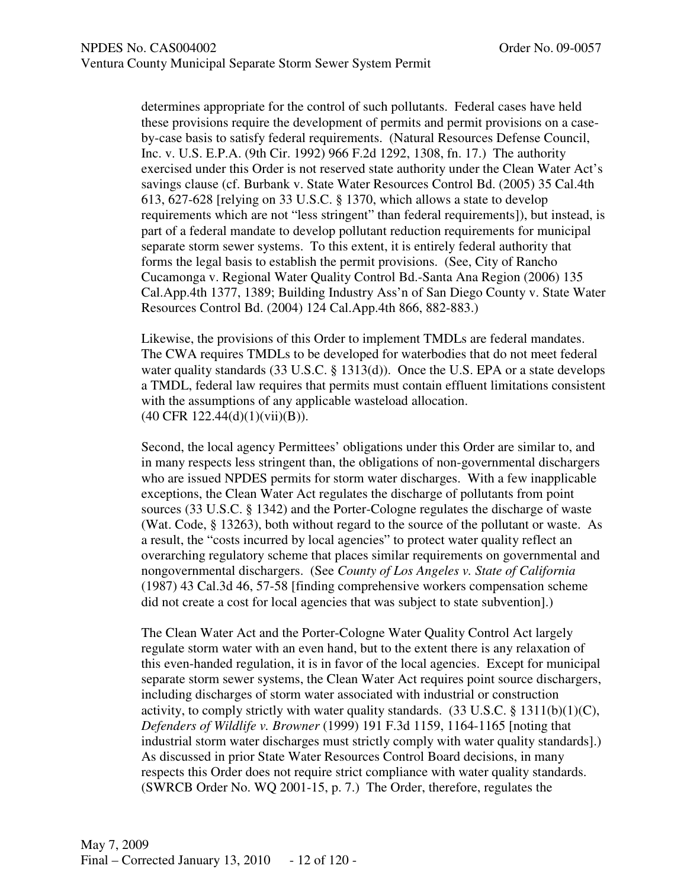determines appropriate for the control of such pollutants. Federal cases have held these provisions require the development of permits and permit provisions on a case-by-case basis to satisfy federal requirements. (Natural Resources Defense Council, Inc. v. U.S. E.P.A. (9th Cir. 1992) 966 F.2d 1292, 1308, fn. 17.) The authority exercised under this Order is not reserved state authority under the Clean Water Act's savings clause (cf. Burbank v. State Water Resources Control Bd. (2005) 35 Cal.4th 613, 627-628 [relying on 33 U.S.C. § 1370, which allows a state to develop requirements which are not "less stringent" than federal requirements]), but instead, is part of a federal mandate to develop pollutant reduction requirements for municipal separate storm sewer systems. To this extent, it is entirely federal authority that forms the legal basis to establish the permit provisions. (See, City of Rancho Cucamonga v. Regional Water Quality Control Bd.-Santa Ana Region (2006) 135 Cal.App.4th 1377, 1389; Building Industry Ass'n of San Diego County v. State Water Resources Control Bd. (2004) 124 Cal.App.4th 866, 882-883.)

Likewise, the provisions of this Order to implement TMDLs are federal mandates. The CWA requires TMDLs to be developed for waterbodies that do not meet federal water quality standards (33 U.S.C. § 1313(d)). Once the U.S. EPA or a state develops a TMDL, federal law requires that permits must contain effluent limitations consistent with the assumptions of any applicable wasteload allocation. (40 CFR 122.44(d)(1)(vii)(B)).

Second, the local agency Permittees' obligations under this Order are similar to, and in many respects less stringent than, the obligations of non-governmental dischargers who are issued NPDES permits for storm water discharges. With a few inapplicable exceptions, the Clean Water Act regulates the discharge of pollutants from point sources (33 U.S.C. § 1342) and the Porter-Cologne regulates the discharge of waste (Wat. Code, § 13263), both without regard to the source of the pollutant or waste. As a result, the "costs incurred by local agencies" to protect water quality reflect an overarching regulatory scheme that places similar requirements on governmental and nongovernmental dischargers. (See *County of Los Angeles v. State of California* (1987) 43 Cal.3d 46, 57-58 [finding comprehensive workers compensation scheme did not create a cost for local agencies that was subject to state subvention].)

The Clean Water Act and the Porter-Cologne Water Quality Control Act largely regulate storm water with an even hand, but to the extent there is any relaxation of this even-handed regulation, it is in favor of the local agencies. Except for municipal separate storm sewer systems, the Clean Water Act requires point source dischargers, including discharges of storm water associated with industrial or construction activity, to comply strictly with water quality standards. (33 U.S.C. § 1311(b)(1)(C), *Defenders of Wildlife v. Browner* (1999) 191 F.3d 1159, 1164-1165 [noting that industrial storm water discharges must strictly comply with water quality standards].) As discussed in prior State Water Resources Control Board decisions, in many respects this Order does not require strict compliance with water quality standards. (SWRCB Order No. WQ 2001-15, p. 7.) The Order, therefore, regulates the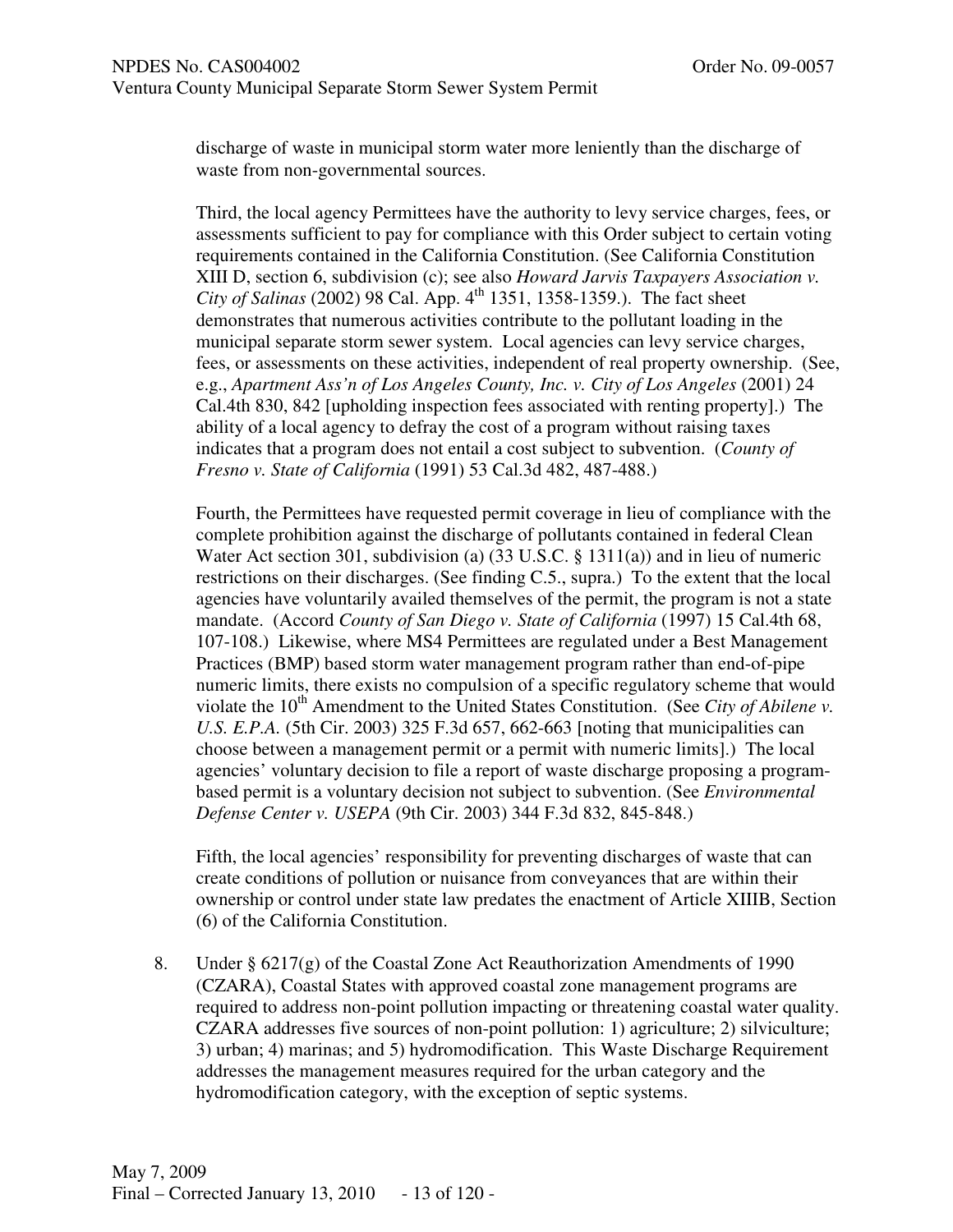discharge of waste in municipal storm water more leniently than the discharge of waste from non-governmental sources.

Third, the local agency Permittees have the authority to levy service charges, fees, or assessments sufficient to pay for compliance with this Order subject to certain voting requirements contained in the California Constitution. (See California Constitution XIII D, section 6, subdivision (c); see also *Howard Jarvis Taxpayers Association v. City of Salinas* (2002) 98 Cal. App. 4th 1351, 1358-1359.). The fact sheet demonstrates that numerous activities contribute to the pollutant loading in the municipal separate storm sewer system. Local agencies can levy service charges, fees, or assessments on these activities, independent of real property ownership. (See, e.g., *Apartment Ass'n of Los Angeles County, Inc. v. City of Los Angeles* (2001) 24 Cal.4th 830, 842 [upholding inspection fees associated with renting property].) The ability of a local agency to defray the cost of a program without raising taxes indicates that a program does not entail a cost subject to subvention. (*County of Fresno v. State of California* (1991) 53 Cal.3d 482, 487-488.)

Fourth, the Permittees have requested permit coverage in lieu of compliance with the complete prohibition against the discharge of pollutants contained in federal Clean Water Act section 301, subdivision (a) (33 U.S.C. § 1311(a)) and in lieu of numeric restrictions on their discharges. (See finding C.5., supra.) To the extent that the local agencies have voluntarily availed themselves of the permit, the program is not a state mandate. (Accord *County of San Diego v. State of California* (1997) 15 Cal.4th 68, 107-108.) Likewise, where MS4 Permittees are regulated under a Best Management Practices (BMP) based storm water management program rather than end-of-pipe numeric limits, there exists no compulsion of a specific regulatory scheme that would violate the 10th Amendment to the United States Constitution. (See *City of Abilene v. U.S. E.P.A.* (5th Cir. 2003) 325 F.3d 657, 662-663 [noting that municipalities can choose between a management permit or a permit with numeric limits].) The local agencies' voluntary decision to file a report of waste discharge proposing a program-based permit is a voluntary decision not subject to subvention. (See *Environmental Defense Center v. USEPA* (9th Cir. 2003) 344 F.3d 832, 845-848.)

Fifth, the local agencies' responsibility for preventing discharges of waste that can create conditions of pollution or nuisance from conveyances that are within their ownership or control under state law predates the enactment of Article XIIIB, Section (6) of the California Constitution.

8. Under § 6217(g) of the Coastal Zone Act Reauthorization Amendments of 1990 (CZARA), Coastal States with approved coastal zone management programs are required to address non-point pollution impacting or threatening coastal water quality. CZARA addresses five sources of non-point pollution: 1) agriculture; 2) silviculture; 3) urban; 4) marinas; and 5) hydromodification. This Waste Discharge Requirement addresses the management measures required for the urban category and the hydromodification category, with the exception of septic systems.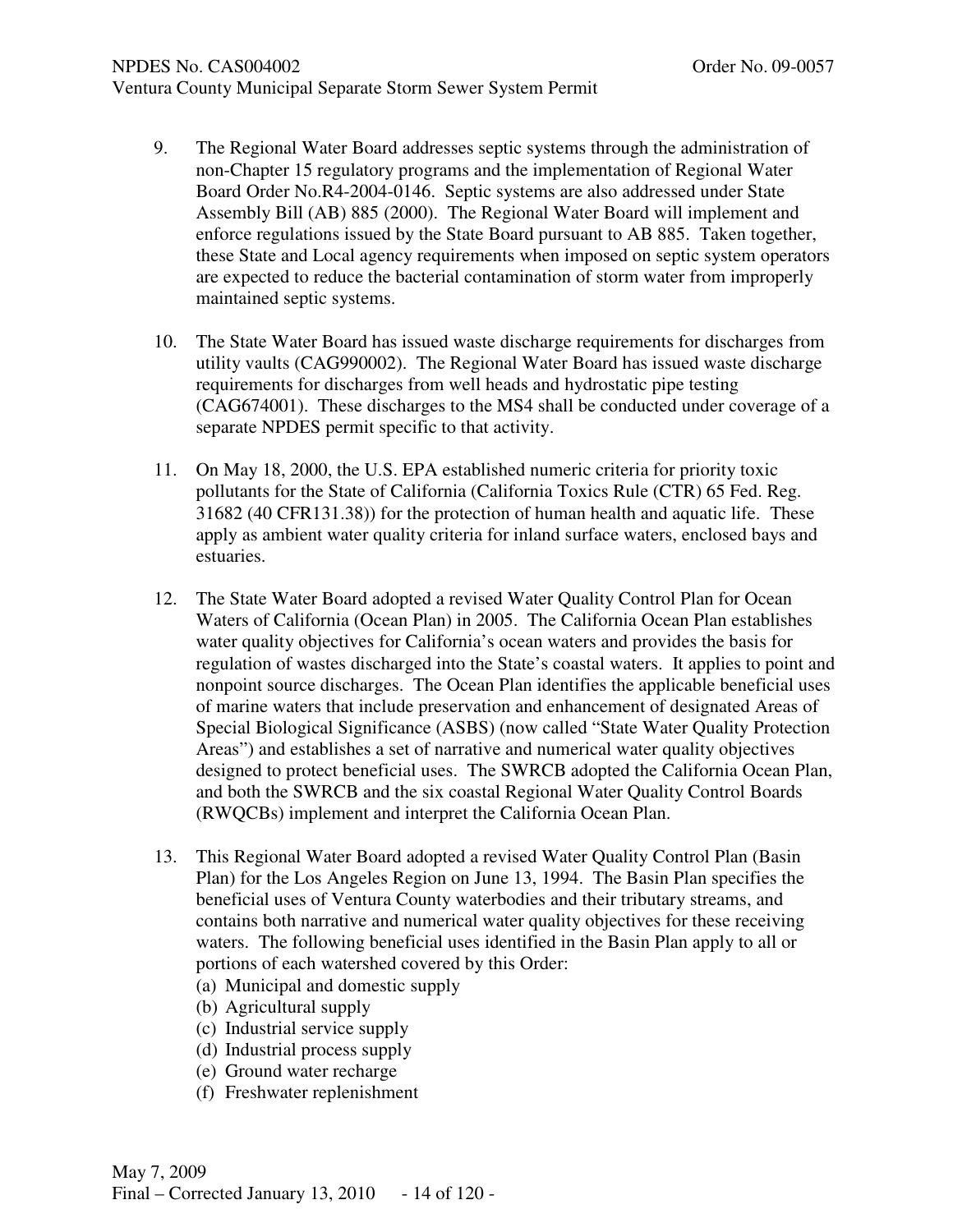9. The Regional Water Board addresses septic systems through the administration of non-Chapter 15 regulatory programs and the implementation of Regional Water Board Order No.R4-2004-0146. Septic systems are also addressed under State Assembly Bill (AB) 885 (2000). The Regional Water Board will implement and enforce regulations issued by the State Board pursuant to AB 885. Taken together, these State and Local agency requirements when imposed on septic system operators are expected to reduce the bacterial contamination of storm water from improperly maintained septic systems.

10. The State Water Board has issued waste discharge requirements for discharges from utility vaults (CAG990002). The Regional Water Board has issued waste discharge requirements for discharges from well heads and hydrostatic pipe testing (CAG674001). These discharges to the MS4 shall be conducted under coverage of a separate NPDES permit specific to that activity.

11. On May 18, 2000, the U.S. EPA established numeric criteria for priority toxic pollutants for the State of California (California Toxics Rule (CTR) 65 Fed. Reg. 31682 (40 CFR131.38)) for the protection of human health and aquatic life. These apply as ambient water quality criteria for inland surface waters, enclosed bays and estuaries.

12. The State Water Board adopted a revised Water Quality Control Plan for Ocean Waters of California (Ocean Plan) in 2005. The California Ocean Plan establishes water quality objectives for California's ocean waters and provides the basis for regulation of wastes discharged into the State's coastal waters. It applies to point and nonpoint source discharges. The Ocean Plan identifies the applicable beneficial uses of marine waters that include preservation and enhancement of designated Areas of Special Biological Significance (ASBS) (now called "State Water Quality Protection Areas") and establishes a set of narrative and numerical water quality objectives designed to protect beneficial uses. The SWRCB adopted the California Ocean Plan, and both the SWRCB and the six coastal Regional Water Quality Control Boards (RWQCBs) implement and interpret the California Ocean Plan.

13. This Regional Water Board adopted a revised Water Quality Control Plan (Basin Plan) for the Los Angeles Region on June 13, 1994. The Basin Plan specifies the beneficial uses of Ventura County waterbodies and their tributary streams, and contains both narrative and numerical water quality objectives for these receiving waters. The following beneficial uses identified in the Basin Plan apply to all or portions of each watershed covered by this Order:
    (a) Municipal and domestic supply
    (b) Agricultural supply
    (c) Industrial service supply
    (d) Industrial process supply
    (e) Ground water recharge
    (f) Freshwater replenishment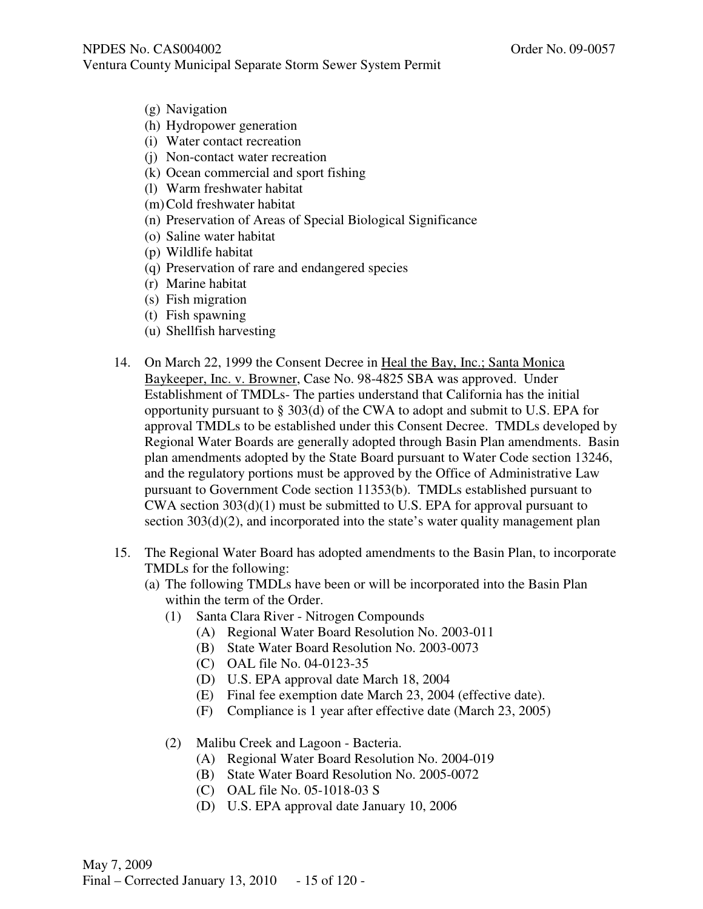(g) Navigation
(h) Hydropower generation
(i) Water contact recreation
(j) Non-contact water recreation
(k) Ocean commercial and sport fishing
(l) Warm freshwater habitat
(m) Cold freshwater habitat
(n) Preservation of Areas of Special Biological Significance
(o) Saline water habitat
(p) Wildlife habitat
(q) Preservation of rare and endangered species
(r) Marine habitat
(s) Fish migration
(t) Fish spawning
(u) Shellfish harvesting

14. On March 22, 1999 the Consent Decree in Heal the Bay, Inc.; Santa Monica Baykeeper, Inc. v. Browner, Case No. 98-4825 SBA was approved. Under Establishment of TMDLs- The parties understand that California has the initial opportunity pursuant to § 303(d) of the CWA to adopt and submit to U.S. EPA for approval TMDLs to be established under this Consent Decree. TMDLs developed by Regional Water Boards are generally adopted through Basin Plan amendments. Basin plan amendments adopted by the State Board pursuant to Water Code section 13246, and the regulatory portions must be approved by the Office of Administrative Law pursuant to Government Code section 11353(b). TMDLs established pursuant to CWA section 303(d)(1) must be submitted to U.S. EPA for approval pursuant to section 303(d)(2), and incorporated into the state's water quality management plan

15. The Regional Water Board has adopted amendments to the Basin Plan, to incorporate TMDLs for the following:
    (a) The following TMDLs have been or will be incorporated into the Basin Plan within the term of the Order.
        (1) Santa Clara River - Nitrogen Compounds
            (A) Regional Water Board Resolution No. 2003-011
            (B) State Water Board Resolution No. 2003-0073
            (C) OAL file No. 04-0123-35
            (D) U.S. EPA approval date March 18, 2004
            (E) Final fee exemption date March 23, 2004 (effective date).
            (F) Compliance is 1 year after effective date (March 23, 2005)

        (2) Malibu Creek and Lagoon - Bacteria.
            (A) Regional Water Board Resolution No. 2004-019
            (B) State Water Board Resolution No. 2005-0072
            (C) OAL file No. 05-1018-03 S
            (D) U.S. EPA approval date January 10, 2006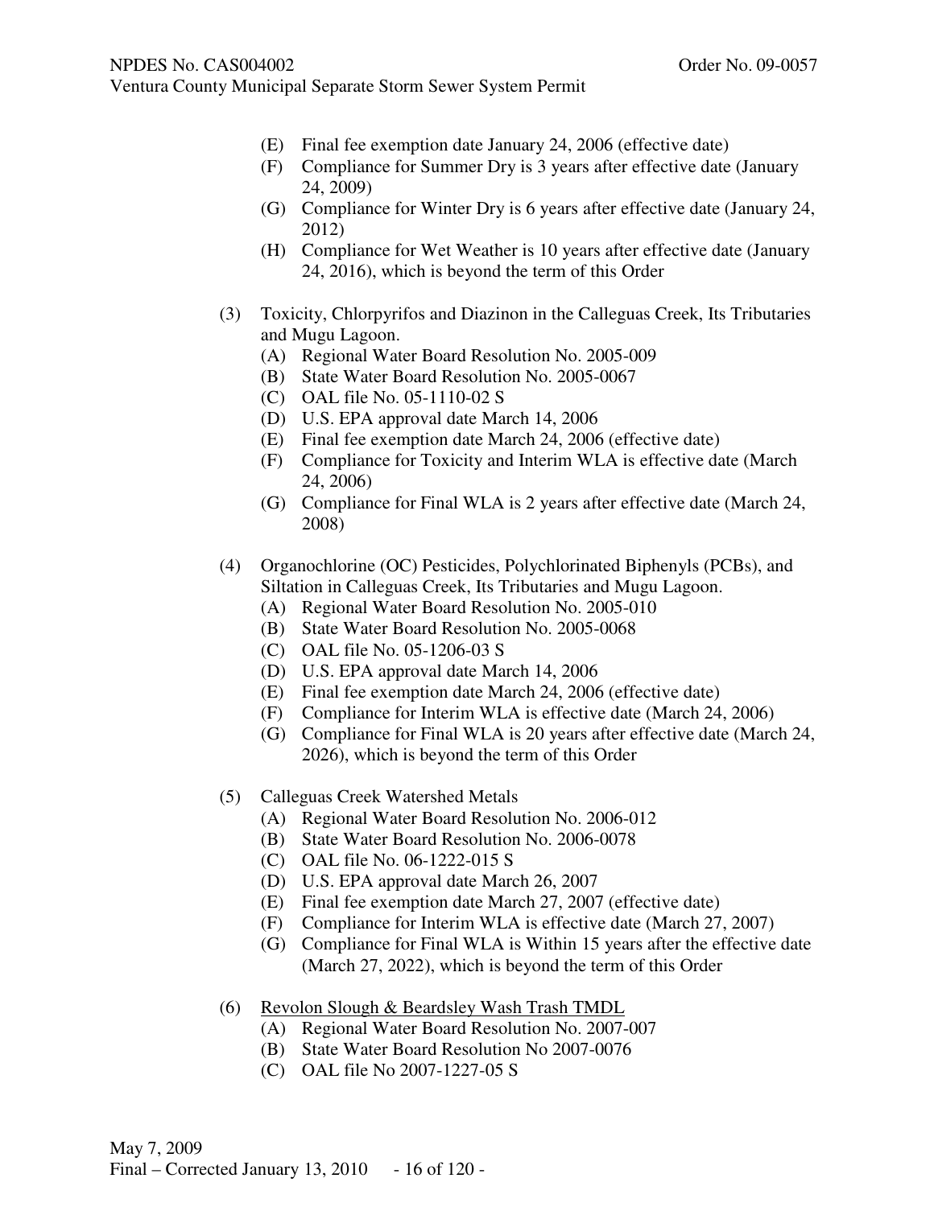(E) Final fee exemption date January 24, 2006 (effective date)
(F) Compliance for Summer Dry is 3 years after effective date (January 24, 2009)
(G) Compliance for Winter Dry is 6 years after effective date (January 24, 2012)
(H) Compliance for Wet Weather is 10 years after effective date (January 24, 2016), which is beyond the term of this Order

(3) Toxicity, Chlorpyrifos and Diazinon in the Calleguas Creek, Its Tributaries and Mugu Lagoon.
  (A) Regional Water Board Resolution No. 2005-009
  (B) State Water Board Resolution No. 2005-0067
  (C) OAL file No. 05-1110-02 S
  (D) U.S. EPA approval date March 14, 2006
  (E) Final fee exemption date March 24, 2006 (effective date)
  (F) Compliance for Toxicity and Interim WLA is effective date (March 24, 2006)
  (G) Compliance for Final WLA is 2 years after effective date (March 24, 2008)

(4) Organochlorine (OC) Pesticides, Polychlorinated Biphenyls (PCBs), and Siltation in Calleguas Creek, Its Tributaries and Mugu Lagoon.
  (A) Regional Water Board Resolution No. 2005-010
  (B) State Water Board Resolution No. 2005-0068
  (C) OAL file No. 05-1206-03 S
  (D) U.S. EPA approval date March 14, 2006
  (E) Final fee exemption date March 24, 2006 (effective date)
  (F) Compliance for Interim WLA is effective date (March 24, 2006)
  (G) Compliance for Final WLA is 20 years after effective date (March 24, 2026), which is beyond the term of this Order

(5) Calleguas Creek Watershed Metals
  (A) Regional Water Board Resolution No. 2006-012
  (B) State Water Board Resolution No. 2006-0078
  (C) OAL file No. 06-1222-015 S
  (D) U.S. EPA approval date March 26, 2007
  (E) Final fee exemption date March 27, 2007 (effective date)
  (F) Compliance for Interim WLA is effective date (March 27, 2007)
  (G) Compliance for Final WLA is Within 15 years after the effective date (March 27, 2022), which is beyond the term of this Order

(6) <u>Revolon Slough & Beardsley Wash Trash TMDL</u>
  (A) Regional Water Board Resolution No. 2007-007
  (B) State Water Board Resolution No 2007-0076
  (C) OAL file No 2007-1227-05 S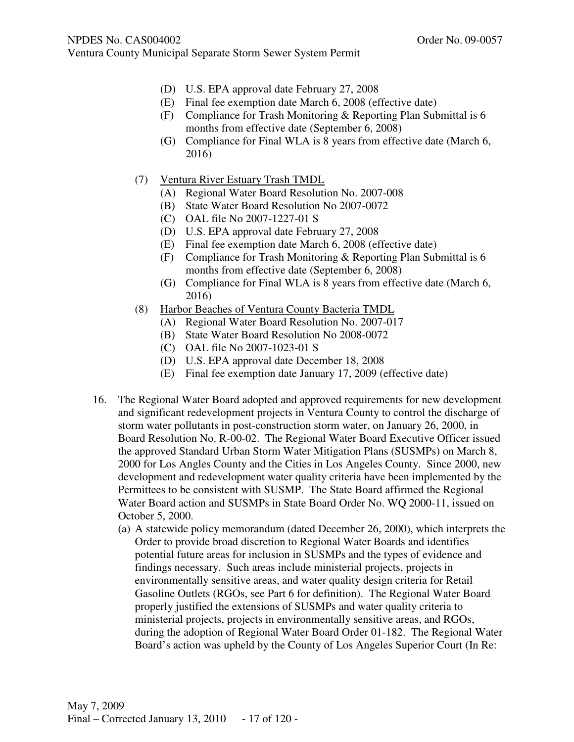(D) U.S. EPA approval date February 27, 2008
(E) Final fee exemption date March 6, 2008 (effective date)
(F) Compliance for Trash Monitoring & Reporting Plan Submittal is 6 months from effective date (September 6, 2008)
(G) Compliance for Final WLA is 8 years from effective date (March 6, 2016)

(7) <u>Ventura River Estuary Trash TMDL</u>
(A) Regional Water Board Resolution No. 2007-008
(B) State Water Board Resolution No 2007-0072
(C) OAL file No 2007-1227-01 S
(D) U.S. EPA approval date February 27, 2008
(E) Final fee exemption date March 6, 2008 (effective date)
(F) Compliance for Trash Monitoring & Reporting Plan Submittal is 6 months from effective date (September 6, 2008)
(G) Compliance for Final WLA is 8 years from effective date (March 6, 2016)

(8) <u>Harbor Beaches of Ventura County Bacteria TMDL</u>
(A) Regional Water Board Resolution No. 2007-017
(B) State Water Board Resolution No 2008-0072
(C) OAL file No 2007-1023-01 S
(D) U.S. EPA approval date December 18, 2008
(E) Final fee exemption date January 17, 2009 (effective date)

16. The Regional Water Board adopted and approved requirements for new development and significant redevelopment projects in Ventura County to control the discharge of storm water pollutants in post-construction storm water, on January 26, 2000, in Board Resolution No. R-00-02. The Regional Water Board Executive Officer issued the approved Standard Urban Storm Water Mitigation Plans (SUSMPs) on March 8, 2000 for Los Angles County and the Cities in Los Angeles County. Since 2000, new development and redevelopment water quality criteria have been implemented by the Permittees to be consistent with SUSMP. The State Board affirmed the Regional Water Board action and SUSMPs in State Board Order No. WQ 2000-11, issued on October 5, 2000.

(a) A statewide policy memorandum (dated December 26, 2000), which interprets the Order to provide broad discretion to Regional Water Boards and identifies potential future areas for inclusion in SUSMPs and the types of evidence and findings necessary. Such areas include ministerial projects, projects in environmentally sensitive areas, and water quality design criteria for Retail Gasoline Outlets (RGOs, see Part 6 for definition). The Regional Water Board properly justified the extensions of SUSMPs and water quality criteria to ministerial projects, projects in environmentally sensitive areas, and RGOs, during the adoption of Regional Water Board Order 01-182. The Regional Water Board's action was upheld by the County of Los Angeles Superior Court (In Re: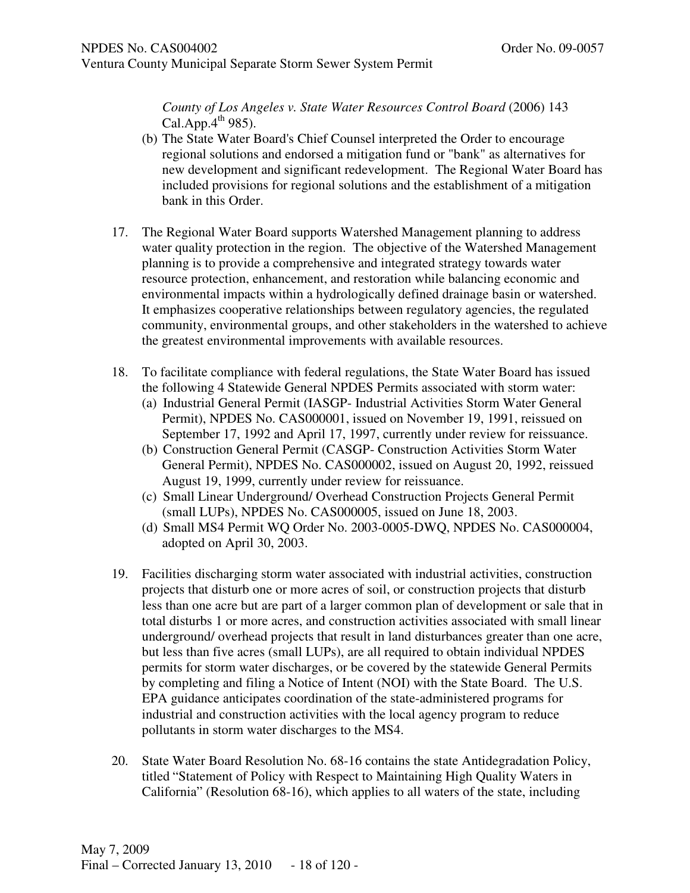*County of Los Angeles v. State Water Resources Control Board* (2006) 143 Cal.App.4th 985).

(b) The State Water Board's Chief Counsel interpreted the Order to encourage regional solutions and endorsed a mitigation fund or "bank" as alternatives for new development and significant redevelopment. The Regional Water Board has included provisions for regional solutions and the establishment of a mitigation bank in this Order.

17. The Regional Water Board supports Watershed Management planning to address water quality protection in the region. The objective of the Watershed Management planning is to provide a comprehensive and integrated strategy towards water resource protection, enhancement, and restoration while balancing economic and environmental impacts within a hydrologically defined drainage basin or watershed. It emphasizes cooperative relationships between regulatory agencies, the regulated community, environmental groups, and other stakeholders in the watershed to achieve the greatest environmental improvements with available resources.

18. To facilitate compliance with federal regulations, the State Water Board has issued the following 4 Statewide General NPDES Permits associated with storm water:
    (a) Industrial General Permit (IASGP- Industrial Activities Storm Water General Permit), NPDES No. CAS000001, issued on November 19, 1991, reissued on September 17, 1992 and April 17, 1997, currently under review for reissuance.
    (b) Construction General Permit (CASGP- Construction Activities Storm Water General Permit), NPDES No. CAS000002, issued on August 20, 1992, reissued August 19, 1999, currently under review for reissuance.
    (c) Small Linear Underground/ Overhead Construction Projects General Permit (small LUPs), NPDES No. CAS000005, issued on June 18, 2003.
    (d) Small MS4 Permit WQ Order No. 2003-0005-DWQ, NPDES No. CAS000004, adopted on April 30, 2003.

19. Facilities discharging storm water associated with industrial activities, construction projects that disturb one or more acres of soil, or construction projects that disturb less than one acre but are part of a larger common plan of development or sale that in total disturbs 1 or more acres, and construction activities associated with small linear underground/ overhead projects that result in land disturbances greater than one acre, but less than five acres (small LUPs), are all required to obtain individual NPDES permits for storm water discharges, or be covered by the statewide General Permits by completing and filing a Notice of Intent (NOI) with the State Board. The U.S. EPA guidance anticipates coordination of the state-administered programs for industrial and construction activities with the local agency program to reduce pollutants in storm water discharges to the MS4.

20. State Water Board Resolution No. 68-16 contains the state Antidegradation Policy, titled "Statement of Policy with Respect to Maintaining High Quality Waters in California" (Resolution 68-16), which applies to all waters of the state, including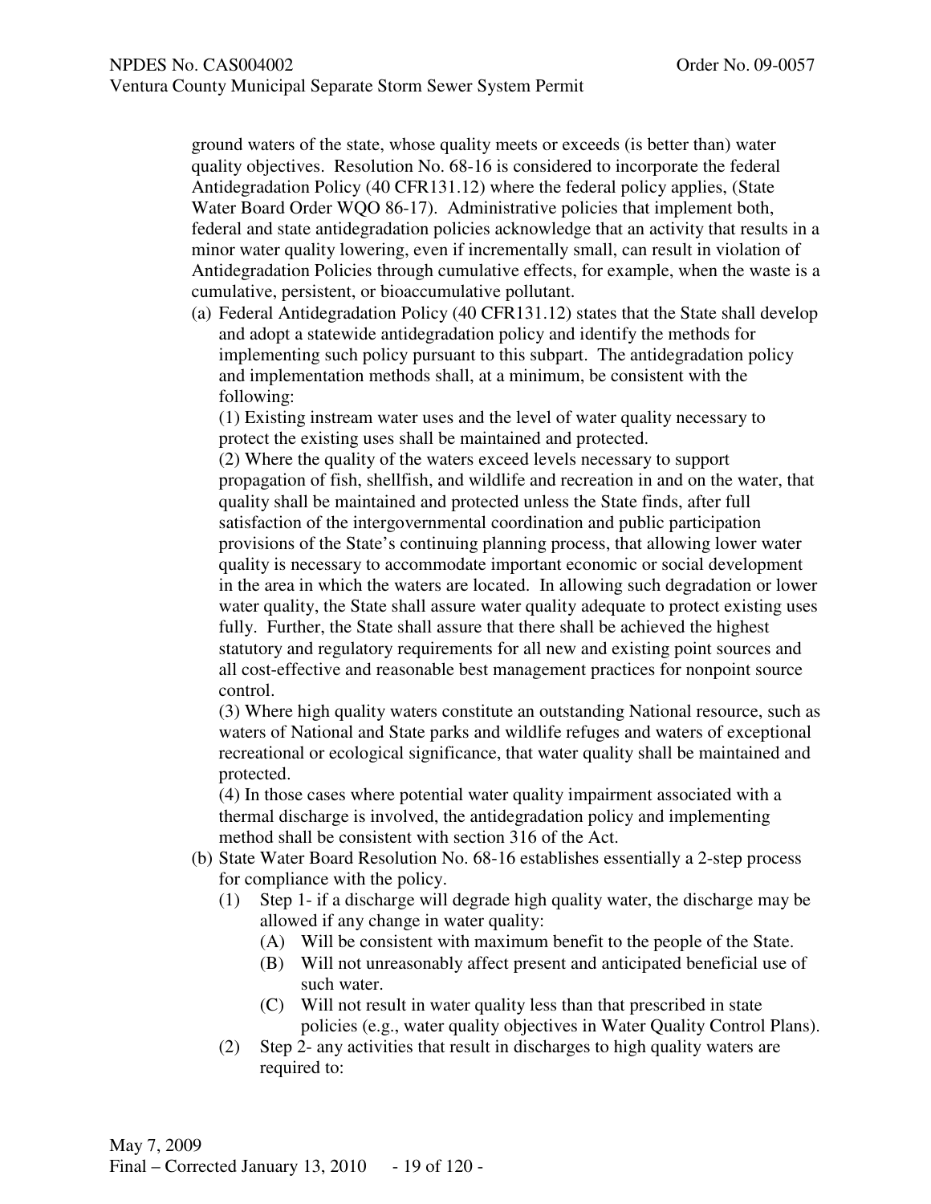ground waters of the state, whose quality meets or exceeds (is better than) water quality objectives. Resolution No. 68-16 is considered to incorporate the federal Antidegradation Policy (40 CFR131.12) where the federal policy applies, (State Water Board Order WQO 86-17). Administrative policies that implement both, federal and state antidegradation policies acknowledge that an activity that results in a minor water quality lowering, even if incrementally small, can result in violation of Antidegradation Policies through cumulative effects, for example, when the waste is a cumulative, persistent, or bioaccumulative pollutant.

(a) Federal Antidegradation Policy (40 CFR131.12) states that the State shall develop and adopt a statewide antidegradation policy and identify the methods for implementing such policy pursuant to this subpart. The antidegradation policy and implementation methods shall, at a minimum, be consistent with the following:

(1) Existing instream water uses and the level of water quality necessary to protect the existing uses shall be maintained and protected.

(2) Where the quality of the waters exceed levels necessary to support propagation of fish, shellfish, and wildlife and recreation in and on the water, that quality shall be maintained and protected unless the State finds, after full satisfaction of the intergovernmental coordination and public participation provisions of the State's continuing planning process, that allowing lower water quality is necessary to accommodate important economic or social development in the area in which the waters are located. In allowing such degradation or lower water quality, the State shall assure water quality adequate to protect existing uses fully. Further, the State shall assure that there shall be achieved the highest statutory and regulatory requirements for all new and existing point sources and all cost-effective and reasonable best management practices for nonpoint source control.

(3) Where high quality waters constitute an outstanding National resource, such as waters of National and State parks and wildlife refuges and waters of exceptional recreational or ecological significance, that water quality shall be maintained and protected.

(4) In those cases where potential water quality impairment associated with a thermal discharge is involved, the antidegradation policy and implementing method shall be consistent with section 316 of the Act.

(b) State Water Board Resolution No. 68-16 establishes essentially a 2-step process for compliance with the policy.

   (1) Step 1- if a discharge will degrade high quality water, the discharge may be allowed if any change in water quality:

      (A) Will be consistent with maximum benefit to the people of the State.

      (B) Will not unreasonably affect present and anticipated beneficial use of such water.

      (C) Will not result in water quality less than that prescribed in state policies (e.g., water quality objectives in Water Quality Control Plans).

   (2) Step 2- any activities that result in discharges to high quality waters are required to: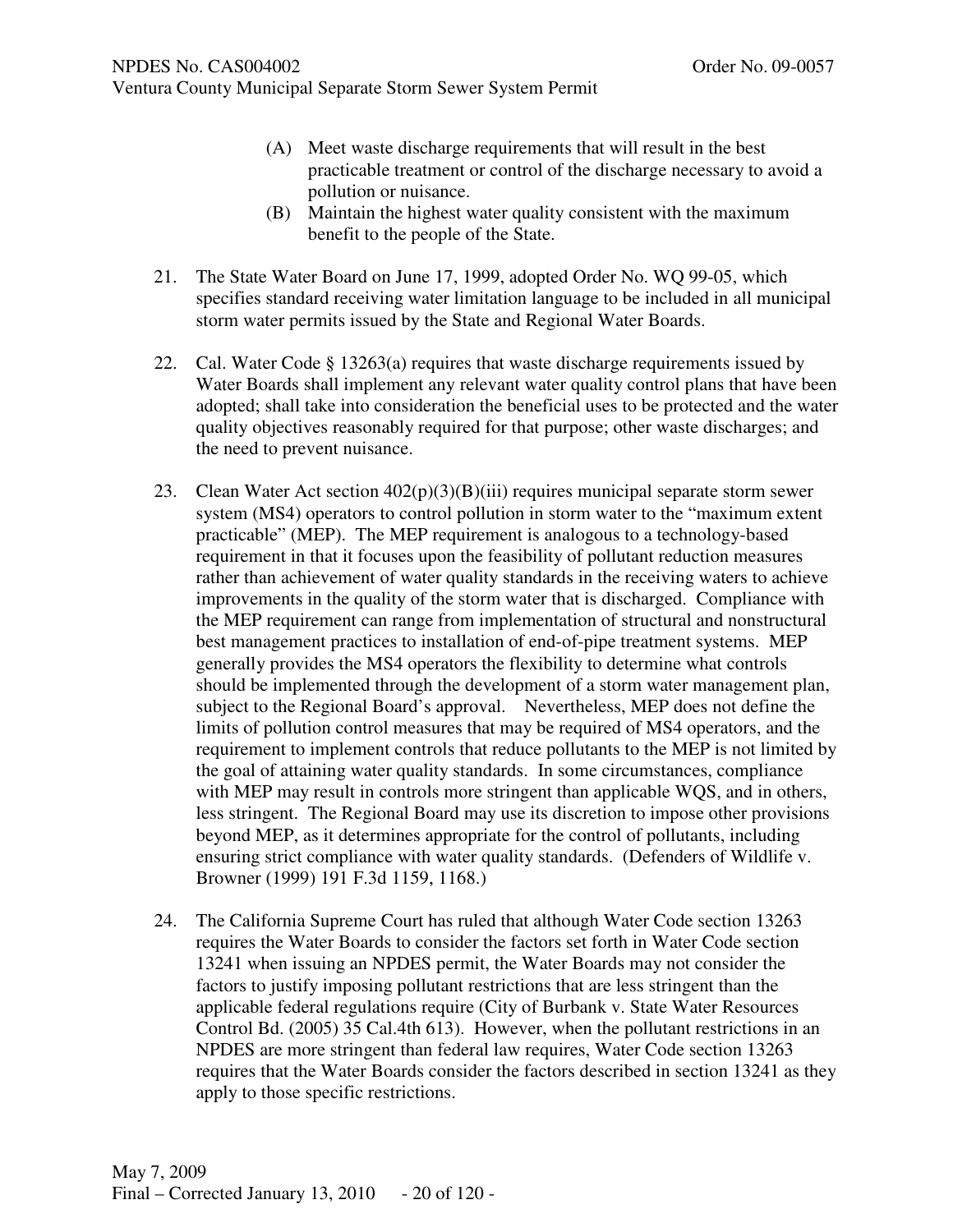(A) Meet waste discharge requirements that will result in the best practicable treatment or control of the discharge necessary to avoid a pollution or nuisance.

(B) Maintain the highest water quality consistent with the maximum benefit to the people of the State.

21. The State Water Board on June 17, 1999, adopted Order No. WQ 99-05, which specifies standard receiving water limitation language to be included in all municipal storm water permits issued by the State and Regional Water Boards.

22. Cal. Water Code § 13263(a) requires that waste discharge requirements issued by Water Boards shall implement any relevant water quality control plans that have been adopted; shall take into consideration the beneficial uses to be protected and the water quality objectives reasonably required for that purpose; other waste discharges; and the need to prevent nuisance.

23. Clean Water Act section 402(p)(3)(B)(iii) requires municipal separate storm sewer system (MS4) operators to control pollution in storm water to the "maximum extent practicable" (MEP). The MEP requirement is analogous to a technology-based requirement in that it focuses upon the feasibility of pollutant reduction measures rather than achievement of water quality standards in the receiving waters to achieve improvements in the quality of the storm water that is discharged. Compliance with the MEP requirement can range from implementation of structural and nonstructural best management practices to installation of end-of-pipe treatment systems. MEP generally provides the MS4 operators the flexibility to determine what controls should be implemented through the development of a storm water management plan, subject to the Regional Board's approval. Nevertheless, MEP does not define the limits of pollution control measures that may be required of MS4 operators, and the requirement to implement controls that reduce pollutants to the MEP is not limited by the goal of attaining water quality standards. In some circumstances, compliance with MEP may result in controls more stringent than applicable WQS, and in others, less stringent. The Regional Board may use its discretion to impose other provisions beyond MEP, as it determines appropriate for the control of pollutants, including ensuring strict compliance with water quality standards. (Defenders of Wildlife v. Browner (1999) 191 F.3d 1159, 1168.)

24. The California Supreme Court has ruled that although Water Code section 13263 requires the Water Boards to consider the factors set forth in Water Code section 13241 when issuing an NPDES permit, the Water Boards may not consider the factors to justify imposing pollutant restrictions that are less stringent than the applicable federal regulations require (City of Burbank v. State Water Resources Control Bd. (2005) 35 Cal.4th 613). However, when the pollutant restrictions in an NPDES are more stringent than federal law requires, Water Code section 13263 requires that the Water Boards consider the factors described in section 13241 as they apply to those specific restrictions.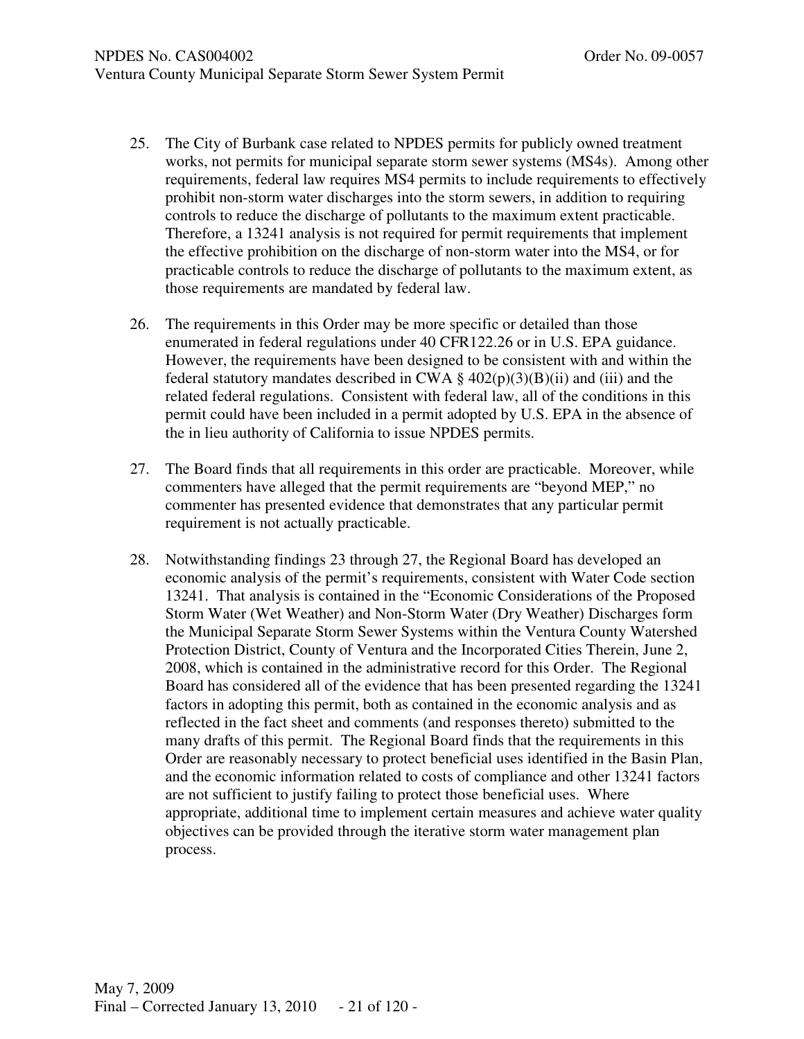25. The City of Burbank case related to NPDES permits for publicly owned treatment works, not permits for municipal separate storm sewer systems (MS4s). Among other requirements, federal law requires MS4 permits to include requirements to effectively prohibit non-storm water discharges into the storm sewers, in addition to requiring controls to reduce the discharge of pollutants to the maximum extent practicable. Therefore, a 13241 analysis is not required for permit requirements that implement the effective prohibition on the discharge of non-storm water into the MS4, or for practicable controls to reduce the discharge of pollutants to the maximum extent, as those requirements are mandated by federal law.

26. The requirements in this Order may be more specific or detailed than those enumerated in federal regulations under 40 CFR122.26 or in U.S. EPA guidance. However, the requirements have been designed to be consistent with and within the federal statutory mandates described in CWA § 402(p)(3)(B)(ii) and (iii) and the related federal regulations. Consistent with federal law, all of the conditions in this permit could have been included in a permit adopted by U.S. EPA in the absence of the in lieu authority of California to issue NPDES permits.

27. The Board finds that all requirements in this order are practicable. Moreover, while commenters have alleged that the permit requirements are "beyond MEP," no commenter has presented evidence that demonstrates that any particular permit requirement is not actually practicable.

28. Notwithstanding findings 23 through 27, the Regional Board has developed an economic analysis of the permit's requirements, consistent with Water Code section 13241. That analysis is contained in the "Economic Considerations of the Proposed Storm Water (Wet Weather) and Non-Storm Water (Dry Weather) Discharges form the Municipal Separate Storm Sewer Systems within the Ventura County Watershed Protection District, County of Ventura and the Incorporated Cities Therein, June 2, 2008, which is contained in the administrative record for this Order. The Regional Board has considered all of the evidence that has been presented regarding the 13241 factors in adopting this permit, both as contained in the economic analysis and as reflected in the fact sheet and comments (and responses thereto) submitted to the many drafts of this permit. The Regional Board finds that the requirements in this Order are reasonably necessary to protect beneficial uses identified in the Basin Plan, and the economic information related to costs of compliance and other 13241 factors are not sufficient to justify failing to protect those beneficial uses. Where appropriate, additional time to implement certain measures and achieve water quality objectives can be provided through the iterative storm water management plan process.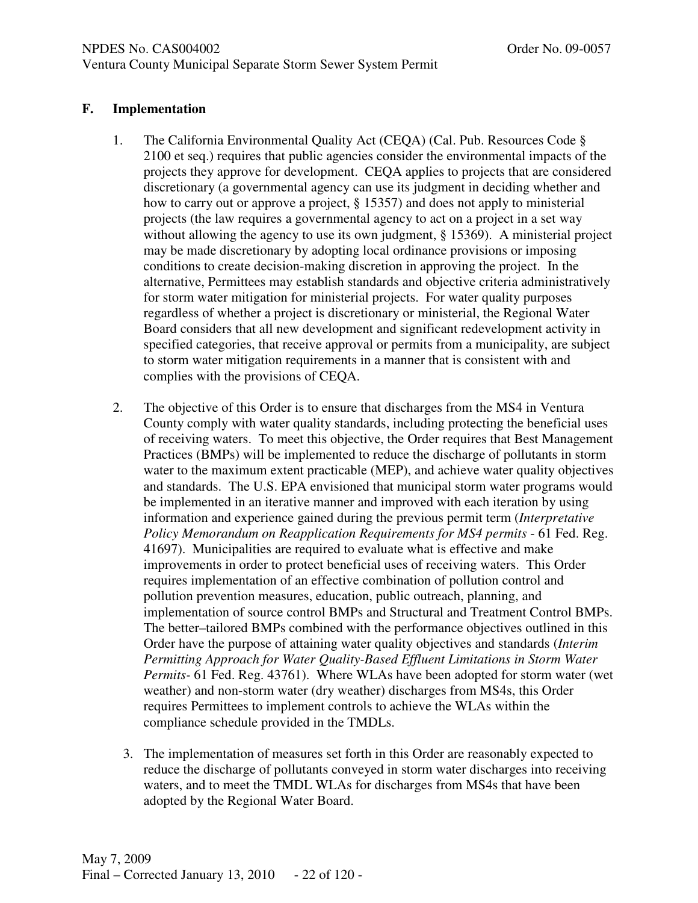## F. Implementation

1. The California Environmental Quality Act (CEQA) (Cal. Pub. Resources Code § 2100 et seq.) requires that public agencies consider the environmental impacts of the projects they approve for development. CEQA applies to projects that are considered discretionary (a governmental agency can use its judgment in deciding whether and how to carry out or approve a project, § 15357) and does not apply to ministerial projects (the law requires a governmental agency to act on a project in a set way without allowing the agency to use its own judgment, § 15369). A ministerial project may be made discretionary by adopting local ordinance provisions or imposing conditions to create decision-making discretion in approving the project. In the alternative, Permittees may establish standards and objective criteria administratively for storm water mitigation for ministerial projects. For water quality purposes regardless of whether a project is discretionary or ministerial, the Regional Water Board considers that all new development and significant redevelopment activity in specified categories, that receive approval or permits from a municipality, are subject to storm water mitigation requirements in a manner that is consistent with and complies with the provisions of CEQA.

2. The objective of this Order is to ensure that discharges from the MS4 in Ventura County comply with water quality standards, including protecting the beneficial uses of receiving waters. To meet this objective, the Order requires that Best Management Practices (BMPs) will be implemented to reduce the discharge of pollutants in storm water to the maximum extent practicable (MEP), and achieve water quality objectives and standards. The U.S. EPA envisioned that municipal storm water programs would be implemented in an iterative manner and improved with each iteration by using information and experience gained during the previous permit term (*Interpretative Policy Memorandum on Reapplication Requirements for MS4 permits* - 61 Fed. Reg. 41697). Municipalities are required to evaluate what is effective and make improvements in order to protect beneficial uses of receiving waters. This Order requires implementation of an effective combination of pollution control and pollution prevention measures, education, public outreach, planning, and implementation of source control BMPs and Structural and Treatment Control BMPs. The better–tailored BMPs combined with the performance objectives outlined in this Order have the purpose of attaining water quality objectives and standards (*Interim Permitting Approach for Water Quality-Based Effluent Limitations in Storm Water Permits*- 61 Fed. Reg. 43761). Where WLAs have been adopted for storm water (wet weather) and non-storm water (dry weather) discharges from MS4s, this Order requires Permittees to implement controls to achieve the WLAs within the compliance schedule provided in the TMDLs.

3. The implementation of measures set forth in this Order are reasonably expected to reduce the discharge of pollutants conveyed in storm water discharges into receiving waters, and to meet the TMDL WLAs for discharges from MS4s that have been adopted by the Regional Water Board.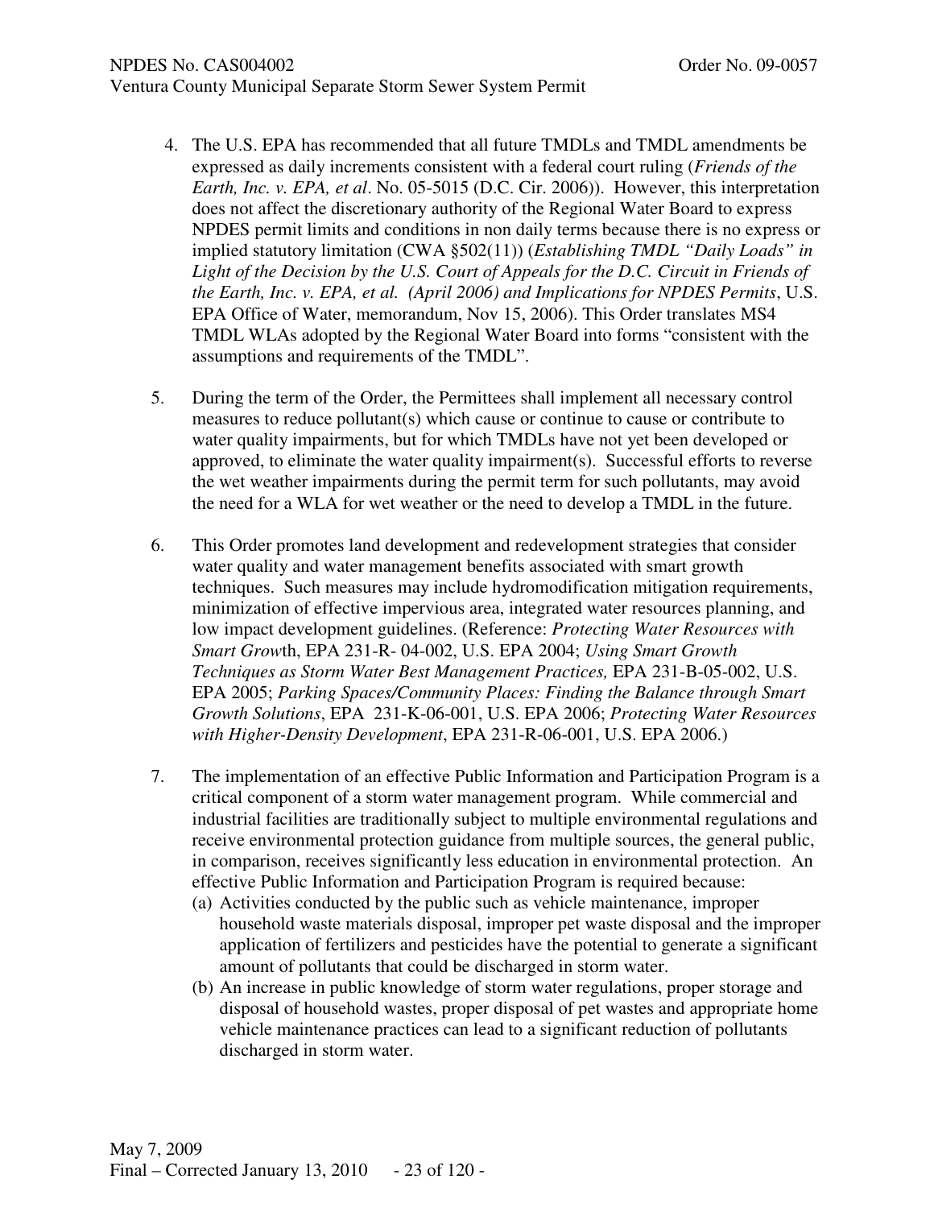4. The U.S. EPA has recommended that all future TMDLs and TMDL amendments be expressed as daily increments consistent with a federal court ruling (*Friends of the Earth, Inc. v. EPA, et al*. No. 05-5015 (D.C. Cir. 2006)). However, this interpretation does not affect the discretionary authority of the Regional Water Board to express NPDES permit limits and conditions in non daily terms because there is no express or implied statutory limitation (CWA §502(11)) (*Establishing TMDL "Daily Loads" in Light of the Decision by the U.S. Court of Appeals for the D.C. Circuit in Friends of the Earth, Inc. v. EPA, et al. (April 2006) and Implications for NPDES Permits*, U.S. EPA Office of Water, memorandum, Nov 15, 2006). This Order translates MS4 TMDL WLAs adopted by the Regional Water Board into forms "consistent with the assumptions and requirements of the TMDL".

5. During the term of the Order, the Permittees shall implement all necessary control measures to reduce pollutant(s) which cause or continue to cause or contribute to water quality impairments, but for which TMDLs have not yet been developed or approved, to eliminate the water quality impairment(s). Successful efforts to reverse the wet weather impairments during the permit term for such pollutants, may avoid the need for a WLA for wet weather or the need to develop a TMDL in the future.

6. This Order promotes land development and redevelopment strategies that consider water quality and water management benefits associated with smart growth techniques. Such measures may include hydromodification mitigation requirements, minimization of effective impervious area, integrated water resources planning, and low impact development guidelines. (Reference: *Protecting Water Resources with Smart Grow*th, EPA 231-R- 04-002, U.S. EPA 2004; *Using Smart Growth Techniques as Storm Water Best Management Practices,* EPA 231-B-05-002, U.S. EPA 2005; *Parking Spaces/Community Places: Finding the Balance through Smart Growth Solutions*, EPA 231-K-06-001, U.S. EPA 2006; *Protecting Water Resources with Higher-Density Development*, EPA 231-R-06-001, U.S. EPA 2006.)

7. The implementation of an effective Public Information and Participation Program is a critical component of a storm water management program. While commercial and industrial facilities are traditionally subject to multiple environmental regulations and receive environmental protection guidance from multiple sources, the general public, in comparison, receives significantly less education in environmental protection. An effective Public Information and Participation Program is required because:
   (a) Activities conducted by the public such as vehicle maintenance, improper household waste materials disposal, improper pet waste disposal and the improper application of fertilizers and pesticides have the potential to generate a significant amount of pollutants that could be discharged in storm water.
   (b) An increase in public knowledge of storm water regulations, proper storage and disposal of household wastes, proper disposal of pet wastes and appropriate home vehicle maintenance practices can lead to a significant reduction of pollutants discharged in storm water.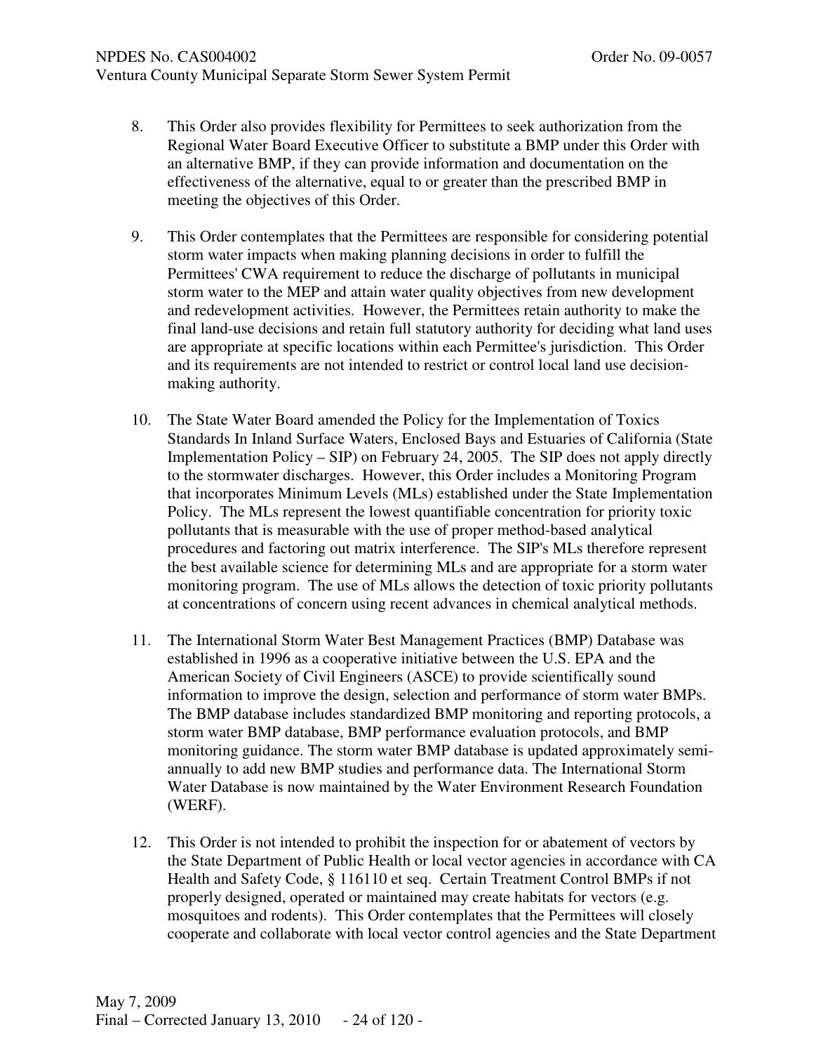8. This Order also provides flexibility for Permittees to seek authorization from the Regional Water Board Executive Officer to substitute a BMP under this Order with an alternative BMP, if they can provide information and documentation on the effectiveness of the alternative, equal to or greater than the prescribed BMP in meeting the objectives of this Order.

9. This Order contemplates that the Permittees are responsible for considering potential storm water impacts when making planning decisions in order to fulfill the Permittees' CWA requirement to reduce the discharge of pollutants in municipal storm water to the MEP and attain water quality objectives from new development and redevelopment activities. However, the Permittees retain authority to make the final land-use decisions and retain full statutory authority for deciding what land uses are appropriate at specific locations within each Permittee's jurisdiction. This Order and its requirements are not intended to restrict or control local land use decision-making authority.

10. The State Water Board amended the Policy for the Implementation of Toxics Standards In Inland Surface Waters, Enclosed Bays and Estuaries of California (State Implementation Policy – SIP) on February 24, 2005. The SIP does not apply directly to the stormwater discharges. However, this Order includes a Monitoring Program that incorporates Minimum Levels (MLs) established under the State Implementation Policy. The MLs represent the lowest quantifiable concentration for priority toxic pollutants that is measurable with the use of proper method-based analytical procedures and factoring out matrix interference. The SIP's MLs therefore represent the best available science for determining MLs and are appropriate for a storm water monitoring program. The use of MLs allows the detection of toxic priority pollutants at concentrations of concern using recent advances in chemical analytical methods.

11. The International Storm Water Best Management Practices (BMP) Database was established in 1996 as a cooperative initiative between the U.S. EPA and the American Society of Civil Engineers (ASCE) to provide scientifically sound information to improve the design, selection and performance of storm water BMPs. The BMP database includes standardized BMP monitoring and reporting protocols, a storm water BMP database, BMP performance evaluation protocols, and BMP monitoring guidance. The storm water BMP database is updated approximately semi-annually to add new BMP studies and performance data. The International Storm Water Database is now maintained by the Water Environment Research Foundation (WERF).

12. This Order is not intended to prohibit the inspection for or abatement of vectors by the State Department of Public Health or local vector agencies in accordance with CA Health and Safety Code, § 116110 et seq. Certain Treatment Control BMPs if not properly designed, operated or maintained may create habitats for vectors (e.g. mosquitoes and rodents). This Order contemplates that the Permittees will closely cooperate and collaborate with local vector control agencies and the State Department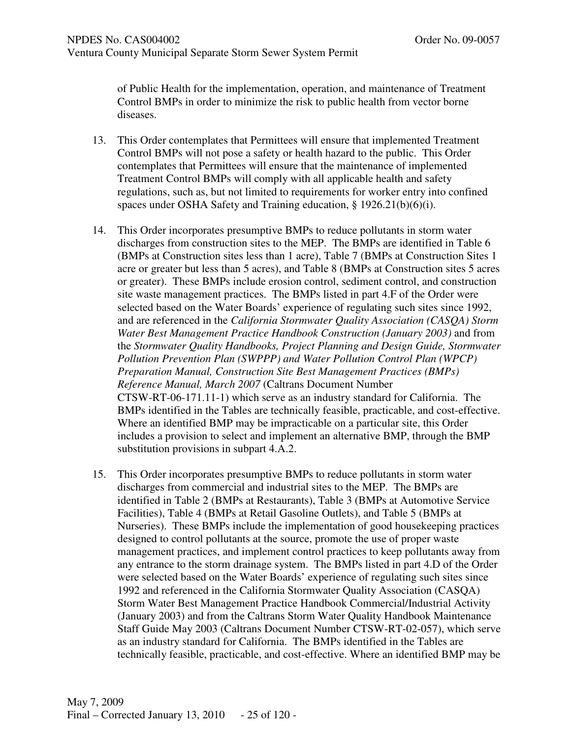of Public Health for the implementation, operation, and maintenance of Treatment Control BMPs in order to minimize the risk to public health from vector borne diseases.

13. This Order contemplates that Permittees will ensure that implemented Treatment Control BMPs will not pose a safety or health hazard to the public. This Order contemplates that Permittees will ensure that the maintenance of implemented Treatment Control BMPs will comply with all applicable health and safety regulations, such as, but not limited to requirements for worker entry into confined spaces under OSHA Safety and Training education, § 1926.21(b)(6)(i).

14. This Order incorporates presumptive BMPs to reduce pollutants in storm water discharges from construction sites to the MEP. The BMPs are identified in Table 6 (BMPs at Construction sites less than 1 acre), Table 7 (BMPs at Construction Sites 1 acre or greater but less than 5 acres), and Table 8 (BMPs at Construction sites 5 acres or greater). These BMPs include erosion control, sediment control, and construction site waste management practices. The BMPs listed in part 4.F of the Order were selected based on the Water Boards' experience of regulating such sites since 1992, and are referenced in the *California Stormwater Quality Association (CASQA) Storm Water Best Management Practice Handbook Construction (January 2003)* and from the *Stormwater Quality Handbooks, Project Planning and Design Guide, Stormwater Pollution Prevention Plan (SWPPP) and Water Pollution Control Plan (WPCP) Preparation Manual, Construction Site Best Management Practices (BMPs) Reference Manual, March 2007* (Caltrans Document Number CTSW-RT-06-171.11-1) which serve as an industry standard for California. The BMPs identified in the Tables are technically feasible, practicable, and cost-effective. Where an identified BMP may be impracticable on a particular site, this Order includes a provision to select and implement an alternative BMP, through the BMP substitution provisions in subpart 4.A.2.

15. This Order incorporates presumptive BMPs to reduce pollutants in storm water discharges from commercial and industrial sites to the MEP. The BMPs are identified in Table 2 (BMPs at Restaurants), Table 3 (BMPs at Automotive Service Facilities), Table 4 (BMPs at Retail Gasoline Outlets), and Table 5 (BMPs at Nurseries). These BMPs include the implementation of good housekeeping practices designed to control pollutants at the source, promote the use of proper waste management practices, and implement control practices to keep pollutants away from any entrance to the storm drainage system. The BMPs listed in part 4.D of the Order were selected based on the Water Boards' experience of regulating such sites since 1992 and referenced in the California Stormwater Quality Association (CASQA) Storm Water Best Management Practice Handbook Commercial/Industrial Activity (January 2003) and from the Caltrans Storm Water Quality Handbook Maintenance Staff Guide May 2003 (Caltrans Document Number CTSW-RT-02-057), which serve as an industry standard for California. The BMPs identified in the Tables are technically feasible, practicable, and cost-effective. Where an identified BMP may be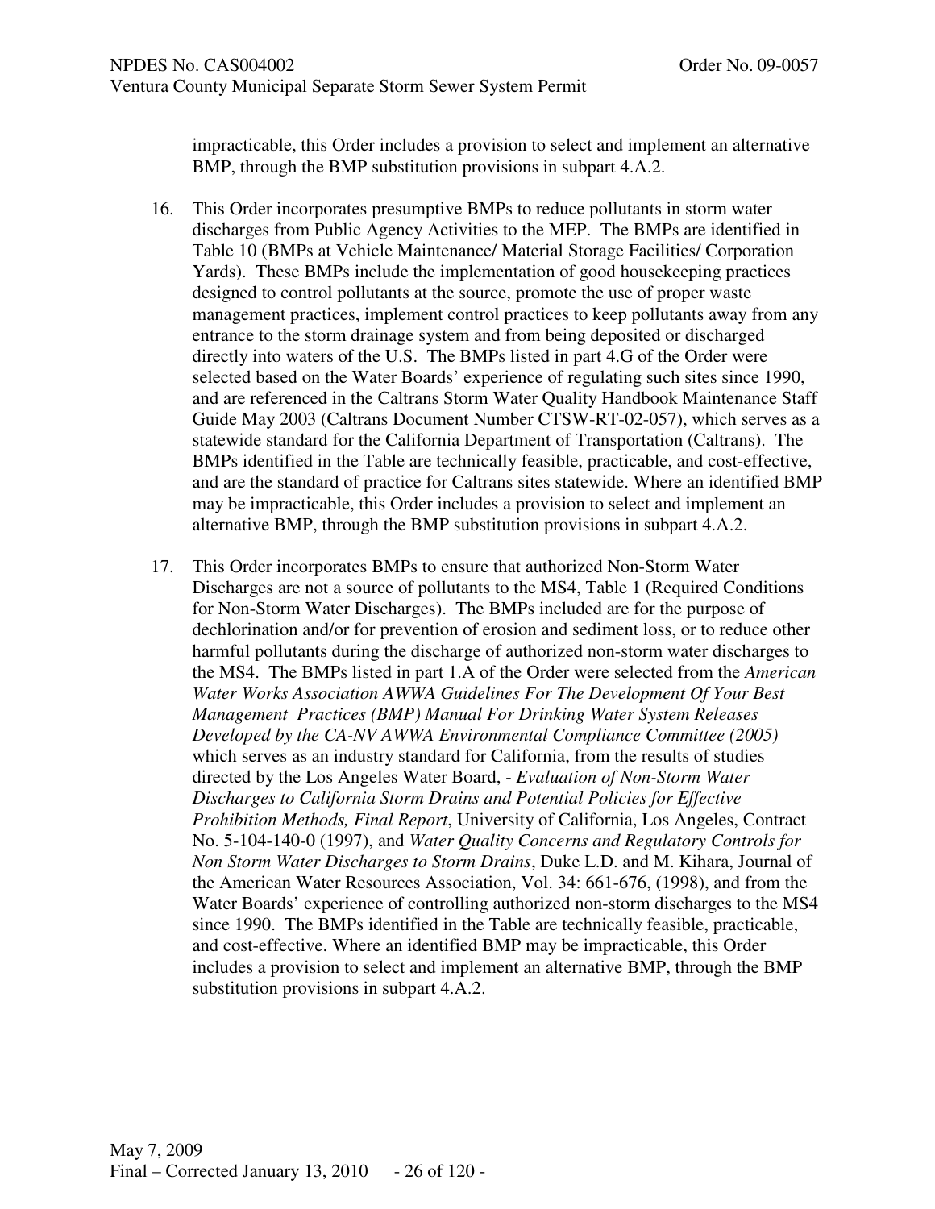impracticable, this Order includes a provision to select and implement an alternative BMP, through the BMP substitution provisions in subpart 4.A.2.

16. This Order incorporates presumptive BMPs to reduce pollutants in storm water discharges from Public Agency Activities to the MEP. The BMPs are identified in Table 10 (BMPs at Vehicle Maintenance/ Material Storage Facilities/ Corporation Yards). These BMPs include the implementation of good housekeeping practices designed to control pollutants at the source, promote the use of proper waste management practices, implement control practices to keep pollutants away from any entrance to the storm drainage system and from being deposited or discharged directly into waters of the U.S. The BMPs listed in part 4.G of the Order were selected based on the Water Boards' experience of regulating such sites since 1990, and are referenced in the Caltrans Storm Water Quality Handbook Maintenance Staff Guide May 2003 (Caltrans Document Number CTSW-RT-02-057), which serves as a statewide standard for the California Department of Transportation (Caltrans). The BMPs identified in the Table are technically feasible, practicable, and cost-effective, and are the standard of practice for Caltrans sites statewide. Where an identified BMP may be impracticable, this Order includes a provision to select and implement an alternative BMP, through the BMP substitution provisions in subpart 4.A.2.

17. This Order incorporates BMPs to ensure that authorized Non-Storm Water Discharges are not a source of pollutants to the MS4, Table 1 (Required Conditions for Non-Storm Water Discharges). The BMPs included are for the purpose of dechlorination and/or for prevention of erosion and sediment loss, or to reduce other harmful pollutants during the discharge of authorized non-storm water discharges to the MS4. The BMPs listed in part 1.A of the Order were selected from the *American Water Works Association AWWA Guidelines For The Development Of Your Best Management Practices (BMP) Manual For Drinking Water System Releases Developed by the CA-NV AWWA Environmental Compliance Committee (2005)* which serves as an industry standard for California, from the results of studies directed by the Los Angeles Water Board, - *Evaluation of Non-Storm Water Discharges to California Storm Drains and Potential Policies for Effective Prohibition Methods, Final Report*, University of California, Los Angeles, Contract No. 5-104-140-0 (1997), and *Water Quality Concerns and Regulatory Controls for Non Storm Water Discharges to Storm Drains*, Duke L.D. and M. Kihara, Journal of the American Water Resources Association, Vol. 34: 661-676, (1998), and from the Water Boards' experience of controlling authorized non-storm discharges to the MS4 since 1990. The BMPs identified in the Table are technically feasible, practicable, and cost-effective. Where an identified BMP may be impracticable, this Order includes a provision to select and implement an alternative BMP, through the BMP substitution provisions in subpart 4.A.2.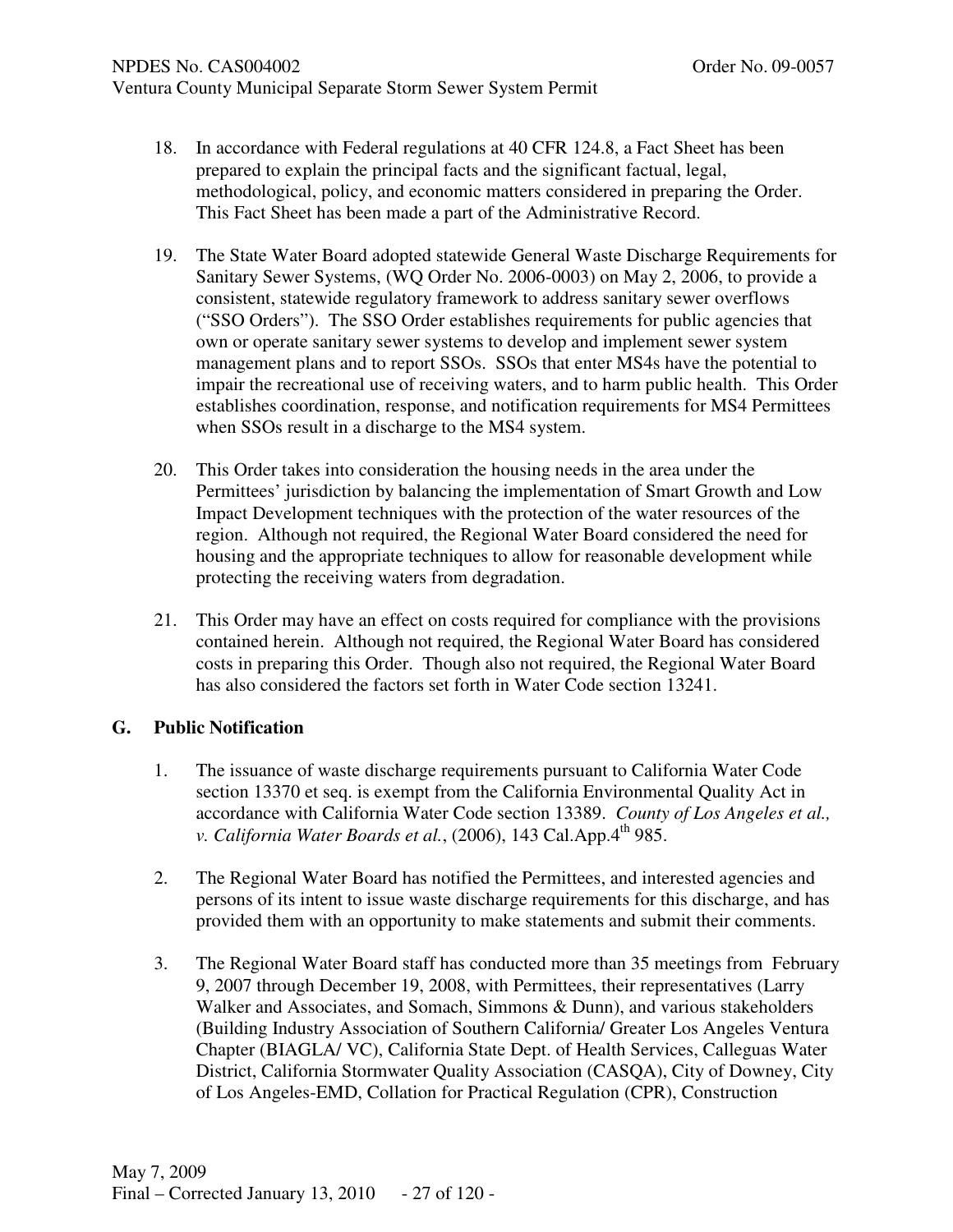18. In accordance with Federal regulations at 40 CFR 124.8, a Fact Sheet has been prepared to explain the principal facts and the significant factual, legal, methodological, policy, and economic matters considered in preparing the Order. This Fact Sheet has been made a part of the Administrative Record.

19. The State Water Board adopted statewide General Waste Discharge Requirements for Sanitary Sewer Systems, (WQ Order No. 2006-0003) on May 2, 2006, to provide a consistent, statewide regulatory framework to address sanitary sewer overflows ("SSO Orders"). The SSO Order establishes requirements for public agencies that own or operate sanitary sewer systems to develop and implement sewer system management plans and to report SSOs. SSOs that enter MS4s have the potential to impair the recreational use of receiving waters, and to harm public health. This Order establishes coordination, response, and notification requirements for MS4 Permittees when SSOs result in a discharge to the MS4 system.

20. This Order takes into consideration the housing needs in the area under the Permittees' jurisdiction by balancing the implementation of Smart Growth and Low Impact Development techniques with the protection of the water resources of the region. Although not required, the Regional Water Board considered the need for housing and the appropriate techniques to allow for reasonable development while protecting the receiving waters from degradation.

21. This Order may have an effect on costs required for compliance with the provisions contained herein. Although not required, the Regional Water Board has considered costs in preparing this Order. Though also not required, the Regional Water Board has also considered the factors set forth in Water Code section 13241.

## G. Public Notification

1. The issuance of waste discharge requirements pursuant to California Water Code section 13370 et seq. is exempt from the California Environmental Quality Act in accordance with California Water Code section 13389. *County of Los Angeles et al., v. California Water Boards et al.*, (2006), 143 Cal.App.4th 985.

2. The Regional Water Board has notified the Permittees, and interested agencies and persons of its intent to issue waste discharge requirements for this discharge, and has provided them with an opportunity to make statements and submit their comments.

3. The Regional Water Board staff has conducted more than 35 meetings from February 9, 2007 through December 19, 2008, with Permittees, their representatives (Larry Walker and Associates, and Somach, Simmons & Dunn), and various stakeholders (Building Industry Association of Southern California/ Greater Los Angeles Ventura Chapter (BIAGLA/ VC), California State Dept. of Health Services, Calleguas Water District, California Stormwater Quality Association (CASQA), City of Downey, City of Los Angeles-EMD, Collation for Practical Regulation (CPR), Construction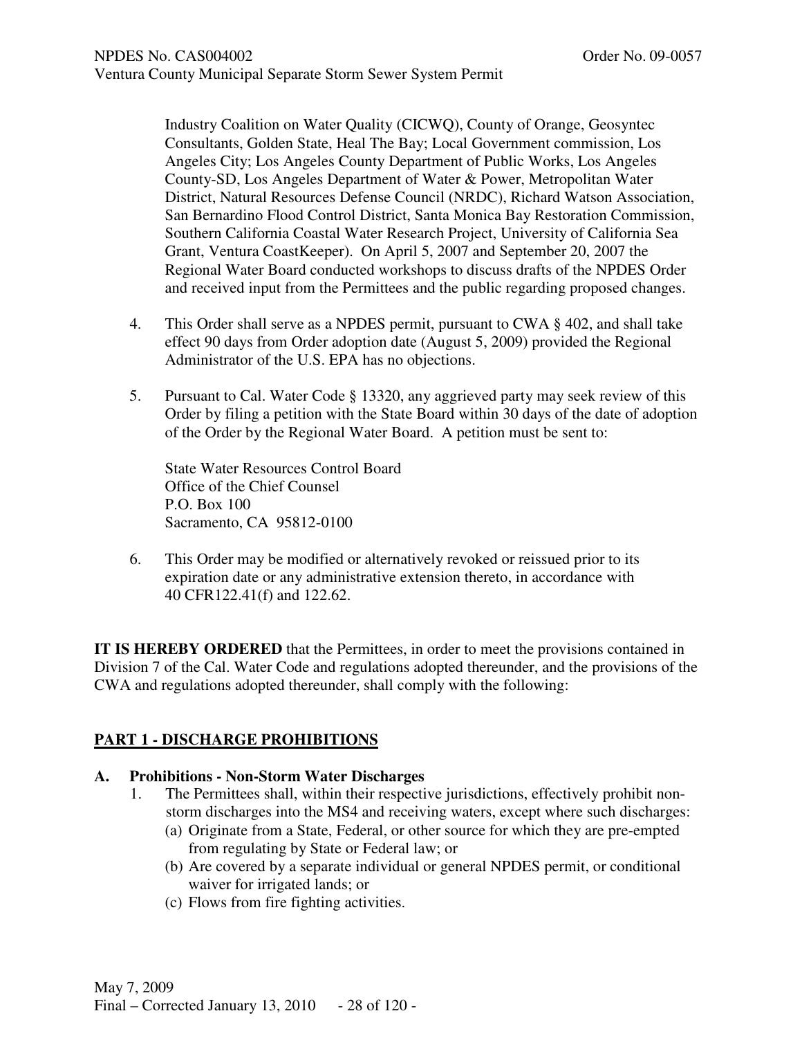Industry Coalition on Water Quality (CICWQ), County of Orange, Geosyntec Consultants, Golden State, Heal The Bay; Local Government commission, Los Angeles City; Los Angeles County Department of Public Works, Los Angeles County-SD, Los Angeles Department of Water & Power, Metropolitan Water District, Natural Resources Defense Council (NRDC), Richard Watson Association, San Bernardino Flood Control District, Santa Monica Bay Restoration Commission, Southern California Coastal Water Research Project, University of California Sea Grant, Ventura CoastKeeper). On April 5, 2007 and September 20, 2007 the Regional Water Board conducted workshops to discuss drafts of the NPDES Order and received input from the Permittees and the public regarding proposed changes.

4. This Order shall serve as a NPDES permit, pursuant to CWA § 402, and shall take effect 90 days from Order adoption date (August 5, 2009) provided the Regional Administrator of the U.S. EPA has no objections.

5. Pursuant to Cal. Water Code § 13320, any aggrieved party may seek review of this Order by filing a petition with the State Board within 30 days of the date of adoption of the Order by the Regional Water Board. A petition must be sent to:

   State Water Resources Control Board
   Office of the Chief Counsel
   P.O. Box 100
   Sacramento, CA 95812-0100

6. This Order may be modified or alternatively revoked or reissued prior to its expiration date or any administrative extension thereto, in accordance with 40 CFR122.41(f) and 122.62.

**IT IS HEREBY ORDERED** that the Permittees, in order to meet the provisions contained in Division 7 of the Cal. Water Code and regulations adopted thereunder, and the provisions of the CWA and regulations adopted thereunder, shall comply with the following:

## PART 1 - DISCHARGE PROHIBITIONS

### A. Prohibitions - Non-Storm Water Discharges

1. The Permittees shall, within their respective jurisdictions, effectively prohibit non-storm discharges into the MS4 and receiving waters, except where such discharges:
   (a) Originate from a State, Federal, or other source for which they are pre-empted from regulating by State or Federal law; or
   (b) Are covered by a separate individual or general NPDES permit, or conditional waiver for irrigated lands; or
   (c) Flows from fire fighting activities.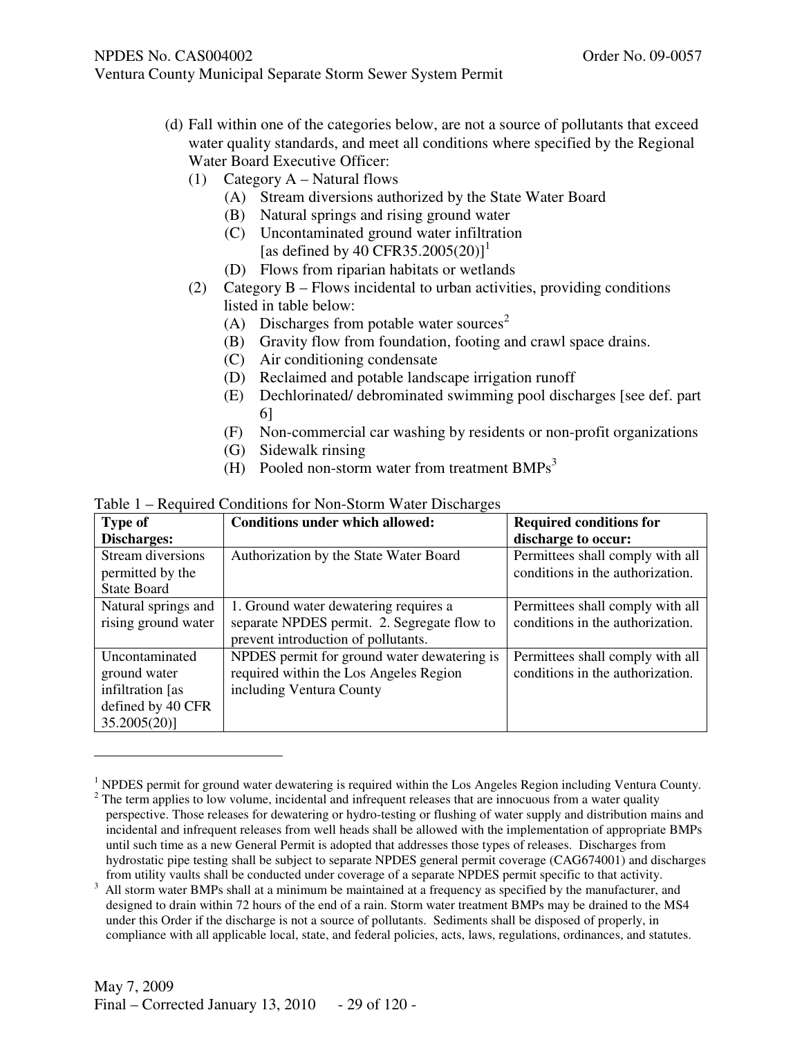(d) Fall within one of the categories below, are not a source of pollutants that exceed water quality standards, and meet all conditions where specified by the Regional Water Board Executive Officer:

(1) Category A – Natural flows

(A) Stream diversions authorized by the State Water Board

(B) Natural springs and rising ground water

(C) Uncontaminated ground water infiltration [as defined by 40 CFR35.2005(20)][1]

(D) Flows from riparian habitats or wetlands

(2) Category B – Flows incidental to urban activities, providing conditions listed in table below:

(A) Discharges from potable water sources[2]

(B) Gravity flow from foundation, footing and crawl space drains.

(C) Air conditioning condensate

(D) Reclaimed and potable landscape irrigation runoff

(E) Dechlorinated/ debrominated swimming pool discharges [see def. part 6]

(F) Non-commercial car washing by residents or non-profit organizations

(G) Sidewalk rinsing

(H) Pooled non-storm water from treatment BMPs[3]

Table 1 – Required Conditions for Non-Storm Water Discharges

| Type of Discharges: | Conditions under which allowed: | Required conditions for discharge to occur: |
|---|---|---|
| Stream diversions permitted by the State Board | Authorization by the State Water Board | Permittees shall comply with all conditions in the authorization. |
| Natural springs and rising ground water | 1. Ground water dewatering requires a separate NPDES permit. 2. Segregate flow to prevent introduction of pollutants. | Permittees shall comply with all conditions in the authorization. |
| Uncontaminated ground water infiltration [as defined by 40 CFR 35.2005(20)] | NPDES permit for ground water dewatering is required within the Los Angeles Region including Ventura County | Permittees shall comply with all conditions in the authorization. |

---

[1] NPDES permit for ground water dewatering is required within the Los Angeles Region including Ventura County.

[2] The term applies to low volume, incidental and infrequent releases that are innocuous from a water quality perspective. Those releases for dewatering or hydro-testing or flushing of water supply and distribution mains and incidental and infrequent releases from well heads shall be allowed with the implementation of appropriate BMPs until such time as a new General Permit is adopted that addresses those types of releases. Discharges from hydrostatic pipe testing shall be subject to separate NPDES general permit coverage (CAG674001) and discharges from utility vaults shall be conducted under coverage of a separate NPDES permit specific to that activity.

[3] All storm water BMPs shall at a minimum be maintained at a frequency as specified by the manufacturer, and designed to drain within 72 hours of the end of a rain. Storm water treatment BMPs may be drained to the MS4 under this Order if the discharge is not a source of pollutants. Sediments shall be disposed of properly, in compliance with all applicable local, state, and federal policies, acts, laws, regulations, ordinances, and statutes.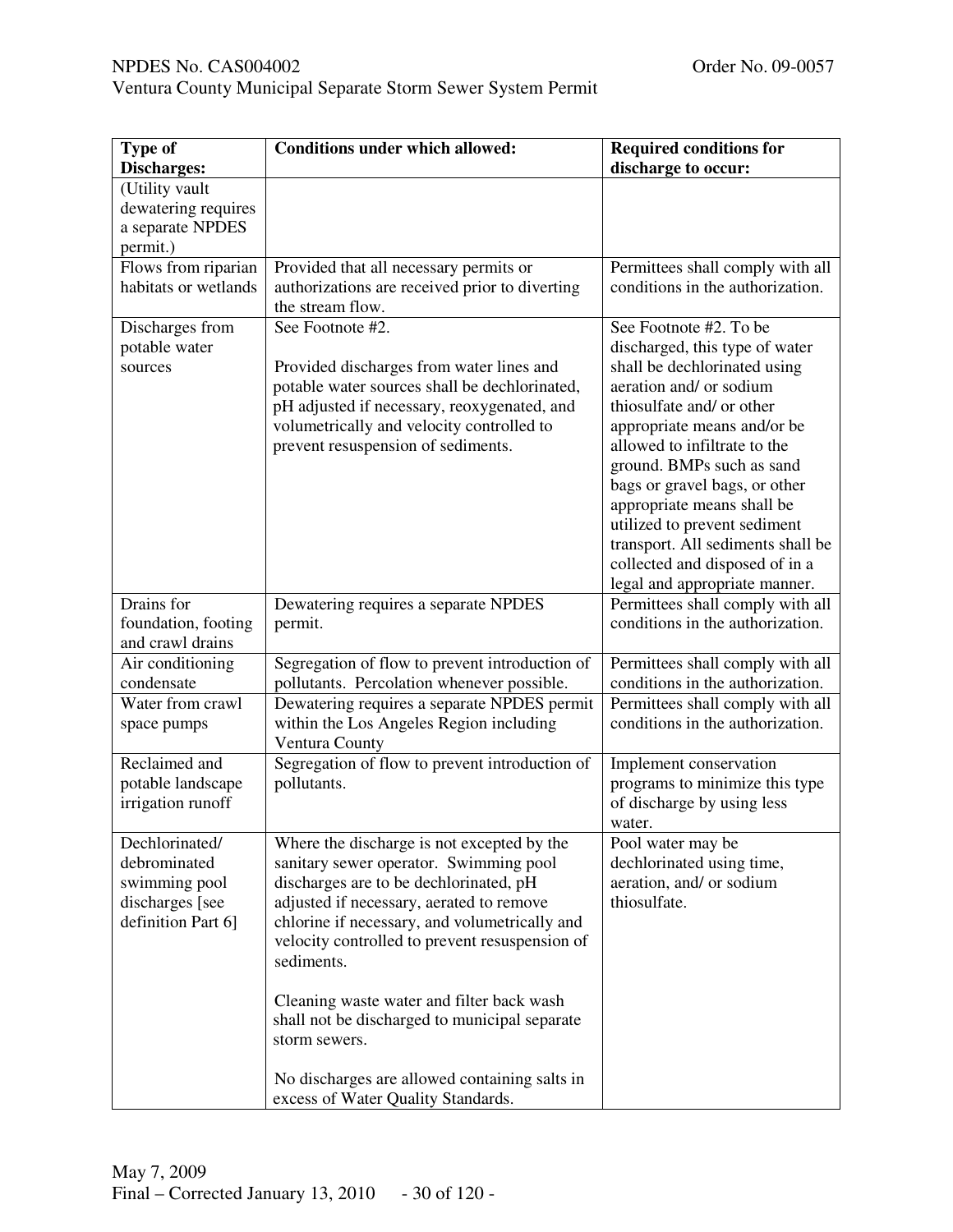| Type of Discharges: | Conditions under which allowed: | Required conditions for discharge to occur: |
|---|---|---|
| (Utility vault dewatering requires a separate NPDES permit.) | | |
| Flows from riparian habitats or wetlands | Provided that all necessary permits or authorizations are received prior to diverting the stream flow. | Permittees shall comply with all conditions in the authorization. |
| Discharges from potable water sources | See Footnote #2.<br><br>Provided discharges from water lines and potable water sources shall be dechlorinated, pH adjusted if necessary, reoxygenated, and volumetrically and velocity controlled to prevent resuspension of sediments. | See Footnote #2. To be discharged, this type of water shall be dechlorinated using aeration and/ or sodium thiosulfate and/ or other appropriate means and/or be allowed to infiltrate to the ground. BMPs such as sand bags or gravel bags, or other appropriate means shall be utilized to prevent sediment transport. All sediments shall be collected and disposed of in a legal and appropriate manner. |
| Drains for foundation, footing and crawl drains | Dewatering requires a separate NPDES permit. | Permittees shall comply with all conditions in the authorization. |
| Air conditioning condensate | Segregation of flow to prevent introduction of pollutants. Percolation whenever possible. | Permittees shall comply with all conditions in the authorization. |
| Water from crawl space pumps | Dewatering requires a separate NPDES permit within the Los Angeles Region including Ventura County | Permittees shall comply with all conditions in the authorization. |
| Reclaimed and potable landscape irrigation runoff | Segregation of flow to prevent introduction of pollutants. | Implement conservation programs to minimize this type of discharge by using less water. |
| Dechlorinated/ debrominated swimming pool discharges [see definition Part 6] | Where the discharge is not excepted by the sanitary sewer operator. Swimming pool discharges are to be dechlorinated, pH adjusted if necessary, aerated to remove chlorine if necessary, and volumetrically and velocity controlled to prevent resuspension of sediments.<br><br>Cleaning waste water and filter back wash shall not be discharged to municipal separate storm sewers.<br><br>No discharges are allowed containing salts in excess of Water Quality Standards. | Pool water may be dechlorinated using time, aeration, and/ or sodium thiosulfate. |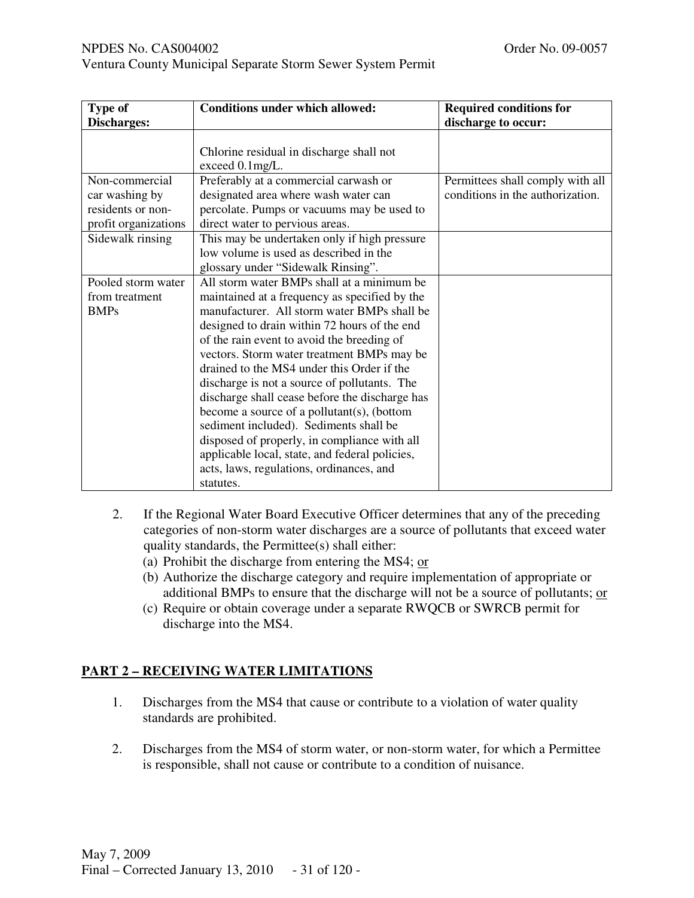| Type of Discharges: | Conditions under which allowed: | Required conditions for discharge to occur: |
|---|---|---|
| | Chlorine residual in discharge shall not exceed 0.1mg/L. | |
| Non-commercial car washing by residents or non-profit organizations | Preferably at a commercial carwash or designated area where wash water can percolate. Pumps or vacuums may be used to direct water to pervious areas. | Permittees shall comply with all conditions in the authorization. |
| Sidewalk rinsing | This may be undertaken only if high pressure low volume is used as described in the glossary under "Sidewalk Rinsing". | |
| Pooled storm water from treatment BMPs | All storm water BMPs shall at a minimum be maintained at a frequency as specified by the manufacturer. All storm water BMPs shall be designed to drain within 72 hours of the end of the rain event to avoid the breeding of vectors. Storm water treatment BMPs may be drained to the MS4 under this Order if the discharge is not a source of pollutants. The discharge shall cease before the discharge has become a source of a pollutant(s), (bottom sediment included). Sediments shall be disposed of properly, in compliance with all applicable local, state, and federal policies, acts, laws, regulations, ordinances, and statutes. | |

2. If the Regional Water Board Executive Officer determines that any of the preceding categories of non-storm water discharges are a source of pollutants that exceed water quality standards, the Permittee(s) shall either:
   (a) Prohibit the discharge from entering the MS4; or
   (b) Authorize the discharge category and require implementation of appropriate or additional BMPs to ensure that the discharge will not be a source of pollutants; or
   (c) Require or obtain coverage under a separate RWQCB or SWRCB permit for discharge into the MS4.

## PART 2 – RECEIVING WATER LIMITATIONS

1. Discharges from the MS4 that cause or contribute to a violation of water quality standards are prohibited.

2. Discharges from the MS4 of storm water, or non-storm water, for which a Permittee is responsible, shall not cause or contribute to a condition of nuisance.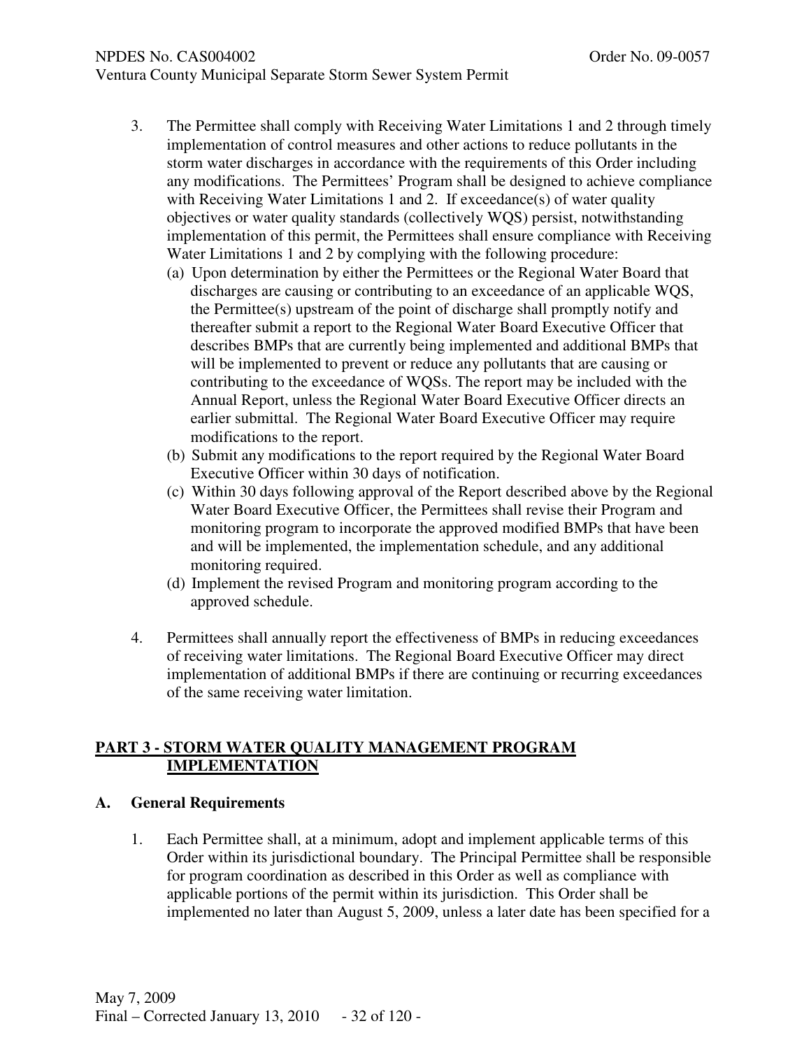3. The Permittee shall comply with Receiving Water Limitations 1 and 2 through timely implementation of control measures and other actions to reduce pollutants in the storm water discharges in accordance with the requirements of this Order including any modifications. The Permittees' Program shall be designed to achieve compliance with Receiving Water Limitations 1 and 2. If exceedance(s) of water quality objectives or water quality standards (collectively WQS) persist, notwithstanding implementation of this permit, the Permittees shall ensure compliance with Receiving Water Limitations 1 and 2 by complying with the following procedure:
   (a) Upon determination by either the Permittees or the Regional Water Board that discharges are causing or contributing to an exceedance of an applicable WQS, the Permittee(s) upstream of the point of discharge shall promptly notify and thereafter submit a report to the Regional Water Board Executive Officer that describes BMPs that are currently being implemented and additional BMPs that will be implemented to prevent or reduce any pollutants that are causing or contributing to the exceedance of WQSs. The report may be included with the Annual Report, unless the Regional Water Board Executive Officer directs an earlier submittal. The Regional Water Board Executive Officer may require modifications to the report.
   (b) Submit any modifications to the report required by the Regional Water Board Executive Officer within 30 days of notification.
   (c) Within 30 days following approval of the Report described above by the Regional Water Board Executive Officer, the Permittees shall revise their Program and monitoring program to incorporate the approved modified BMPs that have been and will be implemented, the implementation schedule, and any additional monitoring required.
   (d) Implement the revised Program and monitoring program according to the approved schedule.

4. Permittees shall annually report the effectiveness of BMPs in reducing exceedances of receiving water limitations. The Regional Board Executive Officer may direct implementation of additional BMPs if there are continuing or recurring exceedances of the same receiving water limitation.

## PART 3 - STORM WATER QUALITY MANAGEMENT PROGRAM IMPLEMENTATION

### A. General Requirements

1. Each Permittee shall, at a minimum, adopt and implement applicable terms of this Order within its jurisdictional boundary. The Principal Permittee shall be responsible for program coordination as described in this Order as well as compliance with applicable portions of the permit within its jurisdiction. This Order shall be implemented no later than August 5, 2009, unless a later date has been specified for a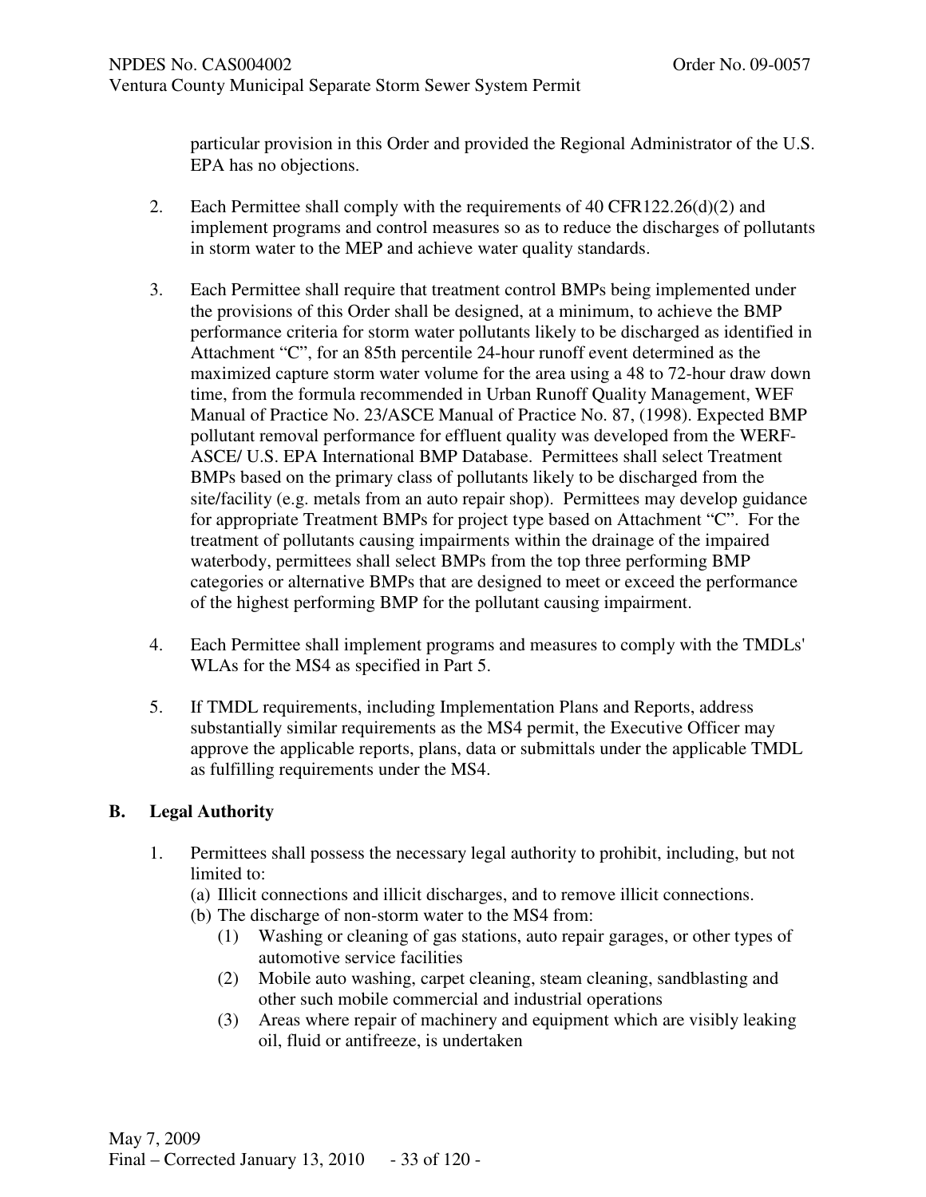particular provision in this Order and provided the Regional Administrator of the U.S. EPA has no objections.

2. Each Permittee shall comply with the requirements of 40 CFR122.26(d)(2) and implement programs and control measures so as to reduce the discharges of pollutants in storm water to the MEP and achieve water quality standards.

3. Each Permittee shall require that treatment control BMPs being implemented under the provisions of this Order shall be designed, at a minimum, to achieve the BMP performance criteria for storm water pollutants likely to be discharged as identified in Attachment "C", for an 85th percentile 24-hour runoff event determined as the maximized capture storm water volume for the area using a 48 to 72-hour draw down time, from the formula recommended in Urban Runoff Quality Management, WEF Manual of Practice No. 23/ASCE Manual of Practice No. 87, (1998). Expected BMP pollutant removal performance for effluent quality was developed from the WERF-ASCE/ U.S. EPA International BMP Database. Permittees shall select Treatment BMPs based on the primary class of pollutants likely to be discharged from the site/facility (e.g. metals from an auto repair shop). Permittees may develop guidance for appropriate Treatment BMPs for project type based on Attachment "C". For the treatment of pollutants causing impairments within the drainage of the impaired waterbody, permittees shall select BMPs from the top three performing BMP categories or alternative BMPs that are designed to meet or exceed the performance of the highest performing BMP for the pollutant causing impairment.

4. Each Permittee shall implement programs and measures to comply with the TMDLs' WLAs for the MS4 as specified in Part 5.

5. If TMDL requirements, including Implementation Plans and Reports, address substantially similar requirements as the MS4 permit, the Executive Officer may approve the applicable reports, plans, data or submittals under the applicable TMDL as fulfilling requirements under the MS4.

## B. Legal Authority

1. Permittees shall possess the necessary legal authority to prohibit, including, but not limited to:
   (a) Illicit connections and illicit discharges, and to remove illicit connections.
   (b) The discharge of non-storm water to the MS4 from:
      (1) Washing or cleaning of gas stations, auto repair garages, or other types of automotive service facilities
      (2) Mobile auto washing, carpet cleaning, steam cleaning, sandblasting and other such mobile commercial and industrial operations
      (3) Areas where repair of machinery and equipment which are visibly leaking oil, fluid or antifreeze, is undertaken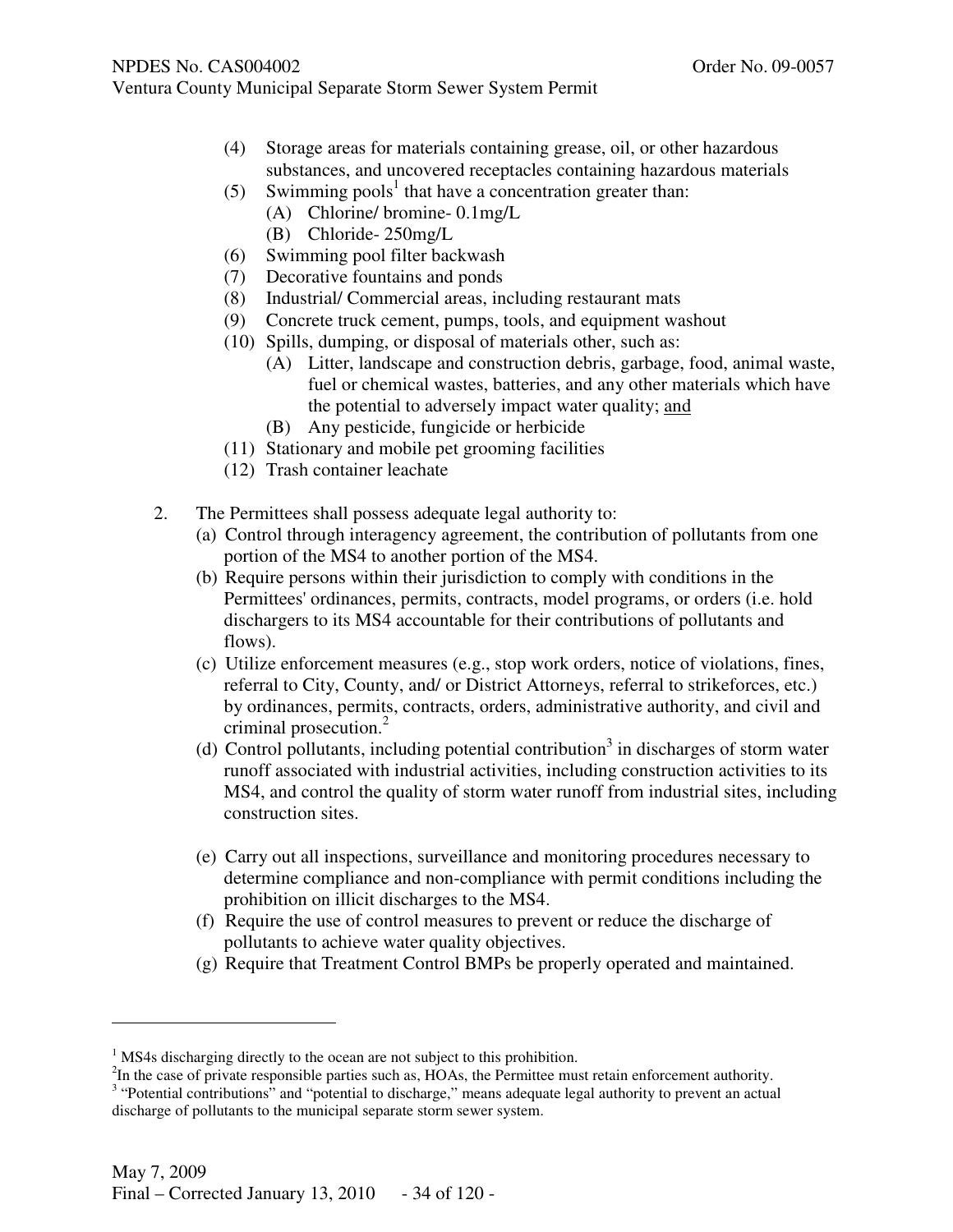(4) Storage areas for materials containing grease, oil, or other hazardous substances, and uncovered receptacles containing hazardous materials
(5) Swimming pools[1] that have a concentration greater than:
    (A) Chlorine/ bromine- 0.1mg/L
    (B) Chloride- 250mg/L
(6) Swimming pool filter backwash
(7) Decorative fountains and ponds
(8) Industrial/ Commercial areas, including restaurant mats
(9) Concrete truck cement, pumps, tools, and equipment washout
(10) Spills, dumping, or disposal of materials other, such as:
    (A) Litter, landscape and construction debris, garbage, food, animal waste, fuel or chemical wastes, batteries, and any other materials which have the potential to adversely impact water quality; <u>and</u>
    (B) Any pesticide, fungicide or herbicide
(11) Stationary and mobile pet grooming facilities
(12) Trash container leachate

2. The Permittees shall possess adequate legal authority to:
   (a) Control through interagency agreement, the contribution of pollutants from one portion of the MS4 to another portion of the MS4.
   (b) Require persons within their jurisdiction to comply with conditions in the Permittees' ordinances, permits, contracts, model programs, or orders (i.e. hold dischargers to its MS4 accountable for their contributions of pollutants and flows).
   (c) Utilize enforcement measures (e.g., stop work orders, notice of violations, fines, referral to City, County, and/ or District Attorneys, referral to strikeforces, etc.) by ordinances, permits, contracts, orders, administrative authority, and civil and criminal prosecution.[2]
   (d) Control pollutants, including potential contribution[3] in discharges of storm water runoff associated with industrial activities, including construction activities to its MS4, and control the quality of storm water runoff from industrial sites, including construction sites.
   (e) Carry out all inspections, surveillance and monitoring procedures necessary to determine compliance and non-compliance with permit conditions including the prohibition on illicit discharges to the MS4.
   (f) Require the use of control measures to prevent or reduce the discharge of pollutants to achieve water quality objectives.
   (g) Require that Treatment Control BMPs be properly operated and maintained.

---

[1] MS4s discharging directly to the ocean are not subject to this prohibition.

[2] In the case of private responsible parties such as, HOAs, the Permittee must retain enforcement authority.

[3] "Potential contributions" and "potential to discharge," means adequate legal authority to prevent an actual discharge of pollutants to the municipal separate storm sewer system.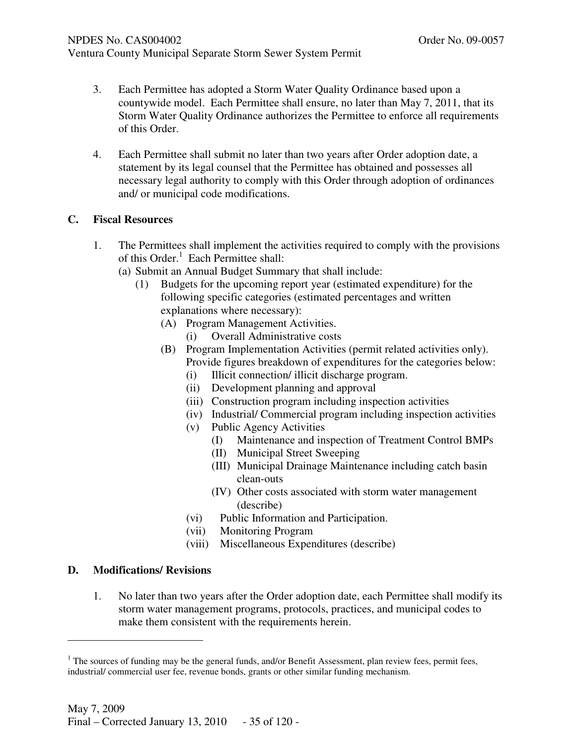3. Each Permittee has adopted a Storm Water Quality Ordinance based upon a countywide model. Each Permittee shall ensure, no later than May 7, 2011, that its Storm Water Quality Ordinance authorizes the Permittee to enforce all requirements of this Order.

4. Each Permittee shall submit no later than two years after Order adoption date, a statement by its legal counsel that the Permittee has obtained and possesses all necessary legal authority to comply with this Order through adoption of ordinances and/ or municipal code modifications.

## C. Fiscal Resources

1. The Permittees shall implement the activities required to comply with the provisions of this Order.[1] Each Permittee shall:
   (a) Submit an Annual Budget Summary that shall include:
      (1) Budgets for the upcoming report year (estimated expenditure) for the following specific categories (estimated percentages and written explanations where necessary):
         (A) Program Management Activities.
            (i) Overall Administrative costs
         (B) Program Implementation Activities (permit related activities only). Provide figures breakdown of expenditures for the categories below:
            (i) Illicit connection/ illicit discharge program.
            (ii) Development planning and approval
            (iii) Construction program including inspection activities
            (iv) Industrial/ Commercial program including inspection activities
            (v) Public Agency Activities
               (I) Maintenance and inspection of Treatment Control BMPs
               (II) Municipal Street Sweeping
               (III) Municipal Drainage Maintenance including catch basin clean-outs
               (IV) Other costs associated with storm water management (describe)
            (vi) Public Information and Participation.
            (vii) Monitoring Program
            (viii) Miscellaneous Expenditures (describe)

## D. Modifications/ Revisions

1. No later than two years after the Order adoption date, each Permittee shall modify its storm water management programs, protocols, practices, and municipal codes to make them consistent with the requirements herein.

---

[1] The sources of funding may be the general funds, and/or Benefit Assessment, plan review fees, permit fees, industrial/ commercial user fee, revenue bonds, grants or other similar funding mechanism.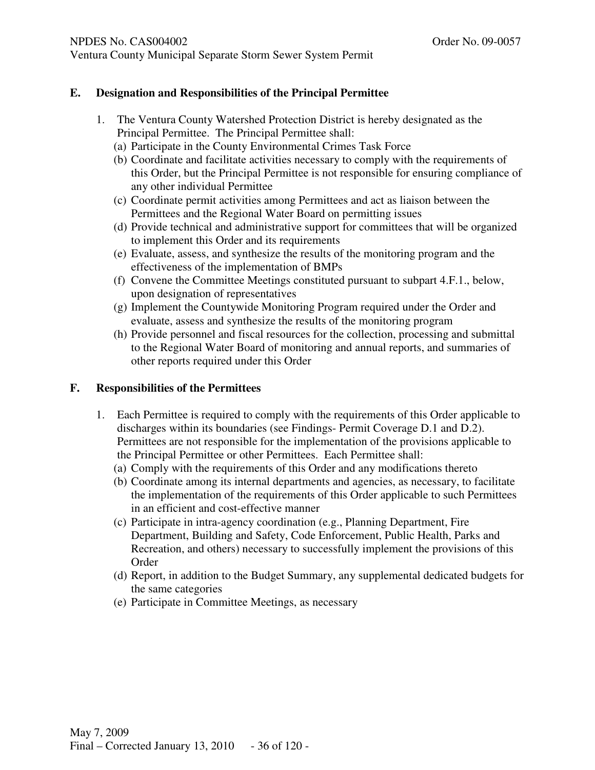## E. Designation and Responsibilities of the Principal Permittee

1. The Ventura County Watershed Protection District is hereby designated as the Principal Permittee. The Principal Permittee shall:
   (a) Participate in the County Environmental Crimes Task Force
   (b) Coordinate and facilitate activities necessary to comply with the requirements of this Order, but the Principal Permittee is not responsible for ensuring compliance of any other individual Permittee
   (c) Coordinate permit activities among Permittees and act as liaison between the Permittees and the Regional Water Board on permitting issues
   (d) Provide technical and administrative support for committees that will be organized to implement this Order and its requirements
   (e) Evaluate, assess, and synthesize the results of the monitoring program and the effectiveness of the implementation of BMPs
   (f) Convene the Committee Meetings constituted pursuant to subpart 4.F.1., below, upon designation of representatives
   (g) Implement the Countywide Monitoring Program required under the Order and evaluate, assess and synthesize the results of the monitoring program
   (h) Provide personnel and fiscal resources for the collection, processing and submittal to the Regional Water Board of monitoring and annual reports, and summaries of other reports required under this Order

## F. Responsibilities of the Permittees

1. Each Permittee is required to comply with the requirements of this Order applicable to discharges within its boundaries (see Findings- Permit Coverage D.1 and D.2). Permittees are not responsible for the implementation of the provisions applicable to the Principal Permittee or other Permittees. Each Permittee shall:
   (a) Comply with the requirements of this Order and any modifications thereto
   (b) Coordinate among its internal departments and agencies, as necessary, to facilitate the implementation of the requirements of this Order applicable to such Permittees in an efficient and cost-effective manner
   (c) Participate in intra-agency coordination (e.g., Planning Department, Fire Department, Building and Safety, Code Enforcement, Public Health, Parks and Recreation, and others) necessary to successfully implement the provisions of this Order
   (d) Report, in addition to the Budget Summary, any supplemental dedicated budgets for the same categories
   (e) Participate in Committee Meetings, as necessary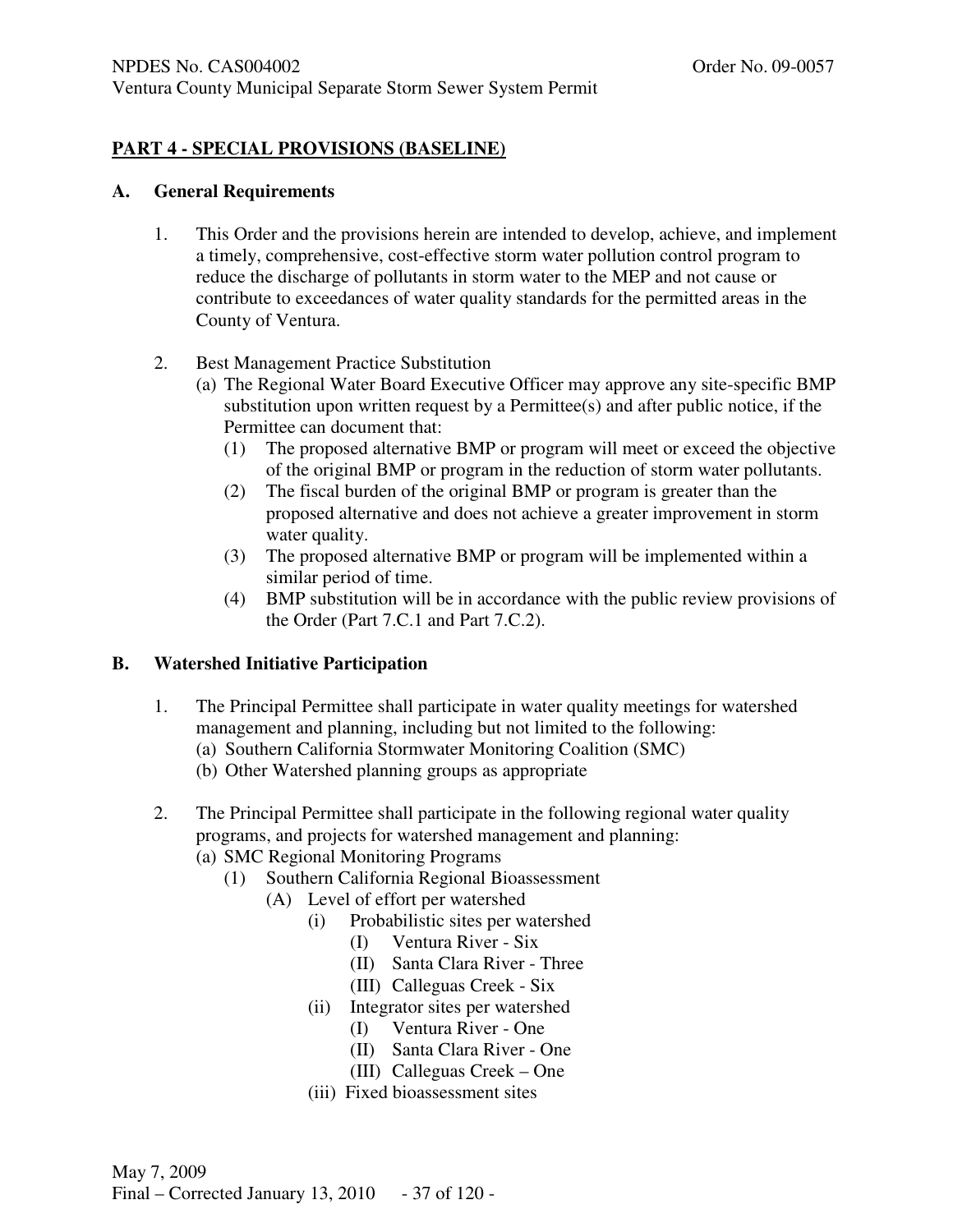## PART 4 - SPECIAL PROVISIONS (BASELINE)

### A. General Requirements

1. This Order and the provisions herein are intended to develop, achieve, and implement a timely, comprehensive, cost-effective storm water pollution control program to reduce the discharge of pollutants in storm water to the MEP and not cause or contribute to exceedances of water quality standards for the permitted areas in the County of Ventura.

2. Best Management Practice Substitution
   - (a) The Regional Water Board Executive Officer may approve any site-specific BMP substitution upon written request by a Permittee(s) and after public notice, if the Permittee can document that:
     - (1) The proposed alternative BMP or program will meet or exceed the objective of the original BMP or program in the reduction of storm water pollutants.
     - (2) The fiscal burden of the original BMP or program is greater than the proposed alternative and does not achieve a greater improvement in storm water quality.
     - (3) The proposed alternative BMP or program will be implemented within a similar period of time.
     - (4) BMP substitution will be in accordance with the public review provisions of the Order (Part 7.C.1 and Part 7.C.2).

### B. Watershed Initiative Participation

1. The Principal Permittee shall participate in water quality meetings for watershed management and planning, including but not limited to the following:
   - (a) Southern California Stormwater Monitoring Coalition (SMC)
   - (b) Other Watershed planning groups as appropriate

2. The Principal Permittee shall participate in the following regional water quality programs, and projects for watershed management and planning:
   - (a) SMC Regional Monitoring Programs
     - (1) Southern California Regional Bioassessment
       - (A) Level of effort per watershed
         - (i) Probabilistic sites per watershed
           - (I) Ventura River - Six
           - (II) Santa Clara River - Three
           - (III) Calleguas Creek - Six
         - (ii) Integrator sites per watershed
           - (I) Ventura River - One
           - (II) Santa Clara River - One
           - (III) Calleguas Creek – One
         - (iii) Fixed bioassessment sites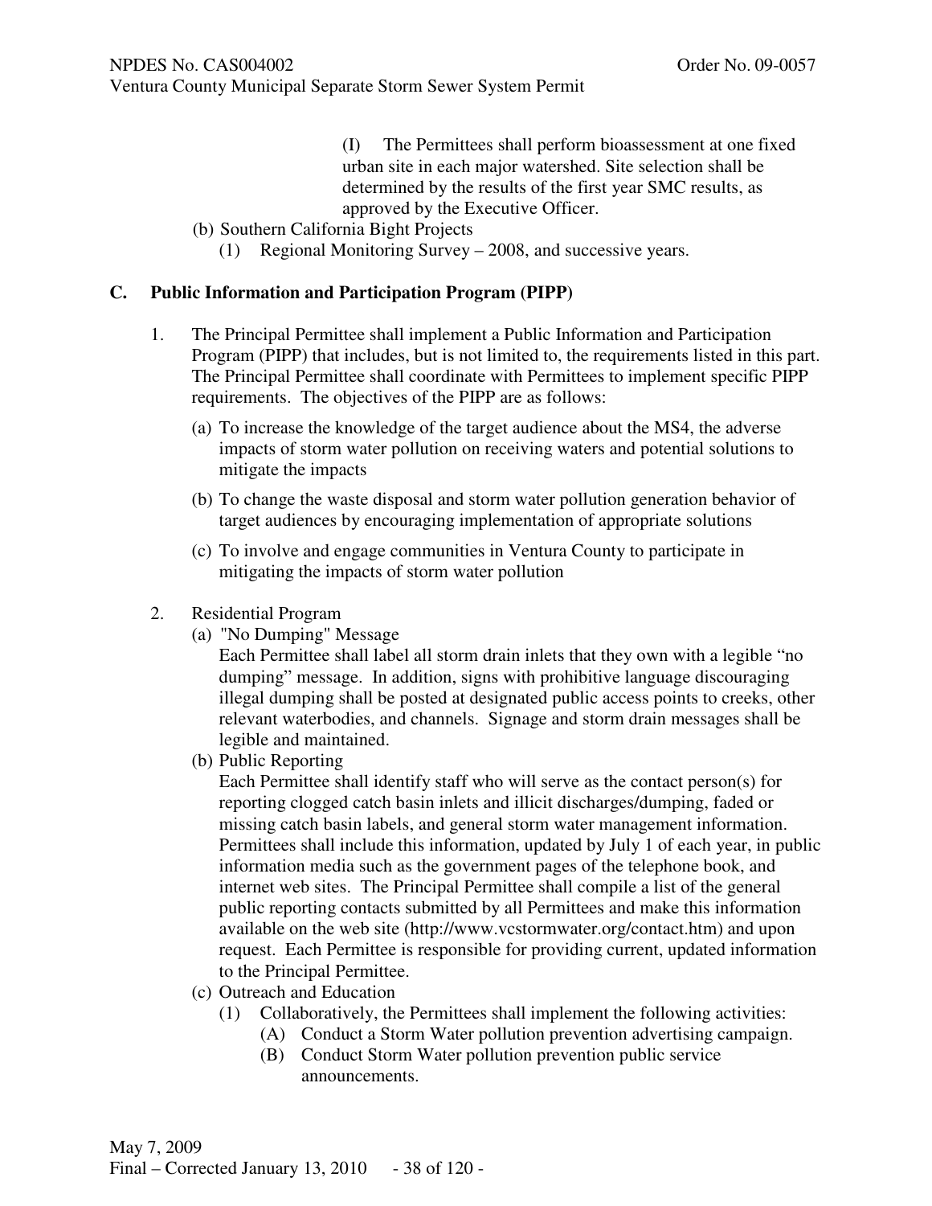(I) The Permittees shall perform bioassessment at one fixed urban site in each major watershed. Site selection shall be determined by the results of the first year SMC results, as approved by the Executive Officer.

(b) Southern California Bight Projects

(1) Regional Monitoring Survey – 2008, and successive years.

## C. Public Information and Participation Program (PIPP)

1. The Principal Permittee shall implement a Public Information and Participation Program (PIPP) that includes, but is not limited to, the requirements listed in this part. The Principal Permittee shall coordinate with Permittees to implement specific PIPP requirements. The objectives of the PIPP are as follows:

   (a) To increase the knowledge of the target audience about the MS4, the adverse impacts of storm water pollution on receiving waters and potential solutions to mitigate the impacts

   (b) To change the waste disposal and storm water pollution generation behavior of target audiences by encouraging implementation of appropriate solutions

   (c) To involve and engage communities in Ventura County to participate in mitigating the impacts of storm water pollution

2. Residential Program

   (a) "No Dumping" Message
   Each Permittee shall label all storm drain inlets that they own with a legible "no dumping" message. In addition, signs with prohibitive language discouraging illegal dumping shall be posted at designated public access points to creeks, other relevant waterbodies, and channels. Signage and storm drain messages shall be legible and maintained.

   (b) Public Reporting
   Each Permittee shall identify staff who will serve as the contact person(s) for reporting clogged catch basin inlets and illicit discharges/dumping, faded or missing catch basin labels, and general storm water management information. Permittees shall include this information, updated by July 1 of each year, in public information media such as the government pages of the telephone book, and internet web sites. The Principal Permittee shall compile a list of the general public reporting contacts submitted by all Permittees and make this information available on the web site (http://www.vcstormwater.org/contact.htm) and upon request. Each Permittee is responsible for providing current, updated information to the Principal Permittee.

   (c) Outreach and Education

   (1) Collaboratively, the Permittees shall implement the following activities:

   (A) Conduct a Storm Water pollution prevention advertising campaign.

   (B) Conduct Storm Water pollution prevention public service announcements.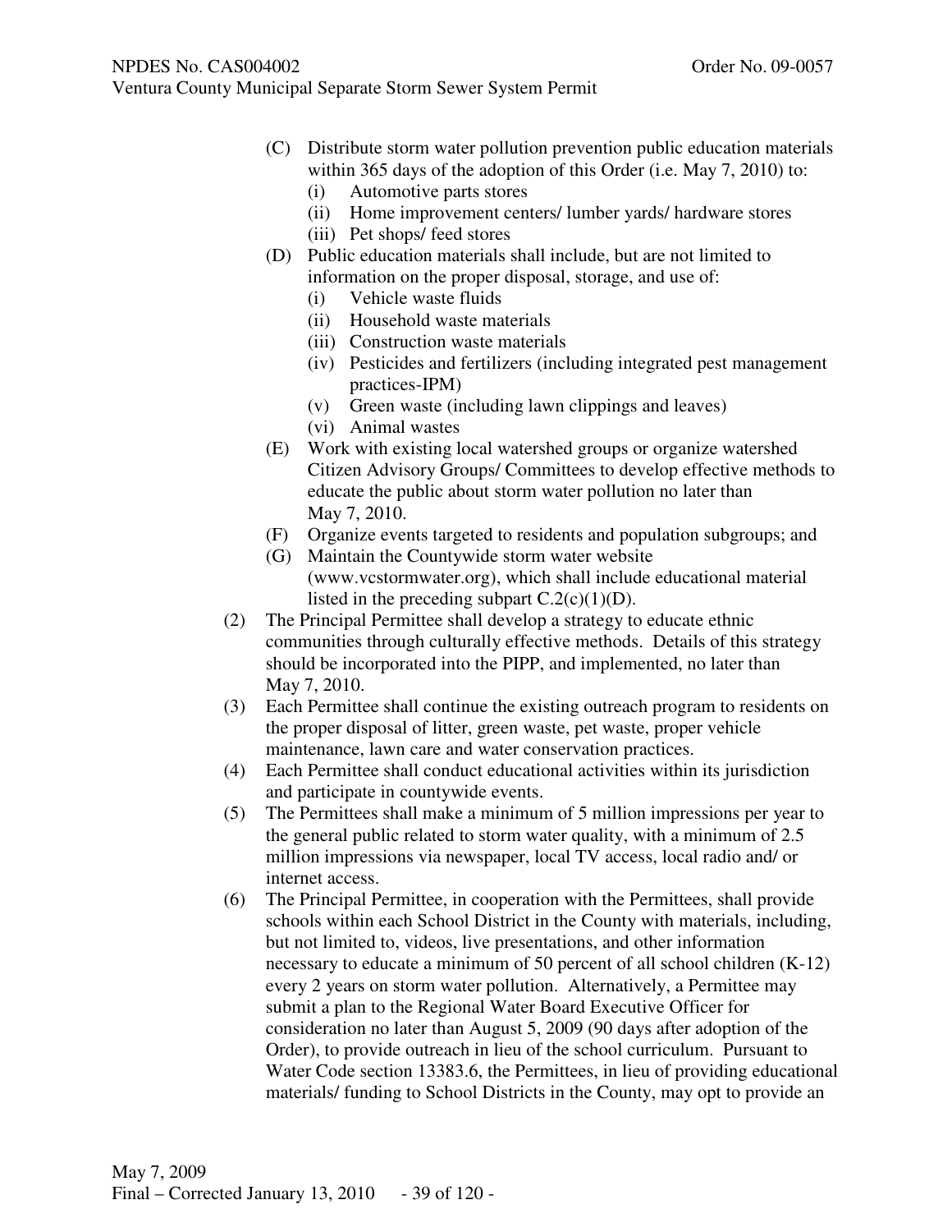(C) Distribute storm water pollution prevention public education materials within 365 days of the adoption of this Order (i.e. May 7, 2010) to:
  - (i) Automotive parts stores
  - (ii) Home improvement centers/ lumber yards/ hardware stores
  - (iii) Pet shops/ feed stores

(D) Public education materials shall include, but are not limited to information on the proper disposal, storage, and use of:
  - (i) Vehicle waste fluids
  - (ii) Household waste materials
  - (iii) Construction waste materials
  - (iv) Pesticides and fertilizers (including integrated pest management practices-IPM)
  - (v) Green waste (including lawn clippings and leaves)
  - (vi) Animal wastes

(E) Work with existing local watershed groups or organize watershed Citizen Advisory Groups/ Committees to develop effective methods to educate the public about storm water pollution no later than May 7, 2010.

(F) Organize events targeted to residents and population subgroups; and

(G) Maintain the Countywide storm water website (www.vcstormwater.org), which shall include educational material listed in the preceding subpart C.2(c)(1)(D).

(2) The Principal Permittee shall develop a strategy to educate ethnic communities through culturally effective methods. Details of this strategy should be incorporated into the PIPP, and implemented, no later than May 7, 2010.

(3) Each Permittee shall continue the existing outreach program to residents on the proper disposal of litter, green waste, pet waste, proper vehicle maintenance, lawn care and water conservation practices.

(4) Each Permittee shall conduct educational activities within its jurisdiction and participate in countywide events.

(5) The Permittees shall make a minimum of 5 million impressions per year to the general public related to storm water quality, with a minimum of 2.5 million impressions via newspaper, local TV access, local radio and/ or internet access.

(6) The Principal Permittee, in cooperation with the Permittees, shall provide schools within each School District in the County with materials, including, but not limited to, videos, live presentations, and other information necessary to educate a minimum of 50 percent of all school children (K-12) every 2 years on storm water pollution. Alternatively, a Permittee may submit a plan to the Regional Water Board Executive Officer for consideration no later than August 5, 2009 (90 days after adoption of the Order), to provide outreach in lieu of the school curriculum. Pursuant to Water Code section 13383.6, the Permittees, in lieu of providing educational materials/ funding to School Districts in the County, may opt to provide an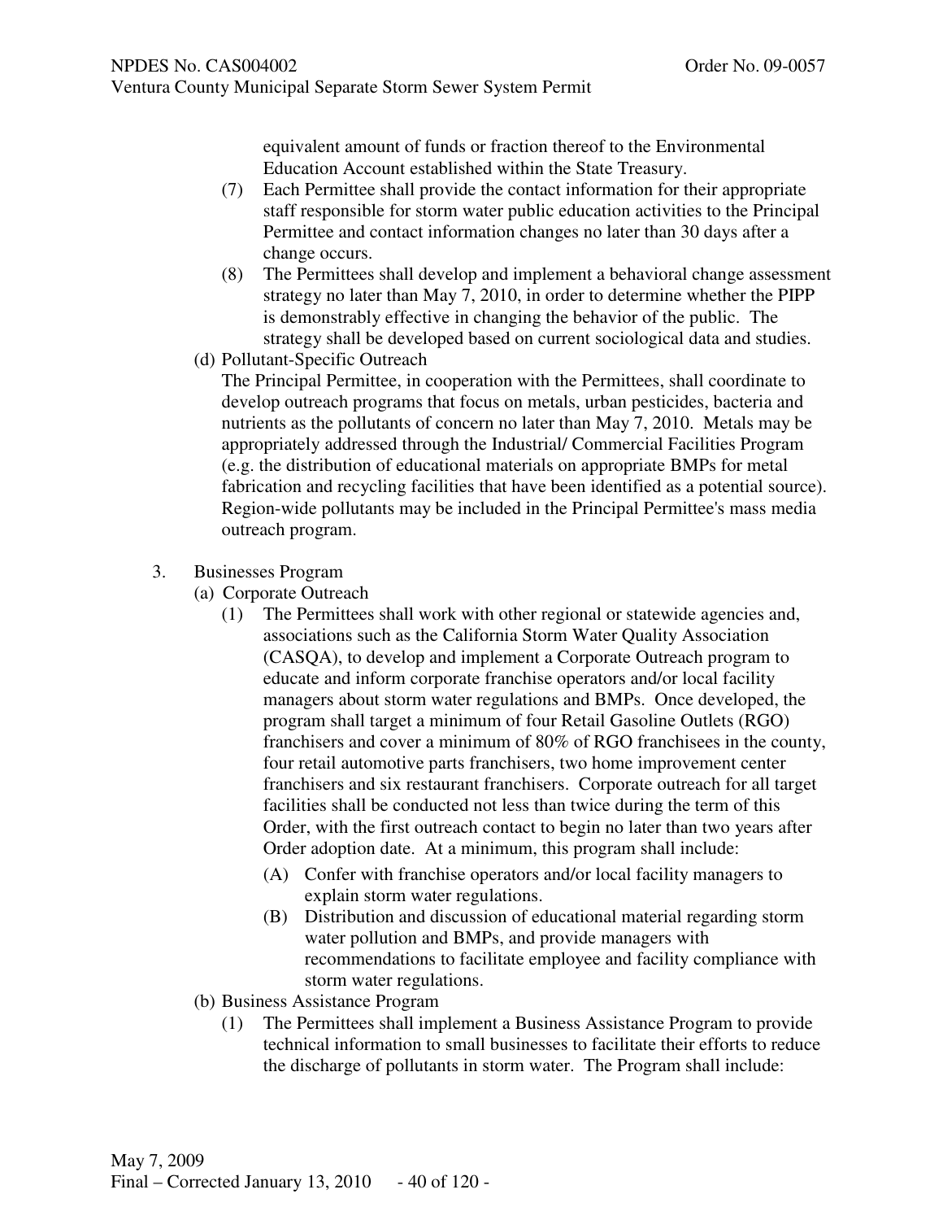equivalent amount of funds or fraction thereof to the Environmental Education Account established within the State Treasury.

(7) Each Permittee shall provide the contact information for their appropriate staff responsible for storm water public education activities to the Principal Permittee and contact information changes no later than 30 days after a change occurs.

(8) The Permittees shall develop and implement a behavioral change assessment strategy no later than May 7, 2010, in order to determine whether the PIPP is demonstrably effective in changing the behavior of the public. The strategy shall be developed based on current sociological data and studies.

(d) Pollutant-Specific Outreach

The Principal Permittee, in cooperation with the Permittees, shall coordinate to develop outreach programs that focus on metals, urban pesticides, bacteria and nutrients as the pollutants of concern no later than May 7, 2010. Metals may be appropriately addressed through the Industrial/ Commercial Facilities Program (e.g. the distribution of educational materials on appropriate BMPs for metal fabrication and recycling facilities that have been identified as a potential source). Region-wide pollutants may be included in the Principal Permittee's mass media outreach program.

3. Businesses Program

(a) Corporate Outreach

(1) The Permittees shall work with other regional or statewide agencies and, associations such as the California Storm Water Quality Association (CASQA), to develop and implement a Corporate Outreach program to educate and inform corporate franchise operators and/or local facility managers about storm water regulations and BMPs. Once developed, the program shall target a minimum of four Retail Gasoline Outlets (RGO) franchisers and cover a minimum of 80% of RGO franchisees in the county, four retail automotive parts franchisers, two home improvement center franchisers and six restaurant franchisers. Corporate outreach for all target facilities shall be conducted not less than twice during the term of this Order, with the first outreach contact to begin no later than two years after Order adoption date. At a minimum, this program shall include:

(A) Confer with franchise operators and/or local facility managers to explain storm water regulations.

(B) Distribution and discussion of educational material regarding storm water pollution and BMPs, and provide managers with recommendations to facilitate employee and facility compliance with storm water regulations.

(b) Business Assistance Program

(1) The Permittees shall implement a Business Assistance Program to provide technical information to small businesses to facilitate their efforts to reduce the discharge of pollutants in storm water. The Program shall include: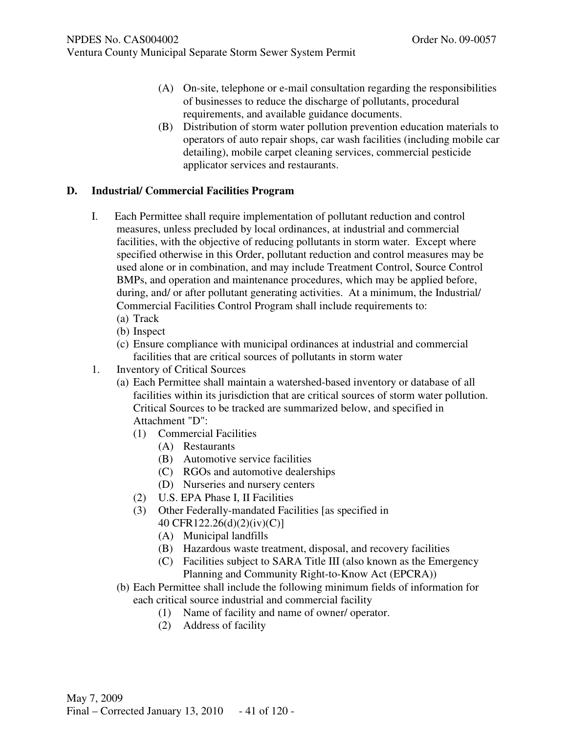(A) On-site, telephone or e-mail consultation regarding the responsibilities of businesses to reduce the discharge of pollutants, procedural requirements, and available guidance documents.

(B) Distribution of storm water pollution prevention education materials to operators of auto repair shops, car wash facilities (including mobile car detailing), mobile carpet cleaning services, commercial pesticide applicator services and restaurants.

## D. Industrial/ Commercial Facilities Program

I. Each Permittee shall require implementation of pollutant reduction and control measures, unless precluded by local ordinances, at industrial and commercial facilities, with the objective of reducing pollutants in storm water. Except where specified otherwise in this Order, pollutant reduction and control measures may be used alone or in combination, and may include Treatment Control, Source Control BMPs, and operation and maintenance procedures, which may be applied before, during, and/ or after pollutant generating activities. At a minimum, the Industrial/ Commercial Facilities Control Program shall include requirements to:

- (a) Track
- (b) Inspect
- (c) Ensure compliance with municipal ordinances at industrial and commercial facilities that are critical sources of pollutants in storm water

1. Inventory of Critical Sources
   - (a) Each Permittee shall maintain a watershed-based inventory or database of all facilities within its jurisdiction that are critical sources of storm water pollution. Critical Sources to be tracked are summarized below, and specified in Attachment "D":
     - (1) Commercial Facilities
       - (A) Restaurants
       - (B) Automotive service facilities
       - (C) RGOs and automotive dealerships
       - (D) Nurseries and nursery centers
     - (2) U.S. EPA Phase I, II Facilities
     - (3) Other Federally-mandated Facilities [as specified in 40 CFR122.26(d)(2)(iv)(C)]
       - (A) Municipal landfills
       - (B) Hazardous waste treatment, disposal, and recovery facilities
       - (C) Facilities subject to SARA Title III (also known as the Emergency Planning and Community Right-to-Know Act (EPCRA))
   - (b) Each Permittee shall include the following minimum fields of information for each critical source industrial and commercial facility
     - (1) Name of facility and name of owner/ operator.
     - (2) Address of facility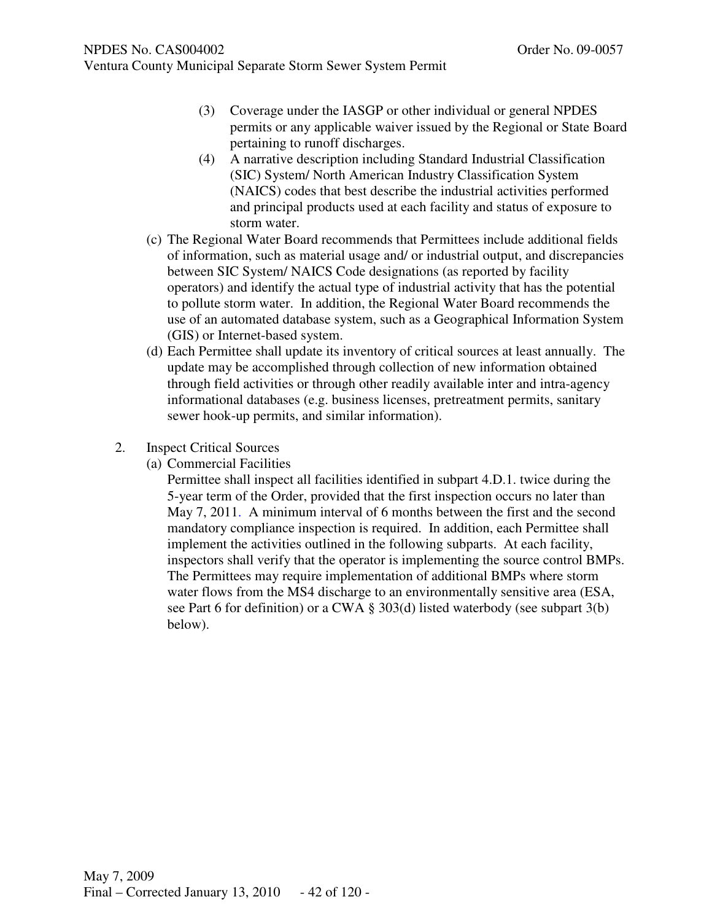(3) Coverage under the IASGP or other individual or general NPDES permits or any applicable waiver issued by the Regional or State Board pertaining to runoff discharges.

(4) A narrative description including Standard Industrial Classification (SIC) System/ North American Industry Classification System (NAICS) codes that best describe the industrial activities performed and principal products used at each facility and status of exposure to storm water.

(c) The Regional Water Board recommends that Permittees include additional fields of information, such as material usage and/ or industrial output, and discrepancies between SIC System/ NAICS Code designations (as reported by facility operators) and identify the actual type of industrial activity that has the potential to pollute storm water. In addition, the Regional Water Board recommends the use of an automated database system, such as a Geographical Information System (GIS) or Internet-based system.

(d) Each Permittee shall update its inventory of critical sources at least annually. The update may be accomplished through collection of new information obtained through field activities or through other readily available inter and intra-agency informational databases (e.g. business licenses, pretreatment permits, sanitary sewer hook-up permits, and similar information).

2. Inspect Critical Sources

(a) Commercial Facilities

Permittee shall inspect all facilities identified in subpart 4.D.1. twice during the 5-year term of the Order, provided that the first inspection occurs no later than May 7, 2011. A minimum interval of 6 months between the first and the second mandatory compliance inspection is required. In addition, each Permittee shall implement the activities outlined in the following subparts. At each facility, inspectors shall verify that the operator is implementing the source control BMPs. The Permittees may require implementation of additional BMPs where storm water flows from the MS4 discharge to an environmentally sensitive area (ESA, see Part 6 for definition) or a CWA § 303(d) listed waterbody (see subpart 3(b) below).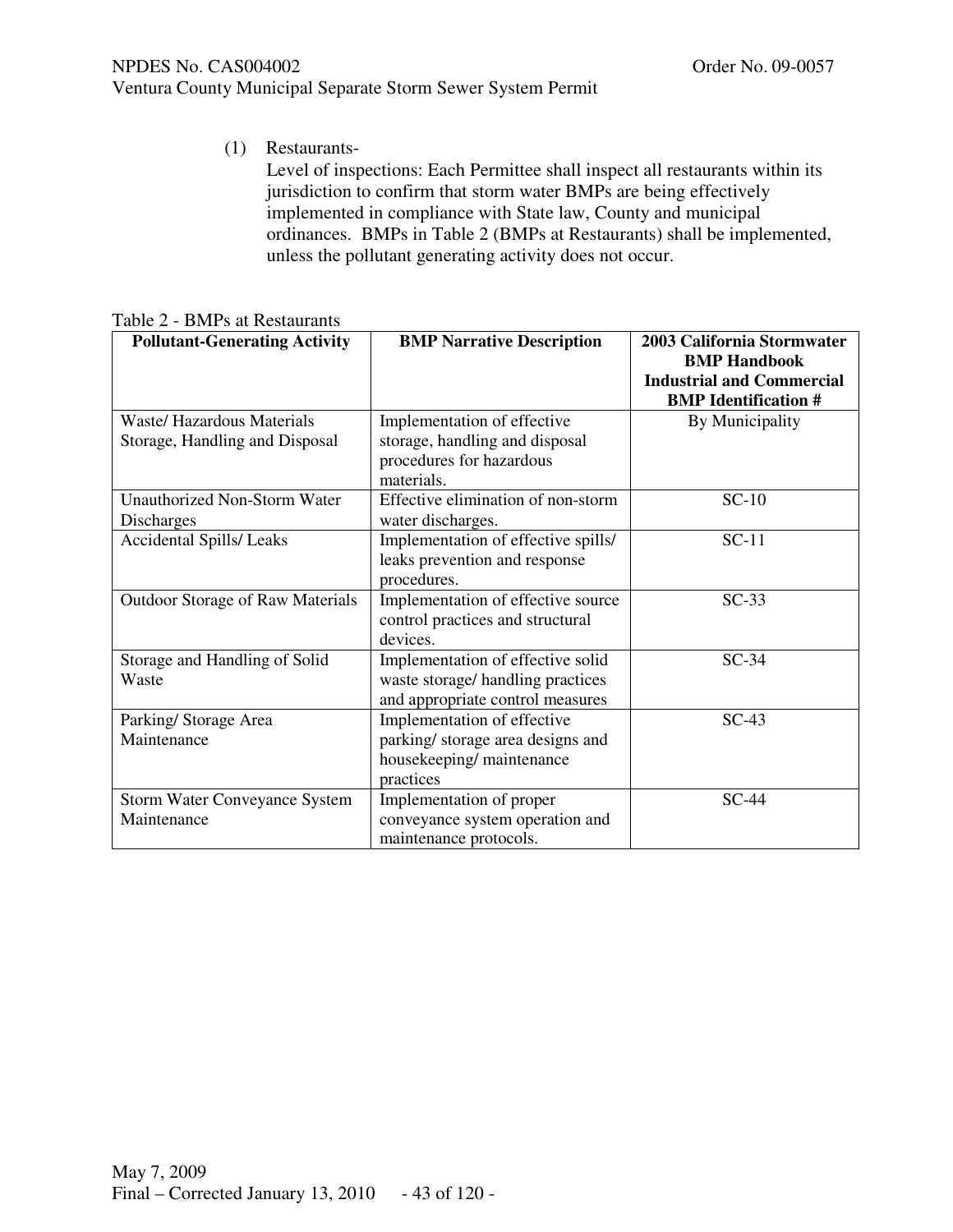(1) Restaurants-

Level of inspections: Each Permittee shall inspect all restaurants within its jurisdiction to confirm that storm water BMPs are being effectively implemented in compliance with State law, County and municipal ordinances. BMPs in Table 2 (BMPs at Restaurants) shall be implemented, unless the pollutant generating activity does not occur.

Table 2 - BMPs at Restaurants

| Pollutant-Generating Activity | BMP Narrative Description | 2003 California Stormwater BMP Handbook Industrial and Commercial BMP Identification # |
|---|---|---|
| Waste/ Hazardous Materials Storage, Handling and Disposal | Implementation of effective storage, handling and disposal procedures for hazardous materials. | By Municipality |
| Unauthorized Non-Storm Water Discharges | Effective elimination of non-storm water discharges. | SC-10 |
| Accidental Spills/ Leaks | Implementation of effective spills/ leaks prevention and response procedures. | SC-11 |
| Outdoor Storage of Raw Materials | Implementation of effective source control practices and structural devices. | SC-33 |
| Storage and Handling of Solid Waste | Implementation of effective solid waste storage/ handling practices and appropriate control measures | SC-34 |
| Parking/ Storage Area Maintenance | Implementation of effective parking/ storage area designs and housekeeping/ maintenance practices | SC-43 |
| Storm Water Conveyance System Maintenance | Implementation of proper conveyance system operation and maintenance protocols. | SC-44 |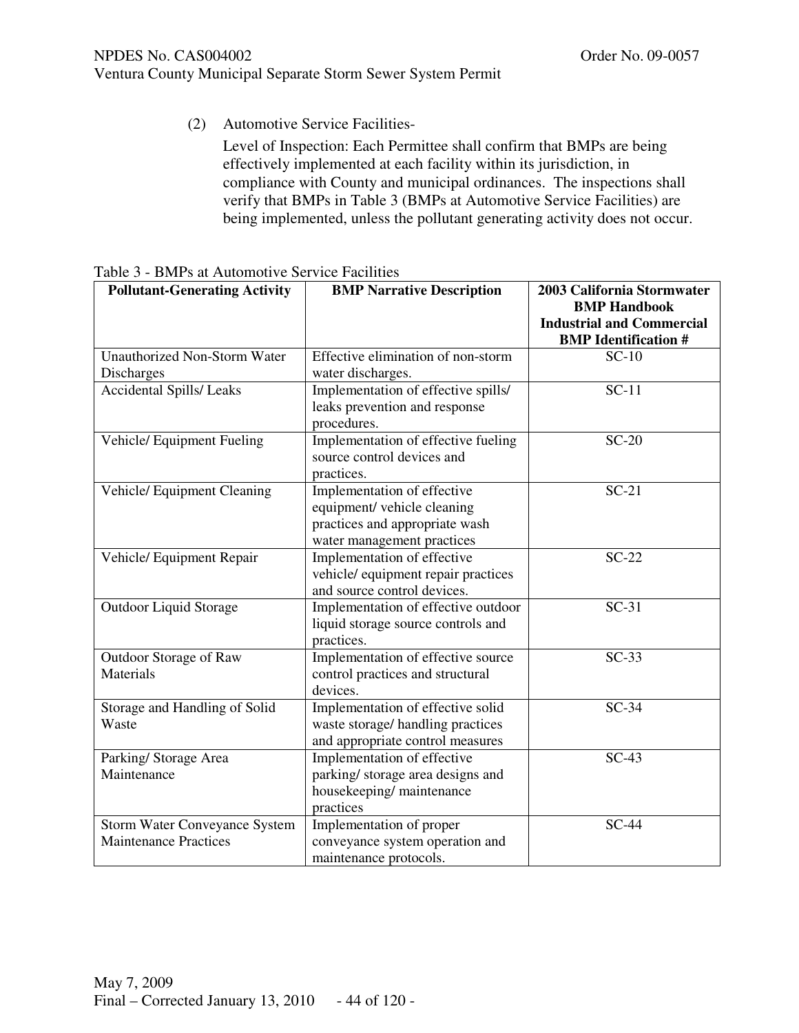(2) Automotive Service Facilities-

Level of Inspection: Each Permittee shall confirm that BMPs are being effectively implemented at each facility within its jurisdiction, in compliance with County and municipal ordinances. The inspections shall verify that BMPs in Table 3 (BMPs at Automotive Service Facilities) are being implemented, unless the pollutant generating activity does not occur.

Table 3 - BMPs at Automotive Service Facilities

| Pollutant-Generating Activity | BMP Narrative Description | 2003 California Stormwater BMP Handbook Industrial and Commercial BMP Identification # |
|---|---|---|
| Unauthorized Non-Storm Water Discharges | Effective elimination of non-storm water discharges. | SC-10 |
| Accidental Spills/ Leaks | Implementation of effective spills/ leaks prevention and response procedures. | SC-11 |
| Vehicle/ Equipment Fueling | Implementation of effective fueling source control devices and practices. | SC-20 |
| Vehicle/ Equipment Cleaning | Implementation of effective equipment/ vehicle cleaning practices and appropriate wash water management practices | SC-21 |
| Vehicle/ Equipment Repair | Implementation of effective vehicle/ equipment repair practices and source control devices. | SC-22 |
| Outdoor Liquid Storage | Implementation of effective outdoor liquid storage source controls and practices. | SC-31 |
| Outdoor Storage of Raw Materials | Implementation of effective source control practices and structural devices. | SC-33 |
| Storage and Handling of Solid Waste | Implementation of effective solid waste storage/ handling practices and appropriate control measures | SC-34 |
| Parking/ Storage Area Maintenance | Implementation of effective parking/ storage area designs and housekeeping/ maintenance practices | SC-43 |
| Storm Water Conveyance System Maintenance Practices | Implementation of proper conveyance system operation and maintenance protocols. | SC-44 |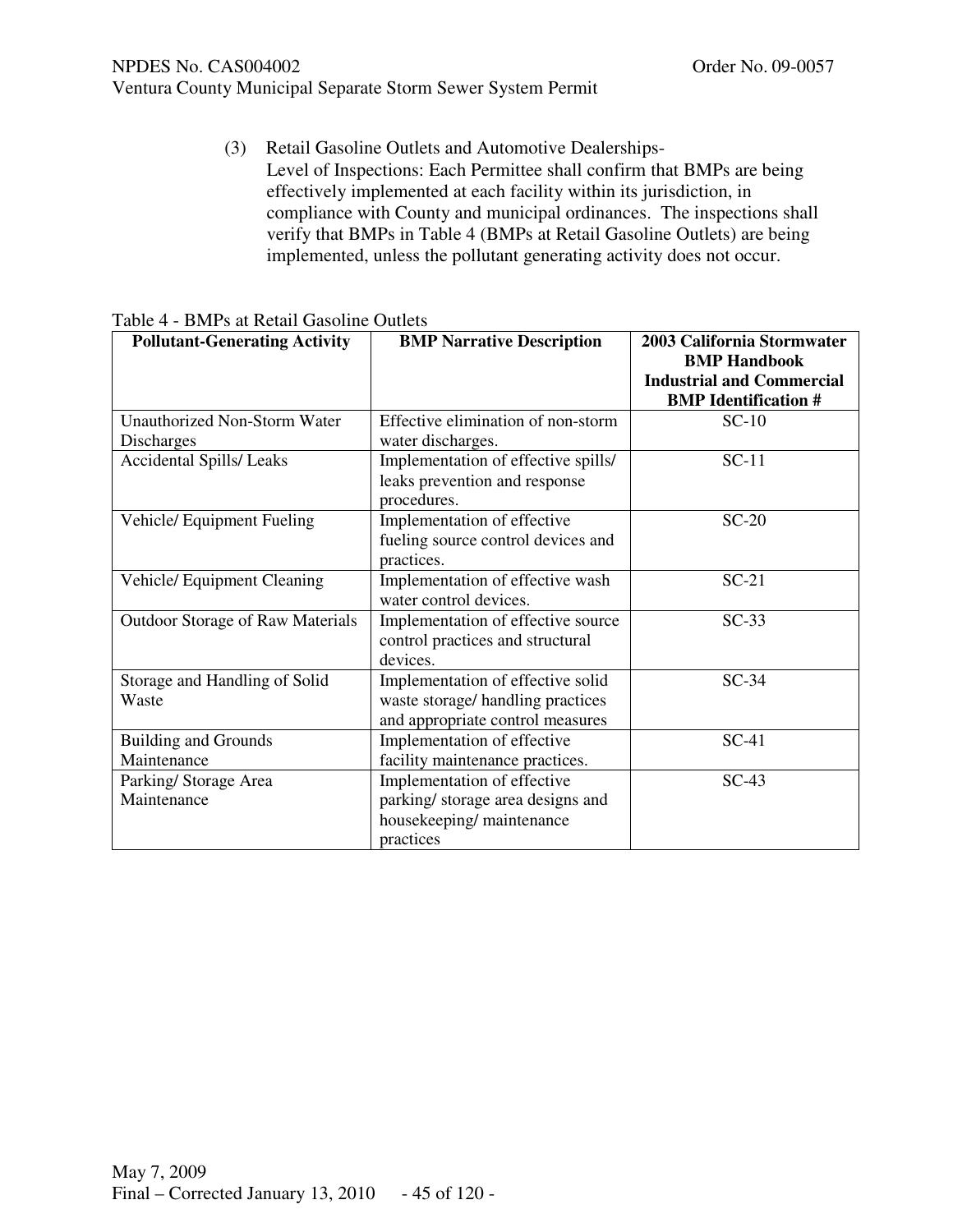(3) Retail Gasoline Outlets and Automotive Dealerships-
Level of Inspections: Each Permittee shall confirm that BMPs are being effectively implemented at each facility within its jurisdiction, in compliance with County and municipal ordinances. The inspections shall verify that BMPs in Table 4 (BMPs at Retail Gasoline Outlets) are being implemented, unless the pollutant generating activity does not occur.

Table 4 - BMPs at Retail Gasoline Outlets

| Pollutant-Generating Activity | BMP Narrative Description | 2003 California Stormwater BMP Handbook Industrial and Commercial BMP Identification # |
|---|---|---|
| Unauthorized Non-Storm Water Discharges | Effective elimination of non-storm water discharges. | SC-10 |
| Accidental Spills/ Leaks | Implementation of effective spills/ leaks prevention and response procedures. | SC-11 |
| Vehicle/ Equipment Fueling | Implementation of effective fueling source control devices and practices. | SC-20 |
| Vehicle/ Equipment Cleaning | Implementation of effective wash water control devices. | SC-21 |
| Outdoor Storage of Raw Materials | Implementation of effective source control practices and structural devices. | SC-33 |
| Storage and Handling of Solid Waste | Implementation of effective solid waste storage/ handling practices and appropriate control measures | SC-34 |
| Building and Grounds Maintenance | Implementation of effective facility maintenance practices. | SC-41 |
| Parking/ Storage Area Maintenance | Implementation of effective parking/ storage area designs and housekeeping/ maintenance practices | SC-43 |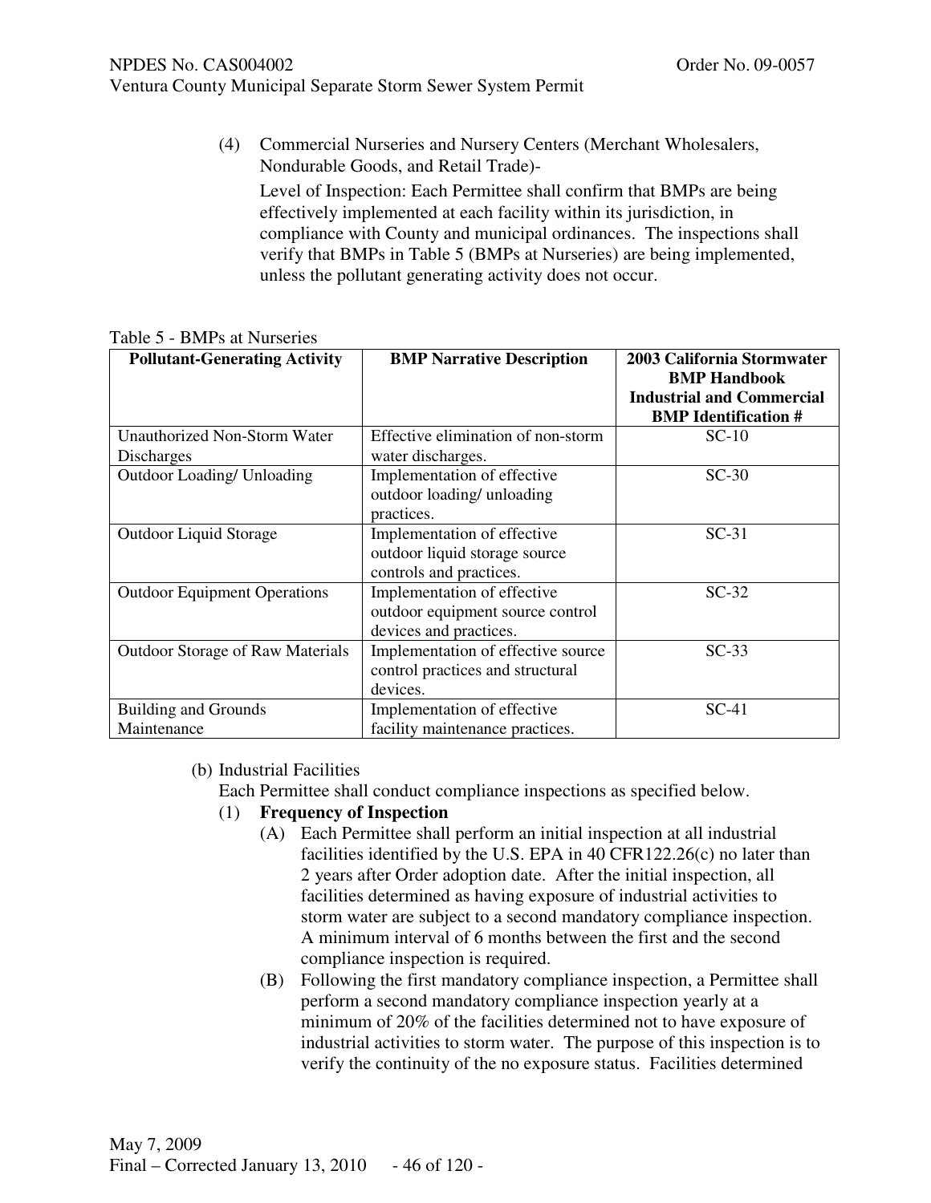(4) Commercial Nurseries and Nursery Centers (Merchant Wholesalers, Nondurable Goods, and Retail Trade)-

Level of Inspection: Each Permittee shall confirm that BMPs are being effectively implemented at each facility within its jurisdiction, in compliance with County and municipal ordinances. The inspections shall verify that BMPs in Table 5 (BMPs at Nurseries) are being implemented, unless the pollutant generating activity does not occur.

Table 5 - BMPs at Nurseries

| Pollutant-Generating Activity | BMP Narrative Description | 2003 California Stormwater BMP Handbook Industrial and Commercial BMP Identification # |
|---|---|---|
| Unauthorized Non-Storm Water Discharges | Effective elimination of non-storm water discharges. | SC-10 |
| Outdoor Loading/ Unloading | Implementation of effective outdoor loading/ unloading practices. | SC-30 |
| Outdoor Liquid Storage | Implementation of effective outdoor liquid storage source controls and practices. | SC-31 |
| Outdoor Equipment Operations | Implementation of effective outdoor equipment source control devices and practices. | SC-32 |
| Outdoor Storage of Raw Materials | Implementation of effective source control practices and structural devices. | SC-33 |
| Building and Grounds Maintenance | Implementation of effective facility maintenance practices. | SC-41 |

(b) Industrial Facilities

Each Permittee shall conduct compliance inspections as specified below.

(1) **Frequency of Inspection**

(A) Each Permittee shall perform an initial inspection at all industrial facilities identified by the U.S. EPA in 40 CFR122.26(c) no later than 2 years after Order adoption date. After the initial inspection, all facilities determined as having exposure of industrial activities to storm water are subject to a second mandatory compliance inspection. A minimum interval of 6 months between the first and the second compliance inspection is required.

(B) Following the first mandatory compliance inspection, a Permittee shall perform a second mandatory compliance inspection yearly at a minimum of 20% of the facilities determined not to have exposure of industrial activities to storm water. The purpose of this inspection is to verify the continuity of the no exposure status. Facilities determined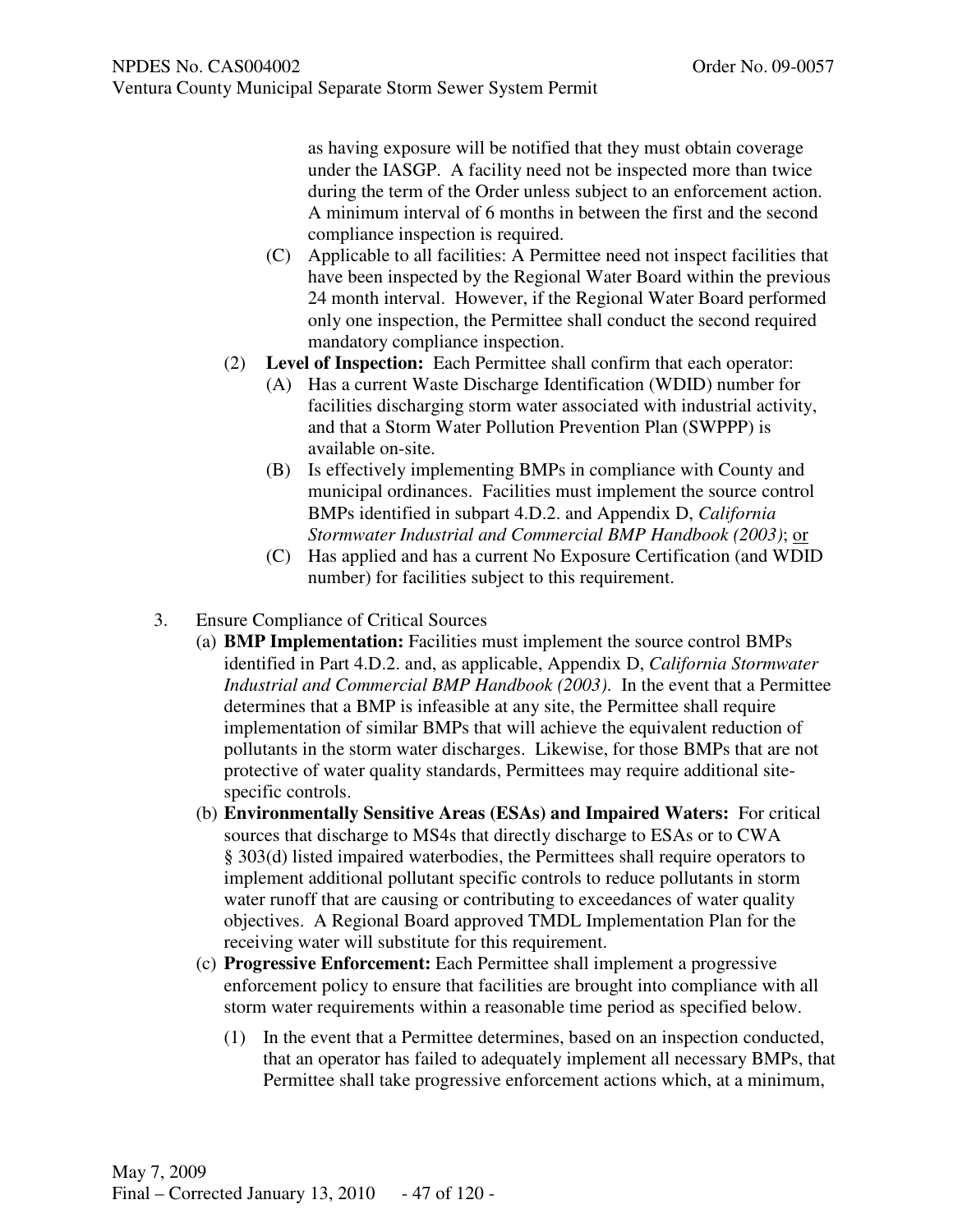as having exposure will be notified that they must obtain coverage under the IASGP. A facility need not be inspected more than twice during the term of the Order unless subject to an enforcement action. A minimum interval of 6 months in between the first and the second compliance inspection is required.

- (C) Applicable to all facilities: A Permittee need not inspect facilities that have been inspected by the Regional Water Board within the previous 24 month interval. However, if the Regional Water Board performed only one inspection, the Permittee shall conduct the second required mandatory compliance inspection.

(2) **Level of Inspection:** Each Permittee shall confirm that each operator:

- (A) Has a current Waste Discharge Identification (WDID) number for facilities discharging storm water associated with industrial activity, and that a Storm Water Pollution Prevention Plan (SWPPP) is available on-site.
- (B) Is effectively implementing BMPs in compliance with County and municipal ordinances. Facilities must implement the source control BMPs identified in subpart 4.D.2. and Appendix D, *California Stormwater Industrial and Commercial BMP Handbook (2003)*; <u>or</u>
- (C) Has applied and has a current No Exposure Certification (and WDID number) for facilities subject to this requirement.

3. Ensure Compliance of Critical Sources

(a) **BMP Implementation:** Facilities must implement the source control BMPs identified in Part 4.D.2. and, as applicable, Appendix D, *California Stormwater Industrial and Commercial BMP Handbook (2003)*. In the event that a Permittee determines that a BMP is infeasible at any site, the Permittee shall require implementation of similar BMPs that will achieve the equivalent reduction of pollutants in the storm water discharges. Likewise, for those BMPs that are not protective of water quality standards, Permittees may require additional site-specific controls.

(b) **Environmentally Sensitive Areas (ESAs) and Impaired Waters:** For critical sources that discharge to MS4s that directly discharge to ESAs or to CWA § 303(d) listed impaired waterbodies, the Permittees shall require operators to implement additional pollutant specific controls to reduce pollutants in storm water runoff that are causing or contributing to exceedances of water quality objectives. A Regional Board approved TMDL Implementation Plan for the receiving water will substitute for this requirement.

(c) **Progressive Enforcement:** Each Permittee shall implement a progressive enforcement policy to ensure that facilities are brought into compliance with all storm water requirements within a reasonable time period as specified below.

(1) In the event that a Permittee determines, based on an inspection conducted, that an operator has failed to adequately implement all necessary BMPs, that Permittee shall take progressive enforcement actions which, at a minimum,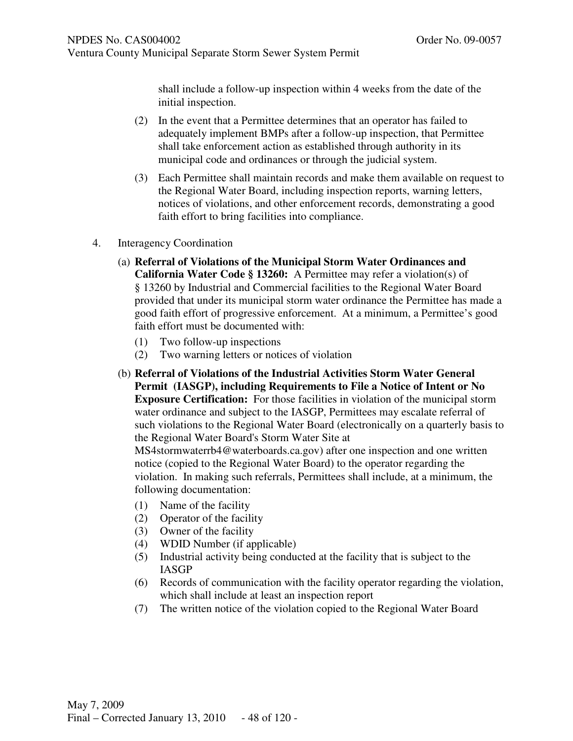shall include a follow-up inspection within 4 weeks from the date of the initial inspection.

(2) In the event that a Permittee determines that an operator has failed to adequately implement BMPs after a follow-up inspection, that Permittee shall take enforcement action as established through authority in its municipal code and ordinances or through the judicial system.

(3) Each Permittee shall maintain records and make them available on request to the Regional Water Board, including inspection reports, warning letters, notices of violations, and other enforcement records, demonstrating a good faith effort to bring facilities into compliance.

4. Interagency Coordination

(a) **Referral of Violations of the Municipal Storm Water Ordinances and California Water Code § 13260:** A Permittee may refer a violation(s) of § 13260 by Industrial and Commercial facilities to the Regional Water Board provided that under its municipal storm water ordinance the Permittee has made a good faith effort of progressive enforcement. At a minimum, a Permittee's good faith effort must be documented with:

(1) Two follow-up inspections
(2) Two warning letters or notices of violation

(b) **Referral of Violations of the Industrial Activities Storm Water General Permit (IASGP), including Requirements to File a Notice of Intent or No Exposure Certification:** For those facilities in violation of the municipal storm water ordinance and subject to the IASGP, Permittees may escalate referral of such violations to the Regional Water Board (electronically on a quarterly basis to the Regional Water Board's Storm Water Site at MS4stormwaterrb4@waterboards.ca.gov) after one inspection and one written notice (copied to the Regional Water Board) to the operator regarding the violation. In making such referrals, Permittees shall include, at a minimum, the following documentation:

(1) Name of the facility
(2) Operator of the facility
(3) Owner of the facility
(4) WDID Number (if applicable)
(5) Industrial activity being conducted at the facility that is subject to the IASGP
(6) Records of communication with the facility operator regarding the violation, which shall include at least an inspection report
(7) The written notice of the violation copied to the Regional Water Board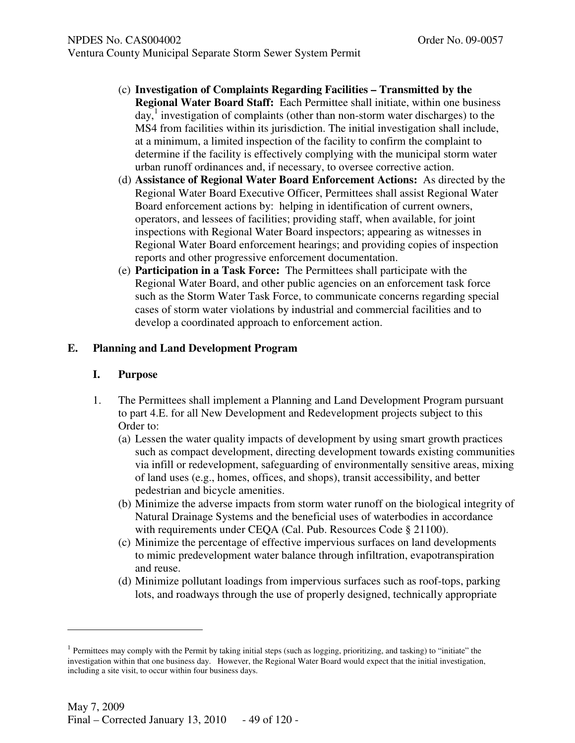(c) **Investigation of Complaints Regarding Facilities – Transmitted by the Regional Water Board Staff:** Each Permittee shall initiate, within one business day,[1] investigation of complaints (other than non-storm water discharges) to the MS4 from facilities within its jurisdiction. The initial investigation shall include, at a minimum, a limited inspection of the facility to confirm the complaint to determine if the facility is effectively complying with the municipal storm water urban runoff ordinances and, if necessary, to oversee corrective action.

(d) **Assistance of Regional Water Board Enforcement Actions:** As directed by the Regional Water Board Executive Officer, Permittees shall assist Regional Water Board enforcement actions by: helping in identification of current owners, operators, and lessees of facilities; providing staff, when available, for joint inspections with Regional Water Board inspectors; appearing as witnesses in Regional Water Board enforcement hearings; and providing copies of inspection reports and other progressive enforcement documentation.

(e) **Participation in a Task Force:** The Permittees shall participate with the Regional Water Board, and other public agencies on an enforcement task force such as the Storm Water Task Force, to communicate concerns regarding special cases of storm water violations by industrial and commercial facilities and to develop a coordinated approach to enforcement action.

## E. Planning and Land Development Program

### I. Purpose

1. The Permittees shall implement a Planning and Land Development Program pursuant to part 4.E. for all New Development and Redevelopment projects subject to this Order to:
   (a) Lessen the water quality impacts of development by using smart growth practices such as compact development, directing development towards existing communities via infill or redevelopment, safeguarding of environmentally sensitive areas, mixing of land uses (e.g., homes, offices, and shops), transit accessibility, and better pedestrian and bicycle amenities.
   (b) Minimize the adverse impacts from storm water runoff on the biological integrity of Natural Drainage Systems and the beneficial uses of waterbodies in accordance with requirements under CEQA (Cal. Pub. Resources Code § 21100).
   (c) Minimize the percentage of effective impervious surfaces on land developments to mimic predevelopment water balance through infiltration, evapotranspiration and reuse.
   (d) Minimize pollutant loadings from impervious surfaces such as roof-tops, parking lots, and roadways through the use of properly designed, technically appropriate

---

[1] Permittees may comply with the Permit by taking initial steps (such as logging, prioritizing, and tasking) to "initiate" the investigation within that one business day. However, the Regional Water Board would expect that the initial investigation, including a site visit, to occur within four business days.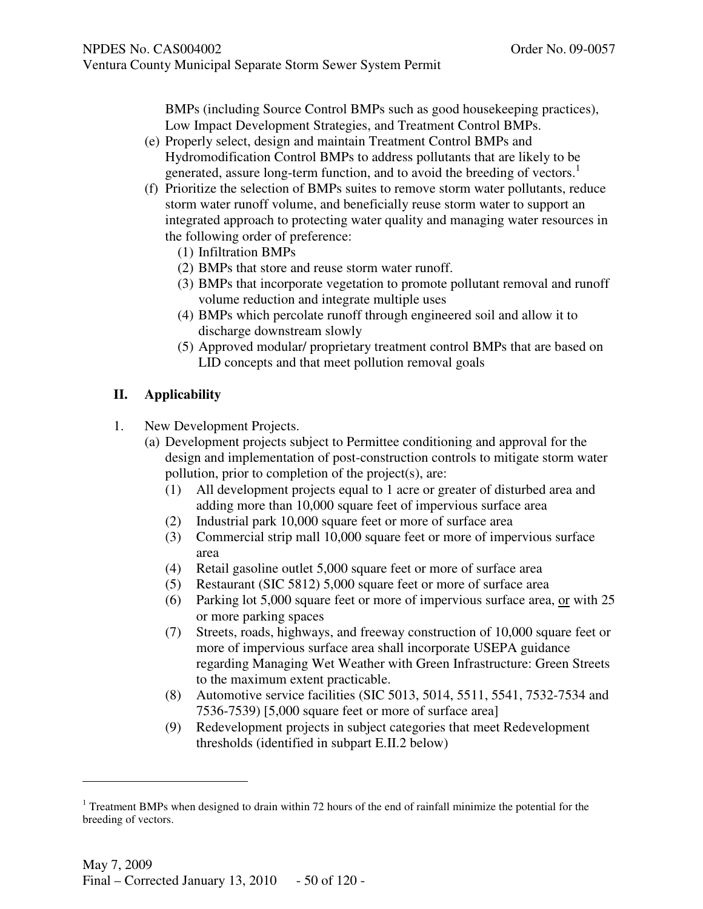BMPs (including Source Control BMPs such as good housekeeping practices), Low Impact Development Strategies, and Treatment Control BMPs.

(e) Properly select, design and maintain Treatment Control BMPs and Hydromodification Control BMPs to address pollutants that are likely to be generated, assure long-term function, and to avoid the breeding of vectors.[1]

(f) Prioritize the selection of BMPs suites to remove storm water pollutants, reduce storm water runoff volume, and beneficially reuse storm water to support an integrated approach to protecting water quality and managing water resources in the following order of preference:

(1) Infiltration BMPs

(2) BMPs that store and reuse storm water runoff.

(3) BMPs that incorporate vegetation to promote pollutant removal and runoff volume reduction and integrate multiple uses

(4) BMPs which percolate runoff through engineered soil and allow it to discharge downstream slowly

(5) Approved modular/ proprietary treatment control BMPs that are based on LID concepts and that meet pollution removal goals

## II. Applicability

1. New Development Projects.

(a) Development projects subject to Permittee conditioning and approval for the design and implementation of post-construction controls to mitigate storm water pollution, prior to completion of the project(s), are:

(1) All development projects equal to 1 acre or greater of disturbed area and adding more than 10,000 square feet of impervious surface area

(2) Industrial park 10,000 square feet or more of surface area

(3) Commercial strip mall 10,000 square feet or more of impervious surface area

(4) Retail gasoline outlet 5,000 square feet or more of surface area

(5) Restaurant (SIC 5812) 5,000 square feet or more of surface area

(6) Parking lot 5,000 square feet or more of impervious surface area, or with 25 or more parking spaces

(7) Streets, roads, highways, and freeway construction of 10,000 square feet or more of impervious surface area shall incorporate USEPA guidance regarding Managing Wet Weather with Green Infrastructure: Green Streets to the maximum extent practicable.

(8) Automotive service facilities (SIC 5013, 5014, 5511, 5541, 7532-7534 and 7536-7539) [5,000 square feet or more of surface area]

(9) Redevelopment projects in subject categories that meet Redevelopment thresholds (identified in subpart E.II.2 below)

---

[1] Treatment BMPs when designed to drain within 72 hours of the end of rainfall minimize the potential for the breeding of vectors.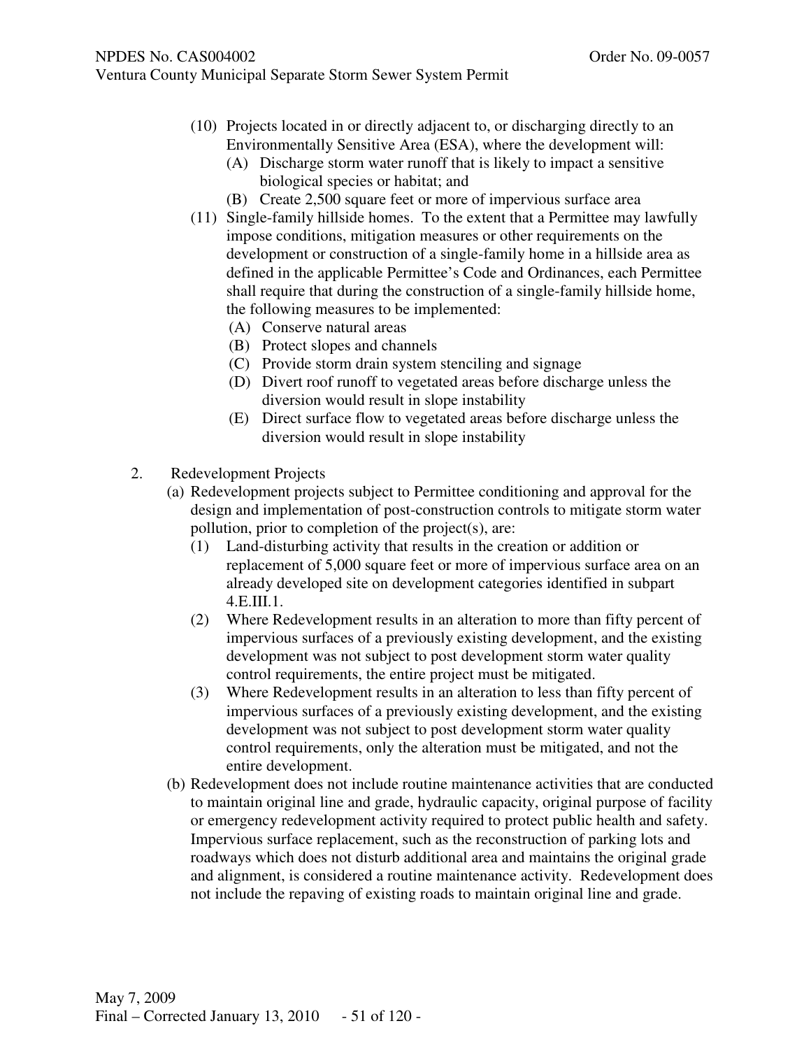(10) Projects located in or directly adjacent to, or discharging directly to an Environmentally Sensitive Area (ESA), where the development will:
   - (A) Discharge storm water runoff that is likely to impact a sensitive biological species or habitat; and
   - (B) Create 2,500 square feet or more of impervious surface area

(11) Single-family hillside homes. To the extent that a Permittee may lawfully impose conditions, mitigation measures or other requirements on the development or construction of a single-family home in a hillside area as defined in the applicable Permittee's Code and Ordinances, each Permittee shall require that during the construction of a single-family hillside home, the following measures to be implemented:
   - (A) Conserve natural areas
   - (B) Protect slopes and channels
   - (C) Provide storm drain system stenciling and signage
   - (D) Divert roof runoff to vegetated areas before discharge unless the diversion would result in slope instability
   - (E) Direct surface flow to vegetated areas before discharge unless the diversion would result in slope instability

2. Redevelopment Projects

(a) Redevelopment projects subject to Permittee conditioning and approval for the design and implementation of post-construction controls to mitigate storm water pollution, prior to completion of the project(s), are:

   (1) Land-disturbing activity that results in the creation or addition or replacement of 5,000 square feet or more of impervious surface area on an already developed site on development categories identified in subpart 4.E.III.1.

   (2) Where Redevelopment results in an alteration to more than fifty percent of impervious surfaces of a previously existing development, and the existing development was not subject to post development storm water quality control requirements, the entire project must be mitigated.

   (3) Where Redevelopment results in an alteration to less than fifty percent of impervious surfaces of a previously existing development, and the existing development was not subject to post development storm water quality control requirements, only the alteration must be mitigated, and not the entire development.

(b) Redevelopment does not include routine maintenance activities that are conducted to maintain original line and grade, hydraulic capacity, original purpose of facility or emergency redevelopment activity required to protect public health and safety. Impervious surface replacement, such as the reconstruction of parking lots and roadways which does not disturb additional area and maintains the original grade and alignment, is considered a routine maintenance activity. Redevelopment does not include the repaving of existing roads to maintain original line and grade.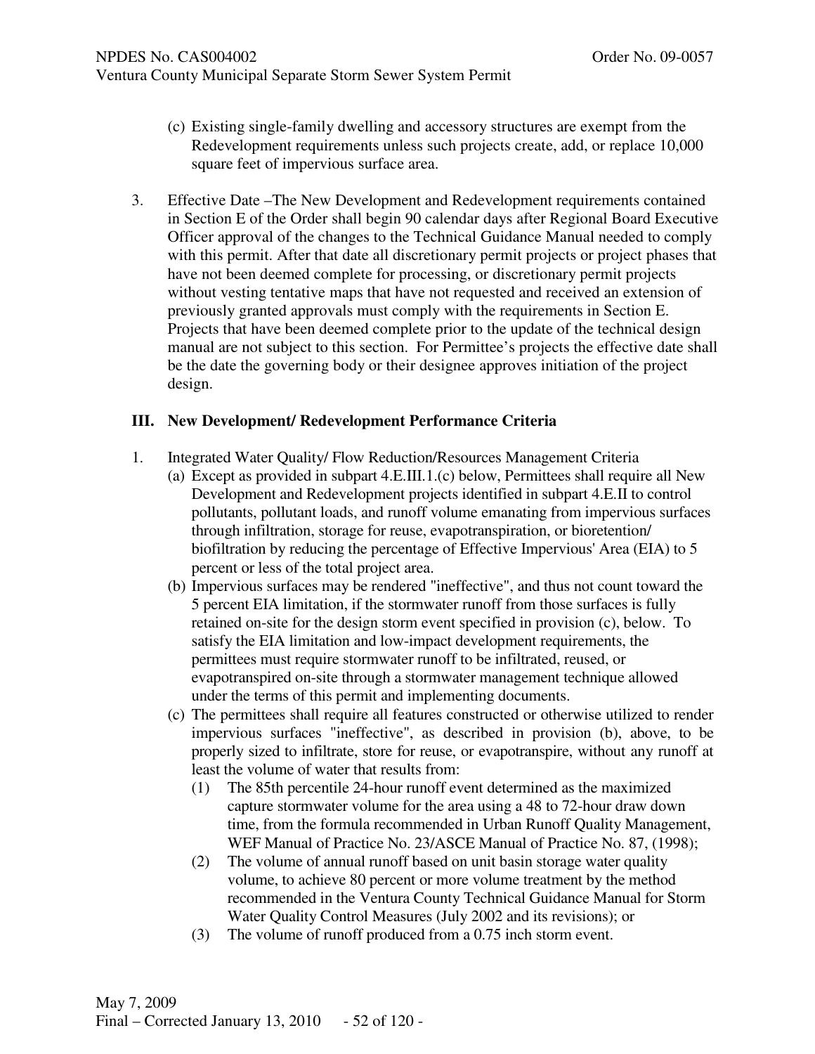(c) Existing single-family dwelling and accessory structures are exempt from the Redevelopment requirements unless such projects create, add, or replace 10,000 square feet of impervious surface area.

3. Effective Date –The New Development and Redevelopment requirements contained in Section E of the Order shall begin 90 calendar days after Regional Board Executive Officer approval of the changes to the Technical Guidance Manual needed to comply with this permit. After that date all discretionary permit projects or project phases that have not been deemed complete for processing, or discretionary permit projects without vesting tentative maps that have not requested and received an extension of previously granted approvals must comply with the requirements in Section E. Projects that have been deemed complete prior to the update of the technical design manual are not subject to this section. For Permittee's projects the effective date shall be the date the governing body or their designee approves initiation of the project design.

## III. New Development/ Redevelopment Performance Criteria

1. Integrated Water Quality/ Flow Reduction/Resources Management Criteria
   (a) Except as provided in subpart 4.E.III.1.(c) below, Permittees shall require all New Development and Redevelopment projects identified in subpart 4.E.II to control pollutants, pollutant loads, and runoff volume emanating from impervious surfaces through infiltration, storage for reuse, evapotranspiration, or bioretention/ biofiltration by reducing the percentage of Effective Impervious' Area (EIA) to 5 percent or less of the total project area.
   (b) Impervious surfaces may be rendered "ineffective", and thus not count toward the 5 percent EIA limitation, if the stormwater runoff from those surfaces is fully retained on-site for the design storm event specified in provision (c), below. To satisfy the EIA limitation and low-impact development requirements, the permittees must require stormwater runoff to be infiltrated, reused, or evapotranspired on-site through a stormwater management technique allowed under the terms of this permit and implementing documents.
   (c) The permittees shall require all features constructed or otherwise utilized to render impervious surfaces "ineffective", as described in provision (b), above, to be properly sized to infiltrate, store for reuse, or evapotranspire, without any runoff at least the volume of water that results from:
      (1) The 85th percentile 24-hour runoff event determined as the maximized capture stormwater volume for the area using a 48 to 72-hour draw down time, from the formula recommended in Urban Runoff Quality Management, WEF Manual of Practice No. 23/ASCE Manual of Practice No. 87, (1998);
      (2) The volume of annual runoff based on unit basin storage water quality volume, to achieve 80 percent or more volume treatment by the method recommended in the Ventura County Technical Guidance Manual for Storm Water Quality Control Measures (July 2002 and its revisions); or
      (3) The volume of runoff produced from a 0.75 inch storm event.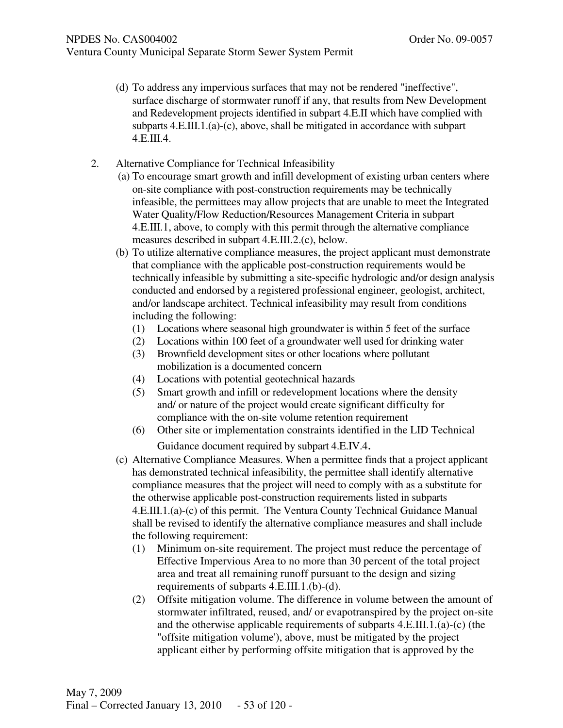(d) To address any impervious surfaces that may not be rendered "ineffective", surface discharge of stormwater runoff if any, that results from New Development and Redevelopment projects identified in subpart 4.E.II which have complied with subparts 4.E.III.1.(a)-(c), above, shall be mitigated in accordance with subpart 4.E.III.4.

2. Alternative Compliance for Technical Infeasibility

   (a) To encourage smart growth and infill development of existing urban centers where on-site compliance with post-construction requirements may be technically infeasible, the permittees may allow projects that are unable to meet the Integrated Water Quality/Flow Reduction/Resources Management Criteria in subpart 4.E.III.1, above, to comply with this permit through the alternative compliance measures described in subpart 4.E.III.2.(c), below.

   (b) To utilize alternative compliance measures, the project applicant must demonstrate that compliance with the applicable post-construction requirements would be technically infeasible by submitting a site-specific hydrologic and/or design analysis conducted and endorsed by a registered professional engineer, geologist, architect, and/or landscape architect. Technical infeasibility may result from conditions including the following:

      (1) Locations where seasonal high groundwater is within 5 feet of the surface
      (2) Locations within 100 feet of a groundwater well used for drinking water
      (3) Brownfield development sites or other locations where pollutant mobilization is a documented concern
      (4) Locations with potential geotechnical hazards
      (5) Smart growth and infill or redevelopment locations where the density and/ or nature of the project would create significant difficulty for compliance with the on-site volume retention requirement
      (6) Other site or implementation constraints identified in the LID Technical Guidance document required by subpart 4.E.IV.4.

   (c) Alternative Compliance Measures. When a permittee finds that a project applicant has demonstrated technical infeasibility, the permittee shall identify alternative compliance measures that the project will need to comply with as a substitute for the otherwise applicable post-construction requirements listed in subparts 4.E.III.1.(a)-(c) of this permit. The Ventura County Technical Guidance Manual shall be revised to identify the alternative compliance measures and shall include the following requirement:

      (1) Minimum on-site requirement. The project must reduce the percentage of Effective Impervious Area to no more than 30 percent of the total project area and treat all remaining runoff pursuant to the design and sizing requirements of subparts 4.E.III.1.(b)-(d).
      (2) Offsite mitigation volume. The difference in volume between the amount of stormwater infiltrated, reused, and/ or evapotranspired by the project on-site and the otherwise applicable requirements of subparts 4.E.III.1.(a)-(c) (the "offsite mitigation volume'), above, must be mitigated by the project applicant either by performing offsite mitigation that is approved by the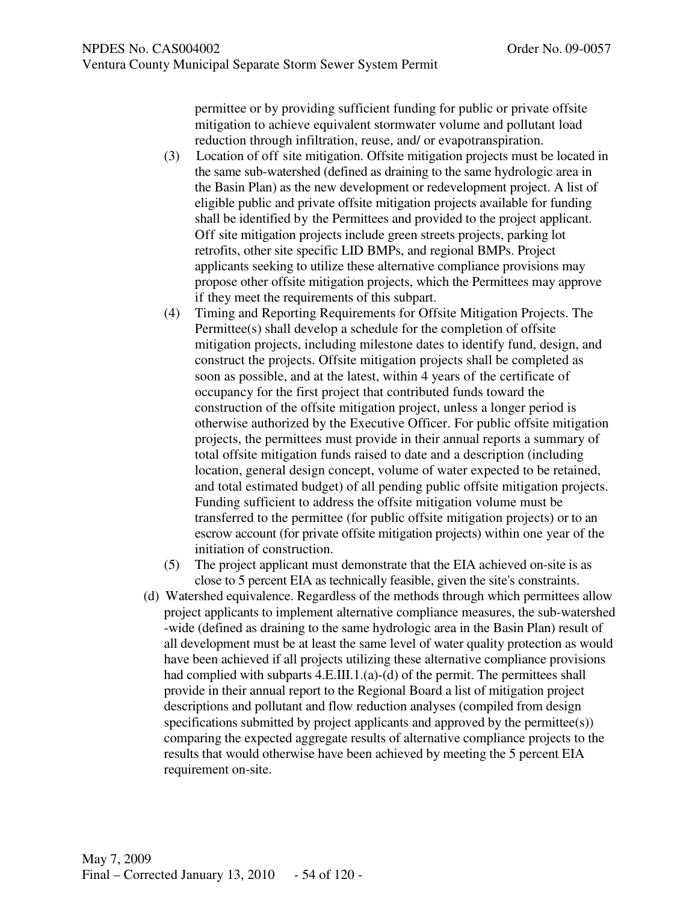permittee or by providing sufficient funding for public or private offsite mitigation to achieve equivalent stormwater volume and pollutant load reduction through infiltration, reuse, and/ or evapotranspiration.

(3) Location of off site mitigation. Offsite mitigation projects must be located in the same sub-watershed (defined as draining to the same hydrologic area in the Basin Plan) as the new development or redevelopment project. A list of eligible public and private offsite mitigation projects available for funding shall be identified by the Permittees and provided to the project applicant. Off site mitigation projects include green streets projects, parking lot retrofits, other site specific LID BMPs, and regional BMPs. Project applicants seeking to utilize these alternative compliance provisions may propose other offsite mitigation projects, which the Permittees may approve if they meet the requirements of this subpart.

(4) Timing and Reporting Requirements for Offsite Mitigation Projects. The Permittee(s) shall develop a schedule for the completion of offsite mitigation projects, including milestone dates to identify fund, design, and construct the projects. Offsite mitigation projects shall be completed as soon as possible, and at the latest, within 4 years of the certificate of occupancy for the first project that contributed funds toward the construction of the offsite mitigation project, unless a longer period is otherwise authorized by the Executive Officer. For public offsite mitigation projects, the permittees must provide in their annual reports a summary of total offsite mitigation funds raised to date and a description (including location, general design concept, volume of water expected to be retained, and total estimated budget) of all pending public offsite mitigation projects. Funding sufficient to address the offsite mitigation volume must be transferred to the permittee (for public offsite mitigation projects) or to an escrow account (for private offsite mitigation projects) within one year of the initiation of construction.

(5) The project applicant must demonstrate that the EIA achieved on-site is as close to 5 percent EIA as technically feasible, given the site's constraints.

(d) Watershed equivalence. Regardless of the methods through which permittees allow project applicants to implement alternative compliance measures, the sub-watershed -wide (defined as draining to the same hydrologic area in the Basin Plan) result of all development must be at least the same level of water quality protection as would have been achieved if all projects utilizing these alternative compliance provisions had complied with subparts 4.E.III.1.(a)-(d) of the permit. The permittees shall provide in their annual report to the Regional Board a list of mitigation project descriptions and pollutant and flow reduction analyses (compiled from design specifications submitted by project applicants and approved by the permittee(s)) comparing the expected aggregate results of alternative compliance projects to the results that would otherwise have been achieved by meeting the 5 percent EIA requirement on-site.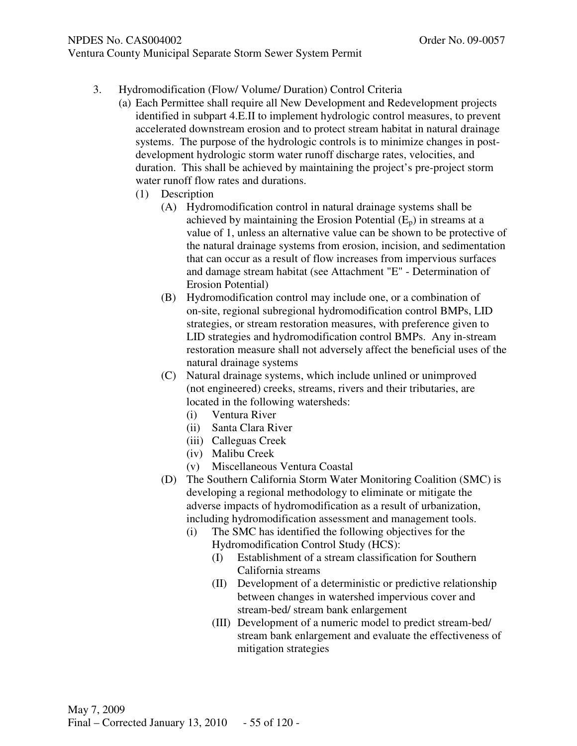3. Hydromodification (Flow/ Volume/ Duration) Control Criteria

   (a) Each Permittee shall require all New Development and Redevelopment projects identified in subpart 4.E.II to implement hydrologic control measures, to prevent accelerated downstream erosion and to protect stream habitat in natural drainage systems. The purpose of the hydrologic controls is to minimize changes in post-development hydrologic storm water runoff discharge rates, velocities, and duration. This shall be achieved by maintaining the project's pre-project storm water runoff flow rates and durations.

      (1) Description

         (A) Hydromodification control in natural drainage systems shall be achieved by maintaining the Erosion Potential ($E_p$) in streams at a value of 1, unless an alternative value can be shown to be protective of the natural drainage systems from erosion, incision, and sedimentation that can occur as a result of flow increases from impervious surfaces and damage stream habitat (see Attachment "E" - Determination of Erosion Potential)

         (B) Hydromodification control may include one, or a combination of on-site, regional subregional hydromodification control BMPs, LID strategies, or stream restoration measures, with preference given to LID strategies and hydromodification control BMPs. Any in-stream restoration measure shall not adversely affect the beneficial uses of the natural drainage systems

         (C) Natural drainage systems, which include unlined or unimproved (not engineered) creeks, streams, rivers and their tributaries, are located in the following watersheds:

            (i) Ventura River
            (ii) Santa Clara River
            (iii) Calleguas Creek
            (iv) Malibu Creek
            (v) Miscellaneous Ventura Coastal

         (D) The Southern California Storm Water Monitoring Coalition (SMC) is developing a regional methodology to eliminate or mitigate the adverse impacts of hydromodification as a result of urbanization, including hydromodification assessment and management tools.

            (i) The SMC has identified the following objectives for the Hydromodification Control Study (HCS):

               (I) Establishment of a stream classification for Southern California streams
               (II) Development of a deterministic or predictive relationship between changes in watershed impervious cover and stream-bed/ stream bank enlargement
               (III) Development of a numeric model to predict stream-bed/ stream bank enlargement and evaluate the effectiveness of mitigation strategies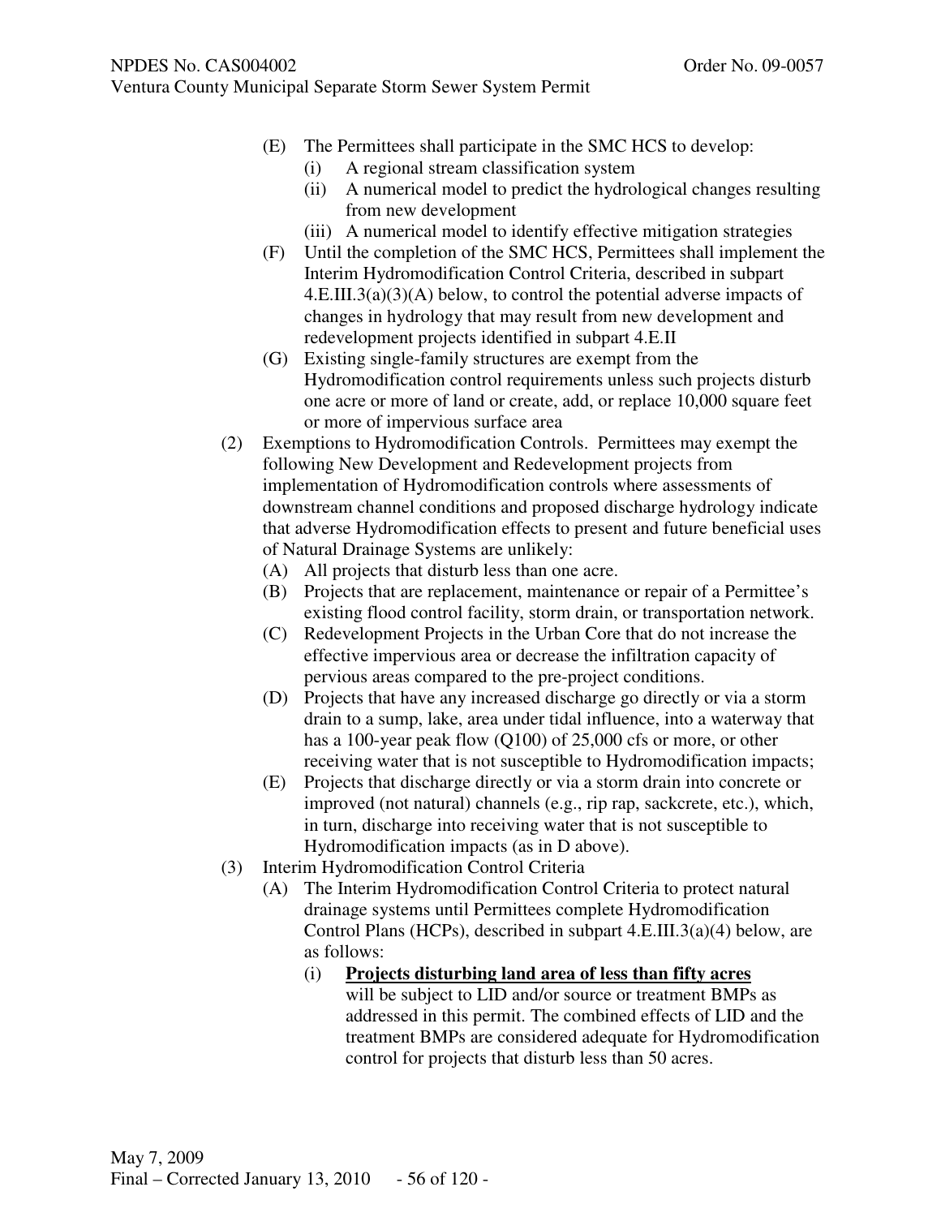(E) The Permittees shall participate in the SMC HCS to develop:
   (i) A regional stream classification system
   (ii) A numerical model to predict the hydrological changes resulting from new development
   (iii) A numerical model to identify effective mitigation strategies

(F) Until the completion of the SMC HCS, Permittees shall implement the Interim Hydromodification Control Criteria, described in subpart 4.E.III.3(a)(3)(A) below, to control the potential adverse impacts of changes in hydrology that may result from new development and redevelopment projects identified in subpart 4.E.II

(G) Existing single-family structures are exempt from the Hydromodification control requirements unless such projects disturb one acre or more of land or create, add, or replace 10,000 square feet or more of impervious surface area

(2) Exemptions to Hydromodification Controls. Permittees may exempt the following New Development and Redevelopment projects from implementation of Hydromodification controls where assessments of downstream channel conditions and proposed discharge hydrology indicate that adverse Hydromodification effects to present and future beneficial uses of Natural Drainage Systems are unlikely:
   (A) All projects that disturb less than one acre.
   (B) Projects that are replacement, maintenance or repair of a Permittee's existing flood control facility, storm drain, or transportation network.
   (C) Redevelopment Projects in the Urban Core that do not increase the effective impervious area or decrease the infiltration capacity of pervious areas compared to the pre-project conditions.
   (D) Projects that have any increased discharge go directly or via a storm drain to a sump, lake, area under tidal influence, into a waterway that has a 100-year peak flow (Q100) of 25,000 cfs or more, or other receiving water that is not susceptible to Hydromodification impacts;
   (E) Projects that discharge directly or via a storm drain into concrete or improved (not natural) channels (e.g., rip rap, sackcrete, etc.), which, in turn, discharge into receiving water that is not susceptible to Hydromodification impacts (as in D above).

(3) Interim Hydromodification Control Criteria
   (A) The Interim Hydromodification Control Criteria to protect natural drainage systems until Permittees complete Hydromodification Control Plans (HCPs), described in subpart 4.E.III.3(a)(4) below, are as follows:
      (i) **Projects disturbing land area of less than fifty acres** will be subject to LID and/or source or treatment BMPs as addressed in this permit. The combined effects of LID and the treatment BMPs are considered adequate for Hydromodification control for projects that disturb less than 50 acres.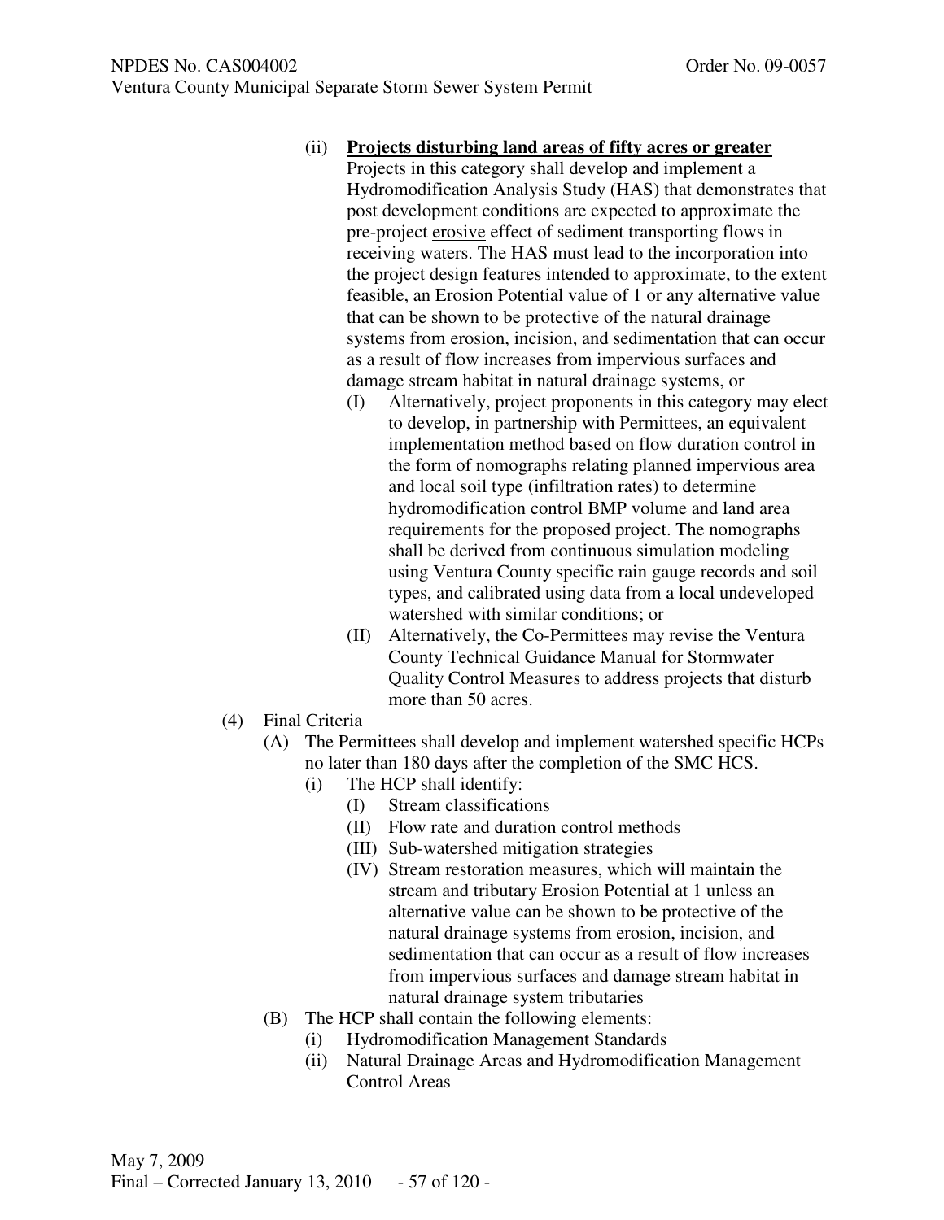(ii) **<u>Projects disturbing land areas of fifty acres or greater</u>**
Projects in this category shall develop and implement a Hydromodification Analysis Study (HAS) that demonstrates that post development conditions are expected to approximate the pre-project <u>erosive</u> effect of sediment transporting flows in receiving waters. The HAS must lead to the incorporation into the project design features intended to approximate, to the extent feasible, an Erosion Potential value of 1 or any alternative value that can be shown to be protective of the natural drainage systems from erosion, incision, and sedimentation that can occur as a result of flow increases from impervious surfaces and damage stream habitat in natural drainage systems, or

- (I) Alternatively, project proponents in this category may elect to develop, in partnership with Permittees, an equivalent implementation method based on flow duration control in the form of nomographs relating planned impervious area and local soil type (infiltration rates) to determine hydromodification control BMP volume and land area requirements for the proposed project. The nomographs shall be derived from continuous simulation modeling using Ventura County specific rain gauge records and soil types, and calibrated using data from a local undeveloped watershed with similar conditions; or
- (II) Alternatively, the Co-Permittees may revise the Ventura County Technical Guidance Manual for Stormwater Quality Control Measures to address projects that disturb more than 50 acres.

(4) Final Criteria

- (A) The Permittees shall develop and implement watershed specific HCPs no later than 180 days after the completion of the SMC HCS.
  - (i) The HCP shall identify:
    - (I) Stream classifications
    - (II) Flow rate and duration control methods
    - (III) Sub-watershed mitigation strategies
    - (IV) Stream restoration measures, which will maintain the stream and tributary Erosion Potential at 1 unless an alternative value can be shown to be protective of the natural drainage systems from erosion, incision, and sedimentation that can occur as a result of flow increases from impervious surfaces and damage stream habitat in natural drainage system tributaries
- (B) The HCP shall contain the following elements:
  - (i) Hydromodification Management Standards
  - (ii) Natural Drainage Areas and Hydromodification Management Control Areas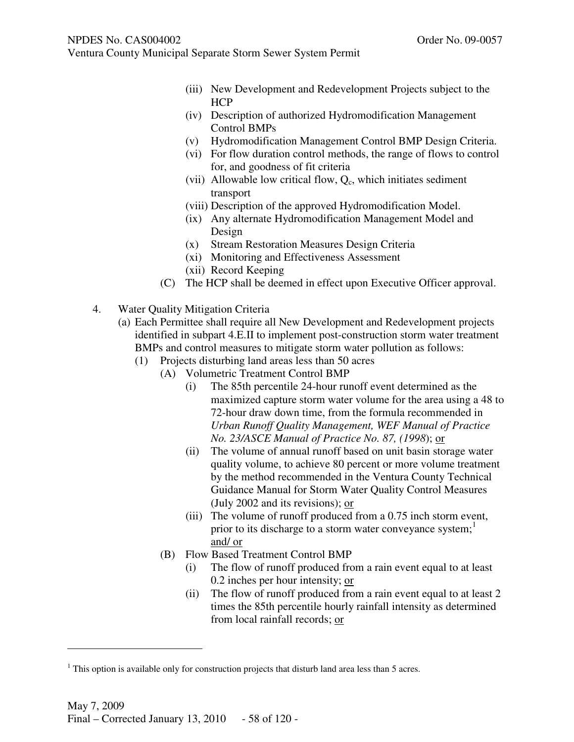(iii) New Development and Redevelopment Projects subject to the HCP

(iv) Description of authorized Hydromodification Management Control BMPs

(v) Hydromodification Management Control BMP Design Criteria.

(vi) For flow duration control methods, the range of flows to control for, and goodness of fit criteria

(vii) Allowable low critical flow, $Q_c$, which initiates sediment transport

(viii) Description of the approved Hydromodification Model.

(ix) Any alternate Hydromodification Management Model and Design

(x) Stream Restoration Measures Design Criteria

(xi) Monitoring and Effectiveness Assessment

(xii) Record Keeping

(C) The HCP shall be deemed in effect upon Executive Officer approval.

4. Water Quality Mitigation Criteria

(a) Each Permittee shall require all New Development and Redevelopment projects identified in subpart 4.E.II to implement post-construction storm water treatment BMPs and control measures to mitigate storm water pollution as follows:

(1) Projects disturbing land areas less than 50 acres

(A) Volumetric Treatment Control BMP

(i) The 85th percentile 24-hour runoff event determined as the maximized capture storm water volume for the area using a 48 to 72-hour draw down time, from the formula recommended in *Urban Runoff Quality Management, WEF Manual of Practice No. 23/ASCE Manual of Practice No. 87, (1998*); <u>or</u>

(ii) The volume of annual runoff based on unit basin storage water quality volume, to achieve 80 percent or more volume treatment by the method recommended in the Ventura County Technical Guidance Manual for Storm Water Quality Control Measures (July 2002 and its revisions); <u>or</u>

(iii) The volume of runoff produced from a 0.75 inch storm event, prior to its discharge to a storm water conveyance system;[1] <u>and/ or</u>

(B) Flow Based Treatment Control BMP

(i) The flow of runoff produced from a rain event equal to at least 0.2 inches per hour intensity; <u>or</u>

(ii) The flow of runoff produced from a rain event equal to at least 2 times the 85th percentile hourly rainfall intensity as determined from local rainfall records; <u>or</u>

---

[1] This option is available only for construction projects that disturb land area less than 5 acres.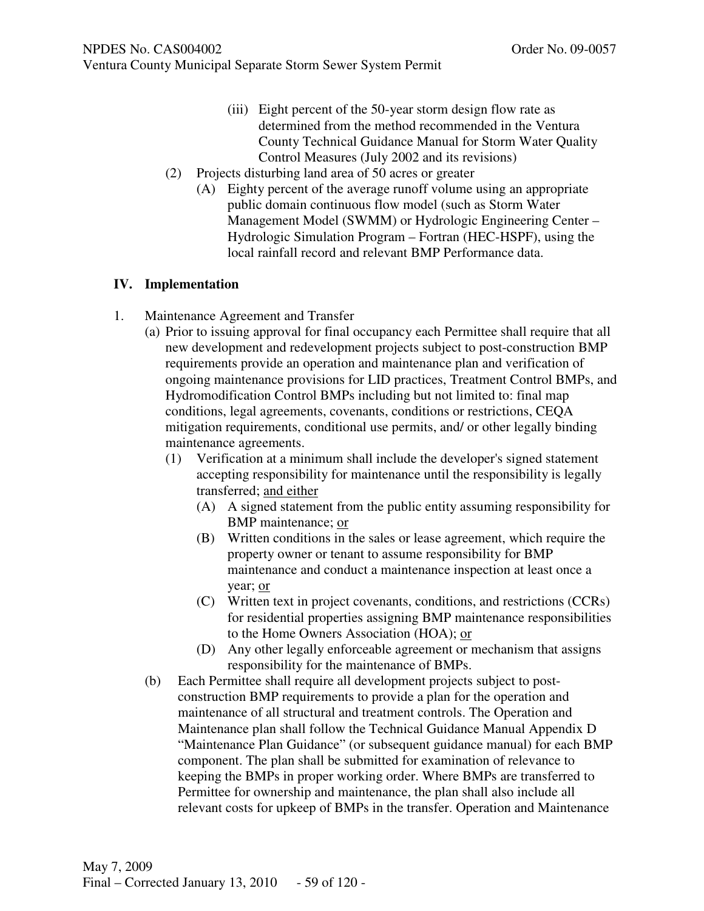(iii) Eight percent of the 50-year storm design flow rate as determined from the method recommended in the Ventura County Technical Guidance Manual for Storm Water Quality Control Measures (July 2002 and its revisions)

(2) Projects disturbing land area of 50 acres or greater

(A) Eighty percent of the average runoff volume using an appropriate public domain continuous flow model (such as Storm Water Management Model (SWMM) or Hydrologic Engineering Center – Hydrologic Simulation Program – Fortran (HEC-HSPF), using the local rainfall record and relevant BMP Performance data.

## IV. Implementation

1. Maintenance Agreement and Transfer

(a) Prior to issuing approval for final occupancy each Permittee shall require that all new development and redevelopment projects subject to post-construction BMP requirements provide an operation and maintenance plan and verification of ongoing maintenance provisions for LID practices, Treatment Control BMPs, and Hydromodification Control BMPs including but not limited to: final map conditions, legal agreements, covenants, conditions or restrictions, CEQA mitigation requirements, conditional use permits, and/ or other legally binding maintenance agreements.

(1) Verification at a minimum shall include the developer's signed statement accepting responsibility for maintenance until the responsibility is legally transferred; <u>and either</u>

(A) A signed statement from the public entity assuming responsibility for BMP maintenance; <u>or</u>

(B) Written conditions in the sales or lease agreement, which require the property owner or tenant to assume responsibility for BMP maintenance and conduct a maintenance inspection at least once a year; <u>or</u>

(C) Written text in project covenants, conditions, and restrictions (CCRs) for residential properties assigning BMP maintenance responsibilities to the Home Owners Association (HOA); <u>or</u>

(D) Any other legally enforceable agreement or mechanism that assigns responsibility for the maintenance of BMPs.

(b) Each Permittee shall require all development projects subject to post-construction BMP requirements to provide a plan for the operation and maintenance of all structural and treatment controls. The Operation and Maintenance plan shall follow the Technical Guidance Manual Appendix D "Maintenance Plan Guidance" (or subsequent guidance manual) for each BMP component. The plan shall be submitted for examination of relevance to keeping the BMPs in proper working order. Where BMPs are transferred to Permittee for ownership and maintenance, the plan shall also include all relevant costs for upkeep of BMPs in the transfer. Operation and Maintenance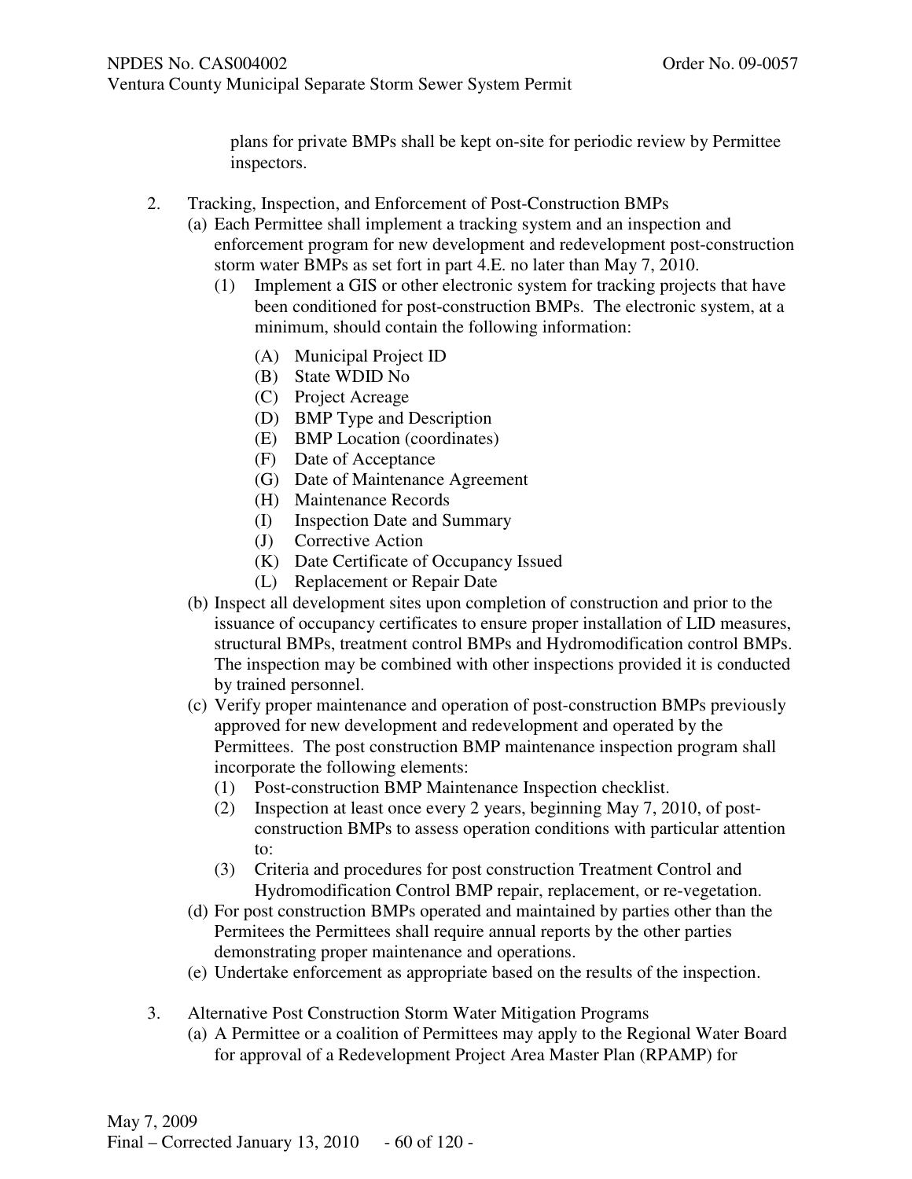plans for private BMPs shall be kept on-site for periodic review by Permittee inspectors.

2. Tracking, Inspection, and Enforcement of Post-Construction BMPs
   (a) Each Permittee shall implement a tracking system and an inspection and enforcement program for new development and redevelopment post-construction storm water BMPs as set fort in part 4.E. no later than May 7, 2010.
      (1) Implement a GIS or other electronic system for tracking projects that have been conditioned for post-construction BMPs. The electronic system, at a minimum, should contain the following information:
         (A) Municipal Project ID
         (B) State WDID No
         (C) Project Acreage
         (D) BMP Type and Description
         (E) BMP Location (coordinates)
         (F) Date of Acceptance
         (G) Date of Maintenance Agreement
         (H) Maintenance Records
         (I) Inspection Date and Summary
         (J) Corrective Action
         (K) Date Certificate of Occupancy Issued
         (L) Replacement or Repair Date
   (b) Inspect all development sites upon completion of construction and prior to the issuance of occupancy certificates to ensure proper installation of LID measures, structural BMPs, treatment control BMPs and Hydromodification control BMPs. The inspection may be combined with other inspections provided it is conducted by trained personnel.
   (c) Verify proper maintenance and operation of post-construction BMPs previously approved for new development and redevelopment and operated by the Permittees. The post construction BMP maintenance inspection program shall incorporate the following elements:
      (1) Post-construction BMP Maintenance Inspection checklist.
      (2) Inspection at least once every 2 years, beginning May 7, 2010, of post-construction BMPs to assess operation conditions with particular attention to:
      (3) Criteria and procedures for post construction Treatment Control and Hydromodification Control BMP repair, replacement, or re-vegetation.
   (d) For post construction BMPs operated and maintained by parties other than the Permitees the Permittees shall require annual reports by the other parties demonstrating proper maintenance and operations.
   (e) Undertake enforcement as appropriate based on the results of the inspection.

3. Alternative Post Construction Storm Water Mitigation Programs
   (a) A Permittee or a coalition of Permittees may apply to the Regional Water Board for approval of a Redevelopment Project Area Master Plan (RPAMP) for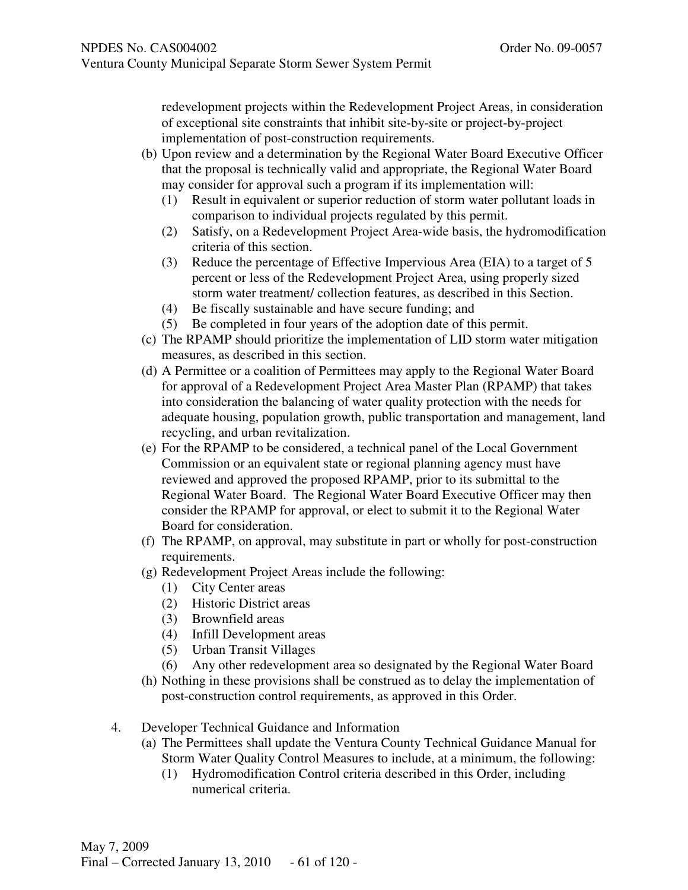redevelopment projects within the Redevelopment Project Areas, in consideration of exceptional site constraints that inhibit site-by-site or project-by-project implementation of post-construction requirements.

(b) Upon review and a determination by the Regional Water Board Executive Officer that the proposal is technically valid and appropriate, the Regional Water Board may consider for approval such a program if its implementation will:
   (1) Result in equivalent or superior reduction of storm water pollutant loads in comparison to individual projects regulated by this permit.
   (2) Satisfy, on a Redevelopment Project Area-wide basis, the hydromodification criteria of this section.
   (3) Reduce the percentage of Effective Impervious Area (EIA) to a target of 5 percent or less of the Redevelopment Project Area, using properly sized storm water treatment/ collection features, as described in this Section.
   (4) Be fiscally sustainable and have secure funding; and
   (5) Be completed in four years of the adoption date of this permit.

(c) The RPAMP should prioritize the implementation of LID storm water mitigation measures, as described in this section.

(d) A Permittee or a coalition of Permittees may apply to the Regional Water Board for approval of a Redevelopment Project Area Master Plan (RPAMP) that takes into consideration the balancing of water quality protection with the needs for adequate housing, population growth, public transportation and management, land recycling, and urban revitalization.

(e) For the RPAMP to be considered, a technical panel of the Local Government Commission or an equivalent state or regional planning agency must have reviewed and approved the proposed RPAMP, prior to its submittal to the Regional Water Board. The Regional Water Board Executive Officer may then consider the RPAMP for approval, or elect to submit it to the Regional Water Board for consideration.

(f) The RPAMP, on approval, may substitute in part or wholly for post-construction requirements.

(g) Redevelopment Project Areas include the following:
   (1) City Center areas
   (2) Historic District areas
   (3) Brownfield areas
   (4) Infill Development areas
   (5) Urban Transit Villages
   (6) Any other redevelopment area so designated by the Regional Water Board

(h) Nothing in these provisions shall be construed as to delay the implementation of post-construction control requirements, as approved in this Order.

4. Developer Technical Guidance and Information

   (a) The Permittees shall update the Ventura County Technical Guidance Manual for Storm Water Quality Control Measures to include, at a minimum, the following:
      (1) Hydromodification Control criteria described in this Order, including numerical criteria.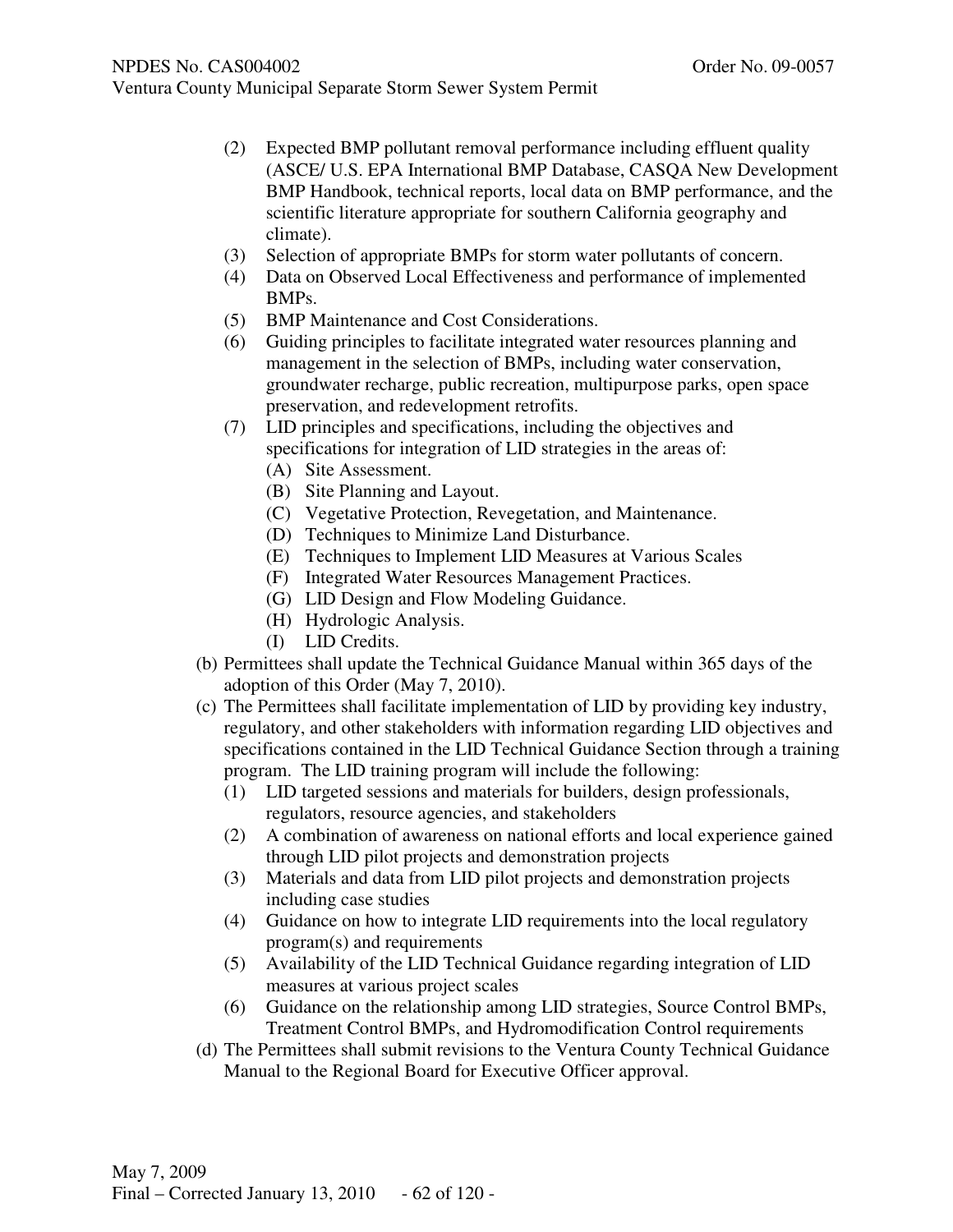(2) Expected BMP pollutant removal performance including effluent quality (ASCE/ U.S. EPA International BMP Database, CASQA New Development BMP Handbook, technical reports, local data on BMP performance, and the scientific literature appropriate for southern California geography and climate).
(3) Selection of appropriate BMPs for storm water pollutants of concern.
(4) Data on Observed Local Effectiveness and performance of implemented BMPs.
(5) BMP Maintenance and Cost Considerations.
(6) Guiding principles to facilitate integrated water resources planning and management in the selection of BMPs, including water conservation, groundwater recharge, public recreation, multipurpose parks, open space preservation, and redevelopment retrofits.
(7) LID principles and specifications, including the objectives and specifications for integration of LID strategies in the areas of:
    (A) Site Assessment.
    (B) Site Planning and Layout.
    (C) Vegetative Protection, Revegetation, and Maintenance.
    (D) Techniques to Minimize Land Disturbance.
    (E) Techniques to Implement LID Measures at Various Scales
    (F) Integrated Water Resources Management Practices.
    (G) LID Design and Flow Modeling Guidance.
    (H) Hydrologic Analysis.
    (I) LID Credits.

(b) Permittees shall update the Technical Guidance Manual within 365 days of the adoption of this Order (May 7, 2010).

(c) The Permittees shall facilitate implementation of LID by providing key industry, regulatory, and other stakeholders with information regarding LID objectives and specifications contained in the LID Technical Guidance Section through a training program. The LID training program will include the following:
    (1) LID targeted sessions and materials for builders, design professionals, regulators, resource agencies, and stakeholders
    (2) A combination of awareness on national efforts and local experience gained through LID pilot projects and demonstration projects
    (3) Materials and data from LID pilot projects and demonstration projects including case studies
    (4) Guidance on how to integrate LID requirements into the local regulatory program(s) and requirements
    (5) Availability of the LID Technical Guidance regarding integration of LID measures at various project scales
    (6) Guidance on the relationship among LID strategies, Source Control BMPs, Treatment Control BMPs, and Hydromodification Control requirements

(d) The Permittees shall submit revisions to the Ventura County Technical Guidance Manual to the Regional Board for Executive Officer approval.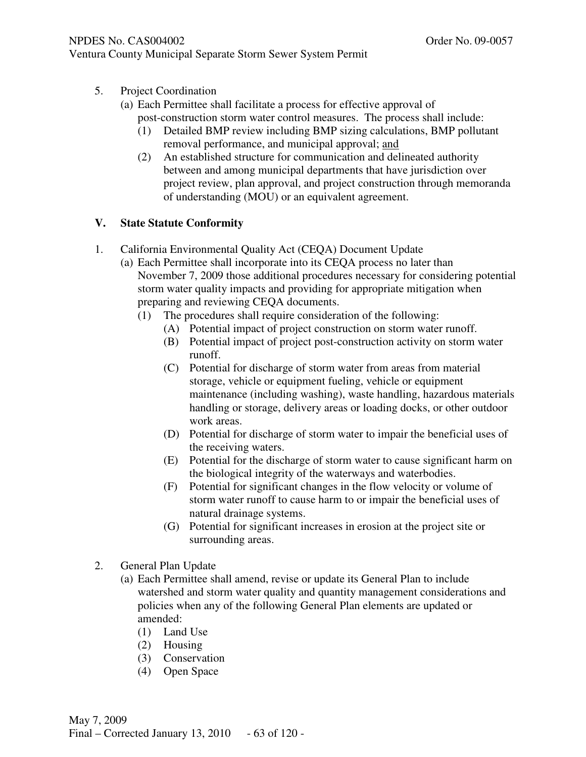5. Project Coordination
   (a) Each Permittee shall facilitate a process for effective approval of post-construction storm water control measures. The process shall include:
      (1) Detailed BMP review including BMP sizing calculations, BMP pollutant removal performance, and municipal approval; <u>and</u>
      (2) An established structure for communication and delineated authority between and among municipal departments that have jurisdiction over project review, plan approval, and project construction through memoranda of understanding (MOU) or an equivalent agreement.

## V. State Statute Conformity

1. California Environmental Quality Act (CEQA) Document Update
   (a) Each Permittee shall incorporate into its CEQA process no later than November 7, 2009 those additional procedures necessary for considering potential storm water quality impacts and providing for appropriate mitigation when preparing and reviewing CEQA documents.
      (1) The procedures shall require consideration of the following:
         (A) Potential impact of project construction on storm water runoff.
         (B) Potential impact of project post-construction activity on storm water runoff.
         (C) Potential for discharge of storm water from areas from material storage, vehicle or equipment fueling, vehicle or equipment maintenance (including washing), waste handling, hazardous materials handling or storage, delivery areas or loading docks, or other outdoor work areas.
         (D) Potential for discharge of storm water to impair the beneficial uses of the receiving waters.
         (E) Potential for the discharge of storm water to cause significant harm on the biological integrity of the waterways and waterbodies.
         (F) Potential for significant changes in the flow velocity or volume of storm water runoff to cause harm to or impair the beneficial uses of natural drainage systems.
         (G) Potential for significant increases in erosion at the project site or surrounding areas.

2. General Plan Update
   (a) Each Permittee shall amend, revise or update its General Plan to include watershed and storm water quality and quantity management considerations and policies when any of the following General Plan elements are updated or amended:
      (1) Land Use
      (2) Housing
      (3) Conservation
      (4) Open Space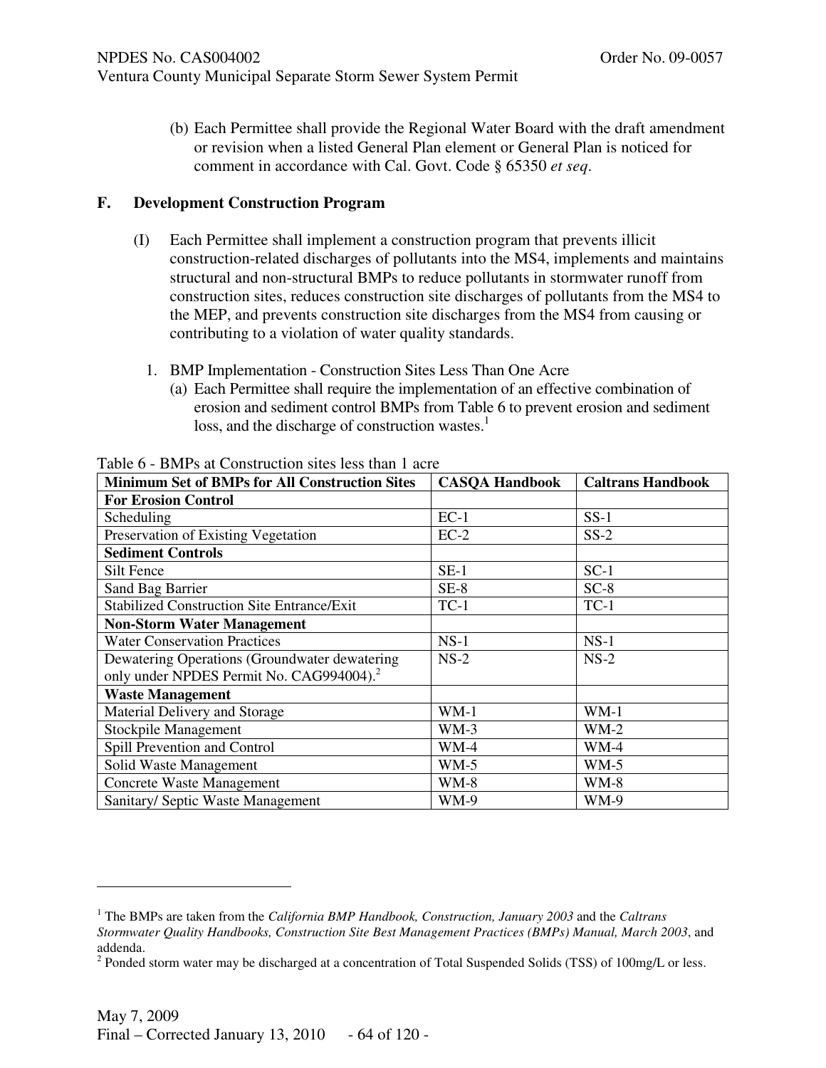(b) Each Permittee shall provide the Regional Water Board with the draft amendment or revision when a listed General Plan element or General Plan is noticed for comment in accordance with Cal. Govt. Code § 65350 *et seq*.

## F. Development Construction Program

(I) Each Permittee shall implement a construction program that prevents illicit construction-related discharges of pollutants into the MS4, implements and maintains structural and non-structural BMPs to reduce pollutants in stormwater runoff from construction sites, reduces construction site discharges of pollutants from the MS4 to the MEP, and prevents construction site discharges from the MS4 from causing or contributing to a violation of water quality standards.

1. BMP Implementation - Construction Sites Less Than One Acre
   (a) Each Permittee shall require the implementation of an effective combination of erosion and sediment control BMPs from Table 6 to prevent erosion and sediment loss, and the discharge of construction wastes.[1]

Table 6 - BMPs at Construction sites less than 1 acre

| Minimum Set of BMPs for All Construction Sites | CASQA Handbook | Caltrans Handbook |
|---|---|---|
| **For Erosion Control** | | |
| Scheduling | EC-1 | SS-1 |
| Preservation of Existing Vegetation | EC-2 | SS-2 |
| **Sediment Controls** | | |
| Silt Fence | SE-1 | SC-1 |
| Sand Bag Barrier | SE-8 | SC-8 |
| Stabilized Construction Site Entrance/Exit | TC-1 | TC-1 |
| **Non-Storm Water Management** | | |
| Water Conservation Practices | NS-1 | NS-1 |
| Dewatering Operations (Groundwater dewatering only under NPDES Permit No. CAG994004).[2] | NS-2 | NS-2 |
| **Waste Management** | | |
| Material Delivery and Storage | WM-1 | WM-1 |
| Stockpile Management | WM-3 | WM-2 |
| Spill Prevention and Control | WM-4 | WM-4 |
| Solid Waste Management | WM-5 | WM-5 |
| Concrete Waste Management | WM-8 | WM-8 |
| Sanitary/ Septic Waste Management | WM-9 | WM-9 |

---

[1] The BMPs are taken from the *California BMP Handbook, Construction, January 2003* and the *Caltrans Stormwater Quality Handbooks, Construction Site Best Management Practices (BMPs) Manual, March 2003*, and addenda.

[2] Ponded storm water may be discharged at a concentration of Total Suspended Solids (TSS) of 100mg/L or less.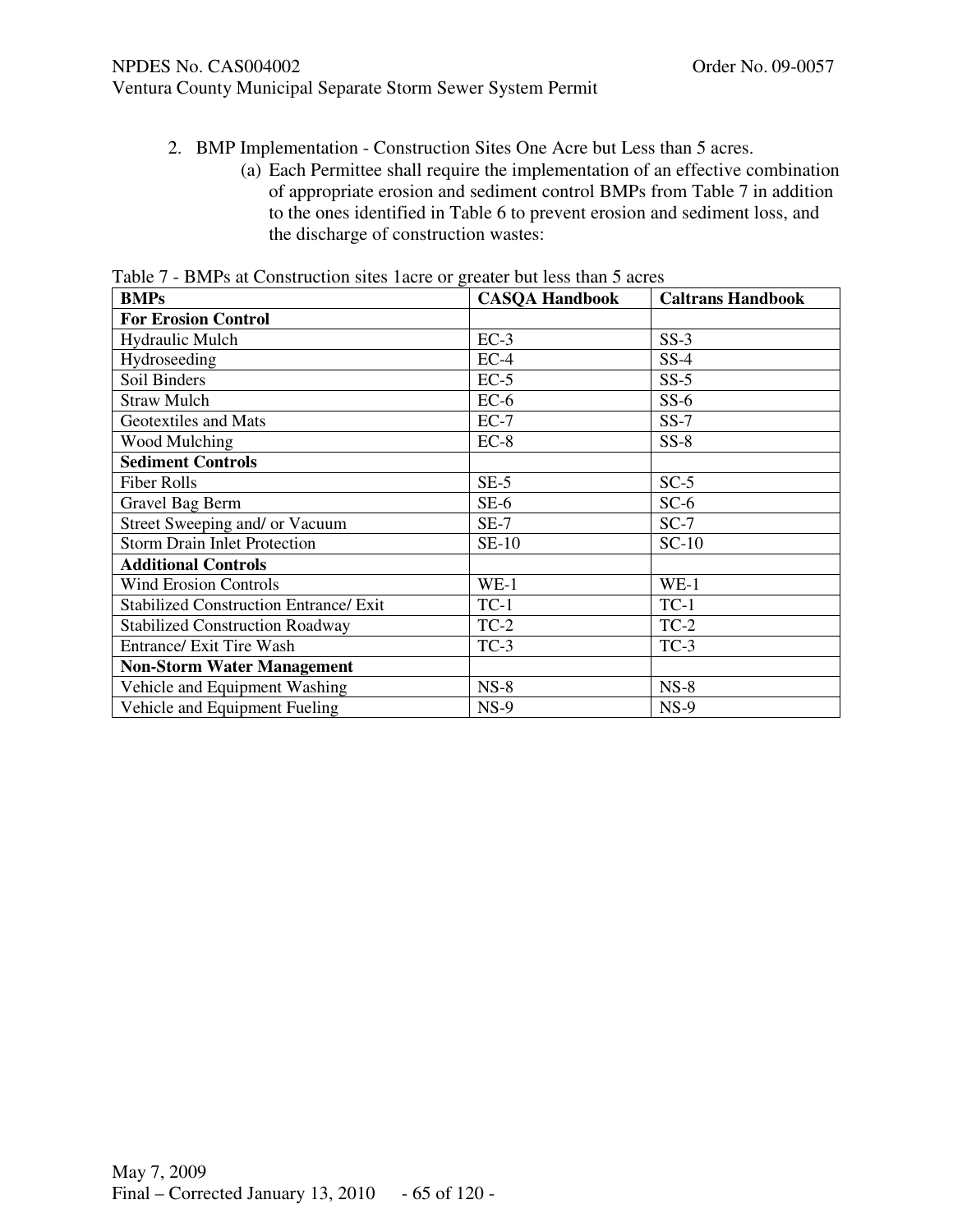2. BMP Implementation - Construction Sites One Acre but Less than 5 acres.

   (a) Each Permittee shall require the implementation of an effective combination of appropriate erosion and sediment control BMPs from Table 7 in addition to the ones identified in Table 6 to prevent erosion and sediment loss, and the discharge of construction wastes:

Table 7 - BMPs at Construction sites 1acre or greater but less than 5 acres

| BMPs | CASQA Handbook | Caltrans Handbook |
|---|---|---|
| **For Erosion Control** | | |
| Hydraulic Mulch | EC-3 | SS-3 |
| Hydroseeding | EC-4 | SS-4 |
| Soil Binders | EC-5 | SS-5 |
| Straw Mulch | EC-6 | SS-6 |
| Geotextiles and Mats | EC-7 | SS-7 |
| Wood Mulching | EC-8 | SS-8 |
| **Sediment Controls** | | |
| Fiber Rolls | SE-5 | SC-5 |
| Gravel Bag Berm | SE-6 | SC-6 |
| Street Sweeping and/ or Vacuum | SE-7 | SC-7 |
| Storm Drain Inlet Protection | SE-10 | SC-10 |
| **Additional Controls** | | |
| Wind Erosion Controls | WE-1 | WE-1 |
| Stabilized Construction Entrance/ Exit | TC-1 | TC-1 |
| Stabilized Construction Roadway | TC-2 | TC-2 |
| Entrance/ Exit Tire Wash | TC-3 | TC-3 |
| **Non-Storm Water Management** | | |
| Vehicle and Equipment Washing | NS-8 | NS-8 |
| Vehicle and Equipment Fueling | NS-9 | NS-9 |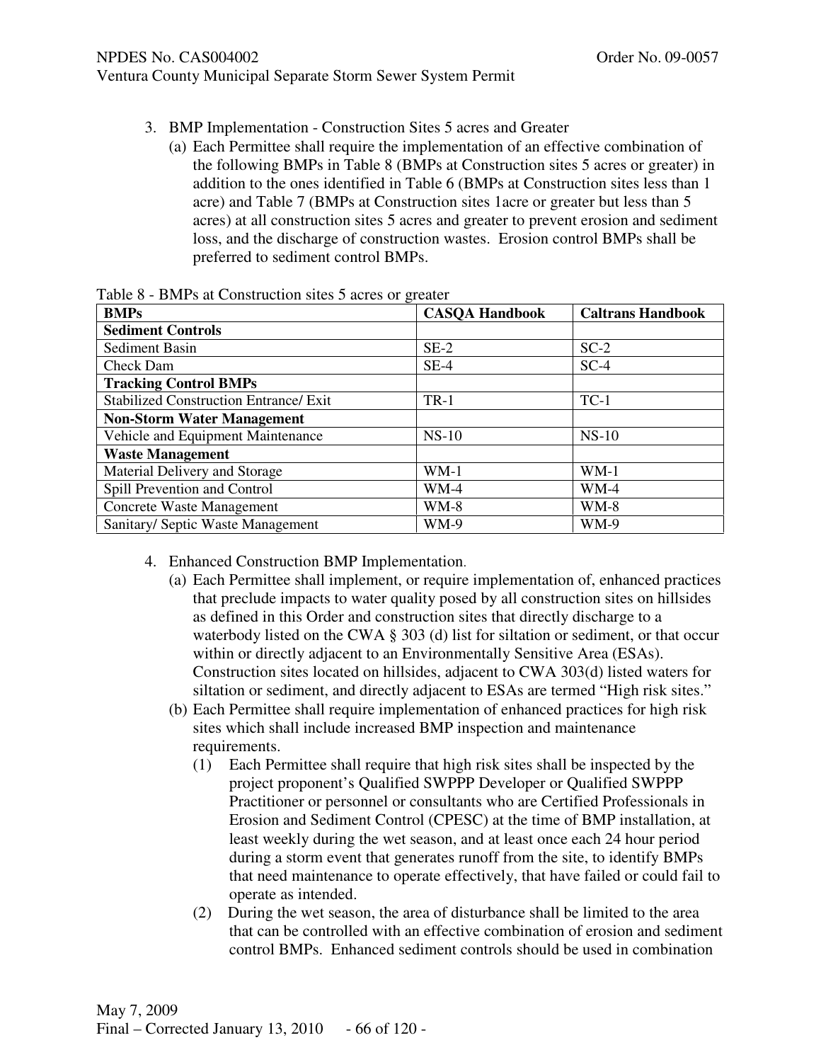3. BMP Implementation - Construction Sites 5 acres and Greater
   (a) Each Permittee shall require the implementation of an effective combination of the following BMPs in Table 8 (BMPs at Construction sites 5 acres or greater) in addition to the ones identified in Table 6 (BMPs at Construction sites less than 1 acre) and Table 7 (BMPs at Construction sites 1acre or greater but less than 5 acres) at all construction sites 5 acres and greater to prevent erosion and sediment loss, and the discharge of construction wastes. Erosion control BMPs shall be preferred to sediment control BMPs.

Table 8 - BMPs at Construction sites 5 acres or greater

| BMPs | CASQA Handbook | Caltrans Handbook |
|---|---|---|
| **Sediment Controls** | | |
| Sediment Basin | SE-2 | SC-2 |
| Check Dam | SE-4 | SC-4 |
| **Tracking Control BMPs** | | |
| Stabilized Construction Entrance/ Exit | TR-1 | TC-1 |
| **Non-Storm Water Management** | | |
| Vehicle and Equipment Maintenance | NS-10 | NS-10 |
| **Waste Management** | | |
| Material Delivery and Storage | WM-1 | WM-1 |
| Spill Prevention and Control | WM-4 | WM-4 |
| Concrete Waste Management | WM-8 | WM-8 |
| Sanitary/ Septic Waste Management | WM-9 | WM-9 |

4. Enhanced Construction BMP Implementation.
   (a) Each Permittee shall implement, or require implementation of, enhanced practices that preclude impacts to water quality posed by all construction sites on hillsides as defined in this Order and construction sites that directly discharge to a waterbody listed on the CWA § 303 (d) list for siltation or sediment, or that occur within or directly adjacent to an Environmentally Sensitive Area (ESAs). Construction sites located on hillsides, adjacent to CWA 303(d) listed waters for siltation or sediment, and directly adjacent to ESAs are termed "High risk sites."
   (b) Each Permittee shall require implementation of enhanced practices for high risk sites which shall include increased BMP inspection and maintenance requirements.
      (1) Each Permittee shall require that high risk sites shall be inspected by the project proponent's Qualified SWPPP Developer or Qualified SWPPP Practitioner or personnel or consultants who are Certified Professionals in Erosion and Sediment Control (CPESC) at the time of BMP installation, at least weekly during the wet season, and at least once each 24 hour period during a storm event that generates runoff from the site, to identify BMPs that need maintenance to operate effectively, that have failed or could fail to operate as intended.
      (2) During the wet season, the area of disturbance shall be limited to the area that can be controlled with an effective combination of erosion and sediment control BMPs. Enhanced sediment controls should be used in combination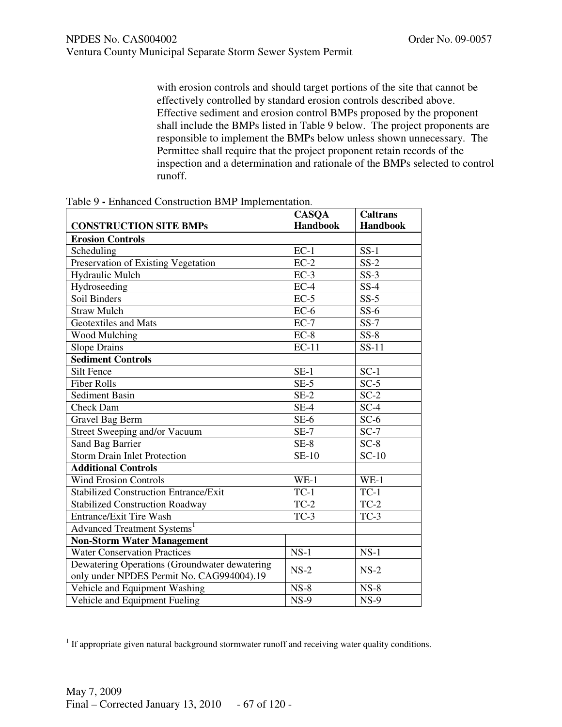with erosion controls and should target portions of the site that cannot be effectively controlled by standard erosion controls described above. Effective sediment and erosion control BMPs proposed by the proponent shall include the BMPs listed in Table 9 below. The project proponents are responsible to implement the BMPs below unless shown unnecessary. The Permittee shall require that the project proponent retain records of the inspection and a determination and rationale of the BMPs selected to control runoff.

Table 9 - Enhanced Construction BMP Implementation.

| CONSTRUCTION SITE BMPs | CASQA Handbook | Caltrans Handbook |
|---|---|---|
| **Erosion Controls** | | |
| Scheduling | EC-1 | SS-1 |
| Preservation of Existing Vegetation | EC-2 | SS-2 |
| Hydraulic Mulch | EC-3 | SS-3 |
| Hydroseeding | EC-4 | SS-4 |
| Soil Binders | EC-5 | SS-5 |
| Straw Mulch | EC-6 | SS-6 |
| Geotextiles and Mats | EC-7 | SS-7 |
| Wood Mulching | EC-8 | SS-8 |
| Slope Drains | EC-11 | SS-11 |
| **Sediment Controls** | | |
| Silt Fence | SE-1 | SC-1 |
| Fiber Rolls | SE-5 | SC-5 |
| Sediment Basin | SE-2 | SC-2 |
| Check Dam | SE-4 | SC-4 |
| Gravel Bag Berm | SE-6 | SC-6 |
| Street Sweeping and/or Vacuum | SE-7 | SC-7 |
| Sand Bag Barrier | SE-8 | SC-8 |
| Storm Drain Inlet Protection | SE-10 | SC-10 |
| **Additional Controls** | | |
| Wind Erosion Controls | WE-1 | WE-1 |
| Stabilized Construction Entrance/Exit | TC-1 | TC-1 |
| Stabilized Construction Roadway | TC-2 | TC-2 |
| Entrance/Exit Tire Wash | TC-3 | TC-3 |
| Advanced Treatment Systems[1] | | |
| **Non-Storm Water Management** | | |
| Water Conservation Practices | NS-1 | NS-1 |
| Dewatering Operations (Groundwater dewatering only under NPDES Permit No. CAG994004).19 | NS-2 | NS-2 |
| Vehicle and Equipment Washing | NS-8 | NS-8 |
| Vehicle and Equipment Fueling | NS-9 | NS-9 |

[1] If appropriate given natural background stormwater runoff and receiving water quality conditions.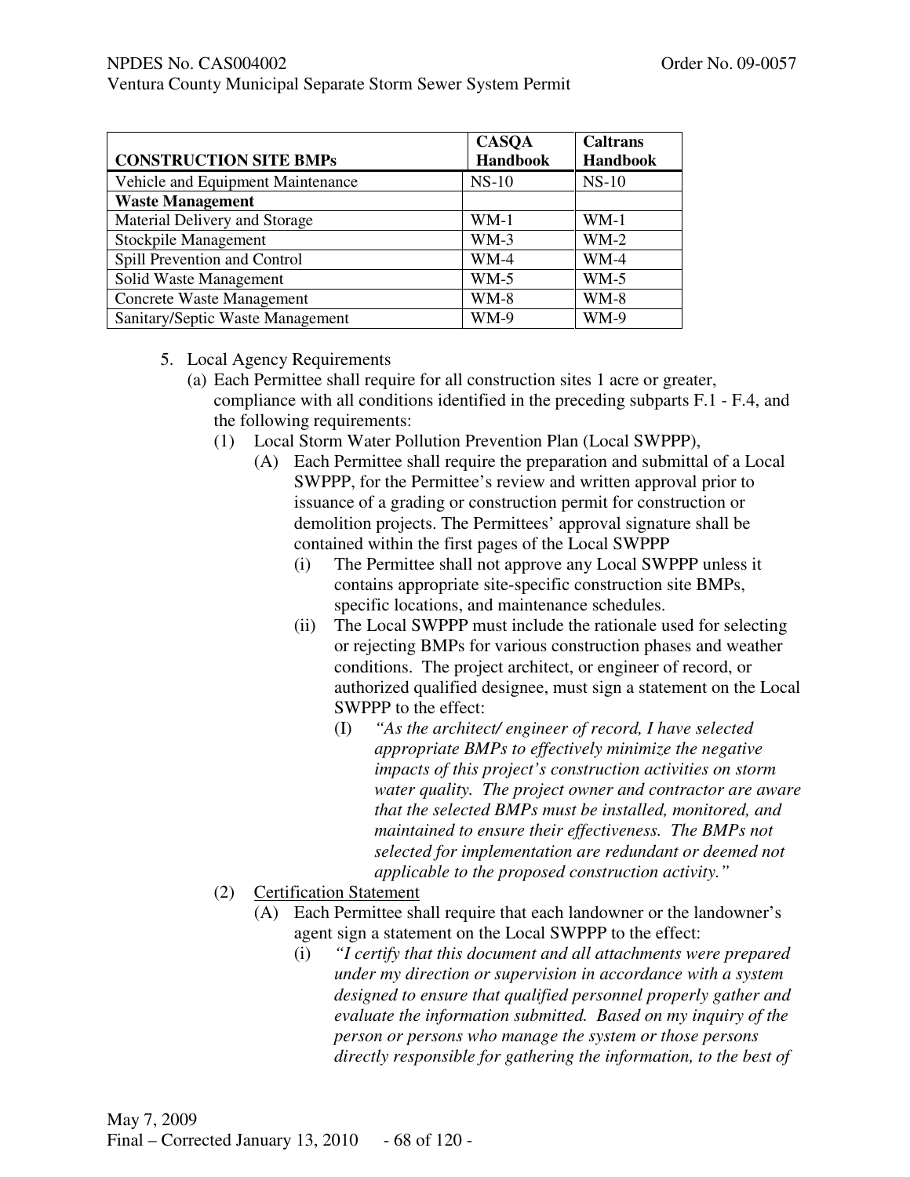| CONSTRUCTION SITE BMPs | CASQA Handbook | Caltrans Handbook |
|---|---|---|
| Vehicle and Equipment Maintenance | NS-10 | NS-10 |
| **Waste Management** | | |
| Material Delivery and Storage | WM-1 | WM-1 |
| Stockpile Management | WM-3 | WM-2 |
| Spill Prevention and Control | WM-4 | WM-4 |
| Solid Waste Management | WM-5 | WM-5 |
| Concrete Waste Management | WM-8 | WM-8 |
| Sanitary/Septic Waste Management | WM-9 | WM-9 |

5. Local Agency Requirements
   - (a) Each Permittee shall require for all construction sites 1 acre or greater, compliance with all conditions identified in the preceding subparts F.1 - F.4, and the following requirements:
     - (1) Local Storm Water Pollution Prevention Plan (Local SWPPP),
       - (A) Each Permittee shall require the preparation and submittal of a Local SWPPP, for the Permittee's review and written approval prior to issuance of a grading or construction permit for construction or demolition projects. The Permittees' approval signature shall be contained within the first pages of the Local SWPPP
         - (i) The Permittee shall not approve any Local SWPPP unless it contains appropriate site-specific construction site BMPs, specific locations, and maintenance schedules.
         - (ii) The Local SWPPP must include the rationale used for selecting or rejecting BMPs for various construction phases and weather conditions. The project architect, or engineer of record, or authorized qualified designee, must sign a statement on the Local SWPPP to the effect:
           - (I) *"As the architect/ engineer of record, I have selected appropriate BMPs to effectively minimize the negative impacts of this project's construction activities on storm water quality. The project owner and contractor are aware that the selected BMPs must be installed, monitored, and maintained to ensure their effectiveness. The BMPs not selected for implementation are redundant or deemed not applicable to the proposed construction activity."*
     - (2) <u>Certification Statement</u>
       - (A) Each Permittee shall require that each landowner or the landowner's agent sign a statement on the Local SWPPP to the effect:
         - (i) *"I certify that this document and all attachments were prepared under my direction or supervision in accordance with a system designed to ensure that qualified personnel properly gather and evaluate the information submitted. Based on my inquiry of the person or persons who manage the system or those persons directly responsible for gathering the information, to the best of*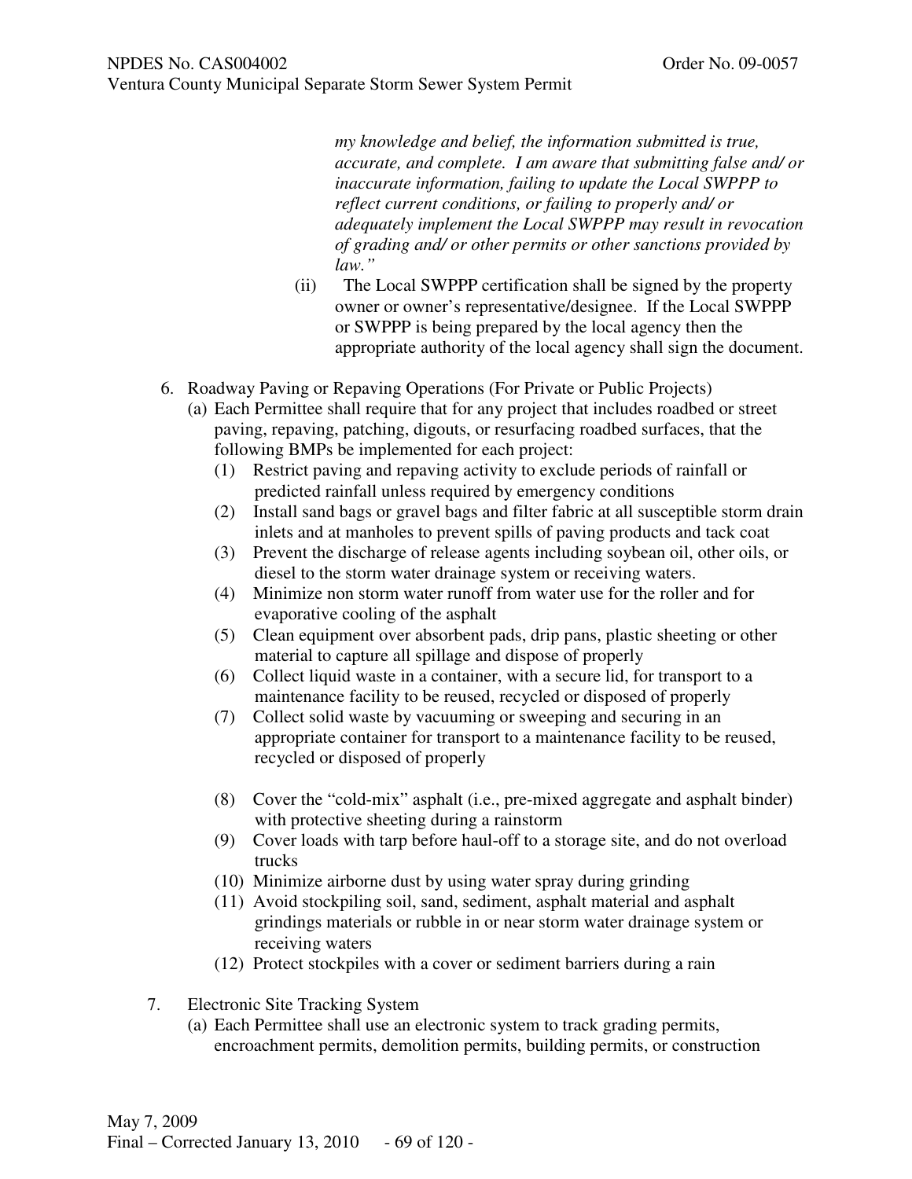*my knowledge and belief, the information submitted is true, accurate, and complete. I am aware that submitting false and/ or inaccurate information, failing to update the Local SWPPP to reflect current conditions, or failing to properly and/ or adequately implement the Local SWPPP may result in revocation of grading and/ or other permits or other sanctions provided by law."*

(ii) The Local SWPPP certification shall be signed by the property owner or owner's representative/designee. If the Local SWPPP or SWPPP is being prepared by the local agency then the appropriate authority of the local agency shall sign the document.

6. Roadway Paving or Repaving Operations (For Private or Public Projects)
   (a) Each Permittee shall require that for any project that includes roadbed or street paving, repaving, patching, digouts, or resurfacing roadbed surfaces, that the following BMPs be implemented for each project:
      (1) Restrict paving and repaving activity to exclude periods of rainfall or predicted rainfall unless required by emergency conditions
      (2) Install sand bags or gravel bags and filter fabric at all susceptible storm drain inlets and at manholes to prevent spills of paving products and tack coat
      (3) Prevent the discharge of release agents including soybean oil, other oils, or diesel to the storm water drainage system or receiving waters.
      (4) Minimize non storm water runoff from water use for the roller and for evaporative cooling of the asphalt
      (5) Clean equipment over absorbent pads, drip pans, plastic sheeting or other material to capture all spillage and dispose of properly
      (6) Collect liquid waste in a container, with a secure lid, for transport to a maintenance facility to be reused, recycled or disposed of properly
      (7) Collect solid waste by vacuuming or sweeping and securing in an appropriate container for transport to a maintenance facility to be reused, recycled or disposed of properly
      (8) Cover the "cold-mix" asphalt (i.e., pre-mixed aggregate and asphalt binder) with protective sheeting during a rainstorm
      (9) Cover loads with tarp before haul-off to a storage site, and do not overload trucks
      (10) Minimize airborne dust by using water spray during grinding
      (11) Avoid stockpiling soil, sand, sediment, asphalt material and asphalt grindings materials or rubble in or near storm water drainage system or receiving waters
      (12) Protect stockpiles with a cover or sediment barriers during a rain

7. Electronic Site Tracking System
   (a) Each Permittee shall use an electronic system to track grading permits, encroachment permits, demolition permits, building permits, or construction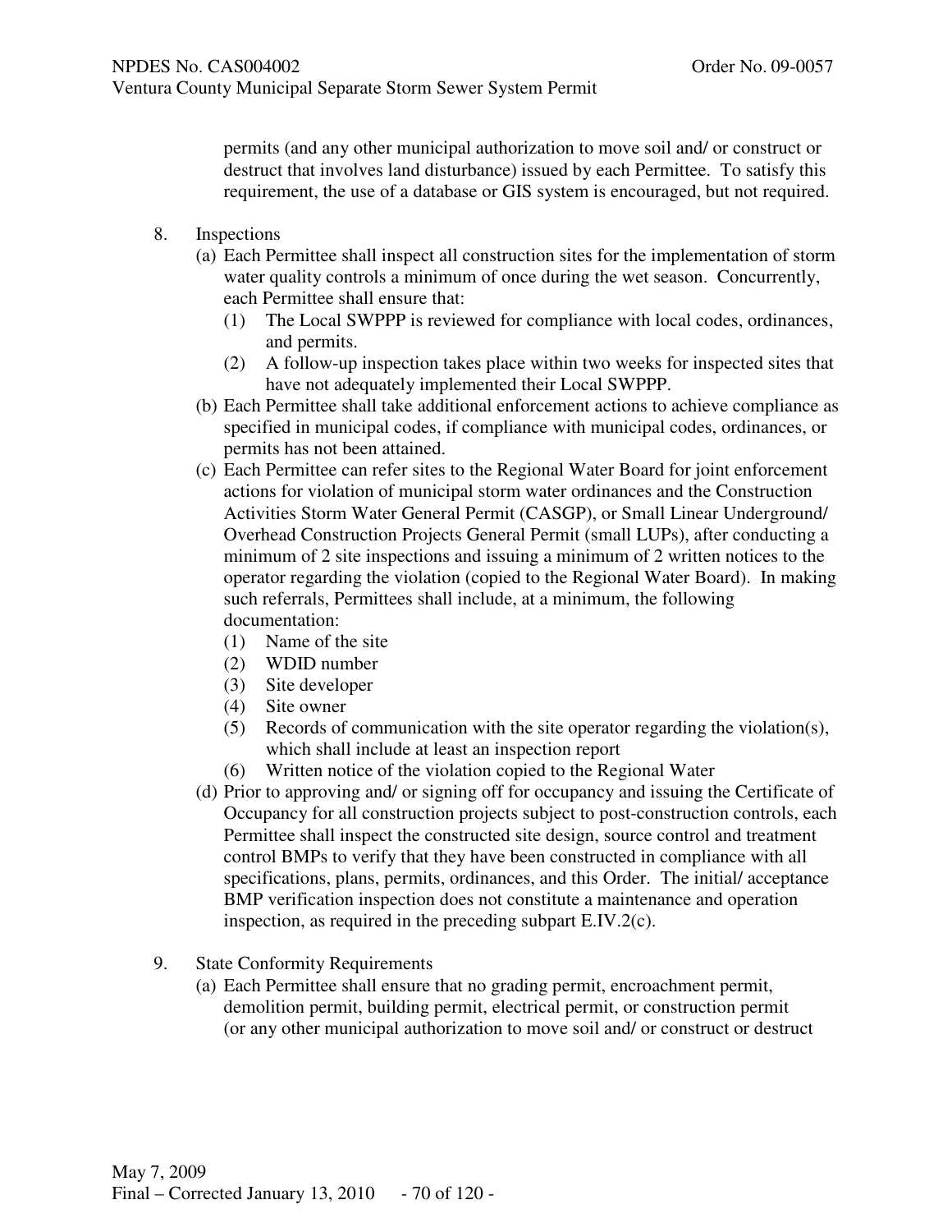permits (and any other municipal authorization to move soil and/ or construct or destruct that involves land disturbance) issued by each Permittee. To satisfy this requirement, the use of a database or GIS system is encouraged, but not required.

8. Inspections
   - (a) Each Permittee shall inspect all construction sites for the implementation of storm water quality controls a minimum of once during the wet season. Concurrently, each Permittee shall ensure that:
     - (1) The Local SWPPP is reviewed for compliance with local codes, ordinances, and permits.
     - (2) A follow-up inspection takes place within two weeks for inspected sites that have not adequately implemented their Local SWPPP.
   - (b) Each Permittee shall take additional enforcement actions to achieve compliance as specified in municipal codes, if compliance with municipal codes, ordinances, or permits has not been attained.
   - (c) Each Permittee can refer sites to the Regional Water Board for joint enforcement actions for violation of municipal storm water ordinances and the Construction Activities Storm Water General Permit (CASGP), or Small Linear Underground/ Overhead Construction Projects General Permit (small LUPs), after conducting a minimum of 2 site inspections and issuing a minimum of 2 written notices to the operator regarding the violation (copied to the Regional Water Board). In making such referrals, Permittees shall include, at a minimum, the following documentation:
     - (1) Name of the site
     - (2) WDID number
     - (3) Site developer
     - (4) Site owner
     - (5) Records of communication with the site operator regarding the violation(s), which shall include at least an inspection report
     - (6) Written notice of the violation copied to the Regional Water
   - (d) Prior to approving and/ or signing off for occupancy and issuing the Certificate of Occupancy for all construction projects subject to post-construction controls, each Permittee shall inspect the constructed site design, source control and treatment control BMPs to verify that they have been constructed in compliance with all specifications, plans, permits, ordinances, and this Order. The initial/ acceptance BMP verification inspection does not constitute a maintenance and operation inspection, as required in the preceding subpart E.IV.2(c).

9. State Conformity Requirements
   - (a) Each Permittee shall ensure that no grading permit, encroachment permit, demolition permit, building permit, electrical permit, or construction permit (or any other municipal authorization to move soil and/ or construct or destruct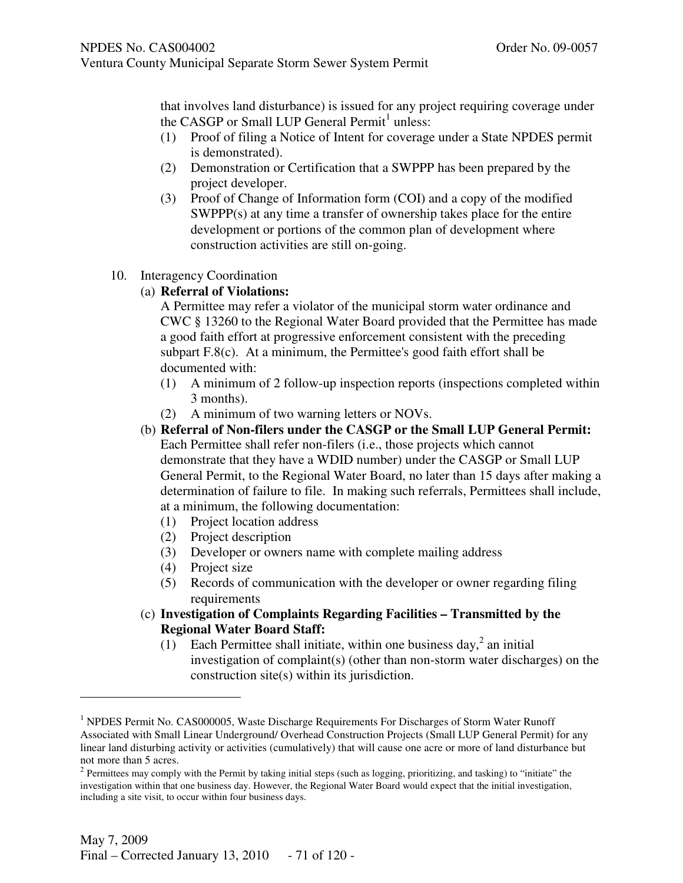that involves land disturbance) is issued for any project requiring coverage under the CASGP or Small LUP General Permit[1] unless:

(1) Proof of filing a Notice of Intent for coverage under a State NPDES permit is demonstrated).
(2) Demonstration or Certification that a SWPPP has been prepared by the project developer.
(3) Proof of Change of Information form (COI) and a copy of the modified SWPPP(s) at any time a transfer of ownership takes place for the entire development or portions of the common plan of development where construction activities are still on-going.

10. Interagency Coordination

(a) **Referral of Violations:**
A Permittee may refer a violator of the municipal storm water ordinance and CWC § 13260 to the Regional Water Board provided that the Permittee has made a good faith effort at progressive enforcement consistent with the preceding subpart F.8(c). At a minimum, the Permittee's good faith effort shall be documented with:
(1) A minimum of 2 follow-up inspection reports (inspections completed within 3 months).
(2) A minimum of two warning letters or NOVs.

(b) **Referral of Non-filers under the CASGP or the Small LUP General Permit:**
Each Permittee shall refer non-filers (i.e., those projects which cannot demonstrate that they have a WDID number) under the CASGP or Small LUP General Permit, to the Regional Water Board, no later than 15 days after making a determination of failure to file. In making such referrals, Permittees shall include, at a minimum, the following documentation:
(1) Project location address
(2) Project description
(3) Developer or owners name with complete mailing address
(4) Project size
(5) Records of communication with the developer or owner regarding filing requirements

(c) **Investigation of Complaints Regarding Facilities – Transmitted by the Regional Water Board Staff:**
(1) Each Permittee shall initiate, within one business day,[2] an initial investigation of complaint(s) (other than non-storm water discharges) on the construction site(s) within its jurisdiction.

---

[1] NPDES Permit No. CAS000005, Waste Discharge Requirements For Discharges of Storm Water Runoff Associated with Small Linear Underground/ Overhead Construction Projects (Small LUP General Permit) for any linear land disturbing activity or activities (cumulatively) that will cause one acre or more of land disturbance but not more than 5 acres.

[2] Permittees may comply with the Permit by taking initial steps (such as logging, prioritizing, and tasking) to "initiate" the investigation within that one business day. However, the Regional Water Board would expect that the initial investigation, including a site visit, to occur within four business days.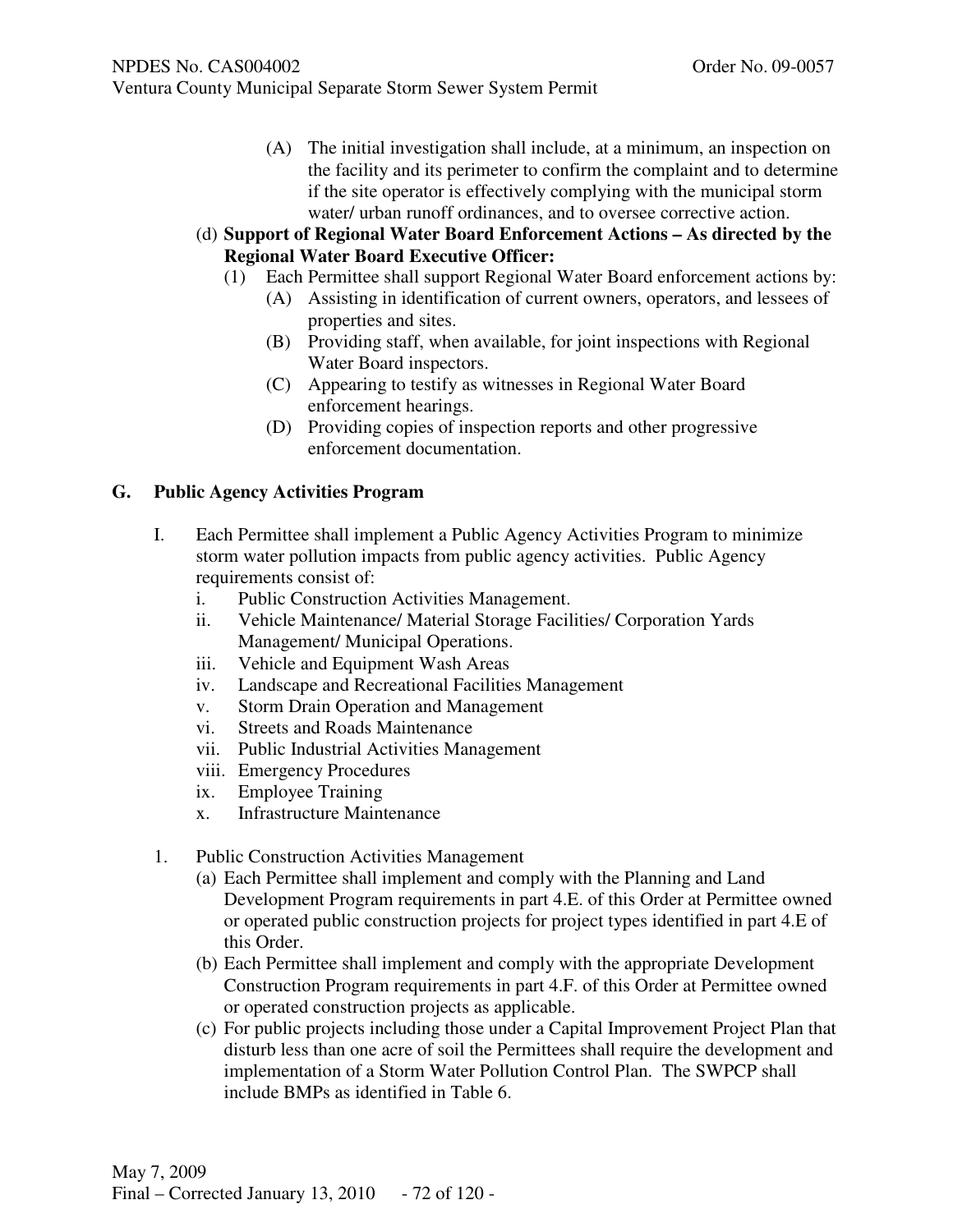(A) The initial investigation shall include, at a minimum, an inspection on the facility and its perimeter to confirm the complaint and to determine if the site operator is effectively complying with the municipal storm water/ urban runoff ordinances, and to oversee corrective action.

(d) **Support of Regional Water Board Enforcement Actions – As directed by the Regional Water Board Executive Officer:**

(1) Each Permittee shall support Regional Water Board enforcement actions by:

(A) Assisting in identification of current owners, operators, and lessees of properties and sites.

(B) Providing staff, when available, for joint inspections with Regional Water Board inspectors.

(C) Appearing to testify as witnesses in Regional Water Board enforcement hearings.

(D) Providing copies of inspection reports and other progressive enforcement documentation.

## G. Public Agency Activities Program

I. Each Permittee shall implement a Public Agency Activities Program to minimize storm water pollution impacts from public agency activities. Public Agency requirements consist of:

i. Public Construction Activities Management.
ii. Vehicle Maintenance/ Material Storage Facilities/ Corporation Yards Management/ Municipal Operations.
iii. Vehicle and Equipment Wash Areas
iv. Landscape and Recreational Facilities Management
v. Storm Drain Operation and Management
vi. Streets and Roads Maintenance
vii. Public Industrial Activities Management
viii. Emergency Procedures
ix. Employee Training
x. Infrastructure Maintenance

1. Public Construction Activities Management

(a) Each Permittee shall implement and comply with the Planning and Land Development Program requirements in part 4.E. of this Order at Permittee owned or operated public construction projects for project types identified in part 4.E of this Order.

(b) Each Permittee shall implement and comply with the appropriate Development Construction Program requirements in part 4.F. of this Order at Permittee owned or operated construction projects as applicable.

(c) For public projects including those under a Capital Improvement Project Plan that disturb less than one acre of soil the Permittees shall require the development and implementation of a Storm Water Pollution Control Plan. The SWPCP shall include BMPs as identified in Table 6.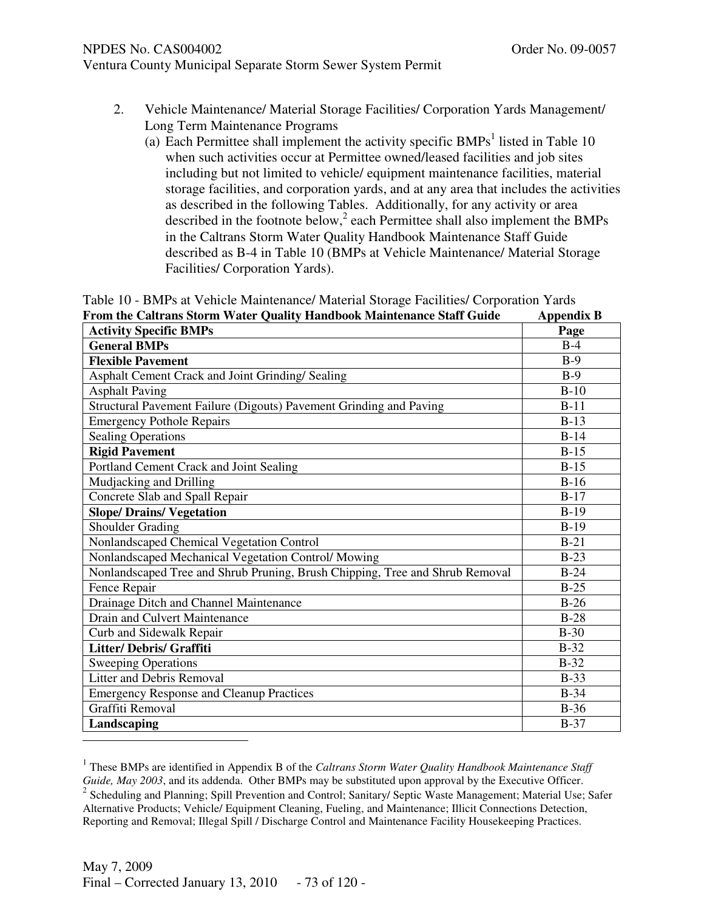2. Vehicle Maintenance/ Material Storage Facilities/ Corporation Yards Management/ Long Term Maintenance Programs

   (a) Each Permittee shall implement the activity specific BMPs[1] listed in Table 10 when such activities occur at Permittee owned/leased facilities and job sites including but not limited to vehicle/ equipment maintenance facilities, material storage facilities, and corporation yards, and at any area that includes the activities as described in the following Tables. Additionally, for any activity or area described in the footnote below,[2] each Permittee shall also implement the BMPs in the Caltrans Storm Water Quality Handbook Maintenance Staff Guide described as B-4 in Table 10 (BMPs at Vehicle Maintenance/ Material Storage Facilities/ Corporation Yards).

Table 10 - BMPs at Vehicle Maintenance/ Material Storage Facilities/ Corporation Yards

**From the Caltrans Storm Water Quality Handbook Maintenance Staff Guide — Appendix B**

| **Activity Specific BMPs** | **Page** |
|---|---|
| **General BMPs** | B-4 |
| **Flexible Pavement** | B-9 |
| Asphalt Cement Crack and Joint Grinding/ Sealing | B-9 |
| Asphalt Paving | B-10 |
| Structural Pavement Failure (Digouts) Pavement Grinding and Paving | B-11 |
| Emergency Pothole Repairs | B-13 |
| Sealing Operations | B-14 |
| **Rigid Pavement** | B-15 |
| Portland Cement Crack and Joint Sealing | B-15 |
| Mudjacking and Drilling | B-16 |
| Concrete Slab and Spall Repair | B-17 |
| **Slope/ Drains/ Vegetation** | B-19 |
| Shoulder Grading | B-19 |
| Nonlandscaped Chemical Vegetation Control | B-21 |
| Nonlandscaped Mechanical Vegetation Control/ Mowing | B-23 |
| Nonlandscaped Tree and Shrub Pruning, Brush Chipping, Tree and Shrub Removal | B-24 |
| Fence Repair | B-25 |
| Drainage Ditch and Channel Maintenance | B-26 |
| Drain and Culvert Maintenance | B-28 |
| Curb and Sidewalk Repair | B-30 |
| **Litter/ Debris/ Graffiti** | B-32 |
| Sweeping Operations | B-32 |
| Litter and Debris Removal | B-33 |
| Emergency Response and Cleanup Practices | B-34 |
| Graffiti Removal | B-36 |
| **Landscaping** | B-37 |

---

[1] These BMPs are identified in Appendix B of the *Caltrans Storm Water Quality Handbook Maintenance Staff Guide, May 2003*, and its addenda. Other BMPs may be substituted upon approval by the Executive Officer.

[2] Scheduling and Planning; Spill Prevention and Control; Sanitary/ Septic Waste Management; Material Use; Safer Alternative Products; Vehicle/ Equipment Cleaning, Fueling, and Maintenance; Illicit Connections Detection, Reporting and Removal; Illegal Spill / Discharge Control and Maintenance Facility Housekeeping Practices.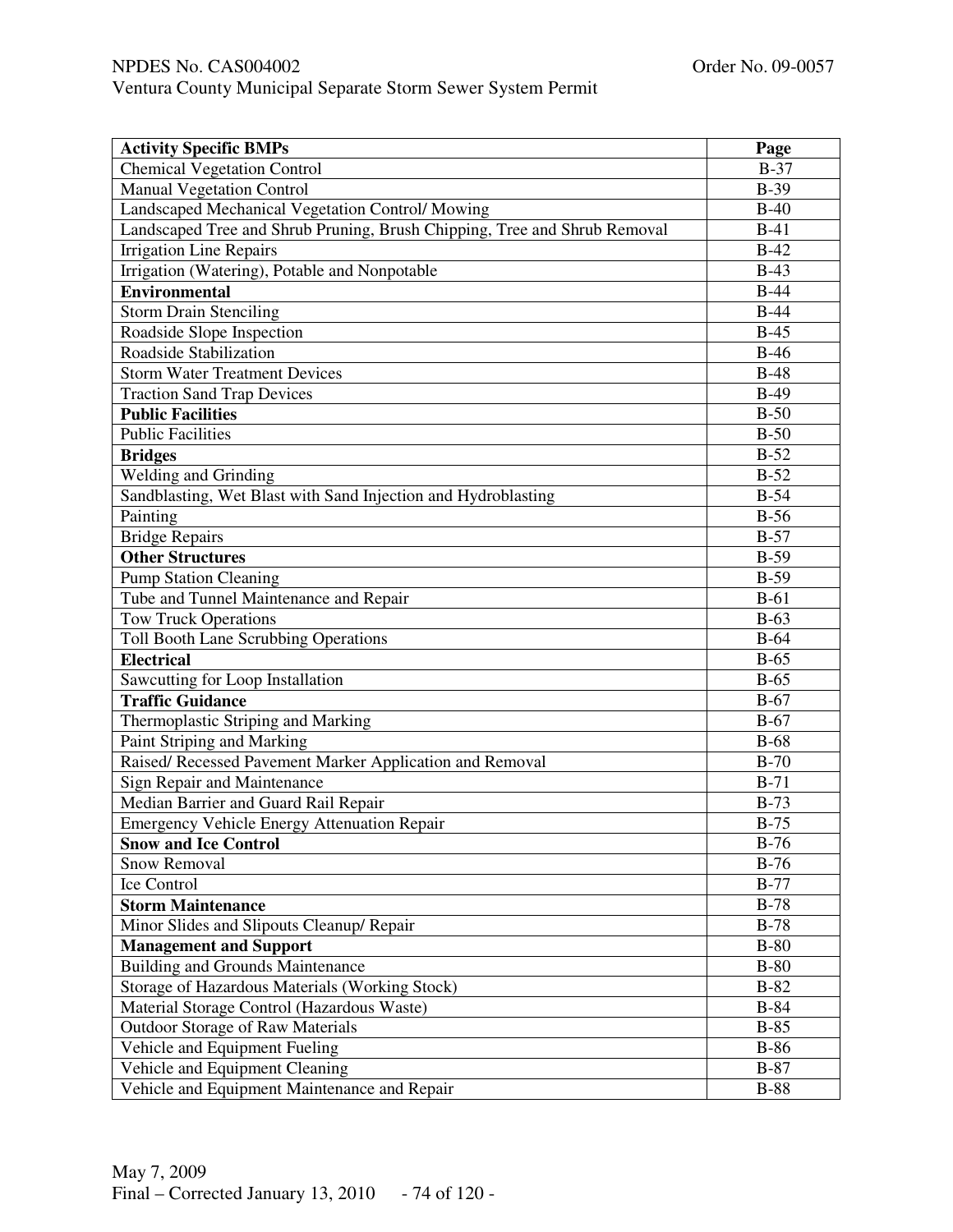| **Activity Specific BMPs** | **Page** |
|---|---|
| Chemical Vegetation Control | B-37 |
| Manual Vegetation Control | B-39 |
| Landscaped Mechanical Vegetation Control/ Mowing | B-40 |
| Landscaped Tree and Shrub Pruning, Brush Chipping, Tree and Shrub Removal | B-41 |
| Irrigation Line Repairs | B-42 |
| Irrigation (Watering), Potable and Nonpotable | B-43 |
| **Environmental** | B-44 |
| Storm Drain Stenciling | B-44 |
| Roadside Slope Inspection | B-45 |
| Roadside Stabilization | B-46 |
| Storm Water Treatment Devices | B-48 |
| Traction Sand Trap Devices | B-49 |
| **Public Facilities** | B-50 |
| Public Facilities | B-50 |
| **Bridges** | B-52 |
| Welding and Grinding | B-52 |
| Sandblasting, Wet Blast with Sand Injection and Hydroblasting | B-54 |
| Painting | B-56 |
| Bridge Repairs | B-57 |
| **Other Structures** | B-59 |
| Pump Station Cleaning | B-59 |
| Tube and Tunnel Maintenance and Repair | B-61 |
| Tow Truck Operations | B-63 |
| Toll Booth Lane Scrubbing Operations | B-64 |
| **Electrical** | B-65 |
| Sawcutting for Loop Installation | B-65 |
| **Traffic Guidance** | B-67 |
| Thermoplastic Striping and Marking | B-67 |
| Paint Striping and Marking | B-68 |
| Raised/ Recessed Pavement Marker Application and Removal | B-70 |
| Sign Repair and Maintenance | B-71 |
| Median Barrier and Guard Rail Repair | B-73 |
| Emergency Vehicle Energy Attenuation Repair | B-75 |
| **Snow and Ice Control** | B-76 |
| Snow Removal | B-76 |
| Ice Control | B-77 |
| **Storm Maintenance** | B-78 |
| Minor Slides and Slipouts Cleanup/ Repair | B-78 |
| **Management and Support** | B-80 |
| Building and Grounds Maintenance | B-80 |
| Storage of Hazardous Materials (Working Stock) | B-82 |
| Material Storage Control (Hazardous Waste) | B-84 |
| Outdoor Storage of Raw Materials | B-85 |
| Vehicle and Equipment Fueling | B-86 |
| Vehicle and Equipment Cleaning | B-87 |
| Vehicle and Equipment Maintenance and Repair | B-88 |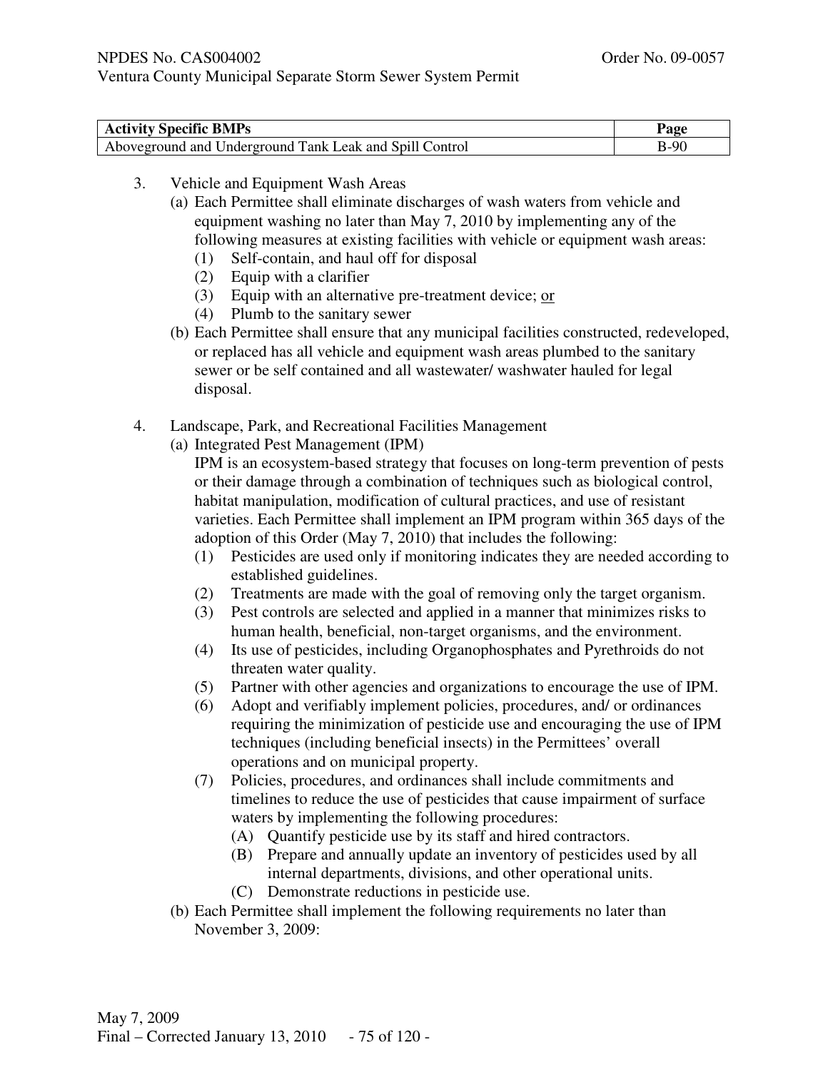| **Activity Specific BMPs** | **Page** |
|---|---|
| Aboveground and Underground Tank Leak and Spill Control | B-90 |

3. Vehicle and Equipment Wash Areas
   (a) Each Permittee shall eliminate discharges of wash waters from vehicle and equipment washing no later than May 7, 2010 by implementing any of the following measures at existing facilities with vehicle or equipment wash areas:
      (1) Self-contain, and haul off for disposal
      (2) Equip with a clarifier
      (3) Equip with an alternative pre-treatment device; <u>or</u>
      (4) Plumb to the sanitary sewer
   (b) Each Permittee shall ensure that any municipal facilities constructed, redeveloped, or replaced has all vehicle and equipment wash areas plumbed to the sanitary sewer or be self contained and all wastewater/ washwater hauled for legal disposal.

4. Landscape, Park, and Recreational Facilities Management
   (a) Integrated Pest Management (IPM)
   IPM is an ecosystem-based strategy that focuses on long-term prevention of pests or their damage through a combination of techniques such as biological control, habitat manipulation, modification of cultural practices, and use of resistant varieties. Each Permittee shall implement an IPM program within 365 days of the adoption of this Order (May 7, 2010) that includes the following:
      (1) Pesticides are used only if monitoring indicates they are needed according to established guidelines.
      (2) Treatments are made with the goal of removing only the target organism.
      (3) Pest controls are selected and applied in a manner that minimizes risks to human health, beneficial, non-target organisms, and the environment.
      (4) Its use of pesticides, including Organophosphates and Pyrethroids do not threaten water quality.
      (5) Partner with other agencies and organizations to encourage the use of IPM.
      (6) Adopt and verifiably implement policies, procedures, and/ or ordinances requiring the minimization of pesticide use and encouraging the use of IPM techniques (including beneficial insects) in the Permittees' overall operations and on municipal property.
      (7) Policies, procedures, and ordinances shall include commitments and timelines to reduce the use of pesticides that cause impairment of surface waters by implementing the following procedures:
         (A) Quantify pesticide use by its staff and hired contractors.
         (B) Prepare and annually update an inventory of pesticides used by all internal departments, divisions, and other operational units.
         (C) Demonstrate reductions in pesticide use.
   (b) Each Permittee shall implement the following requirements no later than November 3, 2009: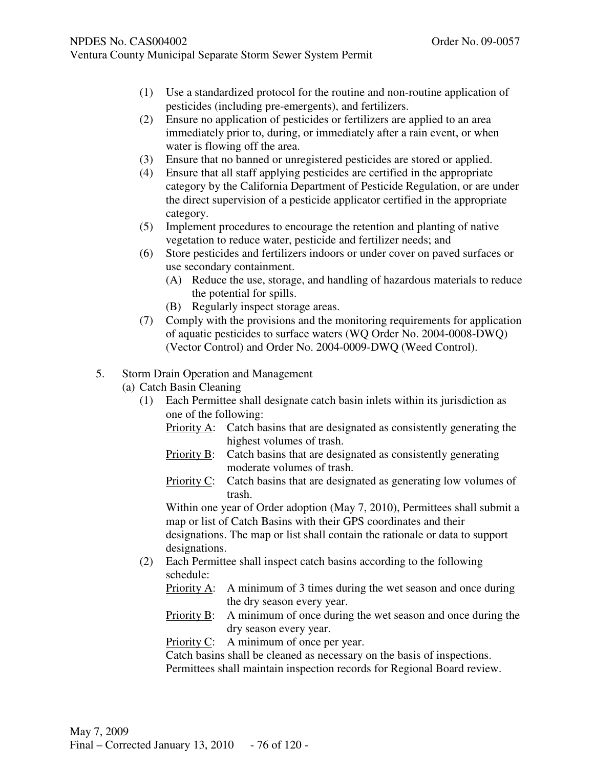(1) Use a standardized protocol for the routine and non-routine application of pesticides (including pre-emergents), and fertilizers.

(2) Ensure no application of pesticides or fertilizers are applied to an area immediately prior to, during, or immediately after a rain event, or when water is flowing off the area.

(3) Ensure that no banned or unregistered pesticides are stored or applied.

(4) Ensure that all staff applying pesticides are certified in the appropriate category by the California Department of Pesticide Regulation, or are under the direct supervision of a pesticide applicator certified in the appropriate category.

(5) Implement procedures to encourage the retention and planting of native vegetation to reduce water, pesticide and fertilizer needs; and

(6) Store pesticides and fertilizers indoors or under cover on paved surfaces or use secondary containment.

   (A) Reduce the use, storage, and handling of hazardous materials to reduce the potential for spills.

   (B) Regularly inspect storage areas.

(7) Comply with the provisions and the monitoring requirements for application of aquatic pesticides to surface waters (WQ Order No. 2004-0008-DWQ) (Vector Control) and Order No. 2004-0009-DWQ (Weed Control).

5. Storm Drain Operation and Management

(a) Catch Basin Cleaning

(1) Each Permittee shall designate catch basin inlets within its jurisdiction as one of the following:

<u>Priority A</u>: Catch basins that are designated as consistently generating the highest volumes of trash.

<u>Priority B</u>: Catch basins that are designated as consistently generating moderate volumes of trash.

<u>Priority C</u>: Catch basins that are designated as generating low volumes of trash.

Within one year of Order adoption (May 7, 2010), Permittees shall submit a map or list of Catch Basins with their GPS coordinates and their designations. The map or list shall contain the rationale or data to support designations.

(2) Each Permittee shall inspect catch basins according to the following schedule:

<u>Priority A</u>: A minimum of 3 times during the wet season and once during the dry season every year.

<u>Priority B</u>: A minimum of once during the wet season and once during the dry season every year.

<u>Priority C</u>: A minimum of once per year.

Catch basins shall be cleaned as necessary on the basis of inspections. Permittees shall maintain inspection records for Regional Board review.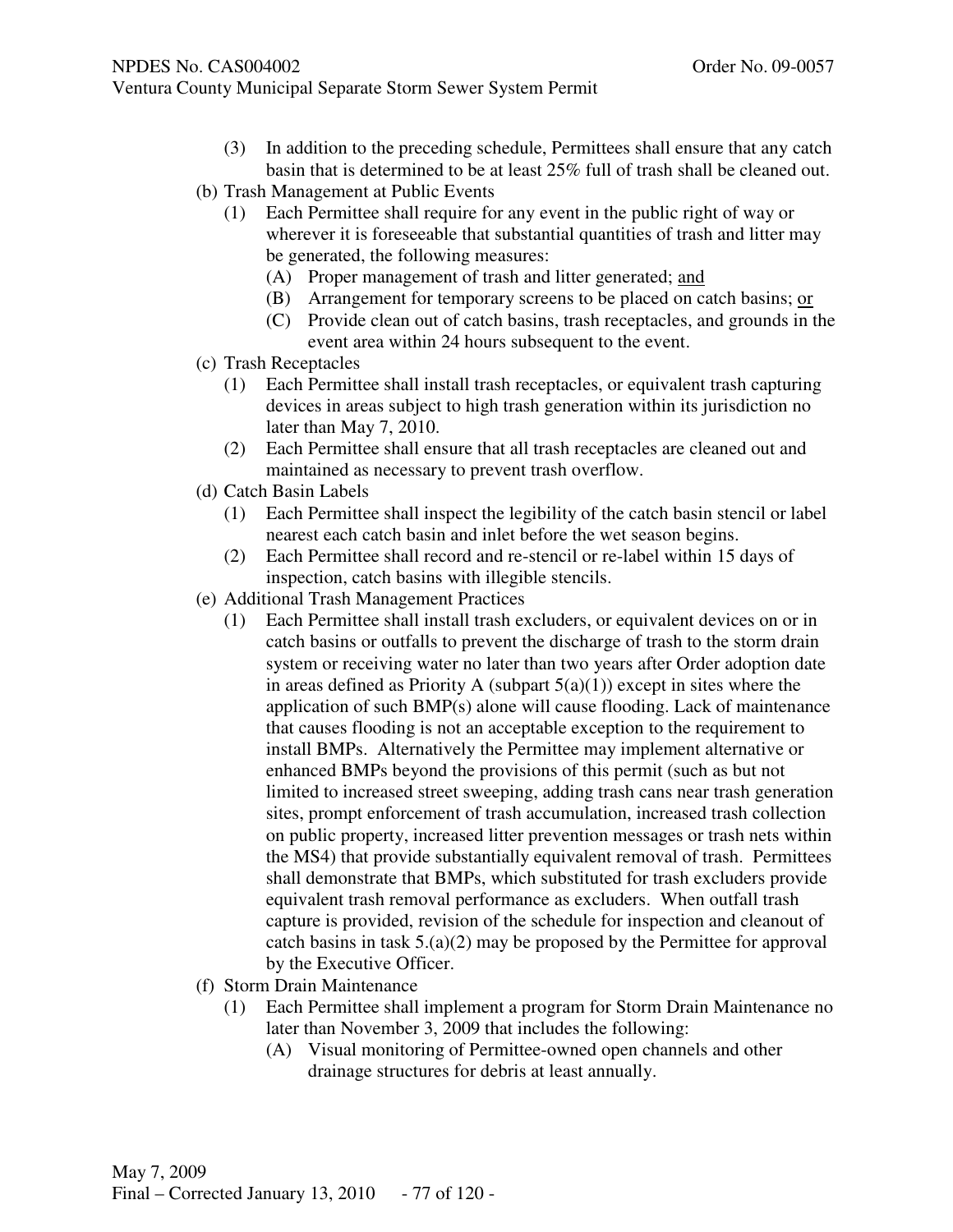(3) In addition to the preceding schedule, Permittees shall ensure that any catch basin that is determined to be at least 25% full of trash shall be cleaned out.

(b) Trash Management at Public Events

(1) Each Permittee shall require for any event in the public right of way or wherever it is foreseeable that substantial quantities of trash and litter may be generated, the following measures:

(A) Proper management of trash and litter generated; <u>and</u>

(B) Arrangement for temporary screens to be placed on catch basins; <u>or</u>

(C) Provide clean out of catch basins, trash receptacles, and grounds in the event area within 24 hours subsequent to the event.

(c) Trash Receptacles

(1) Each Permittee shall install trash receptacles, or equivalent trash capturing devices in areas subject to high trash generation within its jurisdiction no later than May 7, 2010.

(2) Each Permittee shall ensure that all trash receptacles are cleaned out and maintained as necessary to prevent trash overflow.

(d) Catch Basin Labels

(1) Each Permittee shall inspect the legibility of the catch basin stencil or label nearest each catch basin and inlet before the wet season begins.

(2) Each Permittee shall record and re-stencil or re-label within 15 days of inspection, catch basins with illegible stencils.

(e) Additional Trash Management Practices

(1) Each Permittee shall install trash excluders, or equivalent devices on or in catch basins or outfalls to prevent the discharge of trash to the storm drain system or receiving water no later than two years after Order adoption date in areas defined as Priority A (subpart 5(a)(1)) except in sites where the application of such BMP(s) alone will cause flooding. Lack of maintenance that causes flooding is not an acceptable exception to the requirement to install BMPs. Alternatively the Permittee may implement alternative or enhanced BMPs beyond the provisions of this permit (such as but not limited to increased street sweeping, adding trash cans near trash generation sites, prompt enforcement of trash accumulation, increased trash collection on public property, increased litter prevention messages or trash nets within the MS4) that provide substantially equivalent removal of trash. Permittees shall demonstrate that BMPs, which substituted for trash excluders provide equivalent trash removal performance as excluders. When outfall trash capture is provided, revision of the schedule for inspection and cleanout of catch basins in task 5.(a)(2) may be proposed by the Permittee for approval by the Executive Officer.

(f) Storm Drain Maintenance

(1) Each Permittee shall implement a program for Storm Drain Maintenance no later than November 3, 2009 that includes the following:

(A) Visual monitoring of Permittee-owned open channels and other drainage structures for debris at least annually.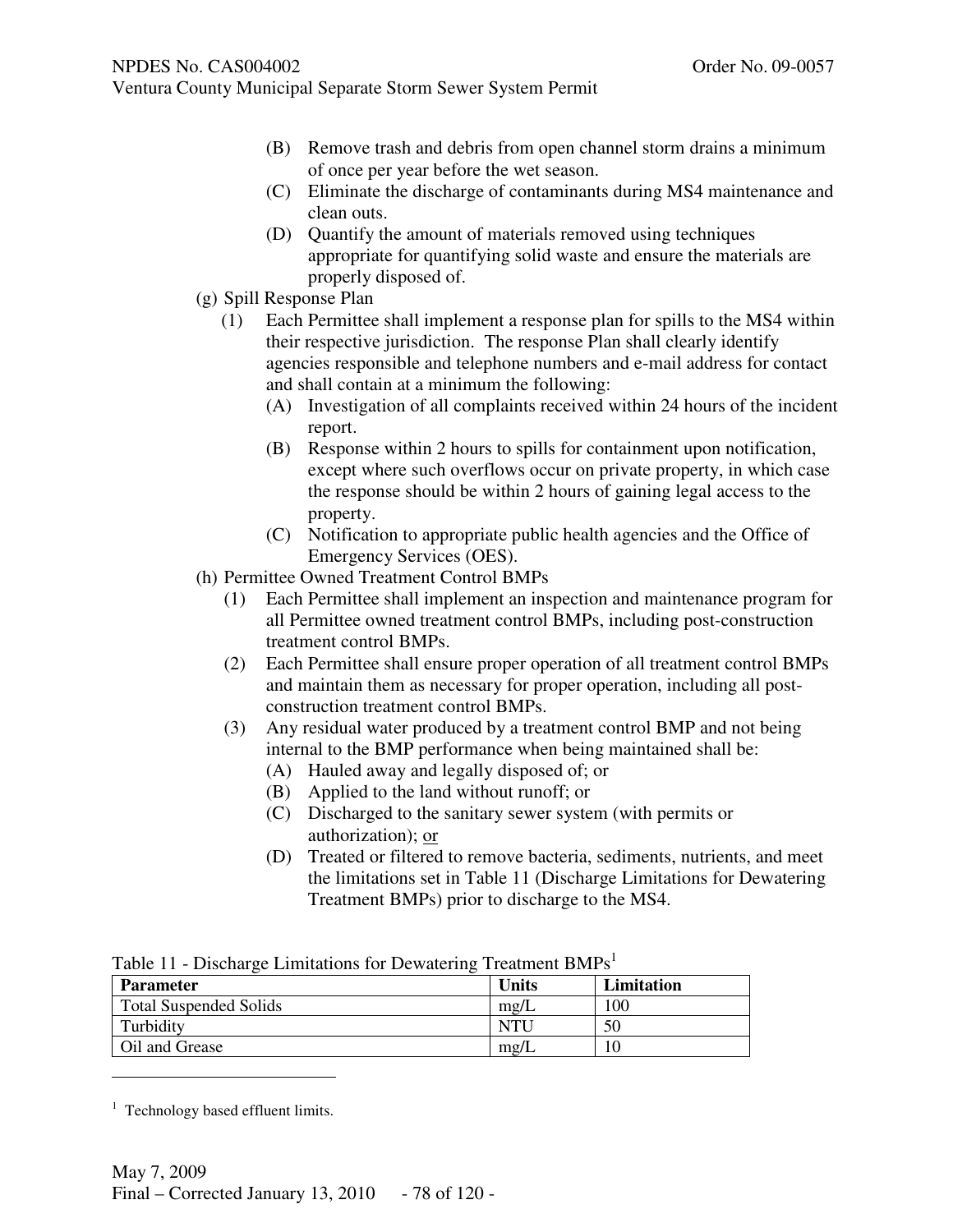(B) Remove trash and debris from open channel storm drains a minimum of once per year before the wet season.

(C) Eliminate the discharge of contaminants during MS4 maintenance and clean outs.

(D) Quantify the amount of materials removed using techniques appropriate for quantifying solid waste and ensure the materials are properly disposed of.

(g) Spill Response Plan

(1) Each Permittee shall implement a response plan for spills to the MS4 within their respective jurisdiction. The response Plan shall clearly identify agencies responsible and telephone numbers and e-mail address for contact and shall contain at a minimum the following:

(A) Investigation of all complaints received within 24 hours of the incident report.

(B) Response within 2 hours to spills for containment upon notification, except where such overflows occur on private property, in which case the response should be within 2 hours of gaining legal access to the property.

(C) Notification to appropriate public health agencies and the Office of Emergency Services (OES).

(h) Permittee Owned Treatment Control BMPs

(1) Each Permittee shall implement an inspection and maintenance program for all Permittee owned treatment control BMPs, including post-construction treatment control BMPs.

(2) Each Permittee shall ensure proper operation of all treatment control BMPs and maintain them as necessary for proper operation, including all post-construction treatment control BMPs.

(3) Any residual water produced by a treatment control BMP and not being internal to the BMP performance when being maintained shall be:

(A) Hauled away and legally disposed of; or

(B) Applied to the land without runoff; or

(C) Discharged to the sanitary sewer system (with permits or authorization); or

(D) Treated or filtered to remove bacteria, sediments, nutrients, and meet the limitations set in Table 11 (Discharge Limitations for Dewatering Treatment BMPs) prior to discharge to the MS4.

Table 11 - Discharge Limitations for Dewatering Treatment BMPs[1]

| Parameter | Units | Limitation |
|---|---|---|
| Total Suspended Solids | mg/L | 100 |
| Turbidity | NTU | 50 |
| Oil and Grease | mg/L | 10 |

[1] Technology based effluent limits.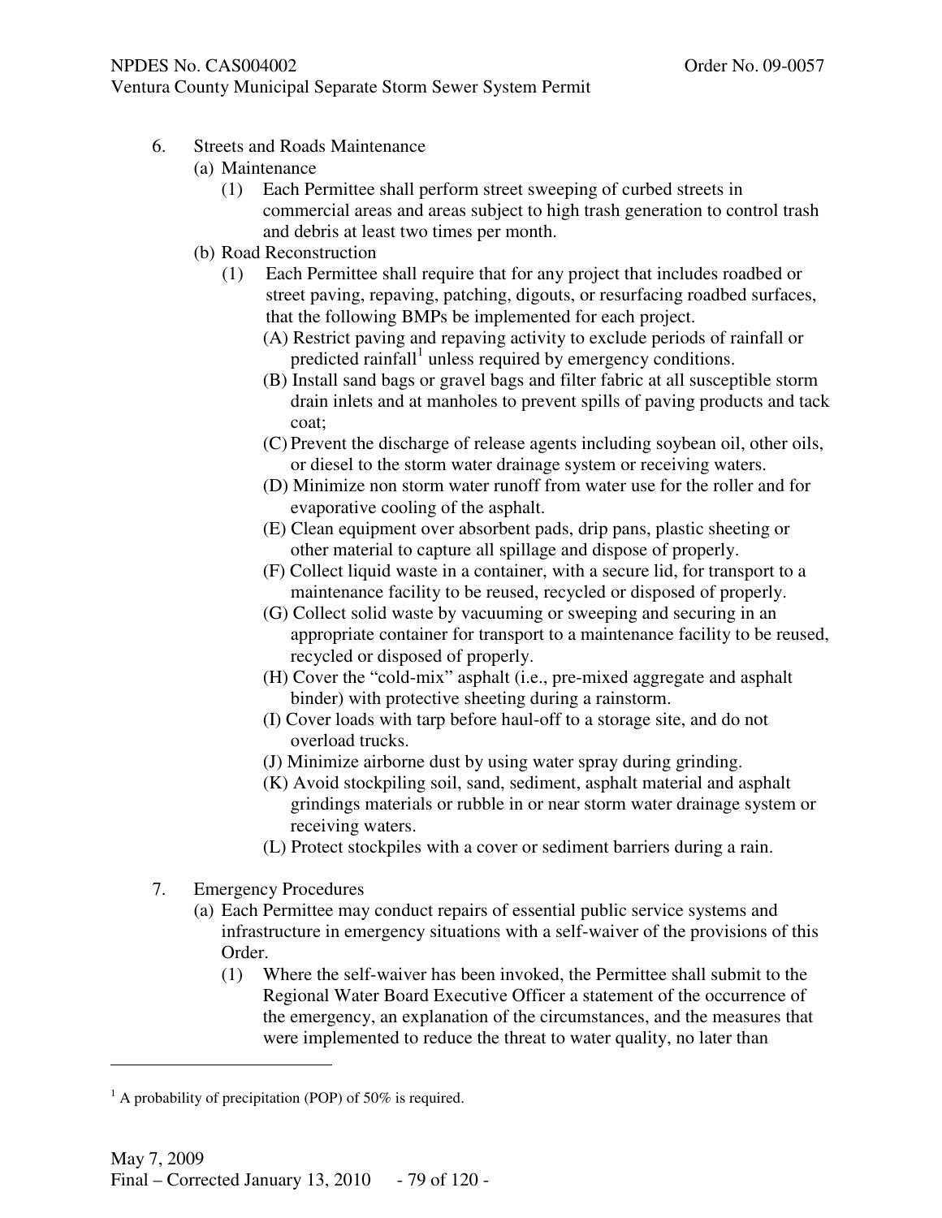6. Streets and Roads Maintenance
   (a) Maintenance
      (1) Each Permittee shall perform street sweeping of curbed streets in commercial areas and areas subject to high trash generation to control trash and debris at least two times per month.
   (b) Road Reconstruction
      (1) Each Permittee shall require that for any project that includes roadbed or street paving, repaving, patching, digouts, or resurfacing roadbed surfaces, that the following BMPs be implemented for each project.
         (A) Restrict paving and repaving activity to exclude periods of rainfall or predicted rainfall[1] unless required by emergency conditions.
         (B) Install sand bags or gravel bags and filter fabric at all susceptible storm drain inlets and at manholes to prevent spills of paving products and tack coat;
         (C) Prevent the discharge of release agents including soybean oil, other oils, or diesel to the storm water drainage system or receiving waters.
         (D) Minimize non storm water runoff from water use for the roller and for evaporative cooling of the asphalt.
         (E) Clean equipment over absorbent pads, drip pans, plastic sheeting or other material to capture all spillage and dispose of properly.
         (F) Collect liquid waste in a container, with a secure lid, for transport to a maintenance facility to be reused, recycled or disposed of properly.
         (G) Collect solid waste by vacuuming or sweeping and securing in an appropriate container for transport to a maintenance facility to be reused, recycled or disposed of properly.
         (H) Cover the "cold-mix" asphalt (i.e., pre-mixed aggregate and asphalt binder) with protective sheeting during a rainstorm.
         (I) Cover loads with tarp before haul-off to a storage site, and do not overload trucks.
         (J) Minimize airborne dust by using water spray during grinding.
         (K) Avoid stockpiling soil, sand, sediment, asphalt material and asphalt grindings materials or rubble in or near storm water drainage system or receiving waters.
         (L) Protect stockpiles with a cover or sediment barriers during a rain.

7. Emergency Procedures
   (a) Each Permittee may conduct repairs of essential public service systems and infrastructure in emergency situations with a self-waiver of the provisions of this Order.
      (1) Where the self-waiver has been invoked, the Permittee shall submit to the Regional Water Board Executive Officer a statement of the occurrence of the emergency, an explanation of the circumstances, and the measures that were implemented to reduce the threat to water quality, no later than

[1] A probability of precipitation (POP) of 50% is required.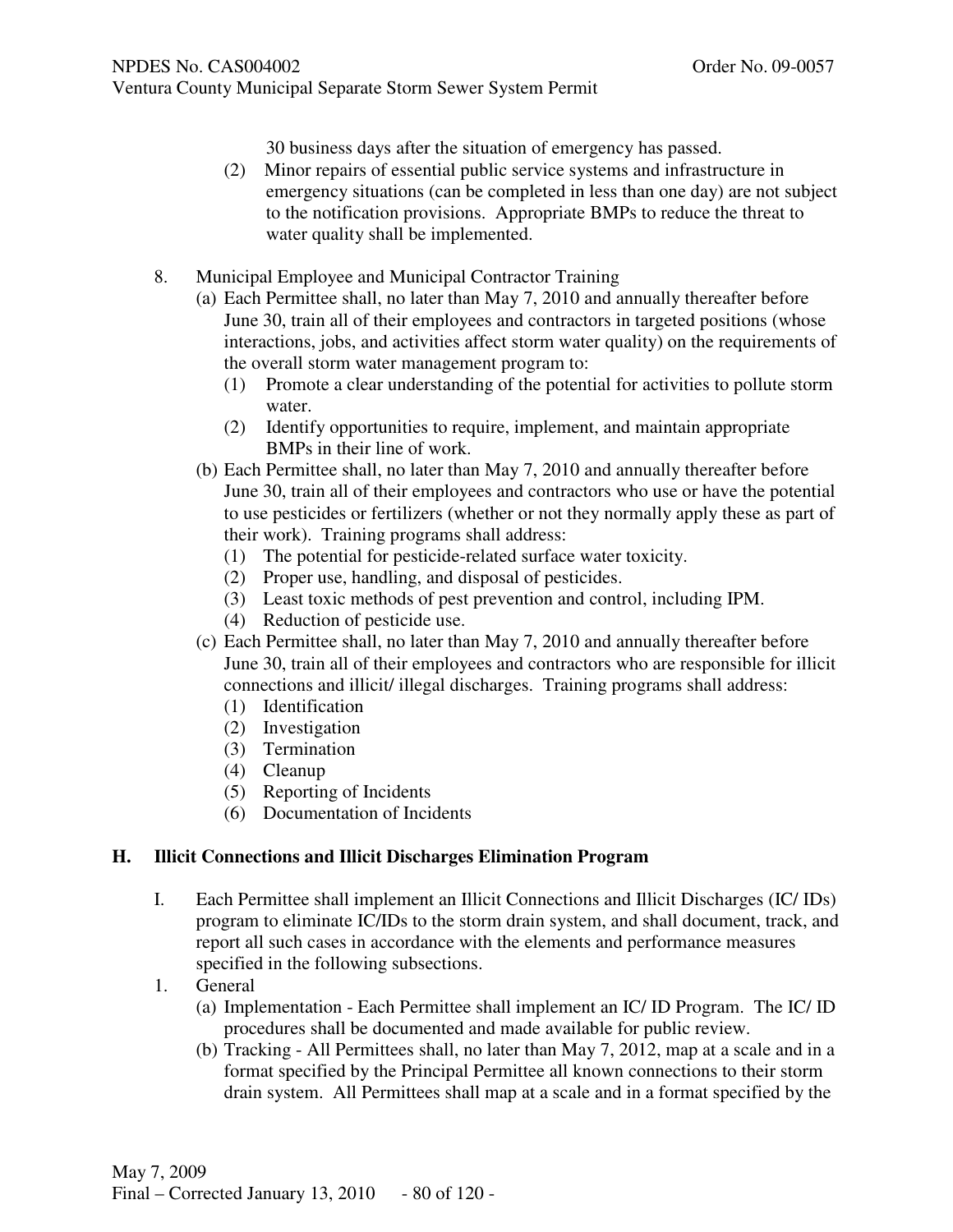30 business days after the situation of emergency has passed.

(2) Minor repairs of essential public service systems and infrastructure in emergency situations (can be completed in less than one day) are not subject to the notification provisions. Appropriate BMPs to reduce the threat to water quality shall be implemented.

8. Municipal Employee and Municipal Contractor Training
   - (a) Each Permittee shall, no later than May 7, 2010 and annually thereafter before June 30, train all of their employees and contractors in targeted positions (whose interactions, jobs, and activities affect storm water quality) on the requirements of the overall storm water management program to:
     - (1) Promote a clear understanding of the potential for activities to pollute storm water.
     - (2) Identify opportunities to require, implement, and maintain appropriate BMPs in their line of work.
   - (b) Each Permittee shall, no later than May 7, 2010 and annually thereafter before June 30, train all of their employees and contractors who use or have the potential to use pesticides or fertilizers (whether or not they normally apply these as part of their work). Training programs shall address:
     - (1) The potential for pesticide-related surface water toxicity.
     - (2) Proper use, handling, and disposal of pesticides.
     - (3) Least toxic methods of pest prevention and control, including IPM.
     - (4) Reduction of pesticide use.
   - (c) Each Permittee shall, no later than May 7, 2010 and annually thereafter before June 30, train all of their employees and contractors who are responsible for illicit connections and illicit/ illegal discharges. Training programs shall address:
     - (1) Identification
     - (2) Investigation
     - (3) Termination
     - (4) Cleanup
     - (5) Reporting of Incidents
     - (6) Documentation of Incidents

## H. Illicit Connections and Illicit Discharges Elimination Program

I. Each Permittee shall implement an Illicit Connections and Illicit Discharges (IC/ IDs) program to eliminate IC/IDs to the storm drain system, and shall document, track, and report all such cases in accordance with the elements and performance measures specified in the following subsections.

1. General
   - (a) Implementation - Each Permittee shall implement an IC/ ID Program. The IC/ ID procedures shall be documented and made available for public review.
   - (b) Tracking - All Permittees shall, no later than May 7, 2012, map at a scale and in a format specified by the Principal Permittee all known connections to their storm drain system. All Permittees shall map at a scale and in a format specified by the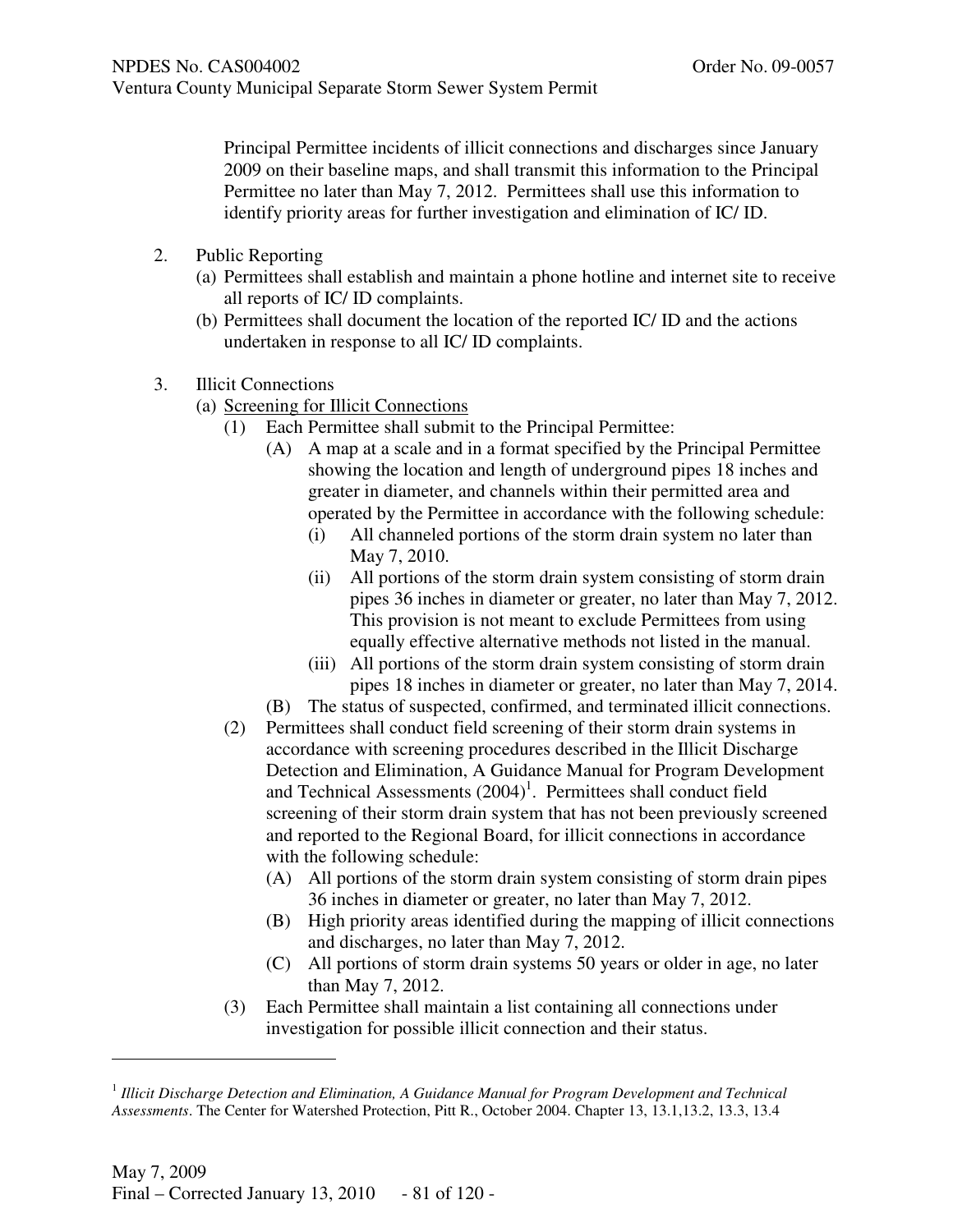Principal Permittee incidents of illicit connections and discharges since January 2009 on their baseline maps, and shall transmit this information to the Principal Permittee no later than May 7, 2012. Permittees shall use this information to identify priority areas for further investigation and elimination of IC/ ID.

2. Public Reporting
   (a) Permittees shall establish and maintain a phone hotline and internet site to receive all reports of IC/ ID complaints.
   (b) Permittees shall document the location of the reported IC/ ID and the actions undertaken in response to all IC/ ID complaints.

3. Illicit Connections
   (a) Screening for Illicit Connections
      (1) Each Permittee shall submit to the Principal Permittee:
         (A) A map at a scale and in a format specified by the Principal Permittee showing the location and length of underground pipes 18 inches and greater in diameter, and channels within their permitted area and operated by the Permittee in accordance with the following schedule:
            (i) All channeled portions of the storm drain system no later than May 7, 2010.
            (ii) All portions of the storm drain system consisting of storm drain pipes 36 inches in diameter or greater, no later than May 7, 2012. This provision is not meant to exclude Permittees from using equally effective alternative methods not listed in the manual.
            (iii) All portions of the storm drain system consisting of storm drain pipes 18 inches in diameter or greater, no later than May 7, 2014.
         (B) The status of suspected, confirmed, and terminated illicit connections.
      (2) Permittees shall conduct field screening of their storm drain systems in accordance with screening procedures described in the Illicit Discharge Detection and Elimination, A Guidance Manual for Program Development and Technical Assessments (2004)[1]. Permittees shall conduct field screening of their storm drain system that has not been previously screened and reported to the Regional Board, for illicit connections in accordance with the following schedule:
         (A) All portions of the storm drain system consisting of storm drain pipes 36 inches in diameter or greater, no later than May 7, 2012.
         (B) High priority areas identified during the mapping of illicit connections and discharges, no later than May 7, 2012.
         (C) All portions of storm drain systems 50 years or older in age, no later than May 7, 2012.
      (3) Each Permittee shall maintain a list containing all connections under investigation for possible illicit connection and their status.

---

[1] *Illicit Discharge Detection and Elimination, A Guidance Manual for Program Development and Technical Assessments*. The Center for Watershed Protection, Pitt R., October 2004. Chapter 13, 13.1,13.2, 13.3, 13.4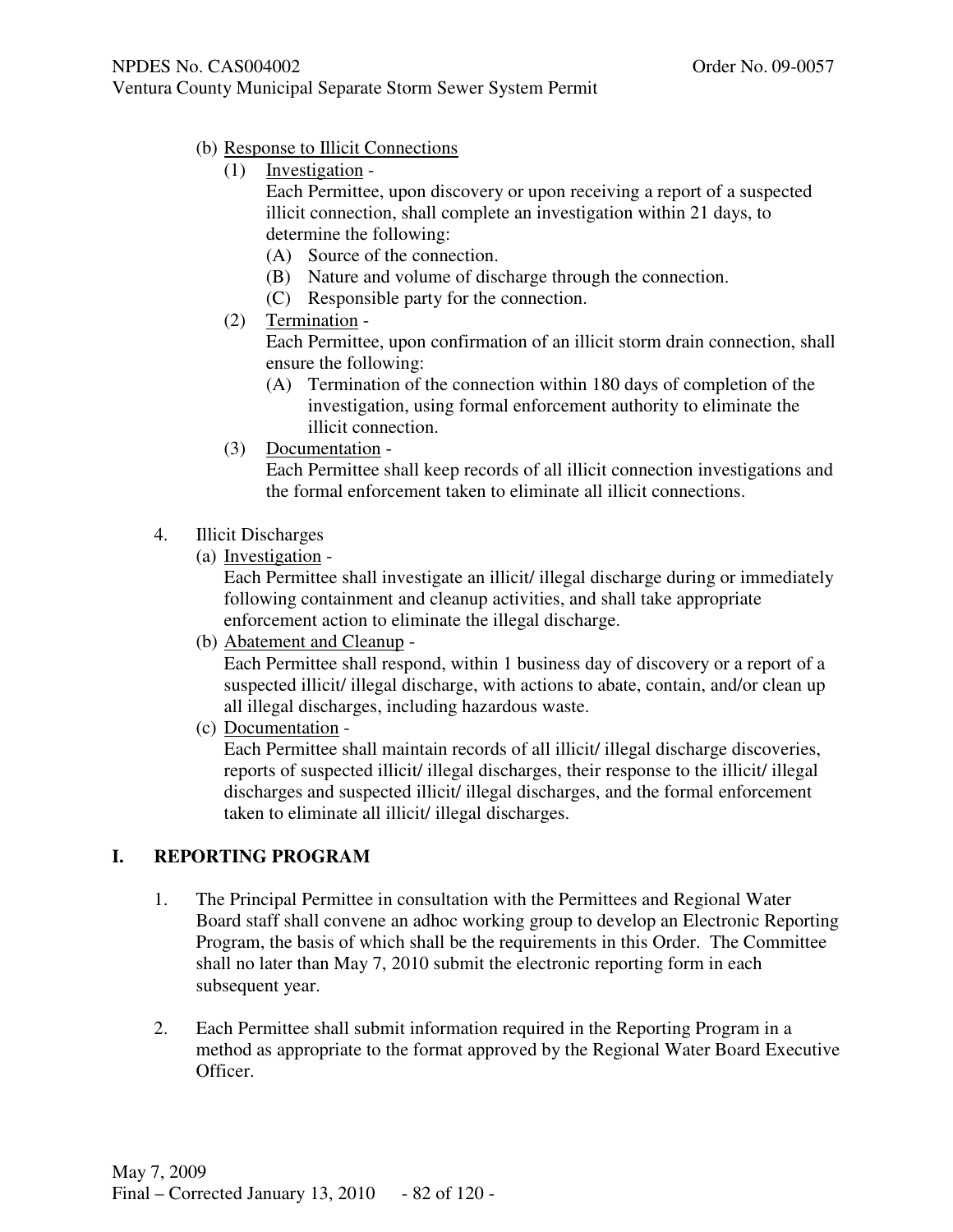(b) Response to Illicit Connections

(1) Investigation -

Each Permittee, upon discovery or upon receiving a report of a suspected illicit connection, shall complete an investigation within 21 days, to determine the following:

(A) Source of the connection.

(B) Nature and volume of discharge through the connection.

(C) Responsible party for the connection.

(2) Termination -

Each Permittee, upon confirmation of an illicit storm drain connection, shall ensure the following:

(A) Termination of the connection within 180 days of completion of the investigation, using formal enforcement authority to eliminate the illicit connection.

(3) Documentation -

Each Permittee shall keep records of all illicit connection investigations and the formal enforcement taken to eliminate all illicit connections.

4. Illicit Discharges

(a) Investigation -

Each Permittee shall investigate an illicit/ illegal discharge during or immediately following containment and cleanup activities, and shall take appropriate enforcement action to eliminate the illegal discharge.

(b) Abatement and Cleanup -

Each Permittee shall respond, within 1 business day of discovery or a report of a suspected illicit/ illegal discharge, with actions to abate, contain, and/or clean up all illegal discharges, including hazardous waste.

(c) Documentation -

Each Permittee shall maintain records of all illicit/ illegal discharge discoveries, reports of suspected illicit/ illegal discharges, their response to the illicit/ illegal discharges and suspected illicit/ illegal discharges, and the formal enforcement taken to eliminate all illicit/ illegal discharges.

## I. REPORTING PROGRAM

1. The Principal Permittee in consultation with the Permittees and Regional Water Board staff shall convene an adhoc working group to develop an Electronic Reporting Program, the basis of which shall be the requirements in this Order. The Committee shall no later than May 7, 2010 submit the electronic reporting form in each subsequent year.

2. Each Permittee shall submit information required in the Reporting Program in a method as appropriate to the format approved by the Regional Water Board Executive Officer.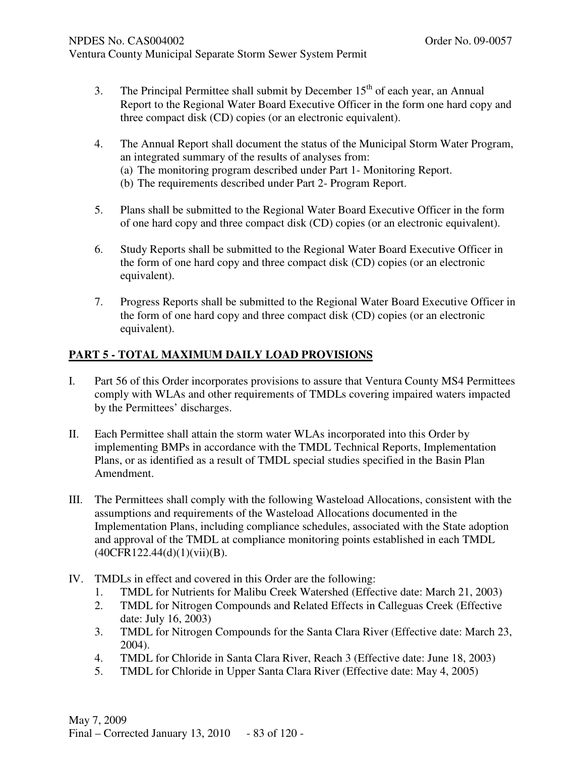3. The Principal Permittee shall submit by December 15th of each year, an Annual Report to the Regional Water Board Executive Officer in the form one hard copy and three compact disk (CD) copies (or an electronic equivalent).

4. The Annual Report shall document the status of the Municipal Storm Water Program, an integrated summary of the results of analyses from:
   (a) The monitoring program described under Part 1- Monitoring Report.
   (b) The requirements described under Part 2- Program Report.

5. Plans shall be submitted to the Regional Water Board Executive Officer in the form of one hard copy and three compact disk (CD) copies (or an electronic equivalent).

6. Study Reports shall be submitted to the Regional Water Board Executive Officer in the form of one hard copy and three compact disk (CD) copies (or an electronic equivalent).

7. Progress Reports shall be submitted to the Regional Water Board Executive Officer in the form of one hard copy and three compact disk (CD) copies (or an electronic equivalent).

## PART 5 - TOTAL MAXIMUM DAILY LOAD PROVISIONS

I. Part 56 of this Order incorporates provisions to assure that Ventura County MS4 Permittees comply with WLAs and other requirements of TMDLs covering impaired waters impacted by the Permittees' discharges.

II. Each Permittee shall attain the storm water WLAs incorporated into this Order by implementing BMPs in accordance with the TMDL Technical Reports, Implementation Plans, or as identified as a result of TMDL special studies specified in the Basin Plan Amendment.

III. The Permittees shall comply with the following Wasteload Allocations, consistent with the assumptions and requirements of the Wasteload Allocations documented in the Implementation Plans, including compliance schedules, associated with the State adoption and approval of the TMDL at compliance monitoring points established in each TMDL (40CFR122.44(d)(1)(vii)(B).

IV. TMDLs in effect and covered in this Order are the following:
   1. TMDL for Nutrients for Malibu Creek Watershed (Effective date: March 21, 2003)
   2. TMDL for Nitrogen Compounds and Related Effects in Calleguas Creek (Effective date: July 16, 2003)
   3. TMDL for Nitrogen Compounds for the Santa Clara River (Effective date: March 23, 2004).
   4. TMDL for Chloride in Santa Clara River, Reach 3 (Effective date: June 18, 2003)
   5. TMDL for Chloride in Upper Santa Clara River (Effective date: May 4, 2005)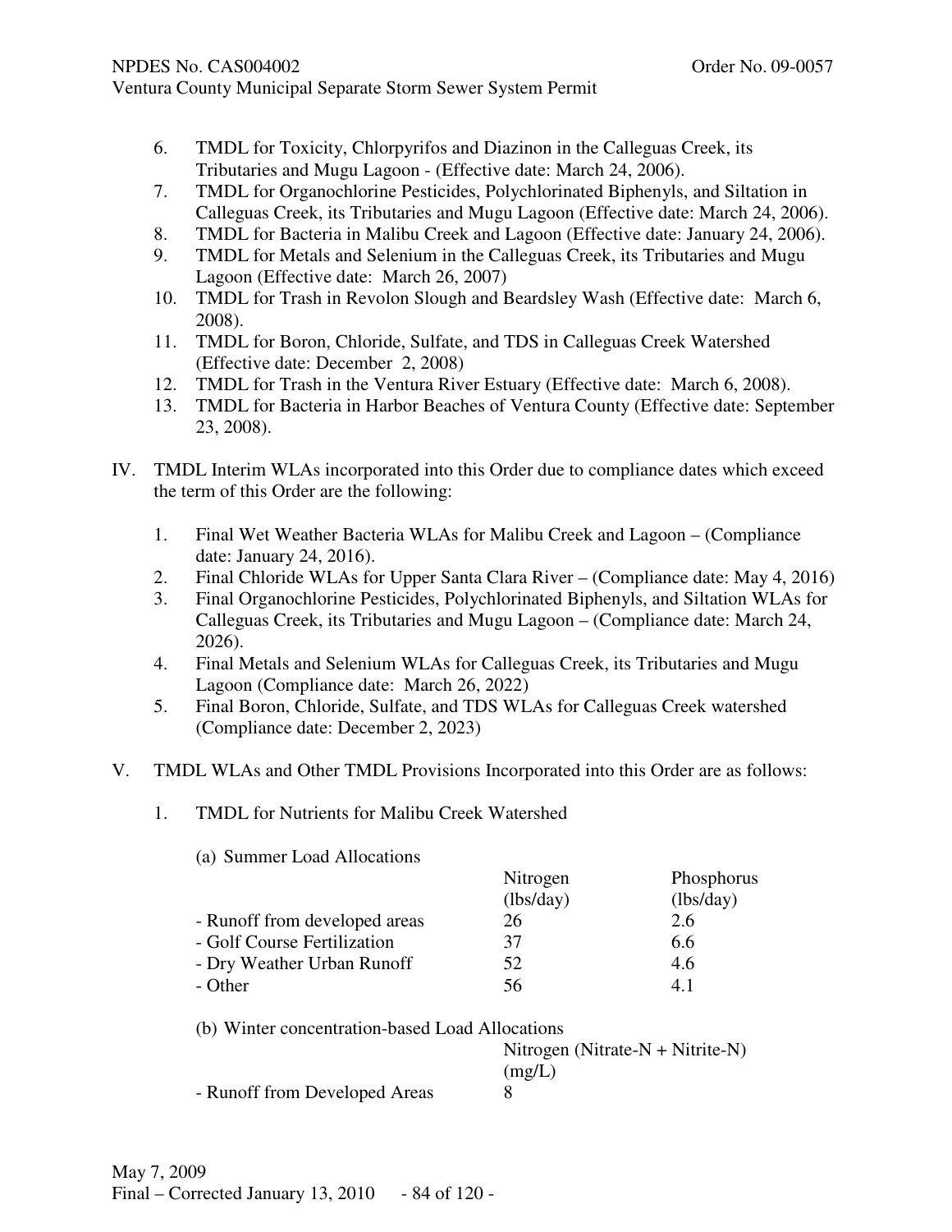6. TMDL for Toxicity, Chlorpyrifos and Diazinon in the Calleguas Creek, its Tributaries and Mugu Lagoon - (Effective date: March 24, 2006).
7. TMDL for Organochlorine Pesticides, Polychlorinated Biphenyls, and Siltation in Calleguas Creek, its Tributaries and Mugu Lagoon (Effective date: March 24, 2006).
8. TMDL for Bacteria in Malibu Creek and Lagoon (Effective date: January 24, 2006).
9. TMDL for Metals and Selenium in the Calleguas Creek, its Tributaries and Mugu Lagoon (Effective date: March 26, 2007)
10. TMDL for Trash in Revolon Slough and Beardsley Wash (Effective date: March 6, 2008).
11. TMDL for Boron, Chloride, Sulfate, and TDS in Calleguas Creek Watershed (Effective date: December 2, 2008)
12. TMDL for Trash in the Ventura River Estuary (Effective date: March 6, 2008).
13. TMDL for Bacteria in Harbor Beaches of Ventura County (Effective date: September 23, 2008).

IV. TMDL Interim WLAs incorporated into this Order due to compliance dates which exceed the term of this Order are the following:

1. Final Wet Weather Bacteria WLAs for Malibu Creek and Lagoon – (Compliance date: January 24, 2016).
2. Final Chloride WLAs for Upper Santa Clara River – (Compliance date: May 4, 2016)
3. Final Organochlorine Pesticides, Polychlorinated Biphenyls, and Siltation WLAs for Calleguas Creek, its Tributaries and Mugu Lagoon – (Compliance date: March 24, 2026).
4. Final Metals and Selenium WLAs for Calleguas Creek, its Tributaries and Mugu Lagoon (Compliance date: March 26, 2022)
5. Final Boron, Chloride, Sulfate, and TDS WLAs for Calleguas Creek watershed (Compliance date: December 2, 2023)

V. TMDL WLAs and Other TMDL Provisions Incorporated into this Order are as follows:

1. TMDL for Nutrients for Malibu Creek Watershed

(a) Summer Load Allocations

| | Nitrogen (lbs/day) | Phosphorus (lbs/day) |
|---|---|---|
| - Runoff from developed areas | 26 | 2.6 |
| - Golf Course Fertilization | 37 | 6.6 |
| - Dry Weather Urban Runoff | 52 | 4.6 |
| - Other | 56 | 4.1 |

(b) Winter concentration-based Load Allocations

| | Nitrogen (Nitrate-N + Nitrite-N) (mg/L) |
|---|---|
| - Runoff from Developed Areas | 8 |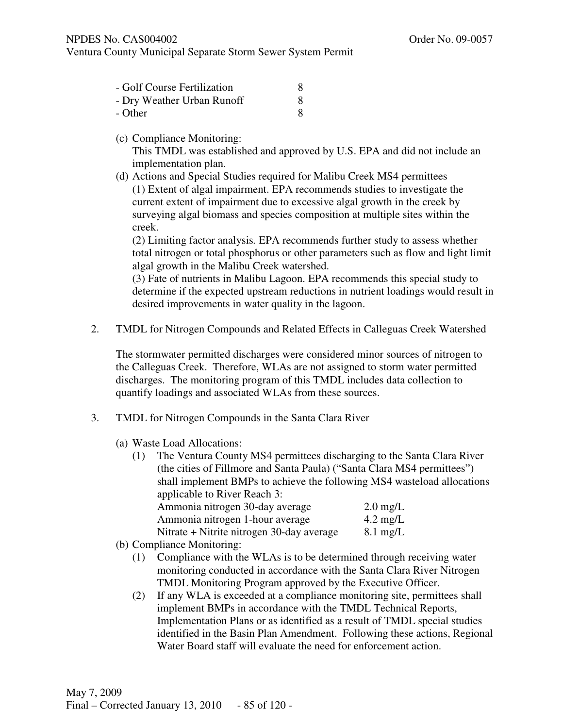| | |
|---|---|
| - Golf Course Fertilization | 8 |
| - Dry Weather Urban Runoff | 8 |
| - Other | 8 |

(c) Compliance Monitoring:
This TMDL was established and approved by U.S. EPA and did not include an implementation plan.

(d) Actions and Special Studies required for Malibu Creek MS4 permittees
(1) Extent of algal impairment. EPA recommends studies to investigate the current extent of impairment due to excessive algal growth in the creek by surveying algal biomass and species composition at multiple sites within the creek.
(2) Limiting factor analysis. EPA recommends further study to assess whether total nitrogen or total phosphorus or other parameters such as flow and light limit algal growth in the Malibu Creek watershed.
(3) Fate of nutrients in Malibu Lagoon. EPA recommends this special study to determine if the expected upstream reductions in nutrient loadings would result in desired improvements in water quality in the lagoon.

2. TMDL for Nitrogen Compounds and Related Effects in Calleguas Creek Watershed

The stormwater permitted discharges were considered minor sources of nitrogen to the Calleguas Creek. Therefore, WLAs are not assigned to storm water permitted discharges. The monitoring program of this TMDL includes data collection to quantify loadings and associated WLAs from these sources.

3. TMDL for Nitrogen Compounds in the Santa Clara River

(a) Waste Load Allocations:
  (1) The Ventura County MS4 permittees discharging to the Santa Clara River (the cities of Fillmore and Santa Paula) ("Santa Clara MS4 permittees") shall implement BMPs to achieve the following MS4 wasteload allocations applicable to River Reach 3:

| | |
|---|---|
| Ammonia nitrogen 30-day average | 2.0 mg/L |
| Ammonia nitrogen 1-hour average | 4.2 mg/L |
| Nitrate + Nitrite nitrogen 30-day average | 8.1 mg/L |

(b) Compliance Monitoring:
  (1) Compliance with the WLAs is to be determined through receiving water monitoring conducted in accordance with the Santa Clara River Nitrogen TMDL Monitoring Program approved by the Executive Officer.
  (2) If any WLA is exceeded at a compliance monitoring site, permittees shall implement BMPs in accordance with the TMDL Technical Reports, Implementation Plans or as identified as a result of TMDL special studies identified in the Basin Plan Amendment. Following these actions, Regional Water Board staff will evaluate the need for enforcement action.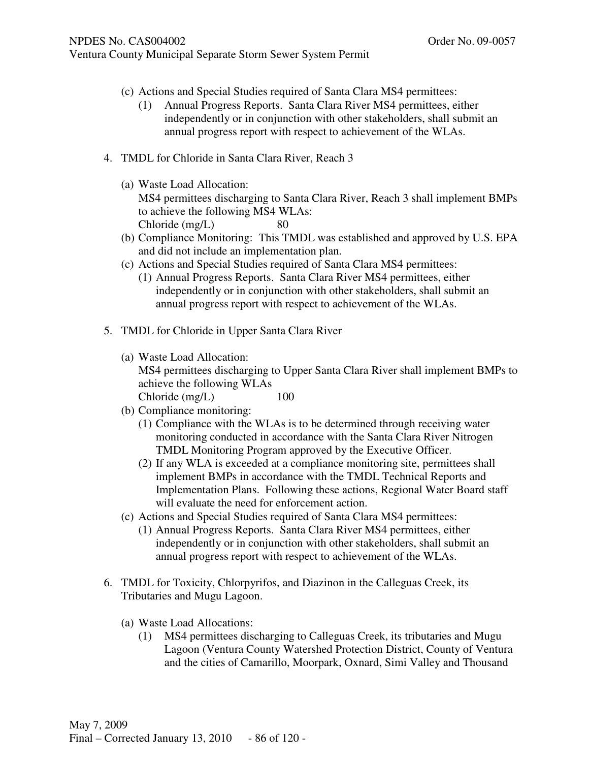(c) Actions and Special Studies required of Santa Clara MS4 permittees:

   (1) Annual Progress Reports. Santa Clara River MS4 permittees, either independently or in conjunction with other stakeholders, shall submit an annual progress report with respect to achievement of the WLAs.

4. TMDL for Chloride in Santa Clara River, Reach 3

   (a) Waste Load Allocation:
   MS4 permittees discharging to Santa Clara River, Reach 3 shall implement BMPs to achieve the following MS4 WLAs:
   Chloride (mg/L) 80

   (b) Compliance Monitoring: This TMDL was established and approved by U.S. EPA and did not include an implementation plan.

   (c) Actions and Special Studies required of Santa Clara MS4 permittees:

      (1) Annual Progress Reports. Santa Clara River MS4 permittees, either independently or in conjunction with other stakeholders, shall submit an annual progress report with respect to achievement of the WLAs.

5. TMDL for Chloride in Upper Santa Clara River

   (a) Waste Load Allocation:
   MS4 permittees discharging to Upper Santa Clara River shall implement BMPs to achieve the following WLAs
   Chloride (mg/L) 100

   (b) Compliance monitoring:

      (1) Compliance with the WLAs is to be determined through receiving water monitoring conducted in accordance with the Santa Clara River Nitrogen TMDL Monitoring Program approved by the Executive Officer.

      (2) If any WLA is exceeded at a compliance monitoring site, permittees shall implement BMPs in accordance with the TMDL Technical Reports and Implementation Plans. Following these actions, Regional Water Board staff will evaluate the need for enforcement action.

   (c) Actions and Special Studies required of Santa Clara MS4 permittees:

      (1) Annual Progress Reports. Santa Clara River MS4 permittees, either independently or in conjunction with other stakeholders, shall submit an annual progress report with respect to achievement of the WLAs.

6. TMDL for Toxicity, Chlorpyrifos, and Diazinon in the Calleguas Creek, its Tributaries and Mugu Lagoon.

   (a) Waste Load Allocations:

      (1) MS4 permittees discharging to Calleguas Creek, its tributaries and Mugu Lagoon (Ventura County Watershed Protection District, County of Ventura and the cities of Camarillo, Moorpark, Oxnard, Simi Valley and Thousand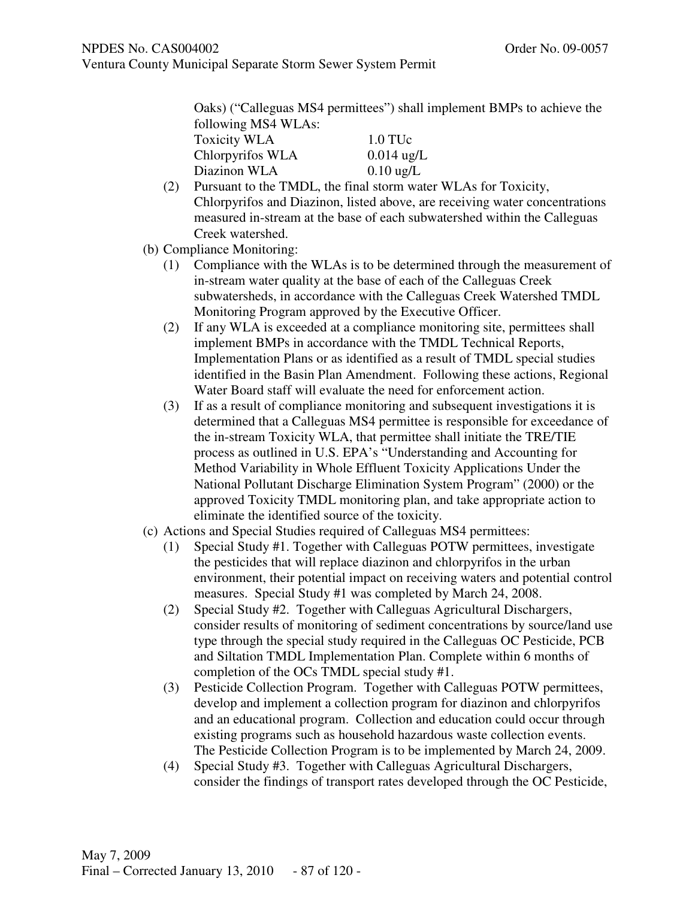Oaks) ("Calleguas MS4 permittees") shall implement BMPs to achieve the following MS4 WLAs:

| | |
|---|---|
| Toxicity WLA | 1.0 TUc |
| Chlorpyrifos WLA | 0.014 ug/L |
| Diazinon WLA | 0.10 ug/L |

(2) Pursuant to the TMDL, the final storm water WLAs for Toxicity, Chlorpyrifos and Diazinon, listed above, are receiving water concentrations measured in-stream at the base of each subwatershed within the Calleguas Creek watershed.

(b) Compliance Monitoring:

(1) Compliance with the WLAs is to be determined through the measurement of in-stream water quality at the base of each of the Calleguas Creek subwatersheds, in accordance with the Calleguas Creek Watershed TMDL Monitoring Program approved by the Executive Officer.

(2) If any WLA is exceeded at a compliance monitoring site, permittees shall implement BMPs in accordance with the TMDL Technical Reports, Implementation Plans or as identified as a result of TMDL special studies identified in the Basin Plan Amendment. Following these actions, Regional Water Board staff will evaluate the need for enforcement action.

(3) If as a result of compliance monitoring and subsequent investigations it is determined that a Calleguas MS4 permittee is responsible for exceedance of the in-stream Toxicity WLA, that permittee shall initiate the TRE/TIE process as outlined in U.S. EPA's "Understanding and Accounting for Method Variability in Whole Effluent Toxicity Applications Under the National Pollutant Discharge Elimination System Program" (2000) or the approved Toxicity TMDL monitoring plan, and take appropriate action to eliminate the identified source of the toxicity.

(c) Actions and Special Studies required of Calleguas MS4 permittees:

(1) Special Study #1. Together with Calleguas POTW permittees, investigate the pesticides that will replace diazinon and chlorpyrifos in the urban environment, their potential impact on receiving waters and potential control measures. Special Study #1 was completed by March 24, 2008.

(2) Special Study #2. Together with Calleguas Agricultural Dischargers, consider results of monitoring of sediment concentrations by source/land use type through the special study required in the Calleguas OC Pesticide, PCB and Siltation TMDL Implementation Plan. Complete within 6 months of completion of the OCs TMDL special study #1.

(3) Pesticide Collection Program. Together with Calleguas POTW permittees, develop and implement a collection program for diazinon and chlorpyrifos and an educational program. Collection and education could occur through existing programs such as household hazardous waste collection events. The Pesticide Collection Program is to be implemented by March 24, 2009.

(4) Special Study #3. Together with Calleguas Agricultural Dischargers, consider the findings of transport rates developed through the OC Pesticide,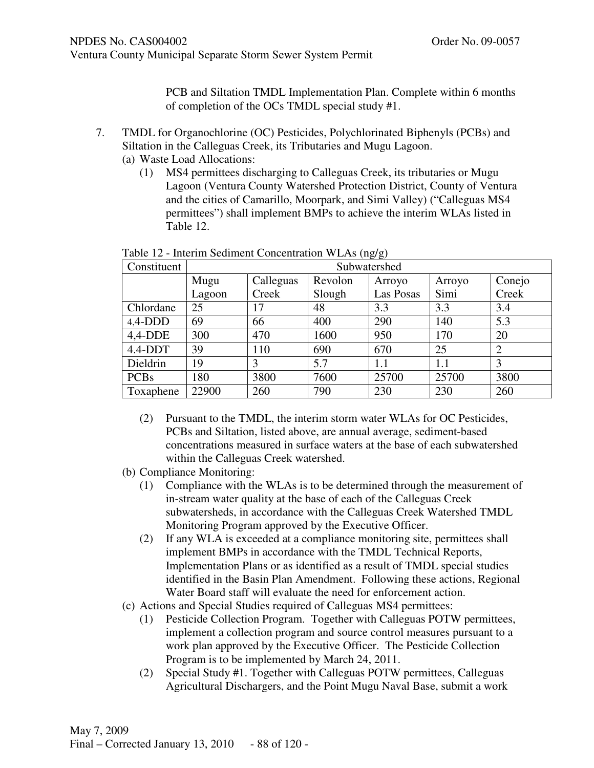PCB and Siltation TMDL Implementation Plan. Complete within 6 months of completion of the OCs TMDL special study #1.

7. TMDL for Organochlorine (OC) Pesticides, Polychlorinated Biphenyls (PCBs) and Siltation in the Calleguas Creek, its Tributaries and Mugu Lagoon.
   (a) Waste Load Allocations:
      (1) MS4 permittees discharging to Calleguas Creek, its tributaries or Mugu Lagoon (Ventura County Watershed Protection District, County of Ventura and the cities of Camarillo, Moorpark, and Simi Valley) ("Calleguas MS4 permittees") shall implement BMPs to achieve the interim WLAs listed in Table 12.

Table 12 - Interim Sediment Concentration WLAs (ng/g)

| Constituent | Subwatershed | | | | | |
|---|---|---|---|---|---|---|
| | Mugu Lagoon | Calleguas Creek | Revolon Slough | Arroyo Las Posas | Arroyo Simi | Conejo Creek |
| Chlordane | 25 | 17 | 48 | 3.3 | 3.3 | 3.4 |
| 4,4-DDD | 69 | 66 | 400 | 290 | 140 | 5.3 |
| 4,4-DDE | 300 | 470 | 1600 | 950 | 170 | 20 |
| 4.4-DDT | 39 | 110 | 690 | 670 | 25 | 2 |
| Dieldrin | 19 | 3 | 5.7 | 1.1 | 1.1 | 3 |
| PCBs | 180 | 3800 | 7600 | 25700 | 25700 | 3800 |
| Toxaphene | 22900 | 260 | 790 | 230 | 230 | 260 |

      (2) Pursuant to the TMDL, the interim storm water WLAs for OC Pesticides, PCBs and Siltation, listed above, are annual average, sediment-based concentrations measured in surface waters at the base of each subwatershed within the Calleguas Creek watershed.
   (b) Compliance Monitoring:
      (1) Compliance with the WLAs is to be determined through the measurement of in-stream water quality at the base of each of the Calleguas Creek subwatersheds, in accordance with the Calleguas Creek Watershed TMDL Monitoring Program approved by the Executive Officer.
      (2) If any WLA is exceeded at a compliance monitoring site, permittees shall implement BMPs in accordance with the TMDL Technical Reports, Implementation Plans or as identified as a result of TMDL special studies identified in the Basin Plan Amendment. Following these actions, Regional Water Board staff will evaluate the need for enforcement action.
   (c) Actions and Special Studies required of Calleguas MS4 permittees:
      (1) Pesticide Collection Program. Together with Calleguas POTW permittees, implement a collection program and source control measures pursuant to a work plan approved by the Executive Officer. The Pesticide Collection Program is to be implemented by March 24, 2011.
      (2) Special Study #1. Together with Calleguas POTW permittees, Calleguas Agricultural Dischargers, and the Point Mugu Naval Base, submit a work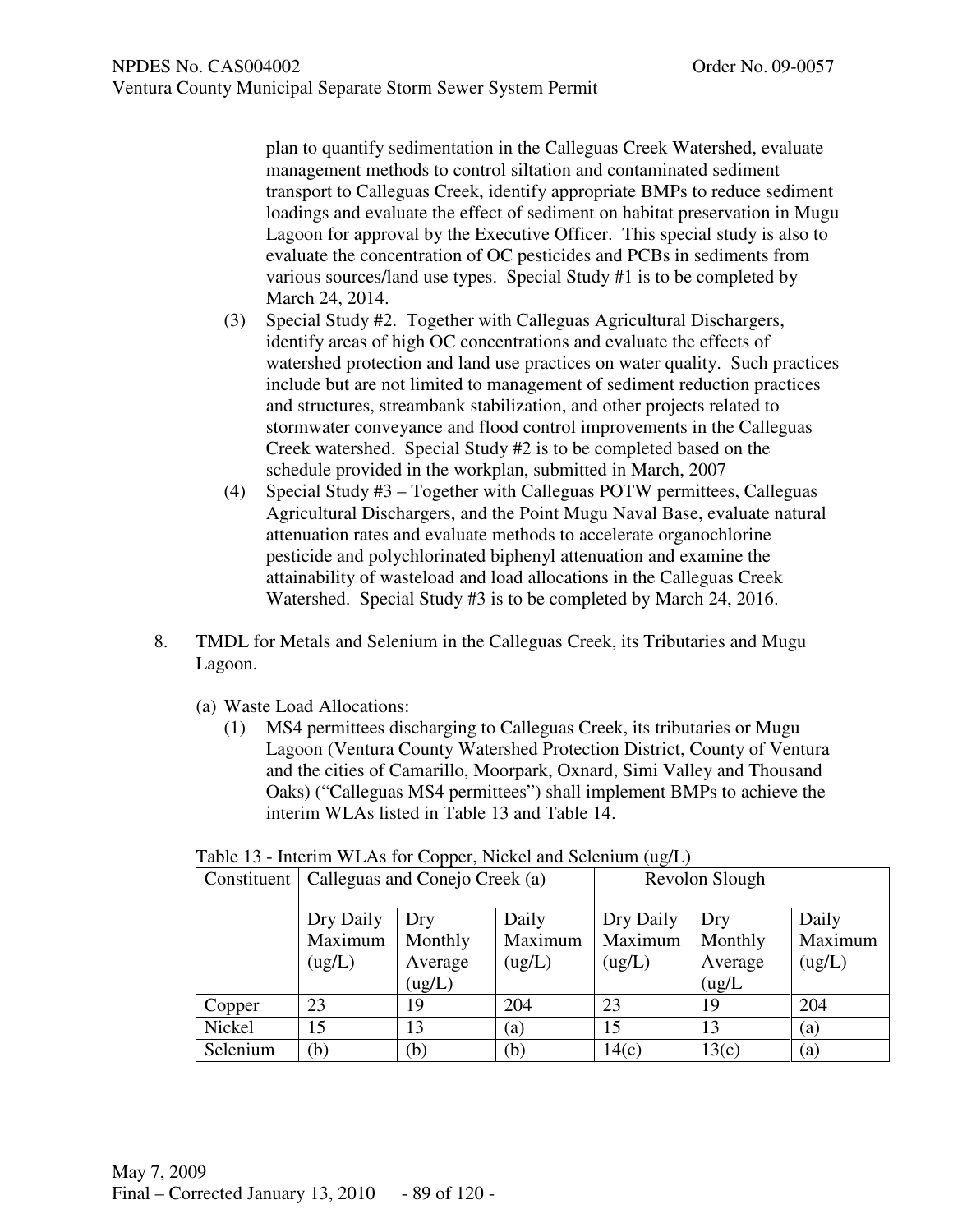plan to quantify sedimentation in the Calleguas Creek Watershed, evaluate management methods to control siltation and contaminated sediment transport to Calleguas Creek, identify appropriate BMPs to reduce sediment loadings and evaluate the effect of sediment on habitat preservation in Mugu Lagoon for approval by the Executive Officer. This special study is also to evaluate the concentration of OC pesticides and PCBs in sediments from various sources/land use types. Special Study #1 is to be completed by March 24, 2014.

(3) Special Study #2. Together with Calleguas Agricultural Dischargers, identify areas of high OC concentrations and evaluate the effects of watershed protection and land use practices on water quality. Such practices include but are not limited to management of sediment reduction practices and structures, streambank stabilization, and other projects related to stormwater conveyance and flood control improvements in the Calleguas Creek watershed. Special Study #2 is to be completed based on the schedule provided in the workplan, submitted in March, 2007

(4) Special Study #3 – Together with Calleguas POTW permittees, Calleguas Agricultural Dischargers, and the Point Mugu Naval Base, evaluate natural attenuation rates and evaluate methods to accelerate organochlorine pesticide and polychlorinated biphenyl attenuation and examine the attainability of wasteload and load allocations in the Calleguas Creek Watershed. Special Study #3 is to be completed by March 24, 2016.

8. TMDL for Metals and Selenium in the Calleguas Creek, its Tributaries and Mugu Lagoon.

(a) Waste Load Allocations:

(1) MS4 permittees discharging to Calleguas Creek, its tributaries or Mugu Lagoon (Ventura County Watershed Protection District, County of Ventura and the cities of Camarillo, Moorpark, Oxnard, Simi Valley and Thousand Oaks) ("Calleguas MS4 permittees") shall implement BMPs to achieve the interim WLAs listed in Table 13 and Table 14.

Table 13 - Interim WLAs for Copper, Nickel and Selenium (ug/L)

| Constituent | Calleguas and Conejo Creek (a) | | | Revolon Slough | | |
|---|---|---|---|---|---|---|
| | Dry Daily Maximum (ug/L) | Dry Monthly Average (ug/L) | Daily Maximum (ug/L) | Dry Daily Maximum (ug/L) | Dry Monthly Average (ug/L | Daily Maximum (ug/L) |
| Copper | 23 | 19 | 204 | 23 | 19 | 204 |
| Nickel | 15 | 13 | (a) | 15 | 13 | (a) |
| Selenium | (b) | (b) | (b) | 14(c) | 13(c) | (a) |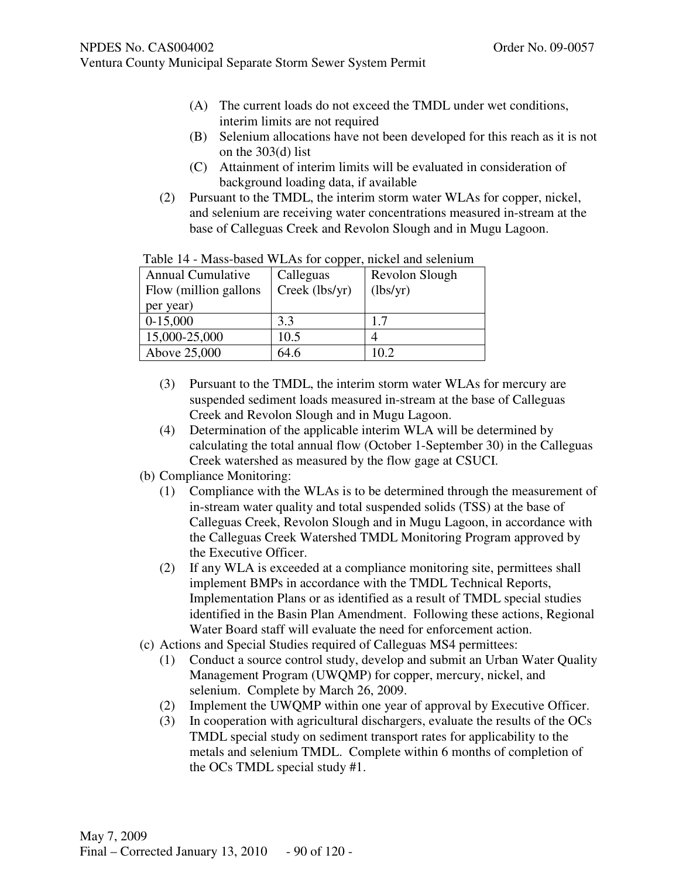(A) The current loads do not exceed the TMDL under wet conditions, interim limits are not required

(B) Selenium allocations have not been developed for this reach as it is not on the 303(d) list

(C) Attainment of interim limits will be evaluated in consideration of background loading data, if available

(2) Pursuant to the TMDL, the interim storm water WLAs for copper, nickel, and selenium are receiving water concentrations measured in-stream at the base of Calleguas Creek and Revolon Slough and in Mugu Lagoon.

Table 14 - Mass-based WLAs for copper, nickel and selenium

| Annual Cumulative Flow (million gallons per year) | Calleguas Creek (lbs/yr) | Revolon Slough (lbs/yr) |
|---|---|---|
| 0-15,000 | 3.3 | 1.7 |
| 15,000-25,000 | 10.5 | 4 |
| Above 25,000 | 64.6 | 10.2 |

(3) Pursuant to the TMDL, the interim storm water WLAs for mercury are suspended sediment loads measured in-stream at the base of Calleguas Creek and Revolon Slough and in Mugu Lagoon.

(4) Determination of the applicable interim WLA will be determined by calculating the total annual flow (October 1-September 30) in the Calleguas Creek watershed as measured by the flow gage at CSUCI.

(b) Compliance Monitoring:

(1) Compliance with the WLAs is to be determined through the measurement of in-stream water quality and total suspended solids (TSS) at the base of Calleguas Creek, Revolon Slough and in Mugu Lagoon, in accordance with the Calleguas Creek Watershed TMDL Monitoring Program approved by the Executive Officer.

(2) If any WLA is exceeded at a compliance monitoring site, permittees shall implement BMPs in accordance with the TMDL Technical Reports, Implementation Plans or as identified as a result of TMDL special studies identified in the Basin Plan Amendment. Following these actions, Regional Water Board staff will evaluate the need for enforcement action.

(c) Actions and Special Studies required of Calleguas MS4 permittees:

(1) Conduct a source control study, develop and submit an Urban Water Quality Management Program (UWQMP) for copper, mercury, nickel, and selenium. Complete by March 26, 2009.

(2) Implement the UWQMP within one year of approval by Executive Officer.

(3) In cooperation with agricultural dischargers, evaluate the results of the OCs TMDL special study on sediment transport rates for applicability to the metals and selenium TMDL. Complete within 6 months of completion of the OCs TMDL special study #1.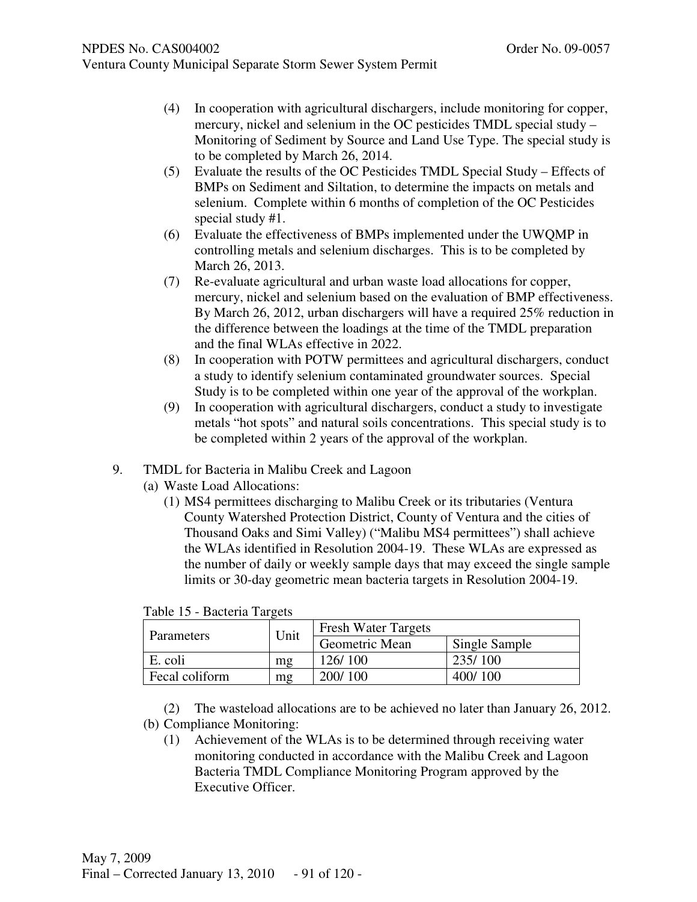(4) In cooperation with agricultural dischargers, include monitoring for copper, mercury, nickel and selenium in the OC pesticides TMDL special study – Monitoring of Sediment by Source and Land Use Type. The special study is to be completed by March 26, 2014.

(5) Evaluate the results of the OC Pesticides TMDL Special Study – Effects of BMPs on Sediment and Siltation, to determine the impacts on metals and selenium. Complete within 6 months of completion of the OC Pesticides special study #1.

(6) Evaluate the effectiveness of BMPs implemented under the UWQMP in controlling metals and selenium discharges. This is to be completed by March 26, 2013.

(7) Re-evaluate agricultural and urban waste load allocations for copper, mercury, nickel and selenium based on the evaluation of BMP effectiveness. By March 26, 2012, urban dischargers will have a required 25% reduction in the difference between the loadings at the time of the TMDL preparation and the final WLAs effective in 2022.

(8) In cooperation with POTW permittees and agricultural dischargers, conduct a study to identify selenium contaminated groundwater sources. Special Study is to be completed within one year of the approval of the workplan.

(9) In cooperation with agricultural dischargers, conduct a study to investigate metals "hot spots" and natural soils concentrations. This special study is to be completed within 2 years of the approval of the workplan.

9. TMDL for Bacteria in Malibu Creek and Lagoon

(a) Waste Load Allocations:

(1) MS4 permittees discharging to Malibu Creek or its tributaries (Ventura County Watershed Protection District, County of Ventura and the cities of Thousand Oaks and Simi Valley) ("Malibu MS4 permittees") shall achieve the WLAs identified in Resolution 2004-19. These WLAs are expressed as the number of daily or weekly sample days that may exceed the single sample limits or 30-day geometric mean bacteria targets in Resolution 2004-19.

Table 15 - Bacteria Targets

| Parameters | Unit | Fresh Water Targets | |
|---|---|---|---|
| | | Geometric Mean | Single Sample |
| E. coli | mg | 126/ 100 | 235/ 100 |
| Fecal coliform | mg | 200/ 100 | 400/ 100 |

(2) The wasteload allocations are to be achieved no later than January 26, 2012.

(b) Compliance Monitoring:

(1) Achievement of the WLAs is to be determined through receiving water monitoring conducted in accordance with the Malibu Creek and Lagoon Bacteria TMDL Compliance Monitoring Program approved by the Executive Officer.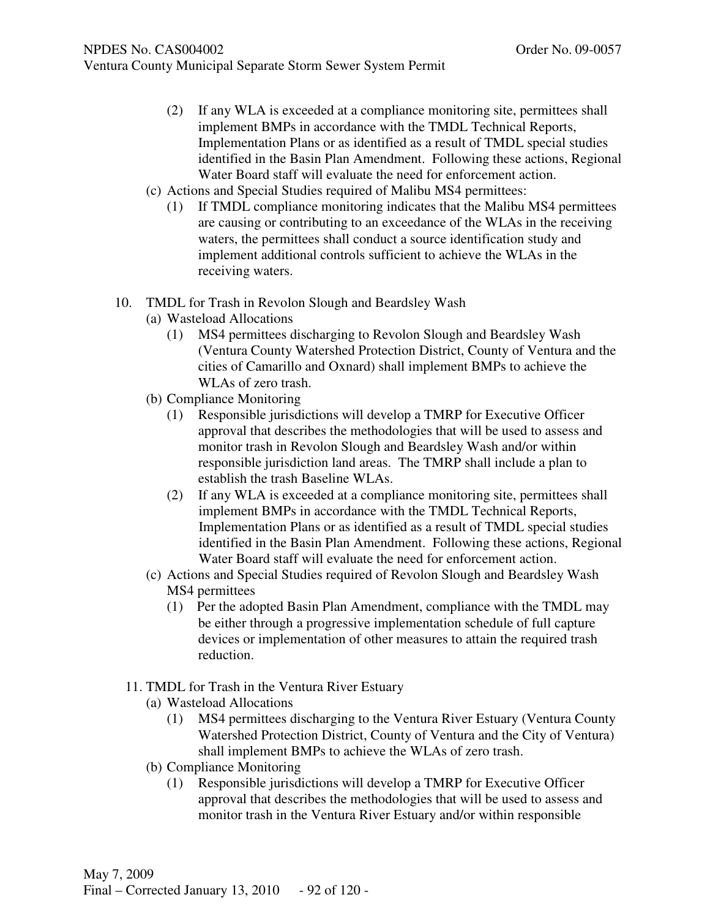(2) If any WLA is exceeded at a compliance monitoring site, permittees shall implement BMPs in accordance with the TMDL Technical Reports, Implementation Plans or as identified as a result of TMDL special studies identified in the Basin Plan Amendment. Following these actions, Regional Water Board staff will evaluate the need for enforcement action.

(c) Actions and Special Studies required of Malibu MS4 permittees:

(1) If TMDL compliance monitoring indicates that the Malibu MS4 permittees are causing or contributing to an exceedance of the WLAs in the receiving waters, the permittees shall conduct a source identification study and implement additional controls sufficient to achieve the WLAs in the receiving waters.

10. TMDL for Trash in Revolon Slough and Beardsley Wash

(a) Wasteload Allocations

(1) MS4 permittees discharging to Revolon Slough and Beardsley Wash (Ventura County Watershed Protection District, County of Ventura and the cities of Camarillo and Oxnard) shall implement BMPs to achieve the WLAs of zero trash.

(b) Compliance Monitoring

(1) Responsible jurisdictions will develop a TMRP for Executive Officer approval that describes the methodologies that will be used to assess and monitor trash in Revolon Slough and Beardsley Wash and/or within responsible jurisdiction land areas. The TMRP shall include a plan to establish the trash Baseline WLAs.

(2) If any WLA is exceeded at a compliance monitoring site, permittees shall implement BMPs in accordance with the TMDL Technical Reports, Implementation Plans or as identified as a result of TMDL special studies identified in the Basin Plan Amendment. Following these actions, Regional Water Board staff will evaluate the need for enforcement action.

(c) Actions and Special Studies required of Revolon Slough and Beardsley Wash MS4 permittees

(1) Per the adopted Basin Plan Amendment, compliance with the TMDL may be either through a progressive implementation schedule of full capture devices or implementation of other measures to attain the required trash reduction.

11. TMDL for Trash in the Ventura River Estuary

(a) Wasteload Allocations

(1) MS4 permittees discharging to the Ventura River Estuary (Ventura County Watershed Protection District, County of Ventura and the City of Ventura) shall implement BMPs to achieve the WLAs of zero trash.

(b) Compliance Monitoring

(1) Responsible jurisdictions will develop a TMRP for Executive Officer approval that describes the methodologies that will be used to assess and monitor trash in the Ventura River Estuary and/or within responsible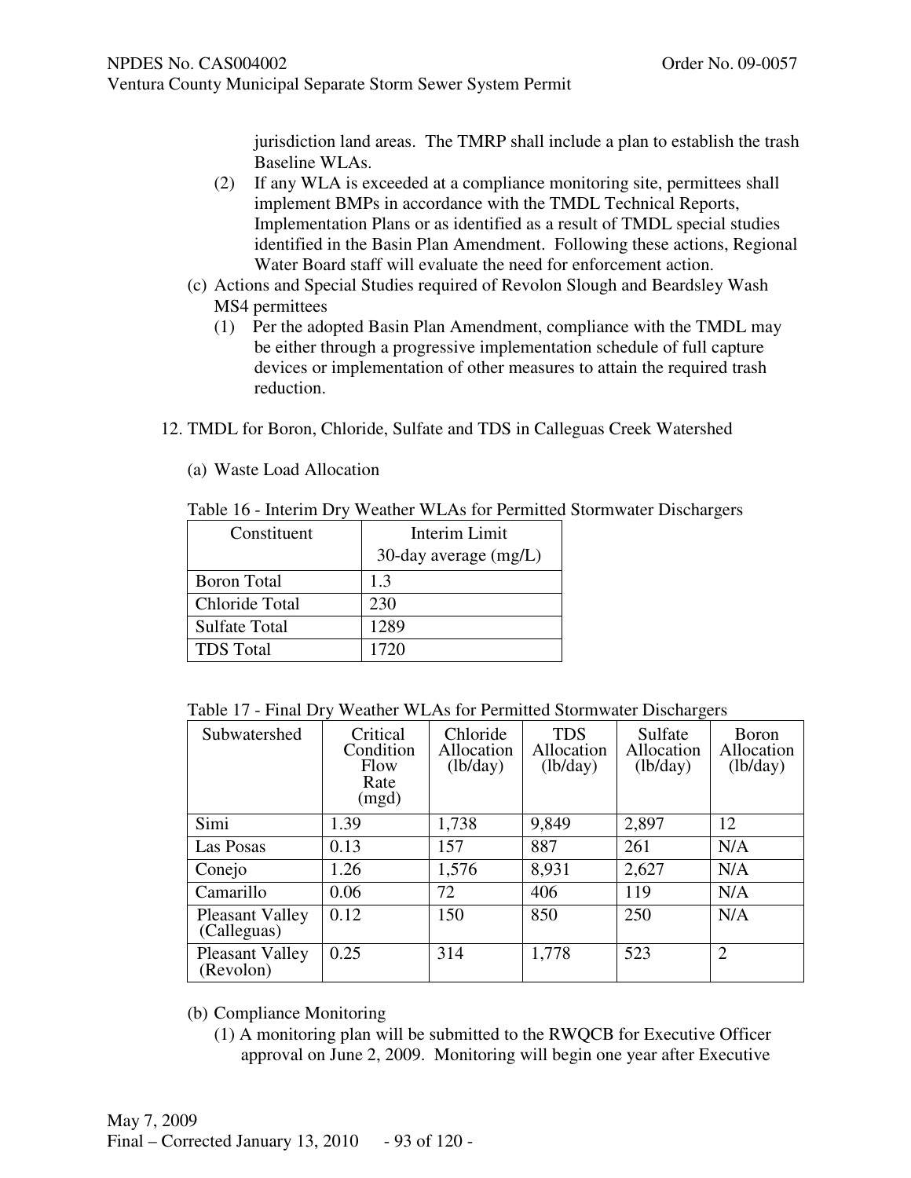jurisdiction land areas. The TMRP shall include a plan to establish the trash Baseline WLAs.

(2) If any WLA is exceeded at a compliance monitoring site, permittees shall implement BMPs in accordance with the TMDL Technical Reports, Implementation Plans or as identified as a result of TMDL special studies identified in the Basin Plan Amendment. Following these actions, Regional Water Board staff will evaluate the need for enforcement action.

(c) Actions and Special Studies required of Revolon Slough and Beardsley Wash MS4 permittees

(1) Per the adopted Basin Plan Amendment, compliance with the TMDL may be either through a progressive implementation schedule of full capture devices or implementation of other measures to attain the required trash reduction.

12. TMDL for Boron, Chloride, Sulfate and TDS in Calleguas Creek Watershed

(a) Waste Load Allocation

Table 16 - Interim Dry Weather WLAs for Permitted Stormwater Dischargers

| Constituent | Interim Limit 30-day average (mg/L) |
|---|---|
| Boron Total | 1.3 |
| Chloride Total | 230 |
| Sulfate Total | 1289 |
| TDS Total | 1720 |

Table 17 - Final Dry Weather WLAs for Permitted Stormwater Dischargers

| Subwatershed | Critical Condition Flow Rate (mgd) | Chloride Allocation (lb/day) | TDS Allocation (lb/day) | Sulfate Allocation (lb/day) | Boron Allocation (lb/day) |
|---|---|---|---|---|---|
| Simi | 1.39 | 1,738 | 9,849 | 2,897 | 12 |
| Las Posas | 0.13 | 157 | 887 | 261 | N/A |
| Conejo | 1.26 | 1,576 | 8,931 | 2,627 | N/A |
| Camarillo | 0.06 | 72 | 406 | 119 | N/A |
| Pleasant Valley (Calleguas) | 0.12 | 150 | 850 | 250 | N/A |
| Pleasant Valley (Revolon) | 0.25 | 314 | 1,778 | 523 | 2 |

(b) Compliance Monitoring

(1) A monitoring plan will be submitted to the RWQCB for Executive Officer approval on June 2, 2009. Monitoring will begin one year after Executive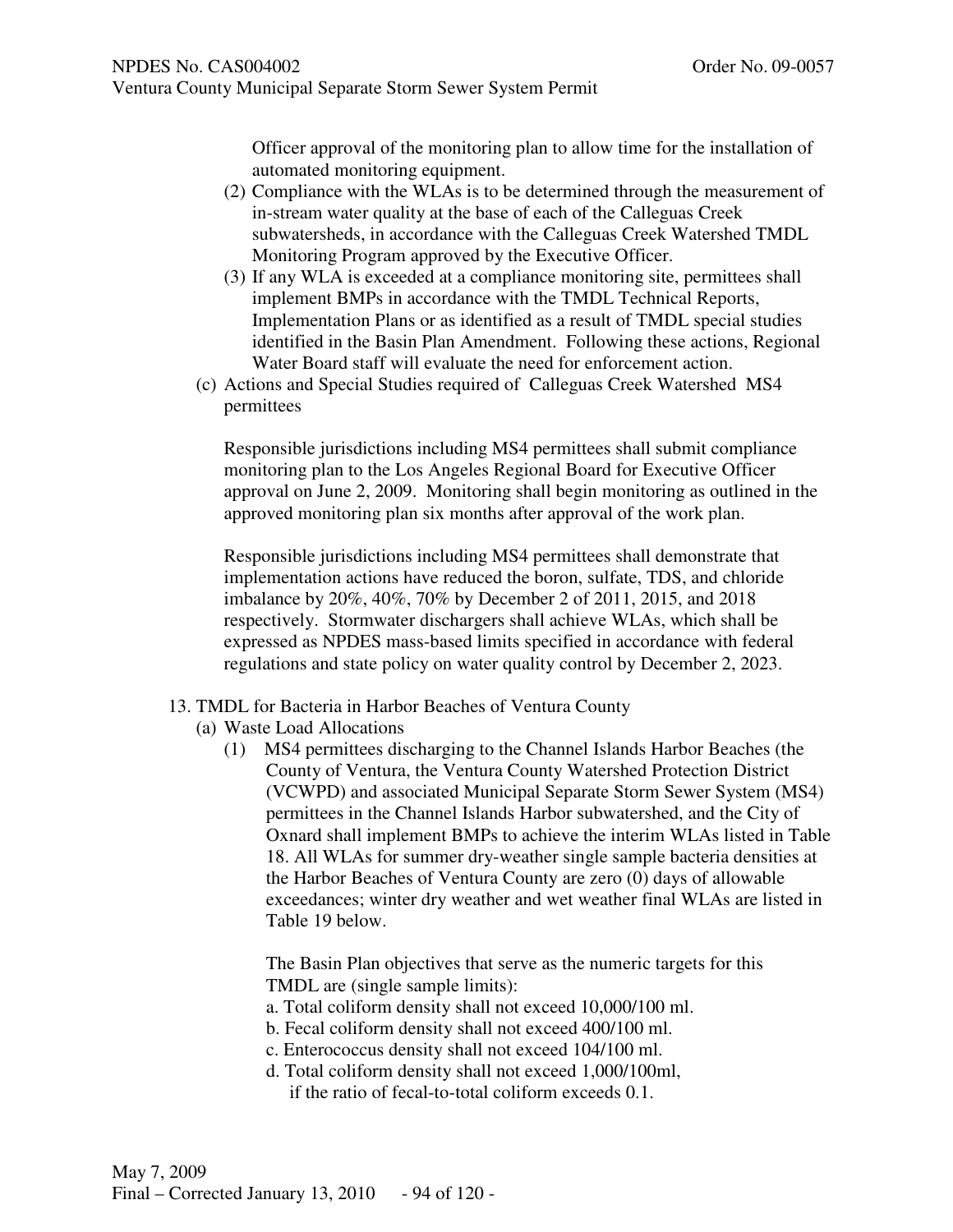Officer approval of the monitoring plan to allow time for the installation of automated monitoring equipment.

(2) Compliance with the WLAs is to be determined through the measurement of in-stream water quality at the base of each of the Calleguas Creek subwatersheds, in accordance with the Calleguas Creek Watershed TMDL Monitoring Program approved by the Executive Officer.

(3) If any WLA is exceeded at a compliance monitoring site, permittees shall implement BMPs in accordance with the TMDL Technical Reports, Implementation Plans or as identified as a result of TMDL special studies identified in the Basin Plan Amendment. Following these actions, Regional Water Board staff will evaluate the need for enforcement action.

(c) Actions and Special Studies required of Calleguas Creek Watershed MS4 permittees

Responsible jurisdictions including MS4 permittees shall submit compliance monitoring plan to the Los Angeles Regional Board for Executive Officer approval on June 2, 2009. Monitoring shall begin monitoring as outlined in the approved monitoring plan six months after approval of the work plan.

Responsible jurisdictions including MS4 permittees shall demonstrate that implementation actions have reduced the boron, sulfate, TDS, and chloride imbalance by 20%, 40%, 70% by December 2 of 2011, 2015, and 2018 respectively. Stormwater dischargers shall achieve WLAs, which shall be expressed as NPDES mass-based limits specified in accordance with federal regulations and state policy on water quality control by December 2, 2023.

13. TMDL for Bacteria in Harbor Beaches of Ventura County

(a) Waste Load Allocations

(1) MS4 permittees discharging to the Channel Islands Harbor Beaches (the County of Ventura, the Ventura County Watershed Protection District (VCWPD) and associated Municipal Separate Storm Sewer System (MS4) permittees in the Channel Islands Harbor subwatershed, and the City of Oxnard shall implement BMPs to achieve the interim WLAs listed in Table 18. All WLAs for summer dry-weather single sample bacteria densities at the Harbor Beaches of Ventura County are zero (0) days of allowable exceedances; winter dry weather and wet weather final WLAs are listed in Table 19 below.

The Basin Plan objectives that serve as the numeric targets for this TMDL are (single sample limits):

a. Total coliform density shall not exceed 10,000/100 ml.
b. Fecal coliform density shall not exceed 400/100 ml.
c. Enterococcus density shall not exceed 104/100 ml.
d. Total coliform density shall not exceed 1,000/100ml, if the ratio of fecal-to-total coliform exceeds 0.1.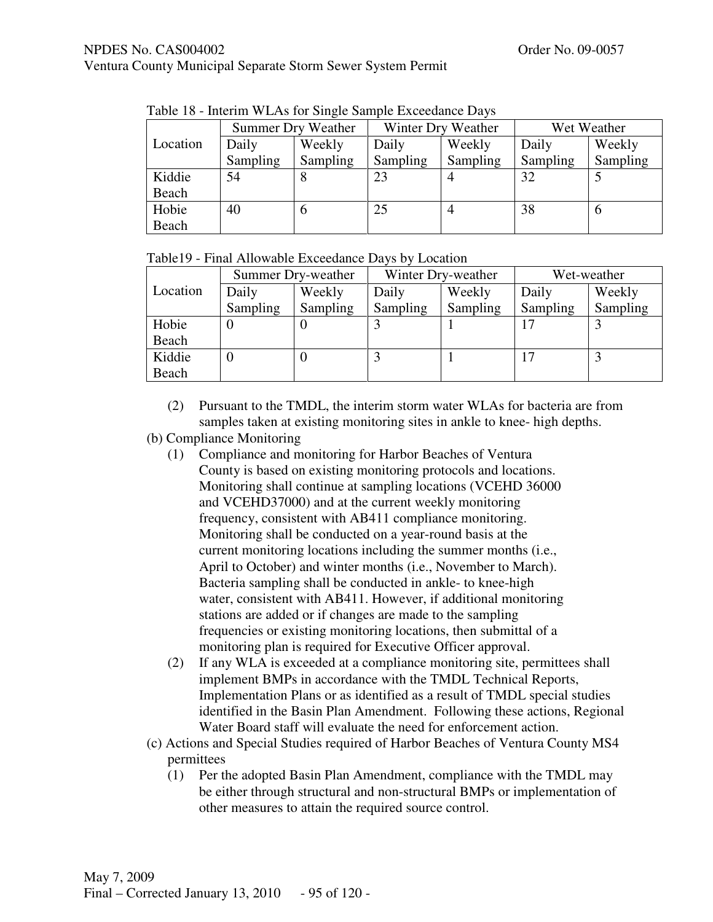Table 18 - Interim WLAs for Single Sample Exceedance Days

| Location | Summer Dry Weather | | Winter Dry Weather | | Wet Weather | |
|---|---|---|---|---|---|---|
| | Daily Sampling | Weekly Sampling | Daily Sampling | Weekly Sampling | Daily Sampling | Weekly Sampling |
| Kiddie Beach | 54 | 8 | 23 | 4 | 32 | 5 |
| Hobie Beach | 40 | 6 | 25 | 4 | 38 | 6 |

Table19 - Final Allowable Exceedance Days by Location

| Location | Summer Dry-weather | | Winter Dry-weather | | Wet-weather | |
|---|---|---|---|---|---|---|
| | Daily Sampling | Weekly Sampling | Daily Sampling | Weekly Sampling | Daily Sampling | Weekly Sampling |
| Hobie Beach | 0 | 0 | 3 | 1 | 17 | 3 |
| Kiddie Beach | 0 | 0 | 3 | 1 | 17 | 3 |

(2) Pursuant to the TMDL, the interim storm water WLAs for bacteria are from samples taken at existing monitoring sites in ankle to knee- high depths.

(b) Compliance Monitoring

(1) Compliance and monitoring for Harbor Beaches of Ventura County is based on existing monitoring protocols and locations. Monitoring shall continue at sampling locations (VCEHD 36000 and VCEHD37000) and at the current weekly monitoring frequency, consistent with AB411 compliance monitoring. Monitoring shall be conducted on a year-round basis at the current monitoring locations including the summer months (i.e., April to October) and winter months (i.e., November to March). Bacteria sampling shall be conducted in ankle- to knee-high water, consistent with AB411. However, if additional monitoring stations are added or if changes are made to the sampling frequencies or existing monitoring locations, then submittal of a monitoring plan is required for Executive Officer approval.

(2) If any WLA is exceeded at a compliance monitoring site, permittees shall implement BMPs in accordance with the TMDL Technical Reports, Implementation Plans or as identified as a result of TMDL special studies identified in the Basin Plan Amendment. Following these actions, Regional Water Board staff will evaluate the need for enforcement action.

(c) Actions and Special Studies required of Harbor Beaches of Ventura County MS4 permittees

(1) Per the adopted Basin Plan Amendment, compliance with the TMDL may be either through structural and non-structural BMPs or implementation of other measures to attain the required source control.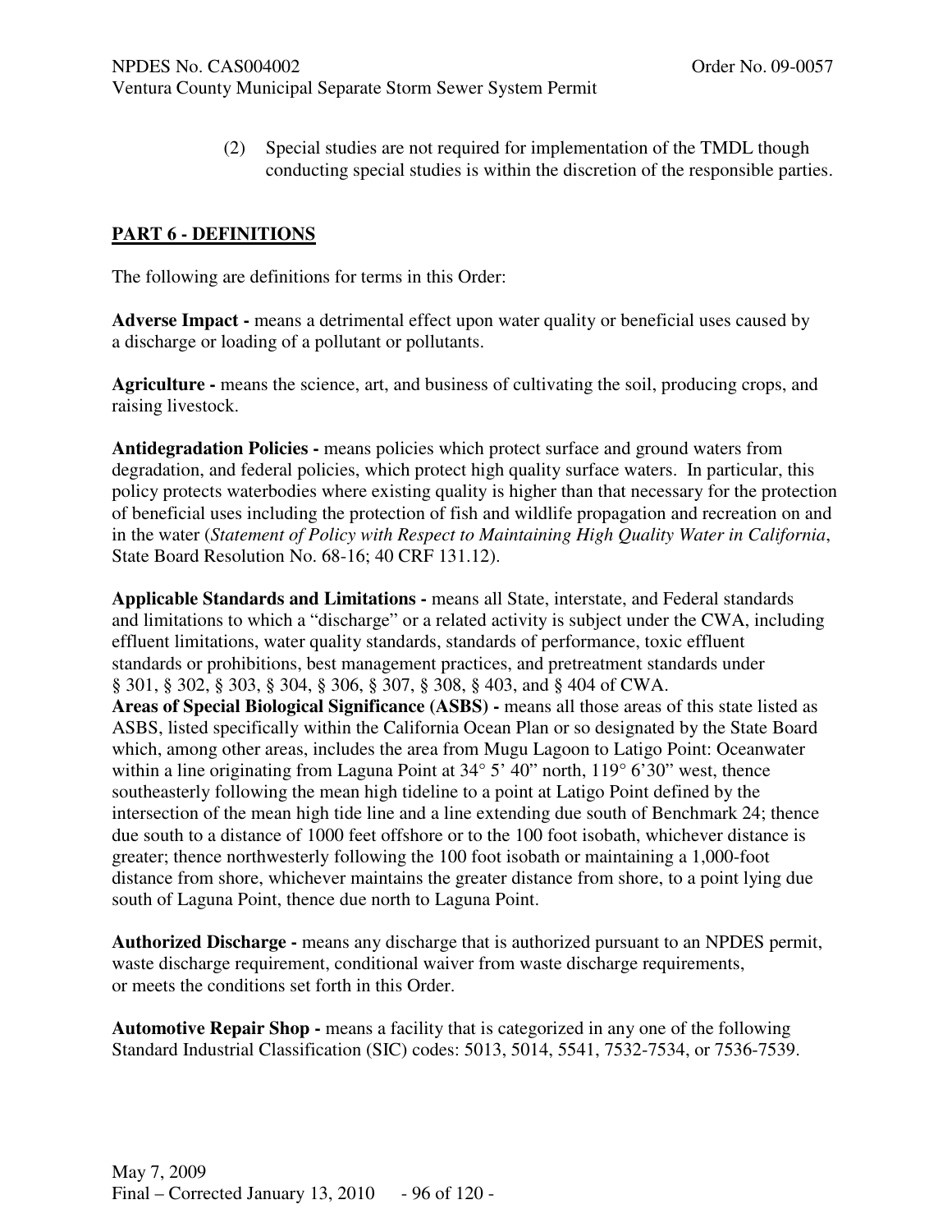(2) Special studies are not required for implementation of the TMDL though conducting special studies is within the discretion of the responsible parties.

## PART 6 - DEFINITIONS

The following are definitions for terms in this Order:

**Adverse Impact -** means a detrimental effect upon water quality or beneficial uses caused by a discharge or loading of a pollutant or pollutants.

**Agriculture -** means the science, art, and business of cultivating the soil, producing crops, and raising livestock.

**Antidegradation Policies -** means policies which protect surface and ground waters from degradation, and federal policies, which protect high quality surface waters. In particular, this policy protects waterbodies where existing quality is higher than that necessary for the protection of beneficial uses including the protection of fish and wildlife propagation and recreation on and in the water (*Statement of Policy with Respect to Maintaining High Quality Water in California*, State Board Resolution No. 68-16; 40 CRF 131.12).

**Applicable Standards and Limitations -** means all State, interstate, and Federal standards and limitations to which a "discharge" or a related activity is subject under the CWA, including effluent limitations, water quality standards, standards of performance, toxic effluent standards or prohibitions, best management practices, and pretreatment standards under § 301, § 302, § 303, § 304, § 306, § 307, § 308, § 403, and § 404 of CWA.

**Areas of Special Biological Significance (ASBS) -** means all those areas of this state listed as ASBS, listed specifically within the California Ocean Plan or so designated by the State Board which, among other areas, includes the area from Mugu Lagoon to Latigo Point: Oceanwater within a line originating from Laguna Point at 34° 5' 40" north, 119° 6'30" west, thence southeasterly following the mean high tideline to a point at Latigo Point defined by the intersection of the mean high tide line and a line extending due south of Benchmark 24; thence due south to a distance of 1000 feet offshore or to the 100 foot isobath, whichever distance is greater; thence northwesterly following the 100 foot isobath or maintaining a 1,000-foot distance from shore, whichever maintains the greater distance from shore, to a point lying due south of Laguna Point, thence due north to Laguna Point.

**Authorized Discharge -** means any discharge that is authorized pursuant to an NPDES permit, waste discharge requirement, conditional waiver from waste discharge requirements, or meets the conditions set forth in this Order.

**Automotive Repair Shop -** means a facility that is categorized in any one of the following Standard Industrial Classification (SIC) codes: 5013, 5014, 5541, 7532-7534, or 7536-7539.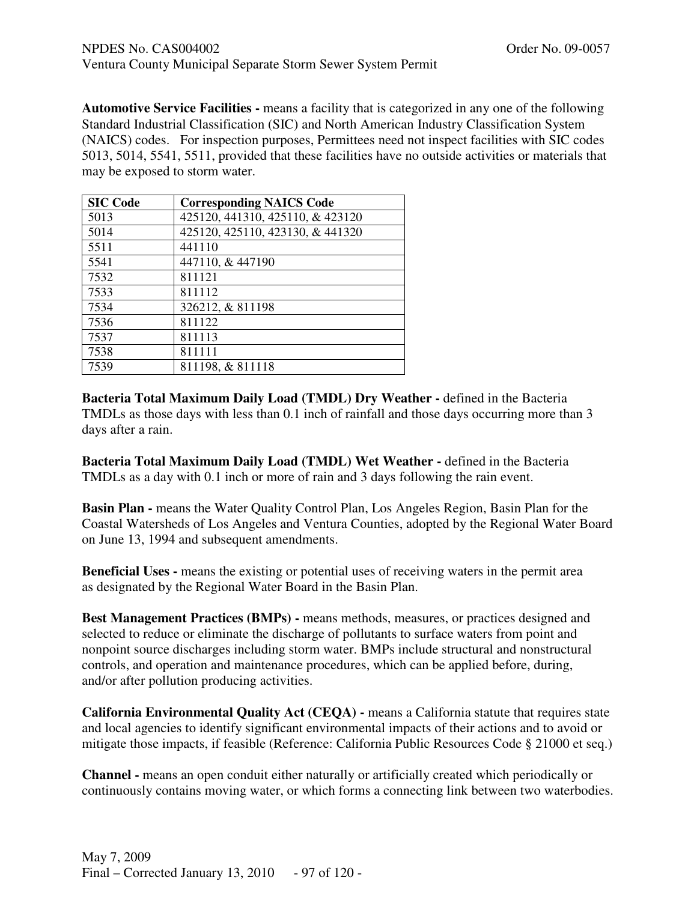**Automotive Service Facilities -** means a facility that is categorized in any one of the following Standard Industrial Classification (SIC) and North American Industry Classification System (NAICS) codes. For inspection purposes, Permittees need not inspect facilities with SIC codes 5013, 5014, 5541, 5511, provided that these facilities have no outside activities or materials that may be exposed to storm water.

| SIC Code | Corresponding NAICS Code |
|---|---|
| 5013 | 425120, 441310, 425110, & 423120 |
| 5014 | 425120, 425110, 423130, & 441320 |
| 5511 | 441110 |
| 5541 | 447110, & 447190 |
| 7532 | 811121 |
| 7533 | 811112 |
| 7534 | 326212, & 811198 |
| 7536 | 811122 |
| 7537 | 811113 |
| 7538 | 811111 |
| 7539 | 811198, & 811118 |

**Bacteria Total Maximum Daily Load (TMDL) Dry Weather -** defined in the Bacteria TMDLs as those days with less than 0.1 inch of rainfall and those days occurring more than 3 days after a rain.

**Bacteria Total Maximum Daily Load (TMDL) Wet Weather -** defined in the Bacteria TMDLs as a day with 0.1 inch or more of rain and 3 days following the rain event.

**Basin Plan -** means the Water Quality Control Plan, Los Angeles Region, Basin Plan for the Coastal Watersheds of Los Angeles and Ventura Counties, adopted by the Regional Water Board on June 13, 1994 and subsequent amendments.

**Beneficial Uses -** means the existing or potential uses of receiving waters in the permit area as designated by the Regional Water Board in the Basin Plan.

**Best Management Practices (BMPs) -** means methods, measures, or practices designed and selected to reduce or eliminate the discharge of pollutants to surface waters from point and nonpoint source discharges including storm water. BMPs include structural and nonstructural controls, and operation and maintenance procedures, which can be applied before, during, and/or after pollution producing activities.

**California Environmental Quality Act (CEQA) -** means a California statute that requires state and local agencies to identify significant environmental impacts of their actions and to avoid or mitigate those impacts, if feasible (Reference: California Public Resources Code § 21000 et seq.)

**Channel -** means an open conduit either naturally or artificially created which periodically or continuously contains moving water, or which forms a connecting link between two waterbodies.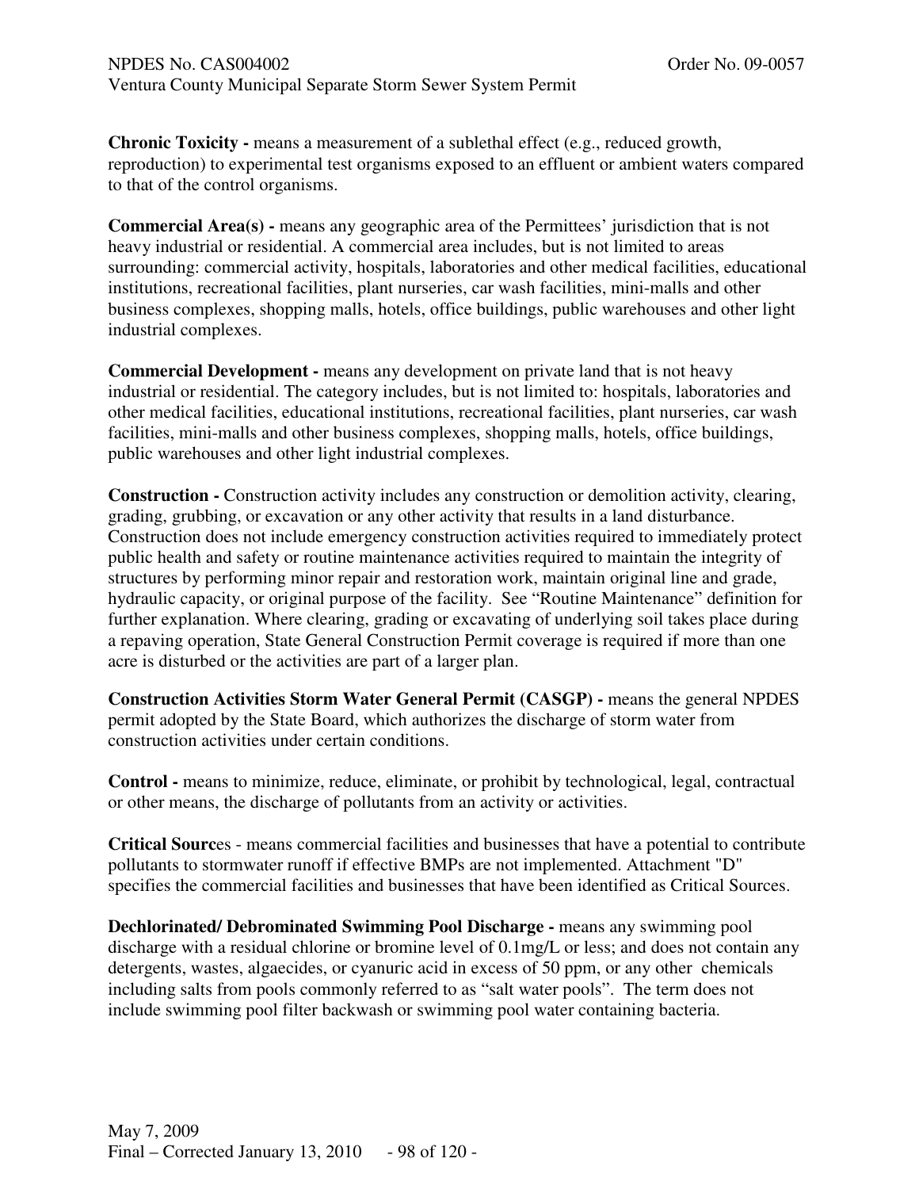**Chronic Toxicity -** means a measurement of a sublethal effect (e.g., reduced growth, reproduction) to experimental test organisms exposed to an effluent or ambient waters compared to that of the control organisms.

**Commercial Area(s) -** means any geographic area of the Permittees' jurisdiction that is not heavy industrial or residential. A commercial area includes, but is not limited to areas surrounding: commercial activity, hospitals, laboratories and other medical facilities, educational institutions, recreational facilities, plant nurseries, car wash facilities, mini-malls and other business complexes, shopping malls, hotels, office buildings, public warehouses and other light industrial complexes.

**Commercial Development -** means any development on private land that is not heavy industrial or residential. The category includes, but is not limited to: hospitals, laboratories and other medical facilities, educational institutions, recreational facilities, plant nurseries, car wash facilities, mini-malls and other business complexes, shopping malls, hotels, office buildings, public warehouses and other light industrial complexes.

**Construction -** Construction activity includes any construction or demolition activity, clearing, grading, grubbing, or excavation or any other activity that results in a land disturbance. Construction does not include emergency construction activities required to immediately protect public health and safety or routine maintenance activities required to maintain the integrity of structures by performing minor repair and restoration work, maintain original line and grade, hydraulic capacity, or original purpose of the facility. See "Routine Maintenance" definition for further explanation. Where clearing, grading or excavating of underlying soil takes place during a repaving operation, State General Construction Permit coverage is required if more than one acre is disturbed or the activities are part of a larger plan.

**Construction Activities Storm Water General Permit (CASGP) -** means the general NPDES permit adopted by the State Board, which authorizes the discharge of storm water from construction activities under certain conditions.

**Control -** means to minimize, reduce, eliminate, or prohibit by technological, legal, contractual or other means, the discharge of pollutants from an activity or activities.

**Critical Sourc**es - means commercial facilities and businesses that have a potential to contribute pollutants to stormwater runoff if effective BMPs are not implemented. Attachment "D" specifies the commercial facilities and businesses that have been identified as Critical Sources.

**Dechlorinated/ Debrominated Swimming Pool Discharge -** means any swimming pool discharge with a residual chlorine or bromine level of 0.1mg/L or less; and does not contain any detergents, wastes, algaecides, or cyanuric acid in excess of 50 ppm, or any other chemicals including salts from pools commonly referred to as "salt water pools". The term does not include swimming pool filter backwash or swimming pool water containing bacteria.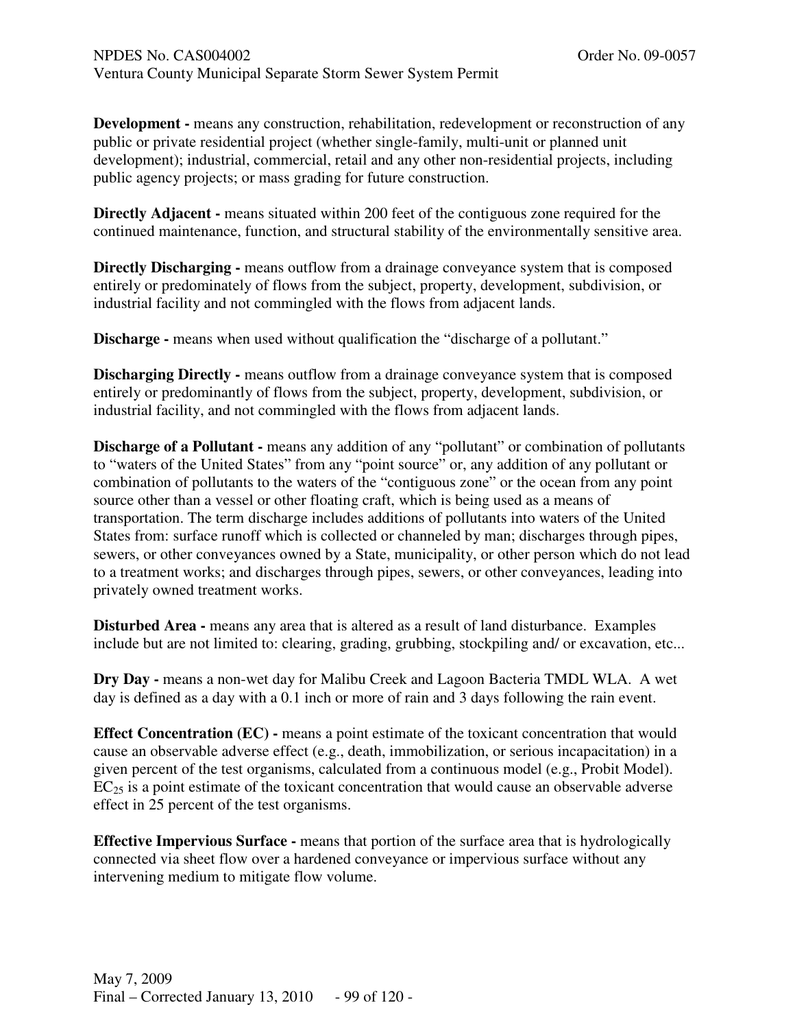**Development -** means any construction, rehabilitation, redevelopment or reconstruction of any public or private residential project (whether single-family, multi-unit or planned unit development); industrial, commercial, retail and any other non-residential projects, including public agency projects; or mass grading for future construction.

**Directly Adjacent -** means situated within 200 feet of the contiguous zone required for the continued maintenance, function, and structural stability of the environmentally sensitive area.

**Directly Discharging -** means outflow from a drainage conveyance system that is composed entirely or predominately of flows from the subject, property, development, subdivision, or industrial facility and not commingled with the flows from adjacent lands.

**Discharge -** means when used without qualification the "discharge of a pollutant."

**Discharging Directly -** means outflow from a drainage conveyance system that is composed entirely or predominantly of flows from the subject, property, development, subdivision, or industrial facility, and not commingled with the flows from adjacent lands.

**Discharge of a Pollutant -** means any addition of any "pollutant" or combination of pollutants to "waters of the United States" from any "point source" or, any addition of any pollutant or combination of pollutants to the waters of the "contiguous zone" or the ocean from any point source other than a vessel or other floating craft, which is being used as a means of transportation. The term discharge includes additions of pollutants into waters of the United States from: surface runoff which is collected or channeled by man; discharges through pipes, sewers, or other conveyances owned by a State, municipality, or other person which do not lead to a treatment works; and discharges through pipes, sewers, or other conveyances, leading into privately owned treatment works.

**Disturbed Area -** means any area that is altered as a result of land disturbance. Examples include but are not limited to: clearing, grading, grubbing, stockpiling and/ or excavation, etc...

**Dry Day -** means a non-wet day for Malibu Creek and Lagoon Bacteria TMDL WLA. A wet day is defined as a day with a 0.1 inch or more of rain and 3 days following the rain event.

**Effect Concentration (EC) -** means a point estimate of the toxicant concentration that would cause an observable adverse effect (e.g., death, immobilization, or serious incapacitation) in a given percent of the test organisms, calculated from a continuous model (e.g., Probit Model). $EC_{25}$ is a point estimate of the toxicant concentration that would cause an observable adverse effect in 25 percent of the test organisms.

**Effective Impervious Surface -** means that portion of the surface area that is hydrologically connected via sheet flow over a hardened conveyance or impervious surface without any intervening medium to mitigate flow volume.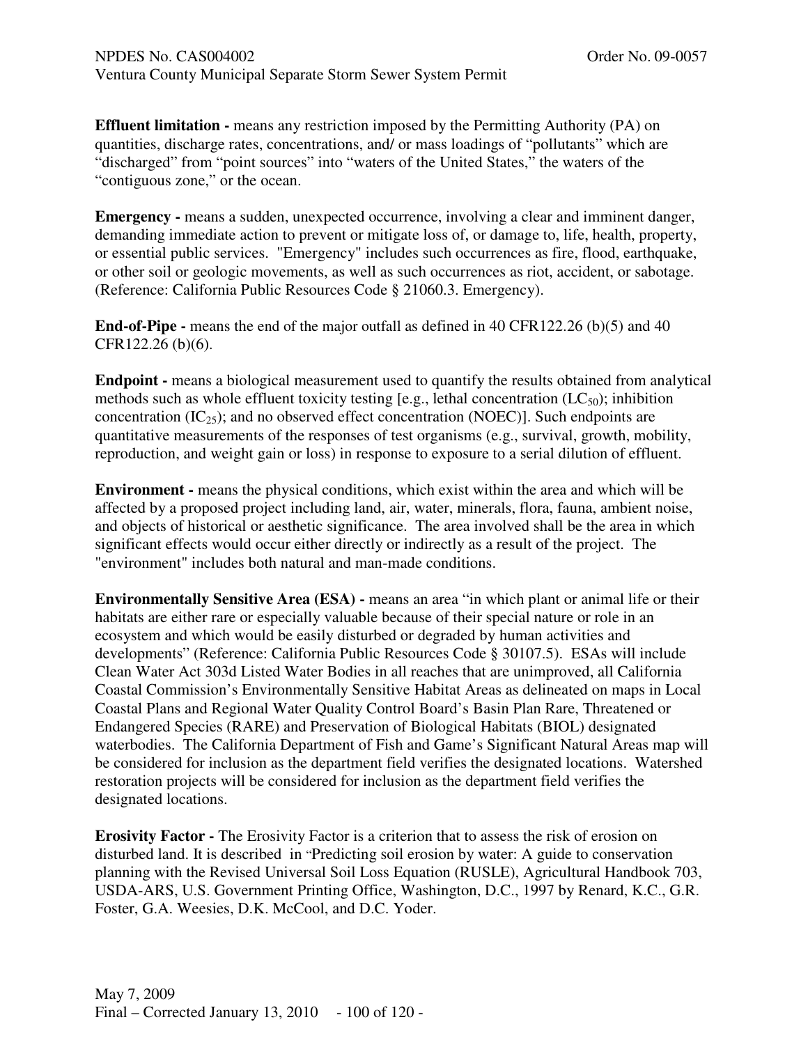**Effluent limitation -** means any restriction imposed by the Permitting Authority (PA) on quantities, discharge rates, concentrations, and/ or mass loadings of "pollutants" which are "discharged" from "point sources" into "waters of the United States," the waters of the "contiguous zone," or the ocean.

**Emergency -** means a sudden, unexpected occurrence, involving a clear and imminent danger, demanding immediate action to prevent or mitigate loss of, or damage to, life, health, property, or essential public services. "Emergency" includes such occurrences as fire, flood, earthquake, or other soil or geologic movements, as well as such occurrences as riot, accident, or sabotage. (Reference: California Public Resources Code § 21060.3. Emergency).

**End-of-Pipe -** means the end of the major outfall as defined in 40 CFR122.26 (b)(5) and 40 CFR122.26 (b)(6).

**Endpoint -** means a biological measurement used to quantify the results obtained from analytical methods such as whole effluent toxicity testing [e.g., lethal concentration ($LC_{50}$); inhibition concentration ($IC_{25}$); and no observed effect concentration (NOEC)]. Such endpoints are quantitative measurements of the responses of test organisms (e.g., survival, growth, mobility, reproduction, and weight gain or loss) in response to exposure to a serial dilution of effluent.

**Environment -** means the physical conditions, which exist within the area and which will be affected by a proposed project including land, air, water, minerals, flora, fauna, ambient noise, and objects of historical or aesthetic significance. The area involved shall be the area in which significant effects would occur either directly or indirectly as a result of the project. The "environment" includes both natural and man-made conditions.

**Environmentally Sensitive Area (ESA) -** means an area "in which plant or animal life or their habitats are either rare or especially valuable because of their special nature or role in an ecosystem and which would be easily disturbed or degraded by human activities and developments" (Reference: California Public Resources Code § 30107.5). ESAs will include Clean Water Act 303d Listed Water Bodies in all reaches that are unimproved, all California Coastal Commission's Environmentally Sensitive Habitat Areas as delineated on maps in Local Coastal Plans and Regional Water Quality Control Board's Basin Plan Rare, Threatened or Endangered Species (RARE) and Preservation of Biological Habitats (BIOL) designated waterbodies. The California Department of Fish and Game's Significant Natural Areas map will be considered for inclusion as the department field verifies the designated locations. Watershed restoration projects will be considered for inclusion as the department field verifies the designated locations.

**Erosivity Factor -** The Erosivity Factor is a criterion that to assess the risk of erosion on disturbed land. It is described in "Predicting soil erosion by water: A guide to conservation planning with the Revised Universal Soil Loss Equation (RUSLE), Agricultural Handbook 703, USDA-ARS, U.S. Government Printing Office, Washington, D.C., 1997 by Renard, K.C., G.R. Foster, G.A. Weesies, D.K. McCool, and D.C. Yoder.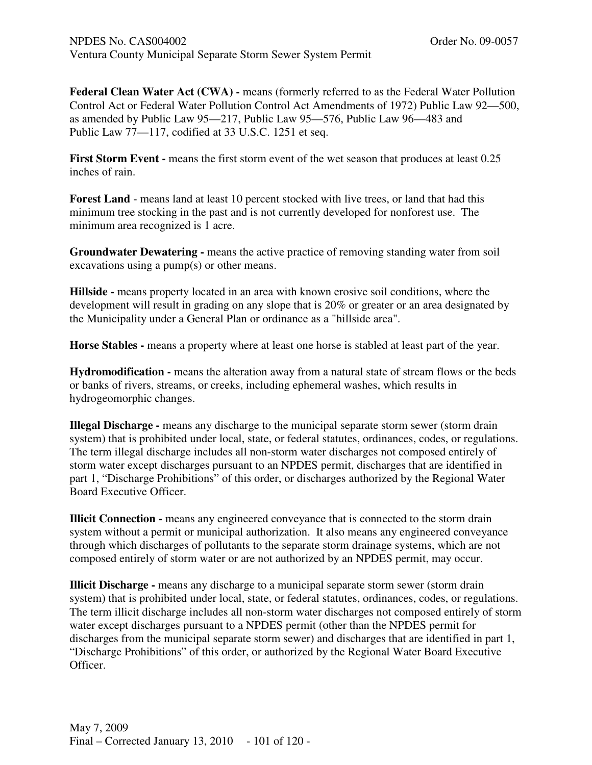**Federal Clean Water Act (CWA) -** means (formerly referred to as the Federal Water Pollution Control Act or Federal Water Pollution Control Act Amendments of 1972) Public Law 92—500, as amended by Public Law 95—217, Public Law 95—576, Public Law 96—483 and Public Law 77—117, codified at 33 U.S.C. 1251 et seq.

**First Storm Event -** means the first storm event of the wet season that produces at least 0.25 inches of rain.

**Forest Land** - means land at least 10 percent stocked with live trees, or land that had this minimum tree stocking in the past and is not currently developed for nonforest use. The minimum area recognized is 1 acre.

**Groundwater Dewatering -** means the active practice of removing standing water from soil excavations using a pump(s) or other means.

**Hillside -** means property located in an area with known erosive soil conditions, where the development will result in grading on any slope that is 20% or greater or an area designated by the Municipality under a General Plan or ordinance as a "hillside area".

**Horse Stables -** means a property where at least one horse is stabled at least part of the year.

**Hydromodification -** means the alteration away from a natural state of stream flows or the beds or banks of rivers, streams, or creeks, including ephemeral washes, which results in hydrogeomorphic changes.

**Illegal Discharge -** means any discharge to the municipal separate storm sewer (storm drain system) that is prohibited under local, state, or federal statutes, ordinances, codes, or regulations. The term illegal discharge includes all non-storm water discharges not composed entirely of storm water except discharges pursuant to an NPDES permit, discharges that are identified in part 1, "Discharge Prohibitions" of this order, or discharges authorized by the Regional Water Board Executive Officer.

**Illicit Connection -** means any engineered conveyance that is connected to the storm drain system without a permit or municipal authorization. It also means any engineered conveyance through which discharges of pollutants to the separate storm drainage systems, which are not composed entirely of storm water or are not authorized by an NPDES permit, may occur.

**Illicit Discharge -** means any discharge to a municipal separate storm sewer (storm drain system) that is prohibited under local, state, or federal statutes, ordinances, codes, or regulations. The term illicit discharge includes all non-storm water discharges not composed entirely of storm water except discharges pursuant to a NPDES permit (other than the NPDES permit for discharges from the municipal separate storm sewer) and discharges that are identified in part 1, "Discharge Prohibitions" of this order, or authorized by the Regional Water Board Executive Officer.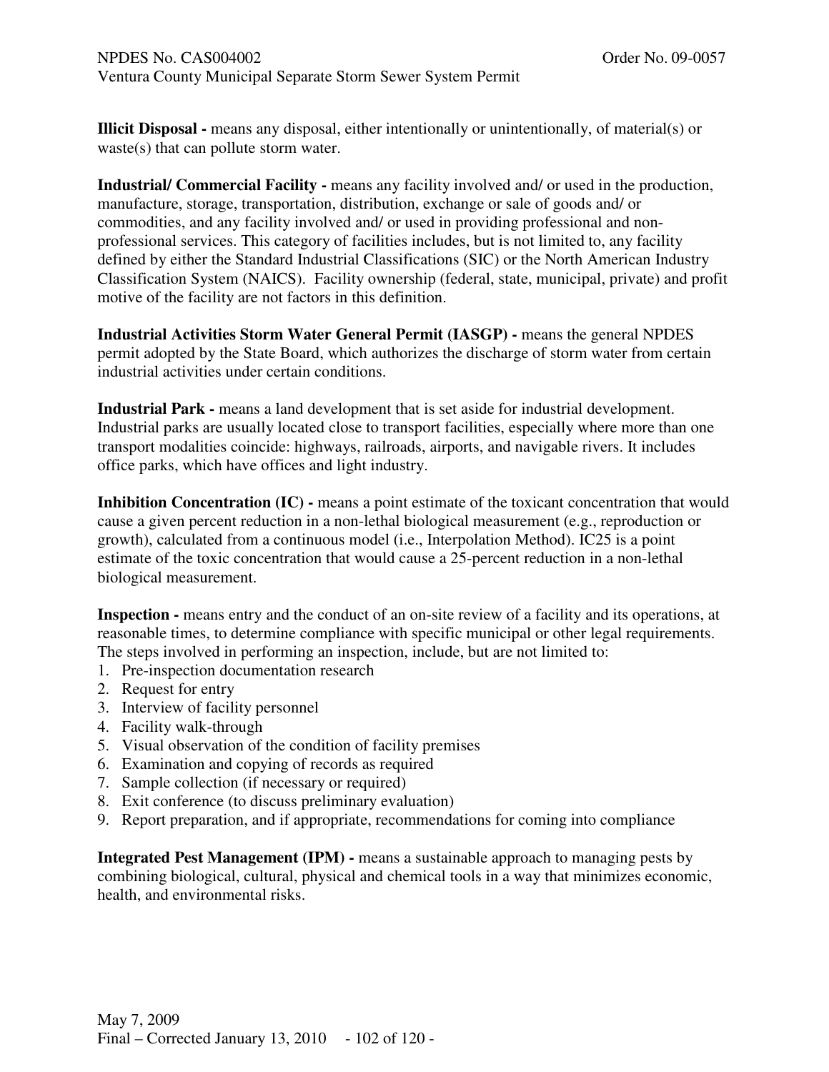**Illicit Disposal -** means any disposal, either intentionally or unintentionally, of material(s) or waste(s) that can pollute storm water.

**Industrial/ Commercial Facility -** means any facility involved and/ or used in the production, manufacture, storage, transportation, distribution, exchange or sale of goods and/ or commodities, and any facility involved and/ or used in providing professional and non-professional services. This category of facilities includes, but is not limited to, any facility defined by either the Standard Industrial Classifications (SIC) or the North American Industry Classification System (NAICS). Facility ownership (federal, state, municipal, private) and profit motive of the facility are not factors in this definition.

**Industrial Activities Storm Water General Permit (IASGP) -** means the general NPDES permit adopted by the State Board, which authorizes the discharge of storm water from certain industrial activities under certain conditions.

**Industrial Park -** means a land development that is set aside for industrial development. Industrial parks are usually located close to transport facilities, especially where more than one transport modalities coincide: highways, railroads, airports, and navigable rivers. It includes office parks, which have offices and light industry.

**Inhibition Concentration (IC) -** means a point estimate of the toxicant concentration that would cause a given percent reduction in a non-lethal biological measurement (e.g., reproduction or growth), calculated from a continuous model (i.e., Interpolation Method). IC25 is a point estimate of the toxic concentration that would cause a 25-percent reduction in a non-lethal biological measurement.

**Inspection -** means entry and the conduct of an on-site review of a facility and its operations, at reasonable times, to determine compliance with specific municipal or other legal requirements. The steps involved in performing an inspection, include, but are not limited to:

1. Pre-inspection documentation research
2. Request for entry
3. Interview of facility personnel
4. Facility walk-through
5. Visual observation of the condition of facility premises
6. Examination and copying of records as required
7. Sample collection (if necessary or required)
8. Exit conference (to discuss preliminary evaluation)
9. Report preparation, and if appropriate, recommendations for coming into compliance

**Integrated Pest Management (IPM) -** means a sustainable approach to managing pests by combining biological, cultural, physical and chemical tools in a way that minimizes economic, health, and environmental risks.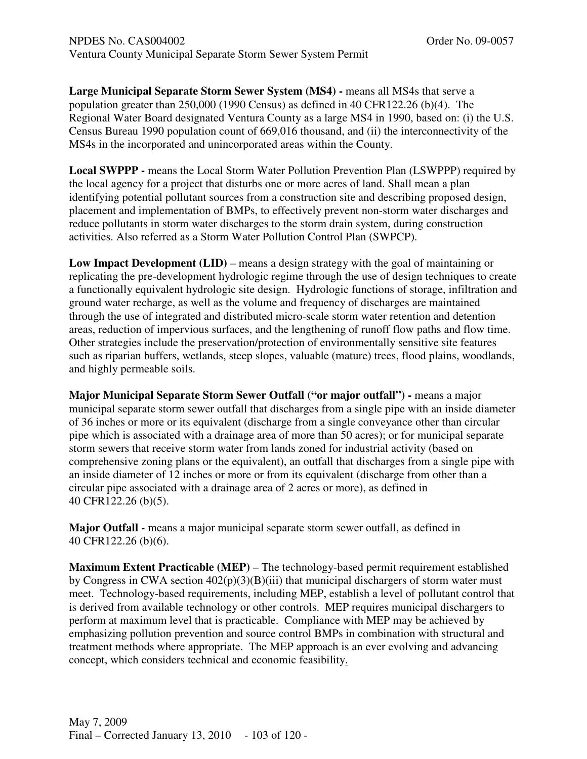**Large Municipal Separate Storm Sewer System (MS4) -** means all MS4s that serve a population greater than 250,000 (1990 Census) as defined in 40 CFR122.26 (b)(4). The Regional Water Board designated Ventura County as a large MS4 in 1990, based on: (i) the U.S. Census Bureau 1990 population count of 669,016 thousand, and (ii) the interconnectivity of the MS4s in the incorporated and unincorporated areas within the County.

**Local SWPPP -** means the Local Storm Water Pollution Prevention Plan (LSWPPP) required by the local agency for a project that disturbs one or more acres of land. Shall mean a plan identifying potential pollutant sources from a construction site and describing proposed design, placement and implementation of BMPs, to effectively prevent non-storm water discharges and reduce pollutants in storm water discharges to the storm drain system, during construction activities. Also referred as a Storm Water Pollution Control Plan (SWPCP).

**Low Impact Development (LID)** – means a design strategy with the goal of maintaining or replicating the pre-development hydrologic regime through the use of design techniques to create a functionally equivalent hydrologic site design. Hydrologic functions of storage, infiltration and ground water recharge, as well as the volume and frequency of discharges are maintained through the use of integrated and distributed micro-scale storm water retention and detention areas, reduction of impervious surfaces, and the lengthening of runoff flow paths and flow time. Other strategies include the preservation/protection of environmentally sensitive site features such as riparian buffers, wetlands, steep slopes, valuable (mature) trees, flood plains, woodlands, and highly permeable soils.

**Major Municipal Separate Storm Sewer Outfall ("or major outfall") -** means a major municipal separate storm sewer outfall that discharges from a single pipe with an inside diameter of 36 inches or more or its equivalent (discharge from a single conveyance other than circular pipe which is associated with a drainage area of more than 50 acres); or for municipal separate storm sewers that receive storm water from lands zoned for industrial activity (based on comprehensive zoning plans or the equivalent), an outfall that discharges from a single pipe with an inside diameter of 12 inches or more or from its equivalent (discharge from other than a circular pipe associated with a drainage area of 2 acres or more), as defined in 40 CFR122.26 (b)(5).

**Major Outfall -** means a major municipal separate storm sewer outfall, as defined in 40 CFR122.26 (b)(6).

**Maximum Extent Practicable (MEP)** – The technology-based permit requirement established by Congress in CWA section 402(p)(3)(B)(iii) that municipal dischargers of storm water must meet. Technology-based requirements, including MEP, establish a level of pollutant control that is derived from available technology or other controls. MEP requires municipal dischargers to perform at maximum level that is practicable. Compliance with MEP may be achieved by emphasizing pollution prevention and source control BMPs in combination with structural and treatment methods where appropriate. The MEP approach is an ever evolving and advancing concept, which considers technical and economic feasibility.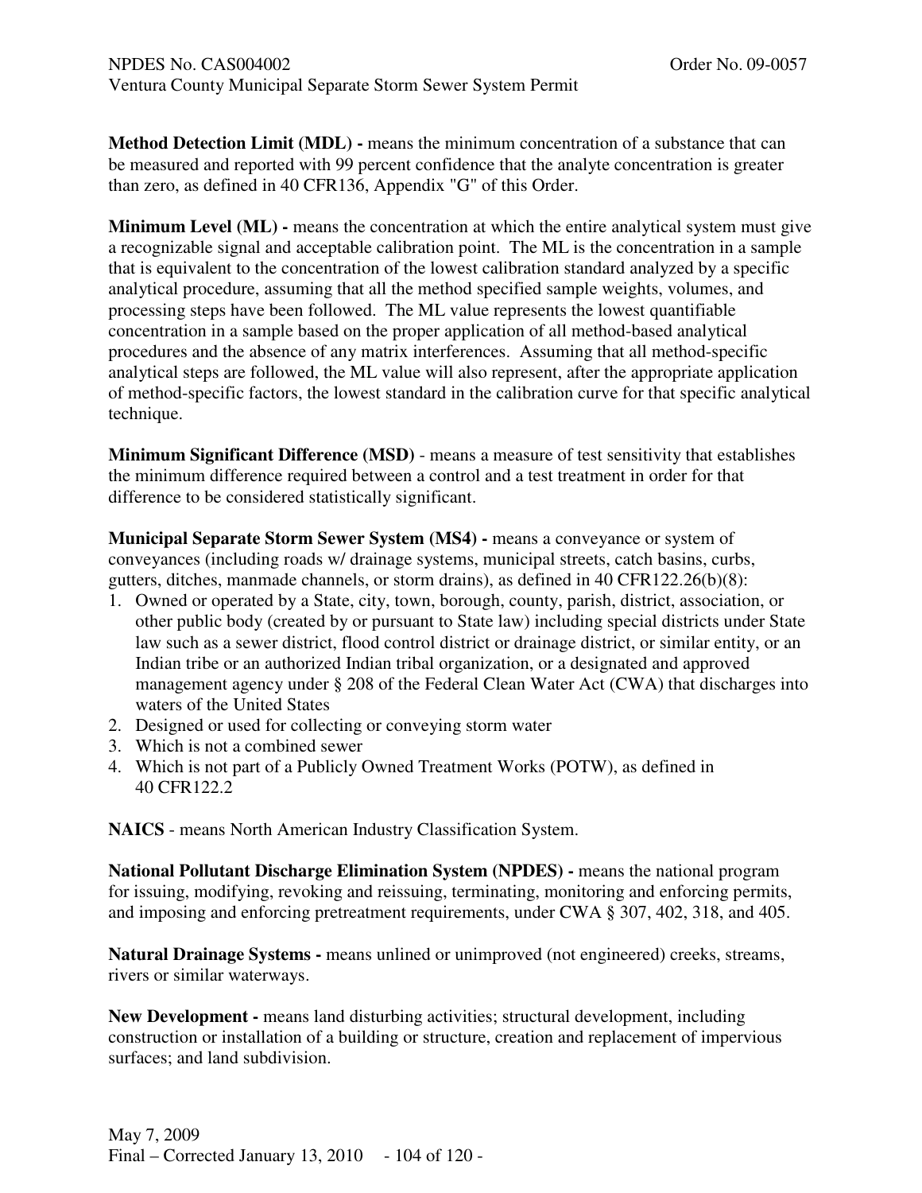**Method Detection Limit (MDL) -** means the minimum concentration of a substance that can be measured and reported with 99 percent confidence that the analyte concentration is greater than zero, as defined in 40 CFR136, Appendix "G" of this Order.

**Minimum Level (ML) -** means the concentration at which the entire analytical system must give a recognizable signal and acceptable calibration point. The ML is the concentration in a sample that is equivalent to the concentration of the lowest calibration standard analyzed by a specific analytical procedure, assuming that all the method specified sample weights, volumes, and processing steps have been followed. The ML value represents the lowest quantifiable concentration in a sample based on the proper application of all method-based analytical procedures and the absence of any matrix interferences. Assuming that all method-specific analytical steps are followed, the ML value will also represent, after the appropriate application of method-specific factors, the lowest standard in the calibration curve for that specific analytical technique.

**Minimum Significant Difference (MSD)** - means a measure of test sensitivity that establishes the minimum difference required between a control and a test treatment in order for that difference to be considered statistically significant.

**Municipal Separate Storm Sewer System (MS4) -** means a conveyance or system of conveyances (including roads w/ drainage systems, municipal streets, catch basins, curbs, gutters, ditches, manmade channels, or storm drains), as defined in 40 CFR122.26(b)(8):

1. Owned or operated by a State, city, town, borough, county, parish, district, association, or other public body (created by or pursuant to State law) including special districts under State law such as a sewer district, flood control district or drainage district, or similar entity, or an Indian tribe or an authorized Indian tribal organization, or a designated and approved management agency under § 208 of the Federal Clean Water Act (CWA) that discharges into waters of the United States
2. Designed or used for collecting or conveying storm water
3. Which is not a combined sewer
4. Which is not part of a Publicly Owned Treatment Works (POTW), as defined in 40 CFR122.2

**NAICS** - means North American Industry Classification System.

**National Pollutant Discharge Elimination System (NPDES) -** means the national program for issuing, modifying, revoking and reissuing, terminating, monitoring and enforcing permits, and imposing and enforcing pretreatment requirements, under CWA § 307, 402, 318, and 405.

**Natural Drainage Systems -** means unlined or unimproved (not engineered) creeks, streams, rivers or similar waterways.

**New Development -** means land disturbing activities; structural development, including construction or installation of a building or structure, creation and replacement of impervious surfaces; and land subdivision.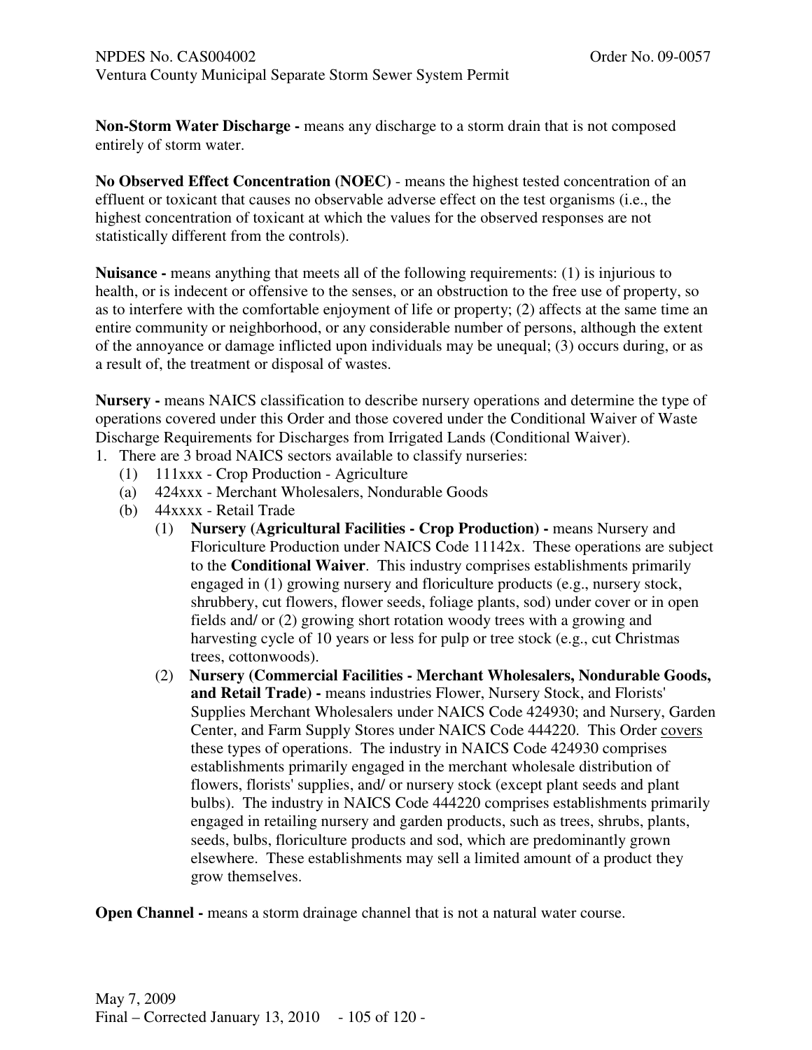**Non-Storm Water Discharge -** means any discharge to a storm drain that is not composed entirely of storm water.

**No Observed Effect Concentration (NOEC)** - means the highest tested concentration of an effluent or toxicant that causes no observable adverse effect on the test organisms (i.e., the highest concentration of toxicant at which the values for the observed responses are not statistically different from the controls).

**Nuisance -** means anything that meets all of the following requirements: (1) is injurious to health, or is indecent or offensive to the senses, or an obstruction to the free use of property, so as to interfere with the comfortable enjoyment of life or property; (2) affects at the same time an entire community or neighborhood, or any considerable number of persons, although the extent of the annoyance or damage inflicted upon individuals may be unequal; (3) occurs during, or as a result of, the treatment or disposal of wastes.

**Nursery -** means NAICS classification to describe nursery operations and determine the type of operations covered under this Order and those covered under the Conditional Waiver of Waste Discharge Requirements for Discharges from Irrigated Lands (Conditional Waiver).

1. There are 3 broad NAICS sectors available to classify nurseries:
   - (1) 111xxx - Crop Production - Agriculture
   - (a) 424xxx - Merchant Wholesalers, Nondurable Goods
   - (b) 44xxxx - Retail Trade
      - (1) **Nursery (Agricultural Facilities - Crop Production) -** means Nursery and Floriculture Production under NAICS Code 11142x. These operations are subject to the **Conditional Waiver**. This industry comprises establishments primarily engaged in (1) growing nursery and floriculture products (e.g., nursery stock, shrubbery, cut flowers, flower seeds, foliage plants, sod) under cover or in open fields and/ or (2) growing short rotation woody trees with a growing and harvesting cycle of 10 years or less for pulp or tree stock (e.g., cut Christmas trees, cottonwoods).
      - (2) **Nursery (Commercial Facilities - Merchant Wholesalers, Nondurable Goods, and Retail Trade) -** means industries Flower, Nursery Stock, and Florists' Supplies Merchant Wholesalers under NAICS Code 424930; and Nursery, Garden Center, and Farm Supply Stores under NAICS Code 444220. This Order covers these types of operations. The industry in NAICS Code 424930 comprises establishments primarily engaged in the merchant wholesale distribution of flowers, florists' supplies, and/ or nursery stock (except plant seeds and plant bulbs). The industry in NAICS Code 444220 comprises establishments primarily engaged in retailing nursery and garden products, such as trees, shrubs, plants, seeds, bulbs, floriculture products and sod, which are predominantly grown elsewhere. These establishments may sell a limited amount of a product they grow themselves.

**Open Channel -** means a storm drainage channel that is not a natural water course.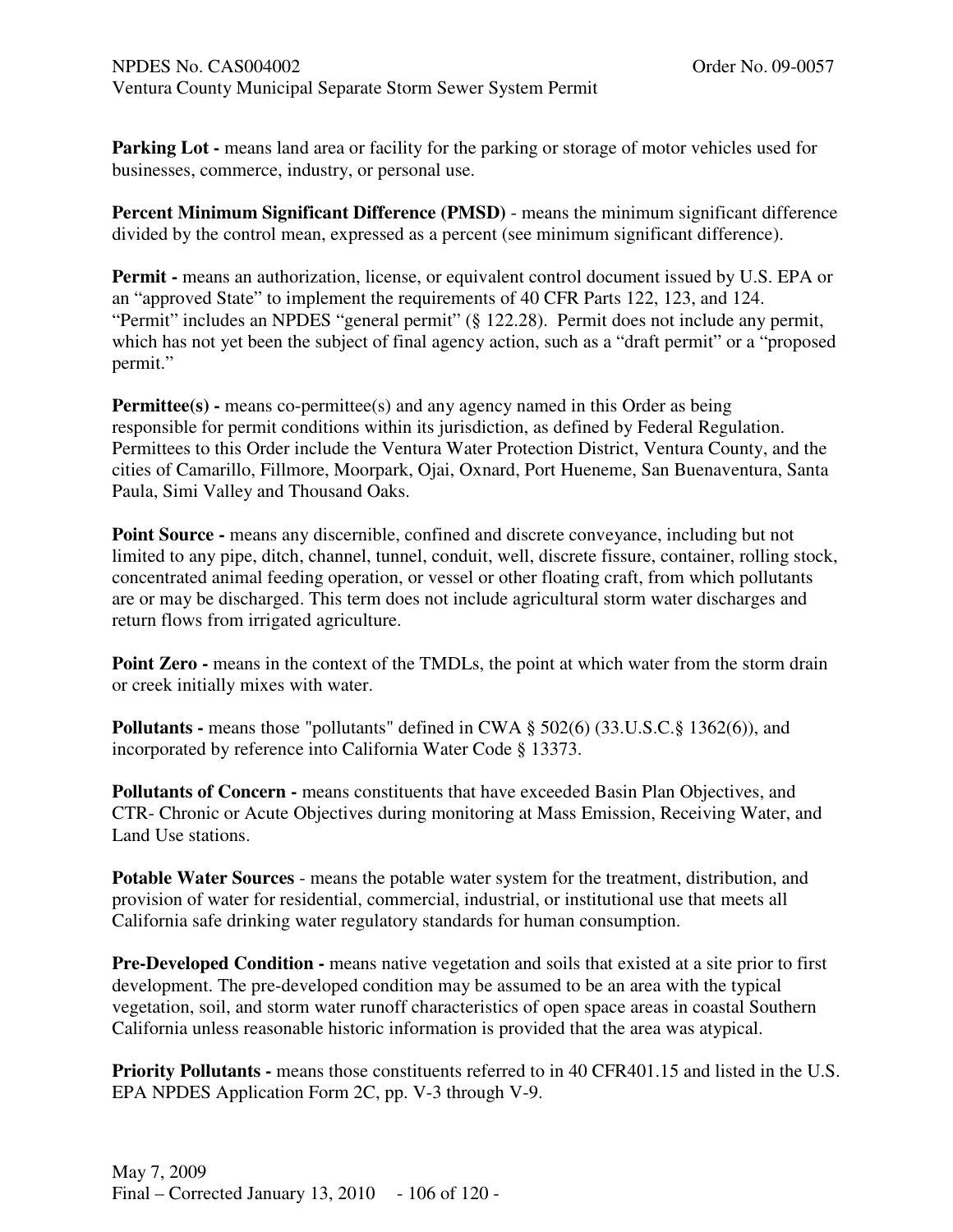**Parking Lot -** means land area or facility for the parking or storage of motor vehicles used for businesses, commerce, industry, or personal use.

**Percent Minimum Significant Difference (PMSD)** - means the minimum significant difference divided by the control mean, expressed as a percent (see minimum significant difference).

**Permit -** means an authorization, license, or equivalent control document issued by U.S. EPA or an "approved State" to implement the requirements of 40 CFR Parts 122, 123, and 124. "Permit" includes an NPDES "general permit" (§ 122.28). Permit does not include any permit, which has not yet been the subject of final agency action, such as a "draft permit" or a "proposed permit."

**Permittee(s) -** means co-permittee(s) and any agency named in this Order as being responsible for permit conditions within its jurisdiction, as defined by Federal Regulation. Permittees to this Order include the Ventura Water Protection District, Ventura County, and the cities of Camarillo, Fillmore, Moorpark, Ojai, Oxnard, Port Hueneme, San Buenaventura, Santa Paula, Simi Valley and Thousand Oaks.

**Point Source -** means any discernible, confined and discrete conveyance, including but not limited to any pipe, ditch, channel, tunnel, conduit, well, discrete fissure, container, rolling stock, concentrated animal feeding operation, or vessel or other floating craft, from which pollutants are or may be discharged. This term does not include agricultural storm water discharges and return flows from irrigated agriculture.

**Point Zero -** means in the context of the TMDLs, the point at which water from the storm drain or creek initially mixes with water.

**Pollutants -** means those "pollutants" defined in CWA § 502(6) (33.U.S.C.§ 1362(6)), and incorporated by reference into California Water Code § 13373.

**Pollutants of Concern -** means constituents that have exceeded Basin Plan Objectives, and CTR- Chronic or Acute Objectives during monitoring at Mass Emission, Receiving Water, and Land Use stations.

**Potable Water Sources** - means the potable water system for the treatment, distribution, and provision of water for residential, commercial, industrial, or institutional use that meets all California safe drinking water regulatory standards for human consumption.

**Pre-Developed Condition -** means native vegetation and soils that existed at a site prior to first development. The pre-developed condition may be assumed to be an area with the typical vegetation, soil, and storm water runoff characteristics of open space areas in coastal Southern California unless reasonable historic information is provided that the area was atypical.

**Priority Pollutants -** means those constituents referred to in 40 CFR401.15 and listed in the U.S. EPA NPDES Application Form 2C, pp. V-3 through V-9.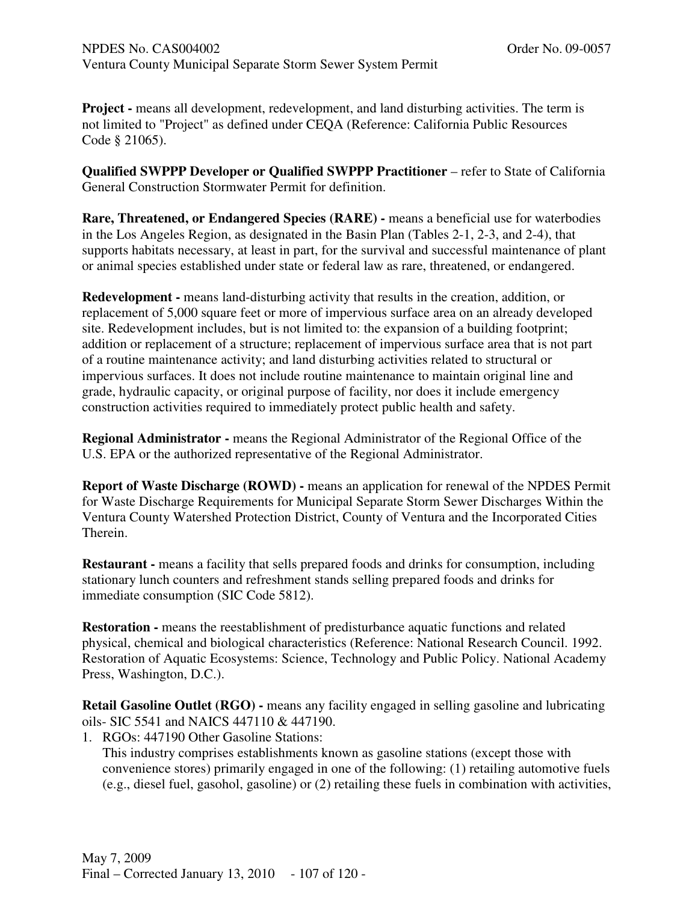**Project -** means all development, redevelopment, and land disturbing activities. The term is not limited to "Project" as defined under CEQA (Reference: California Public Resources Code § 21065).

**Qualified SWPPP Developer or Qualified SWPPP Practitioner** – refer to State of California General Construction Stormwater Permit for definition.

**Rare, Threatened, or Endangered Species (RARE) -** means a beneficial use for waterbodies in the Los Angeles Region, as designated in the Basin Plan (Tables 2-1, 2-3, and 2-4), that supports habitats necessary, at least in part, for the survival and successful maintenance of plant or animal species established under state or federal law as rare, threatened, or endangered.

**Redevelopment -** means land-disturbing activity that results in the creation, addition, or replacement of 5,000 square feet or more of impervious surface area on an already developed site. Redevelopment includes, but is not limited to: the expansion of a building footprint; addition or replacement of a structure; replacement of impervious surface area that is not part of a routine maintenance activity; and land disturbing activities related to structural or impervious surfaces. It does not include routine maintenance to maintain original line and grade, hydraulic capacity, or original purpose of facility, nor does it include emergency construction activities required to immediately protect public health and safety.

**Regional Administrator -** means the Regional Administrator of the Regional Office of the U.S. EPA or the authorized representative of the Regional Administrator.

**Report of Waste Discharge (ROWD) -** means an application for renewal of the NPDES Permit for Waste Discharge Requirements for Municipal Separate Storm Sewer Discharges Within the Ventura County Watershed Protection District, County of Ventura and the Incorporated Cities Therein.

**Restaurant -** means a facility that sells prepared foods and drinks for consumption, including stationary lunch counters and refreshment stands selling prepared foods and drinks for immediate consumption (SIC Code 5812).

**Restoration -** means the reestablishment of predisturbance aquatic functions and related physical, chemical and biological characteristics (Reference: National Research Council. 1992. Restoration of Aquatic Ecosystems: Science, Technology and Public Policy. National Academy Press, Washington, D.C.).

**Retail Gasoline Outlet (RGO) -** means any facility engaged in selling gasoline and lubricating oils- SIC 5541 and NAICS 447110 & 447190.

1. RGOs: 447190 Other Gasoline Stations:
   This industry comprises establishments known as gasoline stations (except those with convenience stores) primarily engaged in one of the following: (1) retailing automotive fuels (e.g., diesel fuel, gasohol, gasoline) or (2) retailing these fuels in combination with activities,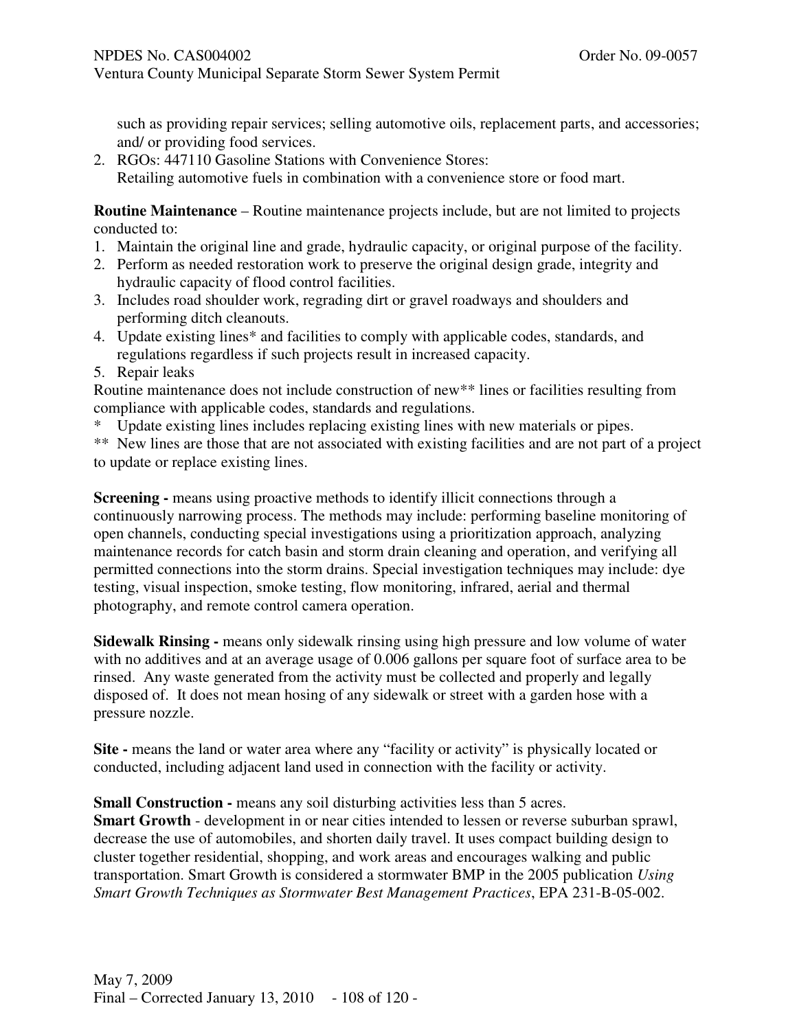such as providing repair services; selling automotive oils, replacement parts, and accessories; and/ or providing food services.

2. RGOs: 447110 Gasoline Stations with Convenience Stores:
   Retailing automotive fuels in combination with a convenience store or food mart.

**Routine Maintenance** – Routine maintenance projects include, but are not limited to projects conducted to:

1. Maintain the original line and grade, hydraulic capacity, or original purpose of the facility.
2. Perform as needed restoration work to preserve the original design grade, integrity and hydraulic capacity of flood control facilities.
3. Includes road shoulder work, regrading dirt or gravel roadways and shoulders and performing ditch cleanouts.
4. Update existing lines* and facilities to comply with applicable codes, standards, and regulations regardless if such projects result in increased capacity.
5. Repair leaks

Routine maintenance does not include construction of new** lines or facilities resulting from compliance with applicable codes, standards and regulations.

\* Update existing lines includes replacing existing lines with new materials or pipes.

** New lines are those that are not associated with existing facilities and are not part of a project to update or replace existing lines.

**Screening -** means using proactive methods to identify illicit connections through a continuously narrowing process. The methods may include: performing baseline monitoring of open channels, conducting special investigations using a prioritization approach, analyzing maintenance records for catch basin and storm drain cleaning and operation, and verifying all permitted connections into the storm drains. Special investigation techniques may include: dye testing, visual inspection, smoke testing, flow monitoring, infrared, aerial and thermal photography, and remote control camera operation.

**Sidewalk Rinsing -** means only sidewalk rinsing using high pressure and low volume of water with no additives and at an average usage of 0.006 gallons per square foot of surface area to be rinsed. Any waste generated from the activity must be collected and properly and legally disposed of. It does not mean hosing of any sidewalk or street with a garden hose with a pressure nozzle.

**Site -** means the land or water area where any "facility or activity" is physically located or conducted, including adjacent land used in connection with the facility or activity.

**Small Construction -** means any soil disturbing activities less than 5 acres.

**Smart Growth** - development in or near cities intended to lessen or reverse suburban sprawl, decrease the use of automobiles, and shorten daily travel. It uses compact building design to cluster together residential, shopping, and work areas and encourages walking and public transportation. Smart Growth is considered a stormwater BMP in the 2005 publication *Using Smart Growth Techniques as Stormwater Best Management Practices*, EPA 231-B-05-002.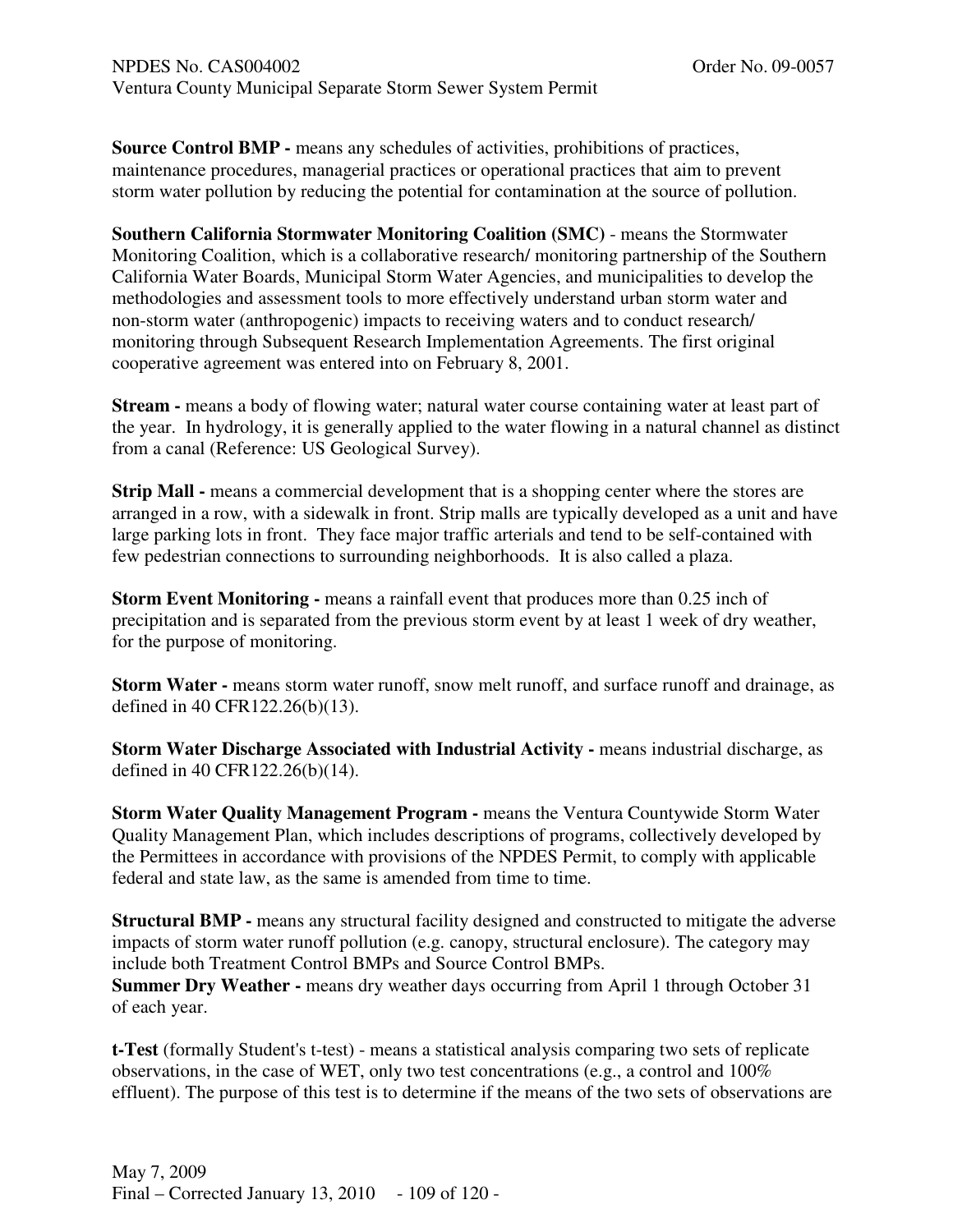**Source Control BMP -** means any schedules of activities, prohibitions of practices, maintenance procedures, managerial practices or operational practices that aim to prevent storm water pollution by reducing the potential for contamination at the source of pollution.

**Southern California Stormwater Monitoring Coalition (SMC)** - means the Stormwater Monitoring Coalition, which is a collaborative research/ monitoring partnership of the Southern California Water Boards, Municipal Storm Water Agencies, and municipalities to develop the methodologies and assessment tools to more effectively understand urban storm water and non-storm water (anthropogenic) impacts to receiving waters and to conduct research/ monitoring through Subsequent Research Implementation Agreements. The first original cooperative agreement was entered into on February 8, 2001.

**Stream -** means a body of flowing water; natural water course containing water at least part of the year. In hydrology, it is generally applied to the water flowing in a natural channel as distinct from a canal (Reference: US Geological Survey).

**Strip Mall -** means a commercial development that is a shopping center where the stores are arranged in a row, with a sidewalk in front. Strip malls are typically developed as a unit and have large parking lots in front. They face major traffic arterials and tend to be self-contained with few pedestrian connections to surrounding neighborhoods. It is also called a plaza.

**Storm Event Monitoring -** means a rainfall event that produces more than 0.25 inch of precipitation and is separated from the previous storm event by at least 1 week of dry weather, for the purpose of monitoring.

**Storm Water -** means storm water runoff, snow melt runoff, and surface runoff and drainage, as defined in 40 CFR122.26(b)(13).

**Storm Water Discharge Associated with Industrial Activity -** means industrial discharge, as defined in 40 CFR122.26(b)(14).

**Storm Water Quality Management Program -** means the Ventura Countywide Storm Water Quality Management Plan, which includes descriptions of programs, collectively developed by the Permittees in accordance with provisions of the NPDES Permit, to comply with applicable federal and state law, as the same is amended from time to time.

**Structural BMP -** means any structural facility designed and constructed to mitigate the adverse impacts of storm water runoff pollution (e.g. canopy, structural enclosure). The category may include both Treatment Control BMPs and Source Control BMPs.

**Summer Dry Weather -** means dry weather days occurring from April 1 through October 31 of each year.

**t-Test** (formally Student's t-test) - means a statistical analysis comparing two sets of replicate observations, in the case of WET, only two test concentrations (e.g., a control and 100% effluent). The purpose of this test is to determine if the means of the two sets of observations are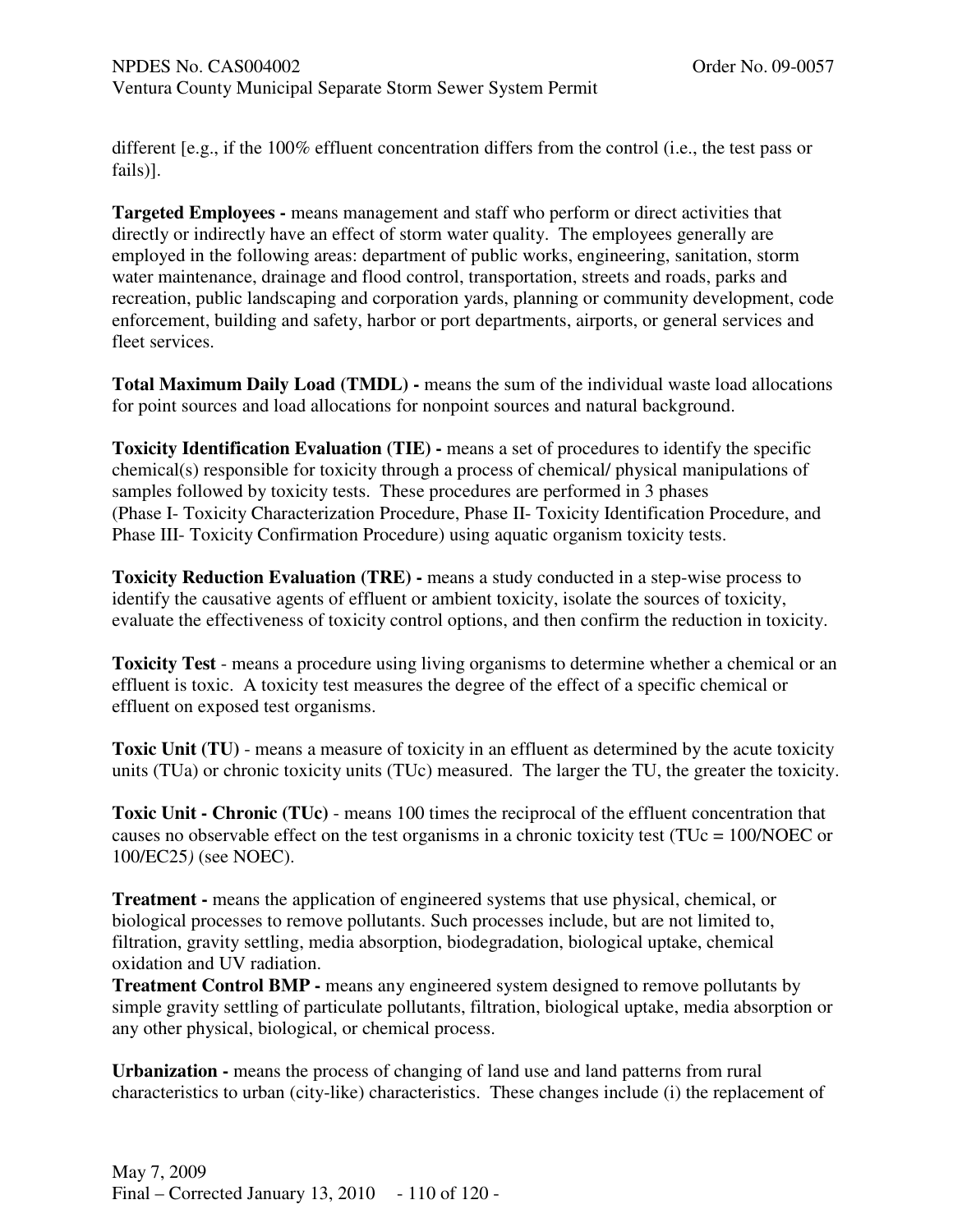different [e.g., if the 100% effluent concentration differs from the control (i.e., the test pass or fails)].

**Targeted Employees -** means management and staff who perform or direct activities that directly or indirectly have an effect of storm water quality. The employees generally are employed in the following areas: department of public works, engineering, sanitation, storm water maintenance, drainage and flood control, transportation, streets and roads, parks and recreation, public landscaping and corporation yards, planning or community development, code enforcement, building and safety, harbor or port departments, airports, or general services and fleet services.

**Total Maximum Daily Load (TMDL) -** means the sum of the individual waste load allocations for point sources and load allocations for nonpoint sources and natural background.

**Toxicity Identification Evaluation (TIE) -** means a set of procedures to identify the specific chemical(s) responsible for toxicity through a process of chemical/ physical manipulations of samples followed by toxicity tests. These procedures are performed in 3 phases (Phase I- Toxicity Characterization Procedure, Phase II- Toxicity Identification Procedure, and Phase III- Toxicity Confirmation Procedure) using aquatic organism toxicity tests.

**Toxicity Reduction Evaluation (TRE) -** means a study conducted in a step-wise process to identify the causative agents of effluent or ambient toxicity, isolate the sources of toxicity, evaluate the effectiveness of toxicity control options, and then confirm the reduction in toxicity.

**Toxicity Test** - means a procedure using living organisms to determine whether a chemical or an effluent is toxic. A toxicity test measures the degree of the effect of a specific chemical or effluent on exposed test organisms.

**Toxic Unit (TU)** - means a measure of toxicity in an effluent as determined by the acute toxicity units (TUa) or chronic toxicity units (TUc) measured. The larger the TU, the greater the toxicity.

**Toxic Unit - Chronic (TUc)** - means 100 times the reciprocal of the effluent concentration that causes no observable effect on the test organisms in a chronic toxicity test (TUc = 100/NOEC or 100/EC25*)* (see NOEC).

**Treatment -** means the application of engineered systems that use physical, chemical, or biological processes to remove pollutants. Such processes include, but are not limited to, filtration, gravity settling, media absorption, biodegradation, biological uptake, chemical oxidation and UV radiation.

**Treatment Control BMP -** means any engineered system designed to remove pollutants by simple gravity settling of particulate pollutants, filtration, biological uptake, media absorption or any other physical, biological, or chemical process.

**Urbanization -** means the process of changing of land use and land patterns from rural characteristics to urban (city-like) characteristics. These changes include (i) the replacement of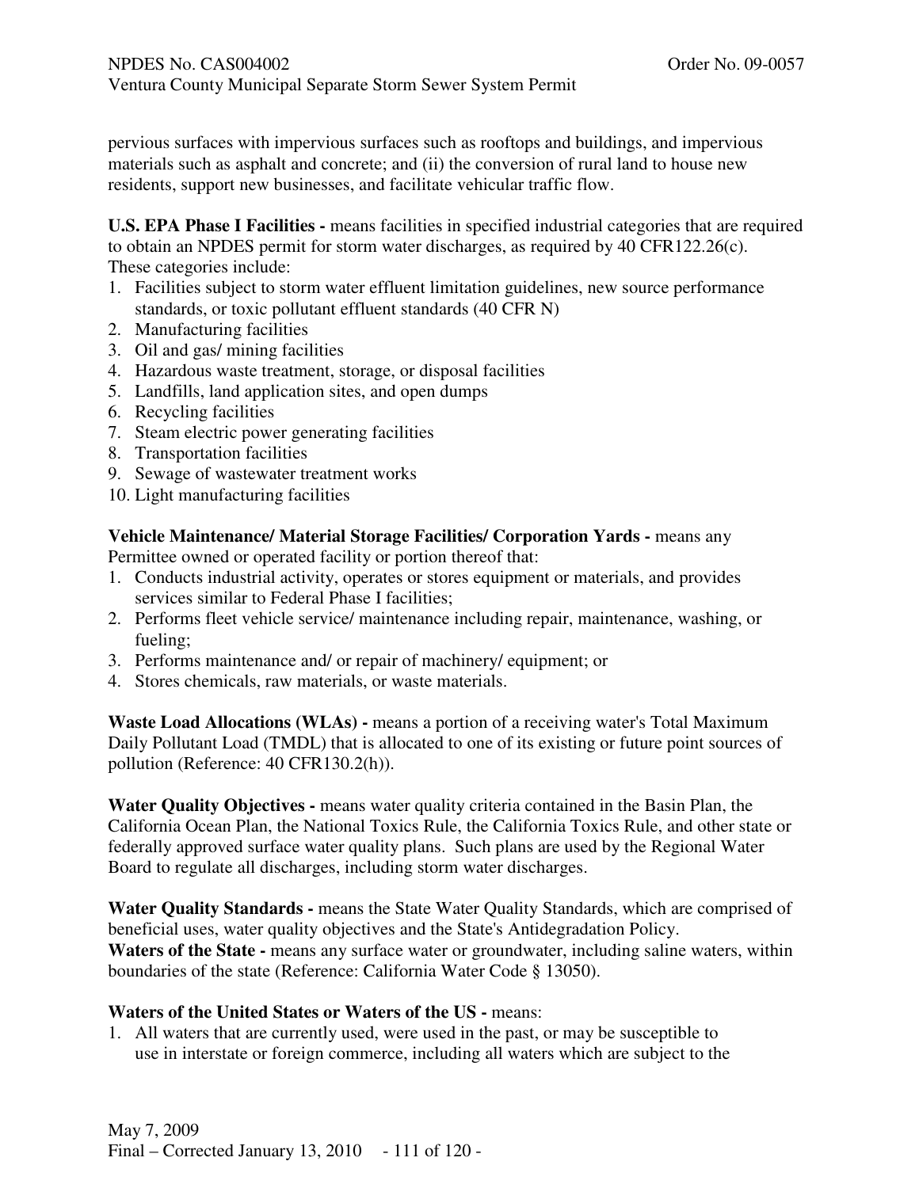pervious surfaces with impervious surfaces such as rooftops and buildings, and impervious materials such as asphalt and concrete; and (ii) the conversion of rural land to house new residents, support new businesses, and facilitate vehicular traffic flow.

**U.S. EPA Phase I Facilities -** means facilities in specified industrial categories that are required to obtain an NPDES permit for storm water discharges, as required by 40 CFR122.26(c). These categories include:

1. Facilities subject to storm water effluent limitation guidelines, new source performance standards, or toxic pollutant effluent standards (40 CFR N)
2. Manufacturing facilities
3. Oil and gas/ mining facilities
4. Hazardous waste treatment, storage, or disposal facilities
5. Landfills, land application sites, and open dumps
6. Recycling facilities
7. Steam electric power generating facilities
8. Transportation facilities
9. Sewage of wastewater treatment works
10. Light manufacturing facilities

**Vehicle Maintenance/ Material Storage Facilities/ Corporation Yards -** means any Permittee owned or operated facility or portion thereof that:

1. Conducts industrial activity, operates or stores equipment or materials, and provides services similar to Federal Phase I facilities;
2. Performs fleet vehicle service/ maintenance including repair, maintenance, washing, or fueling;
3. Performs maintenance and/ or repair of machinery/ equipment; or
4. Stores chemicals, raw materials, or waste materials.

**Waste Load Allocations (WLAs) -** means a portion of a receiving water's Total Maximum Daily Pollutant Load (TMDL) that is allocated to one of its existing or future point sources of pollution (Reference: 40 CFR130.2(h)).

**Water Quality Objectives -** means water quality criteria contained in the Basin Plan, the California Ocean Plan, the National Toxics Rule, the California Toxics Rule, and other state or federally approved surface water quality plans. Such plans are used by the Regional Water Board to regulate all discharges, including storm water discharges.

**Water Quality Standards -** means the State Water Quality Standards, which are comprised of beneficial uses, water quality objectives and the State's Antidegradation Policy.

**Waters of the State -** means any surface water or groundwater, including saline waters, within boundaries of the state (Reference: California Water Code § 13050).

**Waters of the United States or Waters of the US -** means:

1. All waters that are currently used, were used in the past, or may be susceptible to use in interstate or foreign commerce, including all waters which are subject to the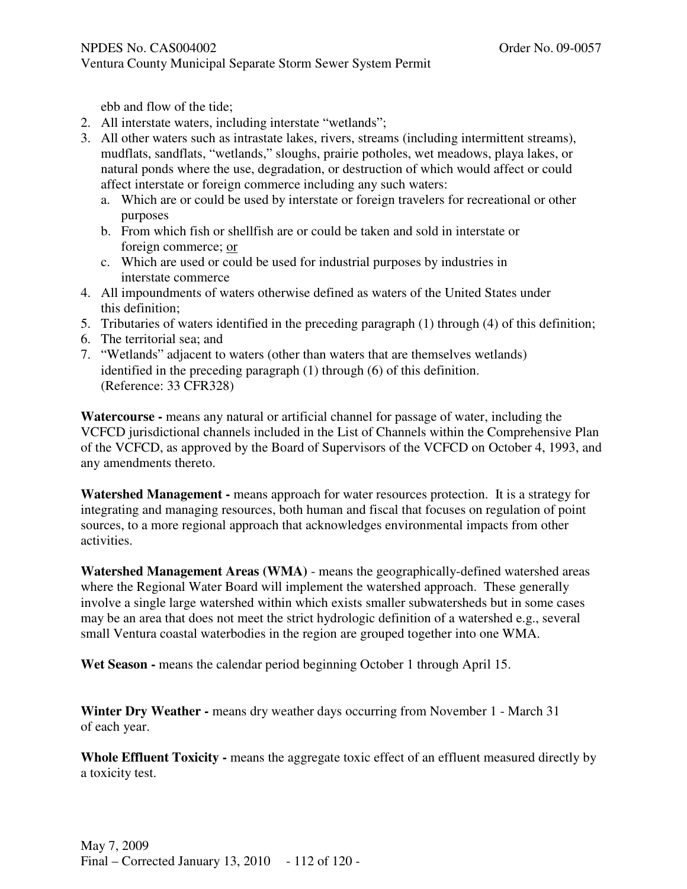ebb and flow of the tide;

2. All interstate waters, including interstate "wetlands";
3. All other waters such as intrastate lakes, rivers, streams (including intermittent streams), mudflats, sandflats, "wetlands," sloughs, prairie potholes, wet meadows, playa lakes, or natural ponds where the use, degradation, or destruction of which would affect or could affect interstate or foreign commerce including any such waters:
   a. Which are or could be used by interstate or foreign travelers for recreational or other purposes
   b. From which fish or shellfish are or could be taken and sold in interstate or foreign commerce; or
   c. Which are used or could be used for industrial purposes by industries in interstate commerce
4. All impoundments of waters otherwise defined as waters of the United States under this definition;
5. Tributaries of waters identified in the preceding paragraph (1) through (4) of this definition;
6. The territorial sea; and
7. "Wetlands" adjacent to waters (other than waters that are themselves wetlands) identified in the preceding paragraph (1) through (6) of this definition. (Reference: 33 CFR328)

**Watercourse -** means any natural or artificial channel for passage of water, including the VCFCD jurisdictional channels included in the List of Channels within the Comprehensive Plan of the VCFCD, as approved by the Board of Supervisors of the VCFCD on October 4, 1993, and any amendments thereto.

**Watershed Management -** means approach for water resources protection. It is a strategy for integrating and managing resources, both human and fiscal that focuses on regulation of point sources, to a more regional approach that acknowledges environmental impacts from other activities.

**Watershed Management Areas (WMA)** - means the geographically-defined watershed areas where the Regional Water Board will implement the watershed approach. These generally involve a single large watershed within which exists smaller subwatersheds but in some cases may be an area that does not meet the strict hydrologic definition of a watershed e.g., several small Ventura coastal waterbodies in the region are grouped together into one WMA.

**Wet Season -** means the calendar period beginning October 1 through April 15.

**Winter Dry Weather -** means dry weather days occurring from November 1 - March 31 of each year.

**Whole Effluent Toxicity -** means the aggregate toxic effect of an effluent measured directly by a toxicity test.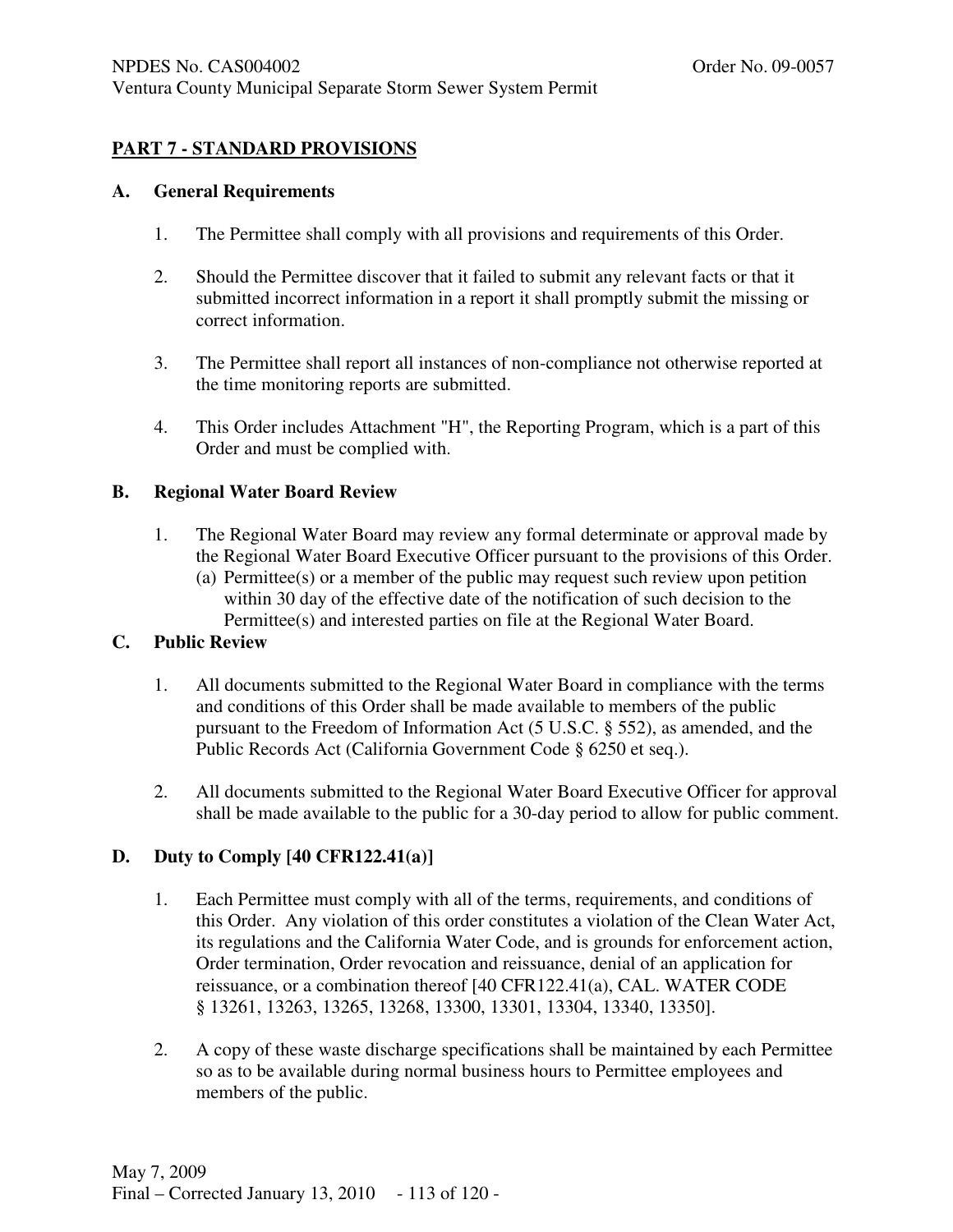## PART 7 - STANDARD PROVISIONS

### A. General Requirements

1. The Permittee shall comply with all provisions and requirements of this Order.

2. Should the Permittee discover that it failed to submit any relevant facts or that it submitted incorrect information in a report it shall promptly submit the missing or correct information.

3. The Permittee shall report all instances of non-compliance not otherwise reported at the time monitoring reports are submitted.

4. This Order includes Attachment "H", the Reporting Program, which is a part of this Order and must be complied with.

### B. Regional Water Board Review

1. The Regional Water Board may review any formal determinate or approval made by the Regional Water Board Executive Officer pursuant to the provisions of this Order.
   (a) Permittee(s) or a member of the public may request such review upon petition within 30 day of the effective date of the notification of such decision to the Permittee(s) and interested parties on file at the Regional Water Board.

### C. Public Review

1. All documents submitted to the Regional Water Board in compliance with the terms and conditions of this Order shall be made available to members of the public pursuant to the Freedom of Information Act (5 U.S.C. § 552), as amended, and the Public Records Act (California Government Code § 6250 et seq.).

2. All documents submitted to the Regional Water Board Executive Officer for approval shall be made available to the public for a 30-day period to allow for public comment.

### D. Duty to Comply [40 CFR122.41(a)]

1. Each Permittee must comply with all of the terms, requirements, and conditions of this Order. Any violation of this order constitutes a violation of the Clean Water Act, its regulations and the California Water Code, and is grounds for enforcement action, Order termination, Order revocation and reissuance, denial of an application for reissuance, or a combination thereof [40 CFR122.41(a), CAL. WATER CODE § 13261, 13263, 13265, 13268, 13300, 13301, 13304, 13340, 13350].

2. A copy of these waste discharge specifications shall be maintained by each Permittee so as to be available during normal business hours to Permittee employees and members of the public.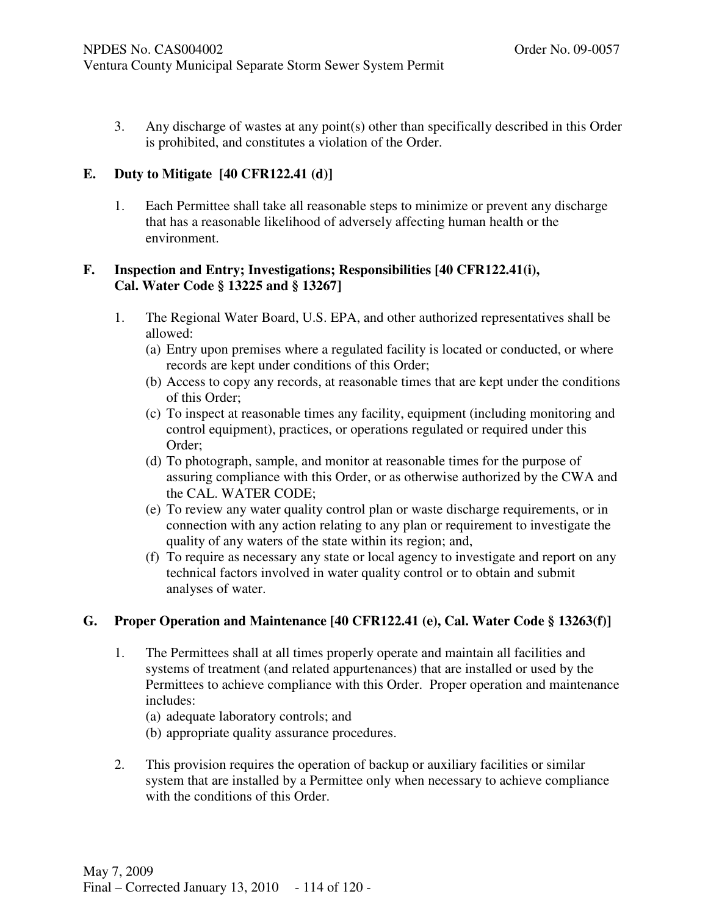3. Any discharge of wastes at any point(s) other than specifically described in this Order is prohibited, and constitutes a violation of the Order.

## E. Duty to Mitigate [40 CFR122.41 (d)]

1. Each Permittee shall take all reasonable steps to minimize or prevent any discharge that has a reasonable likelihood of adversely affecting human health or the environment.

## F. Inspection and Entry; Investigations; Responsibilities [40 CFR122.41(i), Cal. Water Code § 13225 and § 13267]

1. The Regional Water Board, U.S. EPA, and other authorized representatives shall be allowed:
   (a) Entry upon premises where a regulated facility is located or conducted, or where records are kept under conditions of this Order;
   (b) Access to copy any records, at reasonable times that are kept under the conditions of this Order;
   (c) To inspect at reasonable times any facility, equipment (including monitoring and control equipment), practices, or operations regulated or required under this Order;
   (d) To photograph, sample, and monitor at reasonable times for the purpose of assuring compliance with this Order, or as otherwise authorized by the CWA and the CAL. WATER CODE;
   (e) To review any water quality control plan or waste discharge requirements, or in connection with any action relating to any plan or requirement to investigate the quality of any waters of the state within its region; and,
   (f) To require as necessary any state or local agency to investigate and report on any technical factors involved in water quality control or to obtain and submit analyses of water.

## G. Proper Operation and Maintenance [40 CFR122.41 (e), Cal. Water Code § 13263(f)]

1. The Permittees shall at all times properly operate and maintain all facilities and systems of treatment (and related appurtenances) that are installed or used by the Permittees to achieve compliance with this Order. Proper operation and maintenance includes:
   (a) adequate laboratory controls; and
   (b) appropriate quality assurance procedures.

2. This provision requires the operation of backup or auxiliary facilities or similar system that are installed by a Permittee only when necessary to achieve compliance with the conditions of this Order.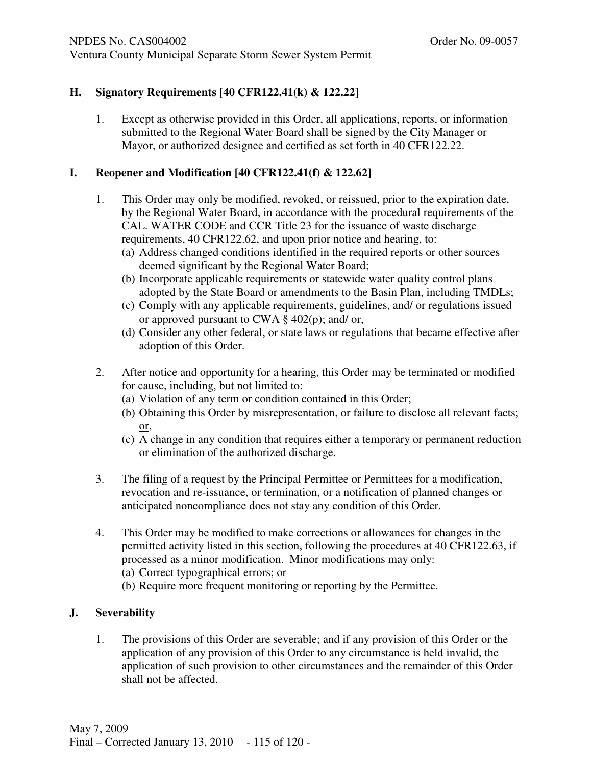## H. Signatory Requirements [40 CFR122.41(k) & 122.22]

1. Except as otherwise provided in this Order, all applications, reports, or information submitted to the Regional Water Board shall be signed by the City Manager or Mayor, or authorized designee and certified as set forth in 40 CFR122.22.

## I. Reopener and Modification [40 CFR122.41(f) & 122.62]

1. This Order may only be modified, revoked, or reissued, prior to the expiration date, by the Regional Water Board, in accordance with the procedural requirements of the CAL. WATER CODE and CCR Title 23 for the issuance of waste discharge requirements, 40 CFR122.62, and upon prior notice and hearing, to:
   (a) Address changed conditions identified in the required reports or other sources deemed significant by the Regional Water Board;
   (b) Incorporate applicable requirements or statewide water quality control plans adopted by the State Board or amendments to the Basin Plan, including TMDLs;
   (c) Comply with any applicable requirements, guidelines, and/ or regulations issued or approved pursuant to CWA § 402(p); and/ or,
   (d) Consider any other federal, or state laws or regulations that became effective after adoption of this Order.

2. After notice and opportunity for a hearing, this Order may be terminated or modified for cause, including, but not limited to:
   (a) Violation of any term or condition contained in this Order;
   (b) Obtaining this Order by misrepresentation, or failure to disclose all relevant facts; or,
   (c) A change in any condition that requires either a temporary or permanent reduction or elimination of the authorized discharge.

3. The filing of a request by the Principal Permittee or Permittees for a modification, revocation and re-issuance, or termination, or a notification of planned changes or anticipated noncompliance does not stay any condition of this Order.

4. This Order may be modified to make corrections or allowances for changes in the permitted activity listed in this section, following the procedures at 40 CFR122.63, if processed as a minor modification. Minor modifications may only:
   (a) Correct typographical errors; or
   (b) Require more frequent monitoring or reporting by the Permittee.

## J. Severability

1. The provisions of this Order are severable; and if any provision of this Order or the application of any provision of this Order to any circumstance is held invalid, the application of such provision to other circumstances and the remainder of this Order shall not be affected.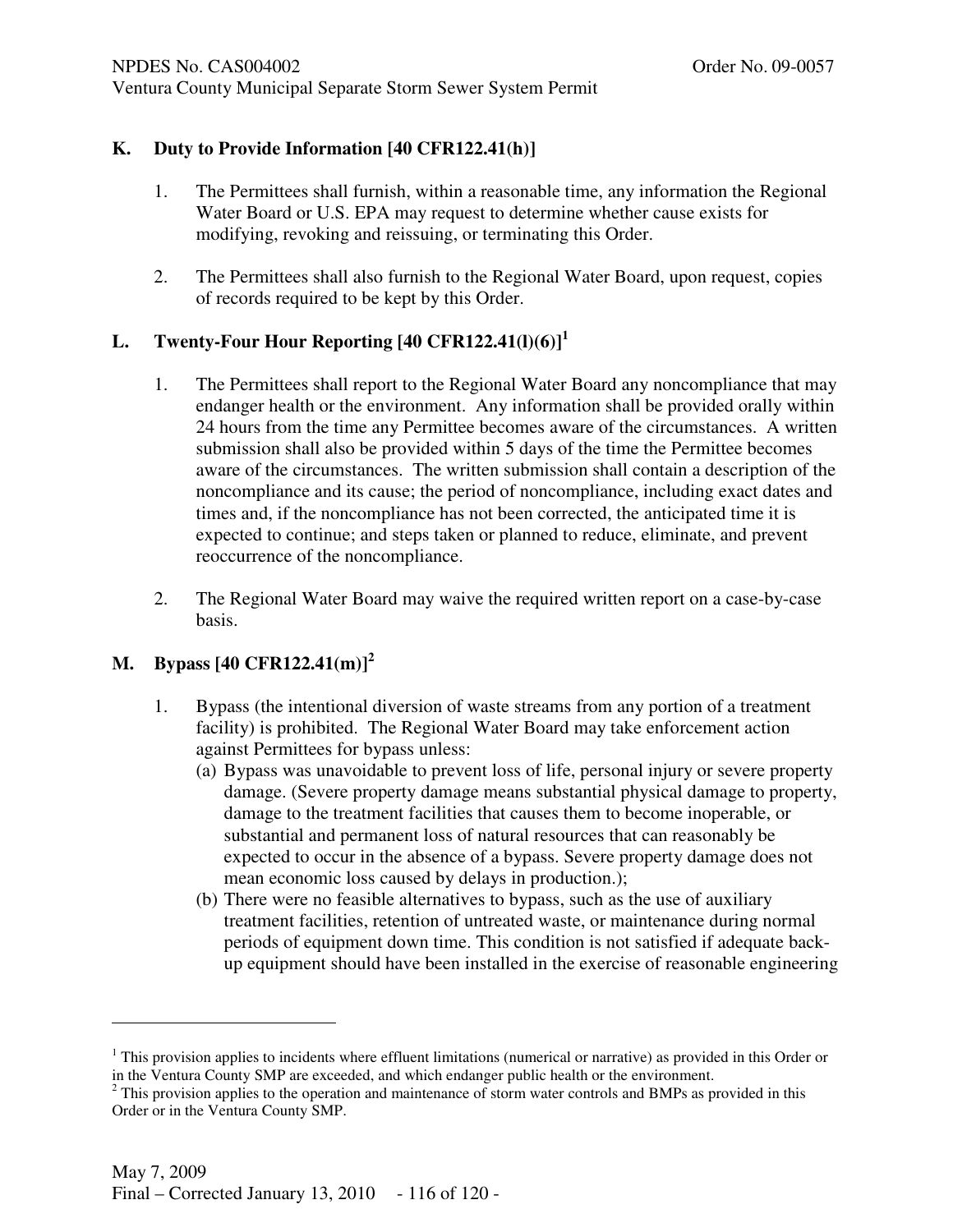## K. Duty to Provide Information [40 CFR122.41(h)]

1. The Permittees shall furnish, within a reasonable time, any information the Regional Water Board or U.S. EPA may request to determine whether cause exists for modifying, revoking and reissuing, or terminating this Order.

2. The Permittees shall also furnish to the Regional Water Board, upon request, copies of records required to be kept by this Order.

## L. Twenty-Four Hour Reporting [40 CFR122.41(l)(6)][1]

1. The Permittees shall report to the Regional Water Board any noncompliance that may endanger health or the environment. Any information shall be provided orally within 24 hours from the time any Permittee becomes aware of the circumstances. A written submission shall also be provided within 5 days of the time the Permittee becomes aware of the circumstances. The written submission shall contain a description of the noncompliance and its cause; the period of noncompliance, including exact dates and times and, if the noncompliance has not been corrected, the anticipated time it is expected to continue; and steps taken or planned to reduce, eliminate, and prevent reoccurrence of the noncompliance.

2. The Regional Water Board may waive the required written report on a case-by-case basis.

## M. Bypass [40 CFR122.41(m)][2]

1. Bypass (the intentional diversion of waste streams from any portion of a treatment facility) is prohibited. The Regional Water Board may take enforcement action against Permittees for bypass unless:
   (a) Bypass was unavoidable to prevent loss of life, personal injury or severe property damage. (Severe property damage means substantial physical damage to property, damage to the treatment facilities that causes them to become inoperable, or substantial and permanent loss of natural resources that can reasonably be expected to occur in the absence of a bypass. Severe property damage does not mean economic loss caused by delays in production.);
   (b) There were no feasible alternatives to bypass, such as the use of auxiliary treatment facilities, retention of untreated waste, or maintenance during normal periods of equipment down time. This condition is not satisfied if adequate back-up equipment should have been installed in the exercise of reasonable engineering

---

[1] This provision applies to incidents where effluent limitations (numerical or narrative) as provided in this Order or in the Ventura County SMP are exceeded, and which endanger public health or the environment.

[2] This provision applies to the operation and maintenance of storm water controls and BMPs as provided in this Order or in the Ventura County SMP.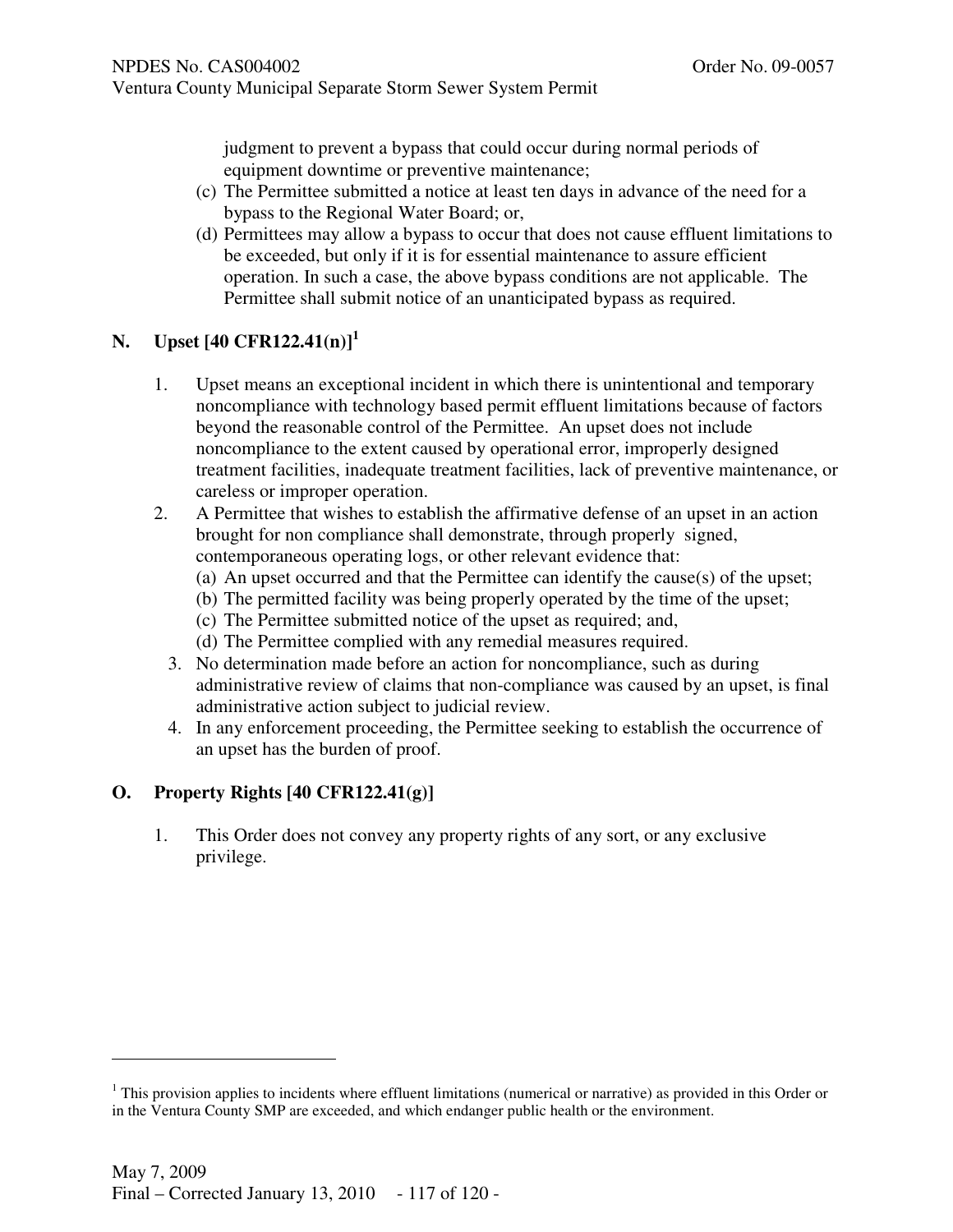judgment to prevent a bypass that could occur during normal periods of equipment downtime or preventive maintenance;

(c) The Permittee submitted a notice at least ten days in advance of the need for a bypass to the Regional Water Board; or,

(d) Permittees may allow a bypass to occur that does not cause effluent limitations to be exceeded, but only if it is for essential maintenance to assure efficient operation. In such a case, the above bypass conditions are not applicable. The Permittee shall submit notice of an unanticipated bypass as required.

## N. Upset [40 CFR122.41(n)][1]

1. Upset means an exceptional incident in which there is unintentional and temporary noncompliance with technology based permit effluent limitations because of factors beyond the reasonable control of the Permittee. An upset does not include noncompliance to the extent caused by operational error, improperly designed treatment facilities, inadequate treatment facilities, lack of preventive maintenance, or careless or improper operation.
2. A Permittee that wishes to establish the affirmative defense of an upset in an action brought for non compliance shall demonstrate, through properly signed, contemporaneous operating logs, or other relevant evidence that:
   (a) An upset occurred and that the Permittee can identify the cause(s) of the upset;
   (b) The permitted facility was being properly operated by the time of the upset;
   (c) The Permittee submitted notice of the upset as required; and,
   (d) The Permittee complied with any remedial measures required.
3. No determination made before an action for noncompliance, such as during administrative review of claims that non-compliance was caused by an upset, is final administrative action subject to judicial review.
4. In any enforcement proceeding, the Permittee seeking to establish the occurrence of an upset has the burden of proof.

## O. Property Rights [40 CFR122.41(g)]

1. This Order does not convey any property rights of any sort, or any exclusive privilege.

---

[1] This provision applies to incidents where effluent limitations (numerical or narrative) as provided in this Order or in the Ventura County SMP are exceeded, and which endanger public health or the environment.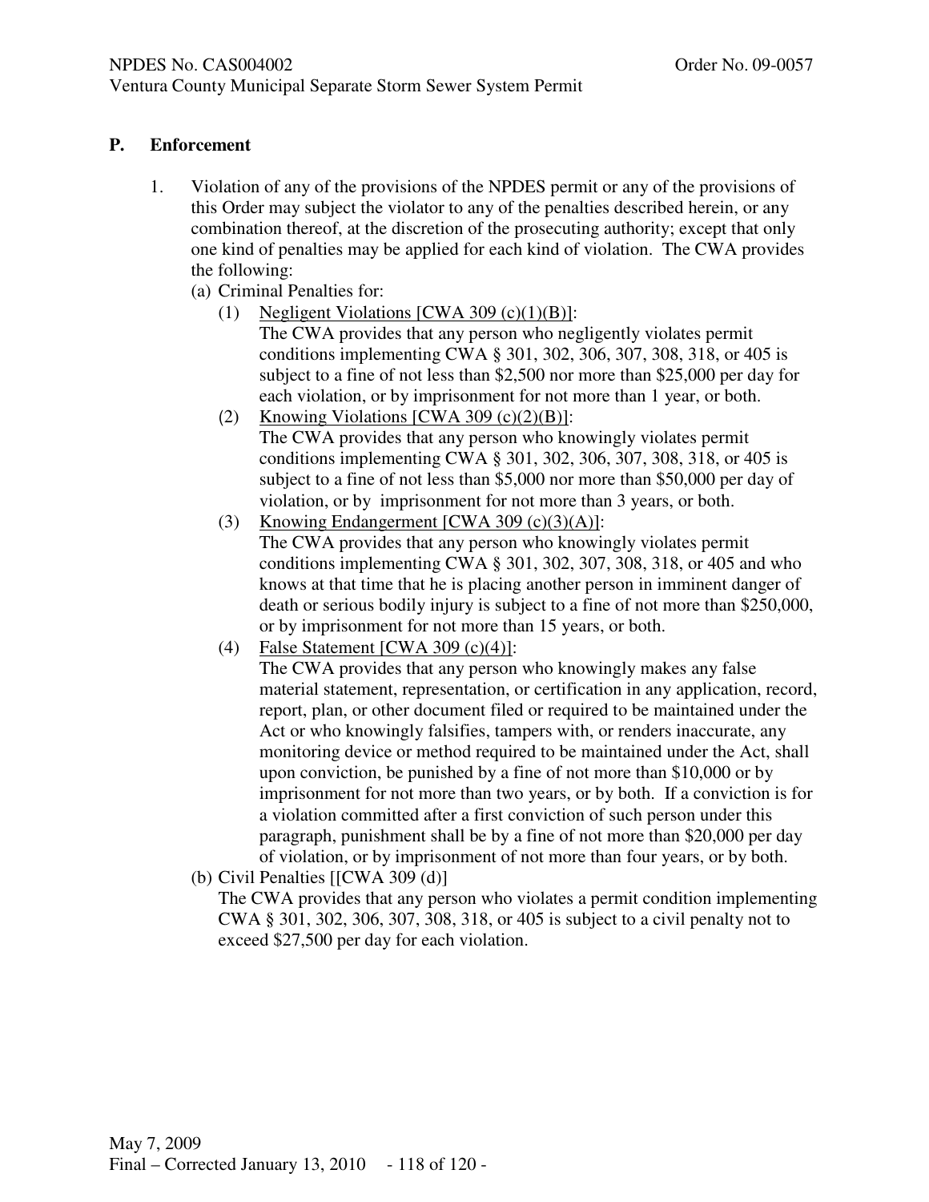## P. Enforcement

1. Violation of any of the provisions of the NPDES permit or any of the provisions of this Order may subject the violator to any of the penalties described herein, or any combination thereof, at the discretion of the prosecuting authority; except that only one kind of penalties may be applied for each kind of violation. The CWA provides the following:

   (a) Criminal Penalties for:

   (1) Negligent Violations [CWA 309 (c)(1)(B)]:
   The CWA provides that any person who negligently violates permit conditions implementing CWA § 301, 302, 306, 307, 308, 318, or 405 is subject to a fine of not less than $2,500 nor more than $25,000 per day for each violation, or by imprisonment for not more than 1 year, or both.

   (2) Knowing Violations [CWA 309 (c)(2)(B)]:
   The CWA provides that any person who knowingly violates permit conditions implementing CWA § 301, 302, 306, 307, 308, 318, or 405 is subject to a fine of not less than $5,000 nor more than $50,000 per day of violation, or by imprisonment for not more than 3 years, or both.

   (3) Knowing Endangerment [CWA 309 (c)(3)(A)]:
   The CWA provides that any person who knowingly violates permit conditions implementing CWA § 301, 302, 307, 308, 318, or 405 and who knows at that time that he is placing another person in imminent danger of death or serious bodily injury is subject to a fine of not more than $250,000, or by imprisonment for not more than 15 years, or both.

   (4) False Statement [CWA 309 (c)(4)]:
   The CWA provides that any person who knowingly makes any false material statement, representation, or certification in any application, record, report, plan, or other document filed or required to be maintained under the Act or who knowingly falsifies, tampers with, or renders inaccurate, any monitoring device or method required to be maintained under the Act, shall upon conviction, be punished by a fine of not more than $10,000 or by imprisonment for not more than two years, or by both. If a conviction is for a violation committed after a first conviction of such person under this paragraph, punishment shall be by a fine of not more than $20,000 per day of violation, or by imprisonment of not more than four years, or by both.

   (b) Civil Penalties [[CWA 309 (d)]
   The CWA provides that any person who violates a permit condition implementing CWA § 301, 302, 306, 307, 308, 318, or 405 is subject to a civil penalty not to exceed $27,500 per day for each violation.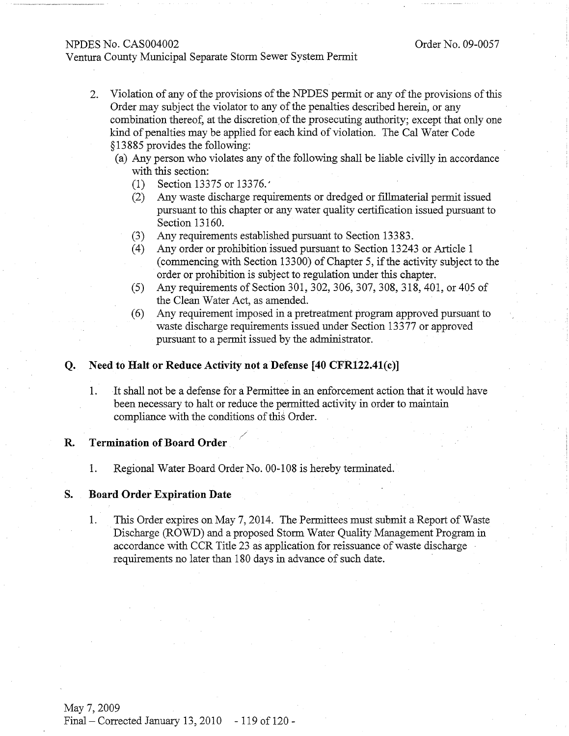2. Violation of any of the provisions of the NPDES permit or any of the provisions of this Order may subject the violator to any of the penalties described herein, or any combination thereof, at the discretion of the prosecuting authority; except that only one kind of penalties may be applied for each kind of violation. The Cal Water Code §13885 provides the following:
   (a) Any person who violates any of the following shall be liable civilly in accordance with this section:
      (1) Section 13375 or 13376.
      (2) Any waste discharge requirements or dredged or fillmaterial permit issued pursuant to this chapter or any water quality certification issued pursuant to Section 13160.
      (3) Any requirements established pursuant to Section 13383.
      (4) Any order or prohibition issued pursuant to Section 13243 or Article 1 (commencing with Section 13300) of Chapter 5, if the activity subject to the order or prohibition is subject to regulation under this chapter.
      (5) Any requirements of Section 301, 302, 306, 307, 308, 318, 401, or 405 of the Clean Water Act, as amended.
      (6) Any requirement imposed in a pretreatment program approved pursuant to waste discharge requirements issued under Section 13377 or approved pursuant to a permit issued by the administrator.

## Q. Need to Halt or Reduce Activity not a Defense [40 CFR122.41(c)]

1. It shall not be a defense for a Permittee in an enforcement action that it would have been necessary to halt or reduce the permitted activity in order to maintain compliance with the conditions of this Order.

## R. Termination of Board Order

1. Regional Water Board Order No. 00-108 is hereby terminated.

## S. Board Order Expiration Date

1. This Order expires on May 7, 2014. The Permittees must submit a Report of Waste Discharge (ROWD) and a proposed Storm Water Quality Management Program in accordance with CCR Title 23 as application for reissuance of waste discharge requirements no later than 180 days in advance of such date.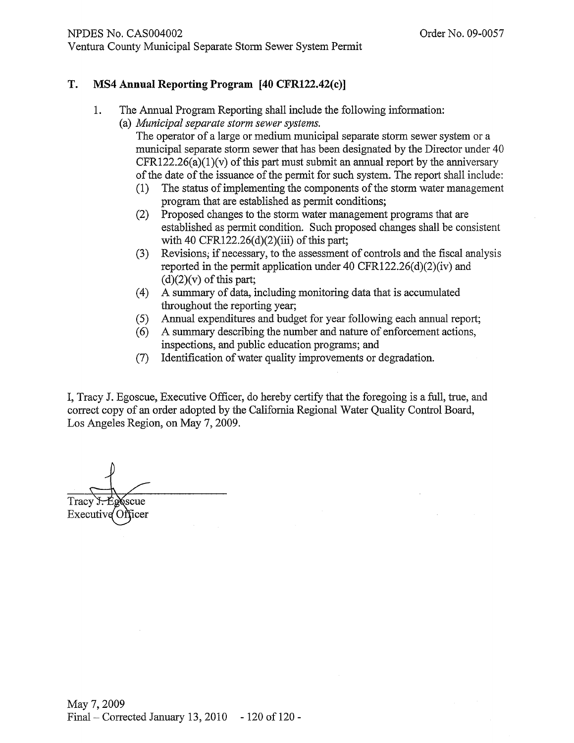## T. MS4 Annual Reporting Program [40 CFR122.42(c)]

1. The Annual Program Reporting shall include the following information:
   (a) *Municipal separate storm sewer systems.*
   The operator of a large or medium municipal separate storm sewer system or a municipal separate storm sewer that has been designated by the Director under 40 CFR122.26(a)(1)(v) of this part must submit an annual report by the anniversary of the date of the issuance of the permit for such system. The report shall include:
      (1) The status of implementing the components of the storm water management program that are established as permit conditions;
      (2) Proposed changes to the storm water management programs that are established as permit condition. Such proposed changes shall be consistent with 40 CFR122.26(d)(2)(iii) of this part;
      (3) Revisions, if necessary, to the assessment of controls and the fiscal analysis reported in the permit application under 40 CFR122.26(d)(2)(iv) and (d)(2)(v) of this part;
      (4) A summary of data, including monitoring data that is accumulated throughout the reporting year;
      (5) Annual expenditures and budget for year following each annual report;
      (6) A summary describing the number and nature of enforcement actions, inspections, and public education programs; and
      (7) Identification of water quality improvements or degradation.

I, Tracy J. Egoscue, Executive Officer, do hereby certify that the foregoing is a full, true, and correct copy of an order adopted by the California Regional Water Quality Control Board, Los Angeles Region, on May 7, 2009.

Tracy J. Egoscue
Executive Officer